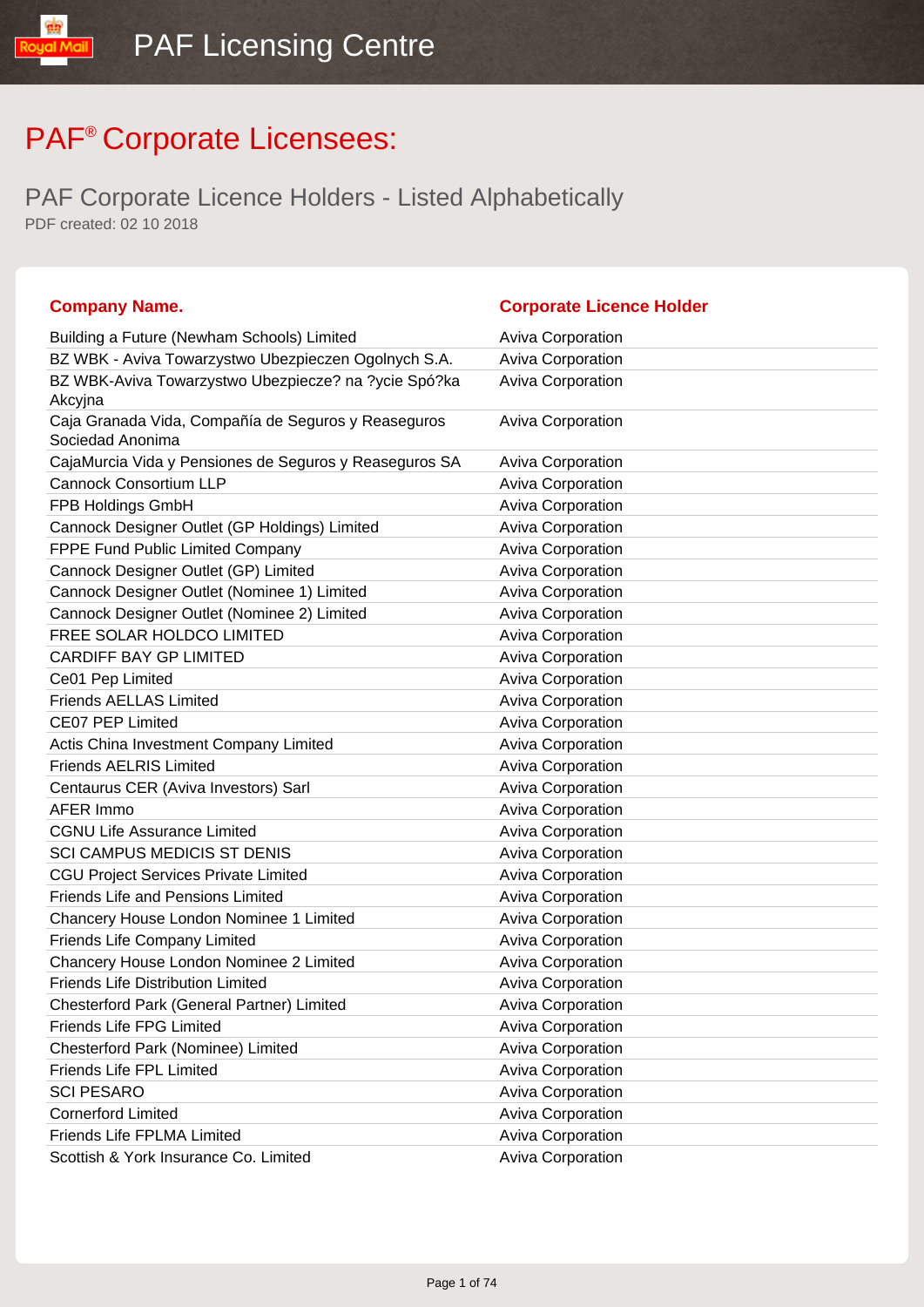# PAF® Corporate Licensees:

## PAF Corporate Licence Holders - Listed Alphabetically

PDF created: 02 10 2018

| Company Name. | Corporate Licence Holder |
|---|---|
| Building a Future (Newham Schools) Limited | Aviva Corporation |
| BZ WBK - Aviva Towarzystwo Ubezpieczen Ogolnych S.A. | Aviva Corporation |
| BZ WBK-Aviva Towarzystwo Ubezpiecze? na ?ycie Spó?ka Akcyjna | Aviva Corporation |
| Caja Granada Vida, Compañía de Seguros y Reaseguros Sociedad Anonima | Aviva Corporation |
| CajaMurcia Vida y Pensiones de Seguros y Reaseguros SA | Aviva Corporation |
| Cannock Consortium LLP | Aviva Corporation |
| FPB Holdings GmbH | Aviva Corporation |
| Cannock Designer Outlet (GP Holdings) Limited | Aviva Corporation |
| FPPE Fund Public Limited Company | Aviva Corporation |
| Cannock Designer Outlet (GP) Limited | Aviva Corporation |
| Cannock Designer Outlet (Nominee 1) Limited | Aviva Corporation |
| Cannock Designer Outlet (Nominee 2) Limited | Aviva Corporation |
| FREE SOLAR HOLDCO LIMITED | Aviva Corporation |
| CARDIFF BAY GP LIMITED | Aviva Corporation |
| Ce01 Pep Limited | Aviva Corporation |
| Friends AELLAS Limited | Aviva Corporation |
| CE07 PEP Limited | Aviva Corporation |
| Actis China Investment Company Limited | Aviva Corporation |
| Friends AELRIS Limited | Aviva Corporation |
| Centaurus CER (Aviva Investors) Sarl | Aviva Corporation |
| AFER Immo | Aviva Corporation |
| CGNU Life Assurance Limited | Aviva Corporation |
| SCI CAMPUS MEDICIS ST DENIS | Aviva Corporation |
| CGU Project Services Private Limited | Aviva Corporation |
| Friends Life and Pensions Limited | Aviva Corporation |
| Chancery House London Nominee 1 Limited | Aviva Corporation |
| Friends Life Company Limited | Aviva Corporation |
| Chancery House London Nominee 2 Limited | Aviva Corporation |
| Friends Life Distribution Limited | Aviva Corporation |
| Chesterford Park (General Partner) Limited | Aviva Corporation |
| Friends Life FPG Limited | Aviva Corporation |
| Chesterford Park (Nominee) Limited | Aviva Corporation |
| Friends Life FPL Limited | Aviva Corporation |
| SCI PESARO | Aviva Corporation |
| Cornerford Limited | Aviva Corporation |
| Friends Life FPLMA Limited | Aviva Corporation |
| Scottish & York Insurance Co. Limited | Aviva Corporation |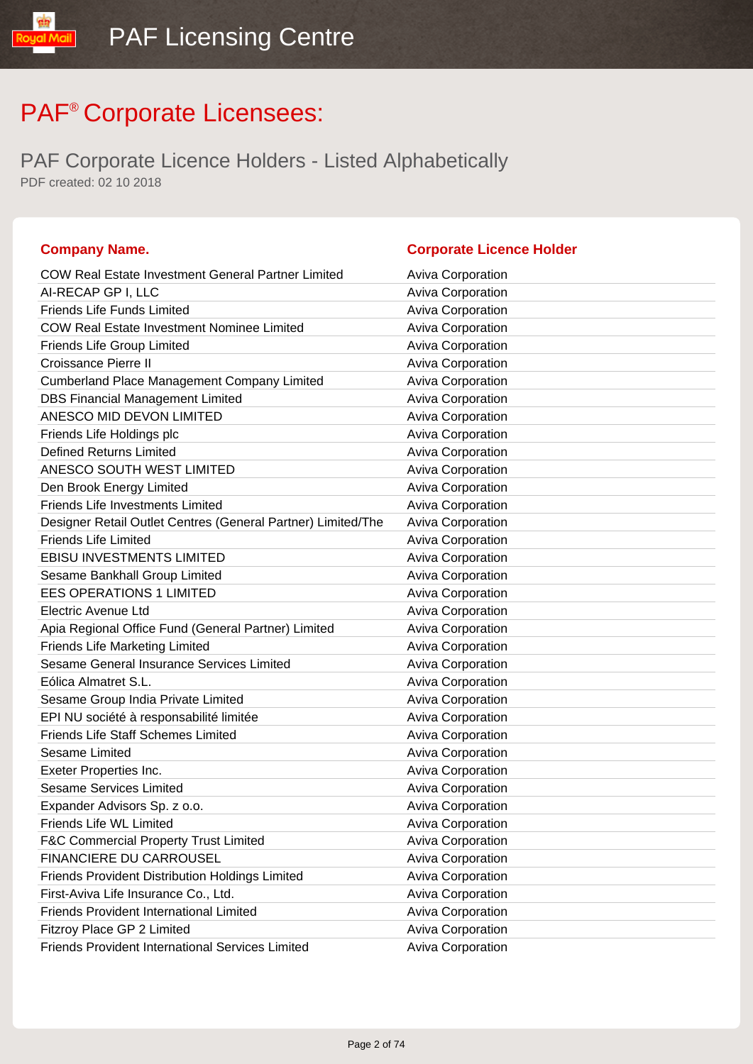# PAF® Corporate Licensees:

## PAF Corporate Licence Holders - Listed Alphabetically

PDF created: 02 10 2018

| Company Name. | Corporate Licence Holder |
|---|---|
| COW Real Estate Investment General Partner Limited | Aviva Corporation |
| AI-RECAP GP I, LLC | Aviva Corporation |
| Friends Life Funds Limited | Aviva Corporation |
| COW Real Estate Investment Nominee Limited | Aviva Corporation |
| Friends Life Group Limited | Aviva Corporation |
| Croissance Pierre II | Aviva Corporation |
| Cumberland Place Management Company Limited | Aviva Corporation |
| DBS Financial Management Limited | Aviva Corporation |
| ANESCO MID DEVON LIMITED | Aviva Corporation |
| Friends Life Holdings plc | Aviva Corporation |
| Defined Returns Limited | Aviva Corporation |
| ANESCO SOUTH WEST LIMITED | Aviva Corporation |
| Den Brook Energy Limited | Aviva Corporation |
| Friends Life Investments Limited | Aviva Corporation |
| Designer Retail Outlet Centres (General Partner) Limited/The | Aviva Corporation |
| Friends Life Limited | Aviva Corporation |
| EBISU INVESTMENTS LIMITED | Aviva Corporation |
| Sesame Bankhall Group Limited | Aviva Corporation |
| EES OPERATIONS 1 LIMITED | Aviva Corporation |
| Electric Avenue Ltd | Aviva Corporation |
| Apia Regional Office Fund (General Partner) Limited | Aviva Corporation |
| Friends Life Marketing Limited | Aviva Corporation |
| Sesame General Insurance Services Limited | Aviva Corporation |
| Eólica Almatret S.L. | Aviva Corporation |
| Sesame Group India Private Limited | Aviva Corporation |
| EPI NU société à responsabilité limitée | Aviva Corporation |
| Friends Life Staff Schemes Limited | Aviva Corporation |
| Sesame Limited | Aviva Corporation |
| Exeter Properties Inc. | Aviva Corporation |
| Sesame Services Limited | Aviva Corporation |
| Expander Advisors Sp. z o.o. | Aviva Corporation |
| Friends Life WL Limited | Aviva Corporation |
| F&C Commercial Property Trust Limited | Aviva Corporation |
| FINANCIERE DU CARROUSEL | Aviva Corporation |
| Friends Provident Distribution Holdings Limited | Aviva Corporation |
| First-Aviva Life Insurance Co., Ltd. | Aviva Corporation |
| Friends Provident International Limited | Aviva Corporation |
| Fitzroy Place GP 2 Limited | Aviva Corporation |
| Friends Provident International Services Limited | Aviva Corporation |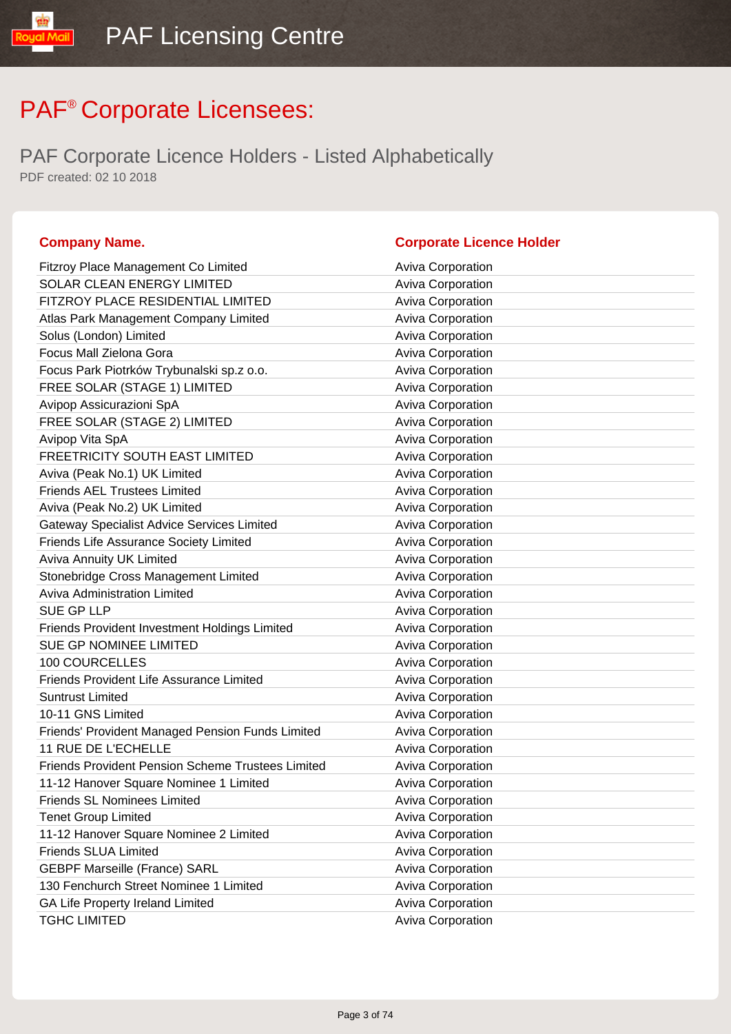# PAF® Corporate Licensees:

## PAF Corporate Licence Holders - Listed Alphabetically

PDF created: 02 10 2018

| Company Name. | Corporate Licence Holder |
| --- | --- |
| Fitzroy Place Management Co Limited | Aviva Corporation |
| SOLAR CLEAN ENERGY LIMITED | Aviva Corporation |
| FITZROY PLACE RESIDENTIAL LIMITED | Aviva Corporation |
| Atlas Park Management Company Limited | Aviva Corporation |
| Solus (London) Limited | Aviva Corporation |
| Focus Mall Zielona Gora | Aviva Corporation |
| Focus Park Piotrków Trybunalski sp.z o.o. | Aviva Corporation |
| FREE SOLAR (STAGE 1) LIMITED | Aviva Corporation |
| Avipop Assicurazioni SpA | Aviva Corporation |
| FREE SOLAR (STAGE 2) LIMITED | Aviva Corporation |
| Avipop Vita SpA | Aviva Corporation |
| FREETRICITY SOUTH EAST LIMITED | Aviva Corporation |
| Aviva (Peak No.1) UK Limited | Aviva Corporation |
| Friends AEL Trustees Limited | Aviva Corporation |
| Aviva (Peak No.2) UK Limited | Aviva Corporation |
| Gateway Specialist Advice Services Limited | Aviva Corporation |
| Friends Life Assurance Society Limited | Aviva Corporation |
| Aviva Annuity UK Limited | Aviva Corporation |
| Stonebridge Cross Management Limited | Aviva Corporation |
| Aviva Administration Limited | Aviva Corporation |
| SUE GP LLP | Aviva Corporation |
| Friends Provident Investment Holdings Limited | Aviva Corporation |
| SUE GP NOMINEE LIMITED | Aviva Corporation |
| 100 COURCELLES | Aviva Corporation |
| Friends Provident Life Assurance Limited | Aviva Corporation |
| Suntrust Limited | Aviva Corporation |
| 10-11 GNS Limited | Aviva Corporation |
| Friends' Provident Managed Pension Funds Limited | Aviva Corporation |
| 11 RUE DE L'ECHELLE | Aviva Corporation |
| Friends Provident Pension Scheme Trustees Limited | Aviva Corporation |
| 11-12 Hanover Square Nominee 1 Limited | Aviva Corporation |
| Friends SL Nominees Limited | Aviva Corporation |
| Tenet Group Limited | Aviva Corporation |
| 11-12 Hanover Square Nominee 2 Limited | Aviva Corporation |
| Friends SLUA Limited | Aviva Corporation |
| GEBPF Marseille (France) SARL | Aviva Corporation |
| 130 Fenchurch Street Nominee 1 Limited | Aviva Corporation |
| GA Life Property Ireland Limited | Aviva Corporation |
| TGHC LIMITED | Aviva Corporation |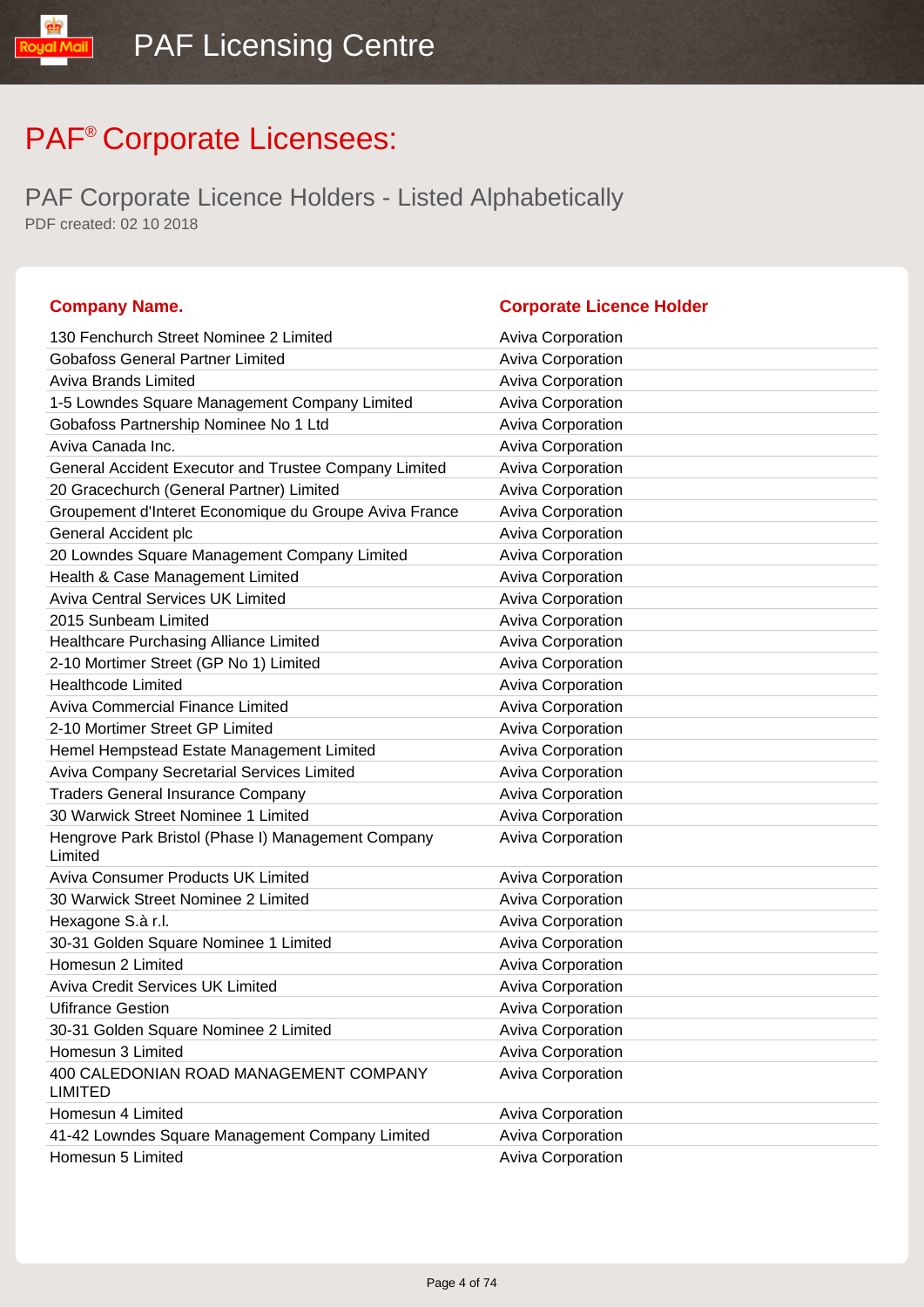# PAF® Corporate Licensees:

## PAF Corporate Licence Holders - Listed Alphabetically

PDF created: 02 10 2018

| Company Name. | Corporate Licence Holder |
|---|---|
| 130 Fenchurch Street Nominee 2 Limited | Aviva Corporation |
| Gobafoss General Partner Limited | Aviva Corporation |
| Aviva Brands Limited | Aviva Corporation |
| 1-5 Lowndes Square Management Company Limited | Aviva Corporation |
| Gobafoss Partnership Nominee No 1 Ltd | Aviva Corporation |
| Aviva Canada Inc. | Aviva Corporation |
| General Accident Executor and Trustee Company Limited | Aviva Corporation |
| 20 Gracechurch (General Partner) Limited | Aviva Corporation |
| Groupement d'Interet Economique du Groupe Aviva France | Aviva Corporation |
| General Accident plc | Aviva Corporation |
| 20 Lowndes Square Management Company Limited | Aviva Corporation |
| Health & Case Management Limited | Aviva Corporation |
| Aviva Central Services UK Limited | Aviva Corporation |
| 2015 Sunbeam Limited | Aviva Corporation |
| Healthcare Purchasing Alliance Limited | Aviva Corporation |
| 2-10 Mortimer Street (GP No 1) Limited | Aviva Corporation |
| Healthcode Limited | Aviva Corporation |
| Aviva Commercial Finance Limited | Aviva Corporation |
| 2-10 Mortimer Street GP Limited | Aviva Corporation |
| Hemel Hempstead Estate Management Limited | Aviva Corporation |
| Aviva Company Secretarial Services Limited | Aviva Corporation |
| Traders General Insurance Company | Aviva Corporation |
| 30 Warwick Street Nominee 1 Limited | Aviva Corporation |
| Hengrove Park Bristol (Phase I) Management Company Limited | Aviva Corporation |
| Aviva Consumer Products UK Limited | Aviva Corporation |
| 30 Warwick Street Nominee 2 Limited | Aviva Corporation |
| Hexagone S.à r.l. | Aviva Corporation |
| 30-31 Golden Square Nominee 1 Limited | Aviva Corporation |
| Homesun 2 Limited | Aviva Corporation |
| Aviva Credit Services UK Limited | Aviva Corporation |
| Ufifrance Gestion | Aviva Corporation |
| 30-31 Golden Square Nominee 2 Limited | Aviva Corporation |
| Homesun 3 Limited | Aviva Corporation |
| 400 CALEDONIAN ROAD MANAGEMENT COMPANY LIMITED | Aviva Corporation |
| Homesun 4 Limited | Aviva Corporation |
| 41-42 Lowndes Square Management Company Limited | Aviva Corporation |
| Homesun 5 Limited | Aviva Corporation |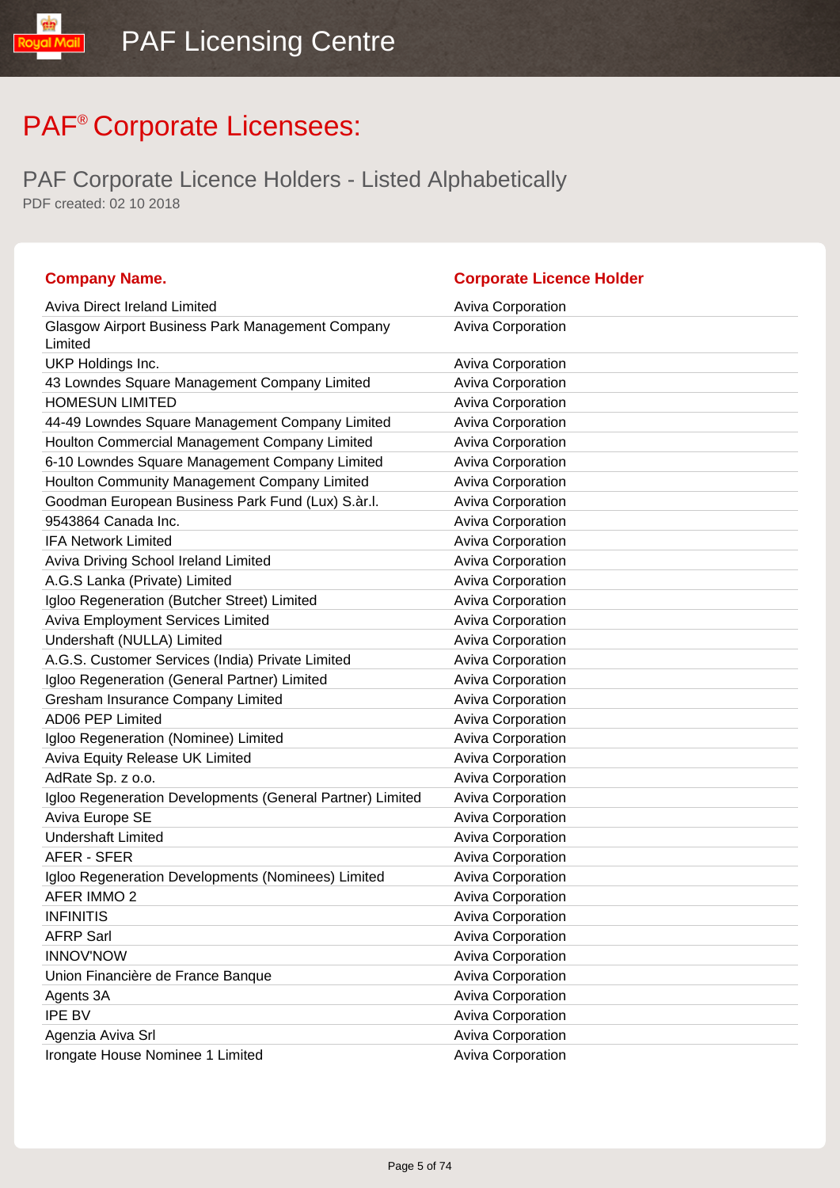# PAF® Corporate Licensees:

## PAF Corporate Licence Holders - Listed Alphabetically

PDF created: 02 10 2018

| Company Name. | Corporate Licence Holder |
|---|---|
| Aviva Direct Ireland Limited | Aviva Corporation |
| Glasgow Airport Business Park Management Company Limited | Aviva Corporation |
| UKP Holdings Inc. | Aviva Corporation |
| 43 Lowndes Square Management Company Limited | Aviva Corporation |
| HOMESUN LIMITED | Aviva Corporation |
| 44-49 Lowndes Square Management Company Limited | Aviva Corporation |
| Houlton Commercial Management Company Limited | Aviva Corporation |
| 6-10 Lowndes Square Management Company Limited | Aviva Corporation |
| Houlton Community Management Company Limited | Aviva Corporation |
| Goodman European Business Park Fund (Lux) S.àr.l. | Aviva Corporation |
| 9543864 Canada Inc. | Aviva Corporation |
| IFA Network Limited | Aviva Corporation |
| Aviva Driving School Ireland Limited | Aviva Corporation |
| A.G.S Lanka (Private) Limited | Aviva Corporation |
| Igloo Regeneration (Butcher Street) Limited | Aviva Corporation |
| Aviva Employment Services Limited | Aviva Corporation |
| Undershaft (NULLA) Limited | Aviva Corporation |
| A.G.S. Customer Services (India) Private Limited | Aviva Corporation |
| Igloo Regeneration (General Partner) Limited | Aviva Corporation |
| Gresham Insurance Company Limited | Aviva Corporation |
| AD06 PEP Limited | Aviva Corporation |
| Igloo Regeneration (Nominee) Limited | Aviva Corporation |
| Aviva Equity Release UK Limited | Aviva Corporation |
| AdRate Sp. z o.o. | Aviva Corporation |
| Igloo Regeneration Developments (General Partner) Limited | Aviva Corporation |
| Aviva Europe SE | Aviva Corporation |
| Undershaft Limited | Aviva Corporation |
| AFER - SFER | Aviva Corporation |
| Igloo Regeneration Developments (Nominees) Limited | Aviva Corporation |
| AFER IMMO 2 | Aviva Corporation |
| INFINITIS | Aviva Corporation |
| AFRP Sarl | Aviva Corporation |
| INNOV'NOW | Aviva Corporation |
| Union Financière de France Banque | Aviva Corporation |
| Agents 3A | Aviva Corporation |
| IPE BV | Aviva Corporation |
| Agenzia Aviva Srl | Aviva Corporation |
| Irongate House Nominee 1 Limited | Aviva Corporation |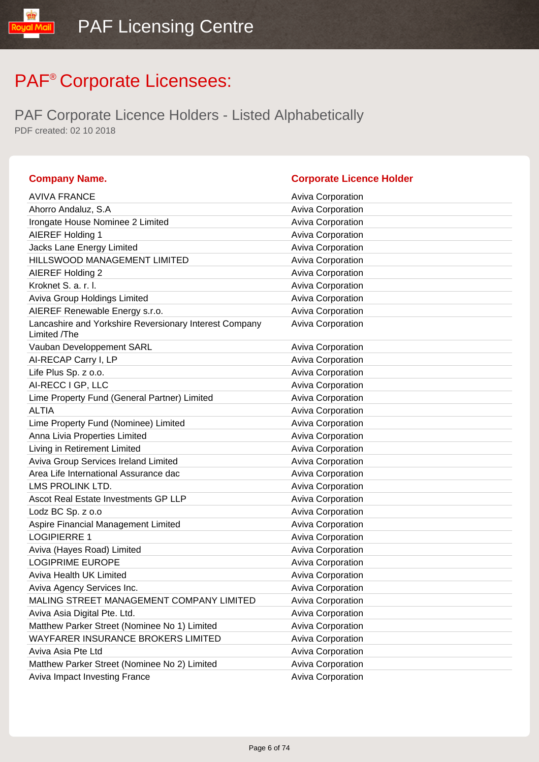# PAF® Corporate Licensees:

## PAF Corporate Licence Holders - Listed Alphabetically

PDF created: 02 10 2018

| Company Name. | Corporate Licence Holder |
|---|---|
| AVIVA FRANCE | Aviva Corporation |
| Ahorro Andaluz, S.A | Aviva Corporation |
| Irongate House Nominee 2 Limited | Aviva Corporation |
| AIEREF Holding 1 | Aviva Corporation |
| Jacks Lane Energy Limited | Aviva Corporation |
| HILLSWOOD MANAGEMENT LIMITED | Aviva Corporation |
| AIEREF Holding 2 | Aviva Corporation |
| Kroknet S. a. r. l. | Aviva Corporation |
| Aviva Group Holdings Limited | Aviva Corporation |
| AIEREF Renewable Energy s.r.o. | Aviva Corporation |
| Lancashire and Yorkshire Reversionary Interest Company Limited /The | Aviva Corporation |
| Vauban Developpement SARL | Aviva Corporation |
| AI-RECAP Carry I, LP | Aviva Corporation |
| Life Plus Sp. z o.o. | Aviva Corporation |
| AI-RECC I GP, LLC | Aviva Corporation |
| Lime Property Fund (General Partner) Limited | Aviva Corporation |
| ALTIA | Aviva Corporation |
| Lime Property Fund (Nominee) Limited | Aviva Corporation |
| Anna Livia Properties Limited | Aviva Corporation |
| Living in Retirement Limited | Aviva Corporation |
| Aviva Group Services Ireland Limited | Aviva Corporation |
| Area Life International Assurance dac | Aviva Corporation |
| LMS PROLINK LTD. | Aviva Corporation |
| Ascot Real Estate Investments GP LLP | Aviva Corporation |
| Lodz BC Sp. z o.o | Aviva Corporation |
| Aspire Financial Management Limited | Aviva Corporation |
| LOGIPIERRE 1 | Aviva Corporation |
| Aviva (Hayes Road) Limited | Aviva Corporation |
| LOGIPRIME EUROPE | Aviva Corporation |
| Aviva Health UK Limited | Aviva Corporation |
| Aviva Agency Services Inc. | Aviva Corporation |
| MALING STREET MANAGEMENT COMPANY LIMITED | Aviva Corporation |
| Aviva Asia Digital Pte. Ltd. | Aviva Corporation |
| Matthew Parker Street (Nominee No 1) Limited | Aviva Corporation |
| WAYFARER INSURANCE BROKERS LIMITED | Aviva Corporation |
| Aviva Asia Pte Ltd | Aviva Corporation |
| Matthew Parker Street (Nominee No 2) Limited | Aviva Corporation |
| Aviva Impact Investing France | Aviva Corporation |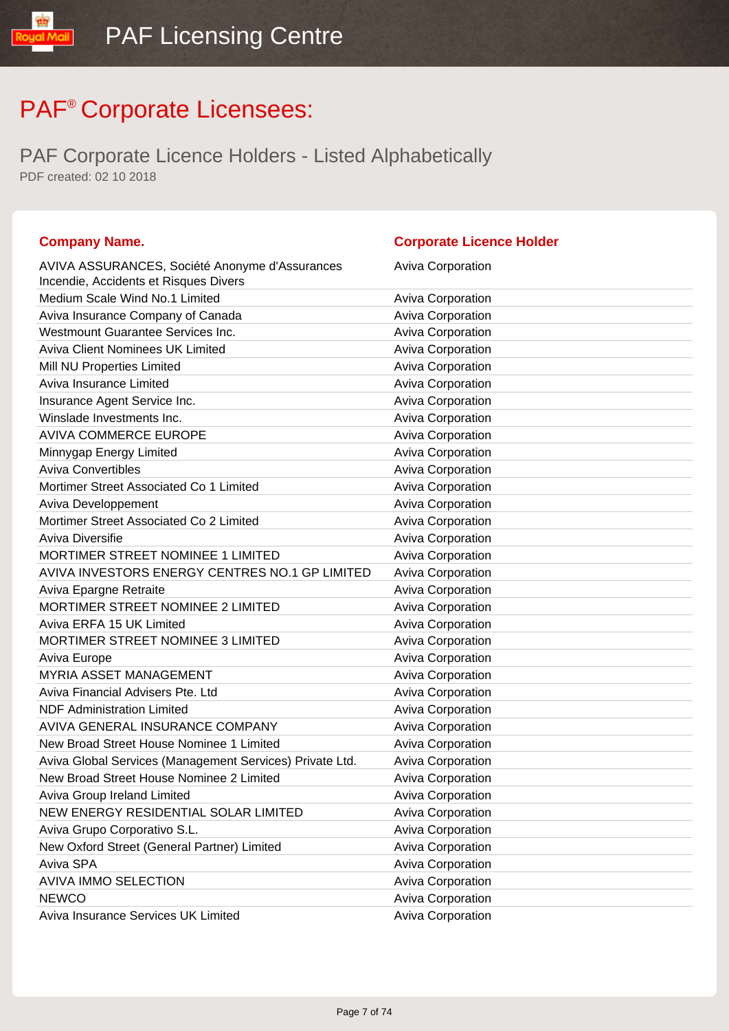# PAF® Corporate Licensees:

## PAF Corporate Licence Holders - Listed Alphabetically

PDF created: 02 10 2018

| Company Name. | Corporate Licence Holder |
|---|---|
| AVIVA ASSURANCES, Société Anonyme d'Assurances Incendie, Accidents et Risques Divers | Aviva Corporation |
| Medium Scale Wind No.1 Limited | Aviva Corporation |
| Aviva Insurance Company of Canada | Aviva Corporation |
| Westmount Guarantee Services Inc. | Aviva Corporation |
| Aviva Client Nominees UK Limited | Aviva Corporation |
| Mill NU Properties Limited | Aviva Corporation |
| Aviva Insurance Limited | Aviva Corporation |
| Insurance Agent Service Inc. | Aviva Corporation |
| Winslade Investments Inc. | Aviva Corporation |
| AVIVA COMMERCE EUROPE | Aviva Corporation |
| Minnygap Energy Limited | Aviva Corporation |
| Aviva Convertibles | Aviva Corporation |
| Mortimer Street Associated Co 1 Limited | Aviva Corporation |
| Aviva Developpement | Aviva Corporation |
| Mortimer Street Associated Co 2 Limited | Aviva Corporation |
| Aviva Diversifie | Aviva Corporation |
| MORTIMER STREET NOMINEE 1 LIMITED | Aviva Corporation |
| AVIVA INVESTORS ENERGY CENTRES NO.1 GP LIMITED | Aviva Corporation |
| Aviva Epargne Retraite | Aviva Corporation |
| MORTIMER STREET NOMINEE 2 LIMITED | Aviva Corporation |
| Aviva ERFA 15 UK Limited | Aviva Corporation |
| MORTIMER STREET NOMINEE 3 LIMITED | Aviva Corporation |
| Aviva Europe | Aviva Corporation |
| MYRIA ASSET MANAGEMENT | Aviva Corporation |
| Aviva Financial Advisers Pte. Ltd | Aviva Corporation |
| NDF Administration Limited | Aviva Corporation |
| AVIVA GENERAL INSURANCE COMPANY | Aviva Corporation |
| New Broad Street House Nominee 1 Limited | Aviva Corporation |
| Aviva Global Services (Management Services) Private Ltd. | Aviva Corporation |
| New Broad Street House Nominee 2 Limited | Aviva Corporation |
| Aviva Group Ireland Limited | Aviva Corporation |
| NEW ENERGY RESIDENTIAL SOLAR LIMITED | Aviva Corporation |
| Aviva Grupo Corporativo S.L. | Aviva Corporation |
| New Oxford Street (General Partner) Limited | Aviva Corporation |
| Aviva SPA | Aviva Corporation |
| AVIVA IMMO SELECTION | Aviva Corporation |
| NEWCO | Aviva Corporation |
| Aviva Insurance Services UK Limited | Aviva Corporation |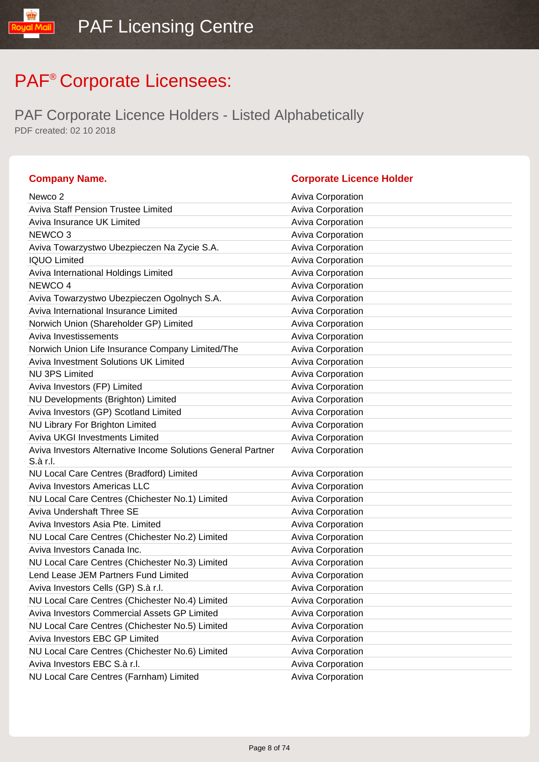# PAF® Corporate Licensees:

## PAF Corporate Licence Holders - Listed Alphabetically

PDF created: 02 10 2018

| Company Name. | Corporate Licence Holder |
|---|---|
| Newco 2 | Aviva Corporation |
| Aviva Staff Pension Trustee Limited | Aviva Corporation |
| Aviva Insurance UK Limited | Aviva Corporation |
| NEWCO 3 | Aviva Corporation |
| Aviva Towarzystwo Ubezpieczen Na Zycie S.A. | Aviva Corporation |
| IQUO Limited | Aviva Corporation |
| Aviva International Holdings Limited | Aviva Corporation |
| NEWCO 4 | Aviva Corporation |
| Aviva Towarzystwo Ubezpieczen Ogolnych S.A. | Aviva Corporation |
| Aviva International Insurance Limited | Aviva Corporation |
| Norwich Union (Shareholder GP) Limited | Aviva Corporation |
| Aviva Investissements | Aviva Corporation |
| Norwich Union Life Insurance Company Limited/The | Aviva Corporation |
| Aviva Investment Solutions UK Limited | Aviva Corporation |
| NU 3PS Limited | Aviva Corporation |
| Aviva Investors (FP) Limited | Aviva Corporation |
| NU Developments (Brighton) Limited | Aviva Corporation |
| Aviva Investors (GP) Scotland Limited | Aviva Corporation |
| NU Library For Brighton Limited | Aviva Corporation |
| Aviva UKGI Investments Limited | Aviva Corporation |
| Aviva Investors Alternative Income Solutions General Partner S.à r.l. | Aviva Corporation |
| NU Local Care Centres (Bradford) Limited | Aviva Corporation |
| Aviva Investors Americas LLC | Aviva Corporation |
| NU Local Care Centres (Chichester No.1) Limited | Aviva Corporation |
| Aviva Undershaft Three SE | Aviva Corporation |
| Aviva Investors Asia Pte. Limited | Aviva Corporation |
| NU Local Care Centres (Chichester No.2) Limited | Aviva Corporation |
| Aviva Investors Canada Inc. | Aviva Corporation |
| NU Local Care Centres (Chichester No.3) Limited | Aviva Corporation |
| Lend Lease JEM Partners Fund Limited | Aviva Corporation |
| Aviva Investors Cells (GP) S.à r.l. | Aviva Corporation |
| NU Local Care Centres (Chichester No.4) Limited | Aviva Corporation |
| Aviva Investors Commercial Assets GP Limited | Aviva Corporation |
| NU Local Care Centres (Chichester No.5) Limited | Aviva Corporation |
| Aviva Investors EBC GP Limited | Aviva Corporation |
| NU Local Care Centres (Chichester No.6) Limited | Aviva Corporation |
| Aviva Investors EBC S.à r.l. | Aviva Corporation |
| NU Local Care Centres (Farnham) Limited | Aviva Corporation |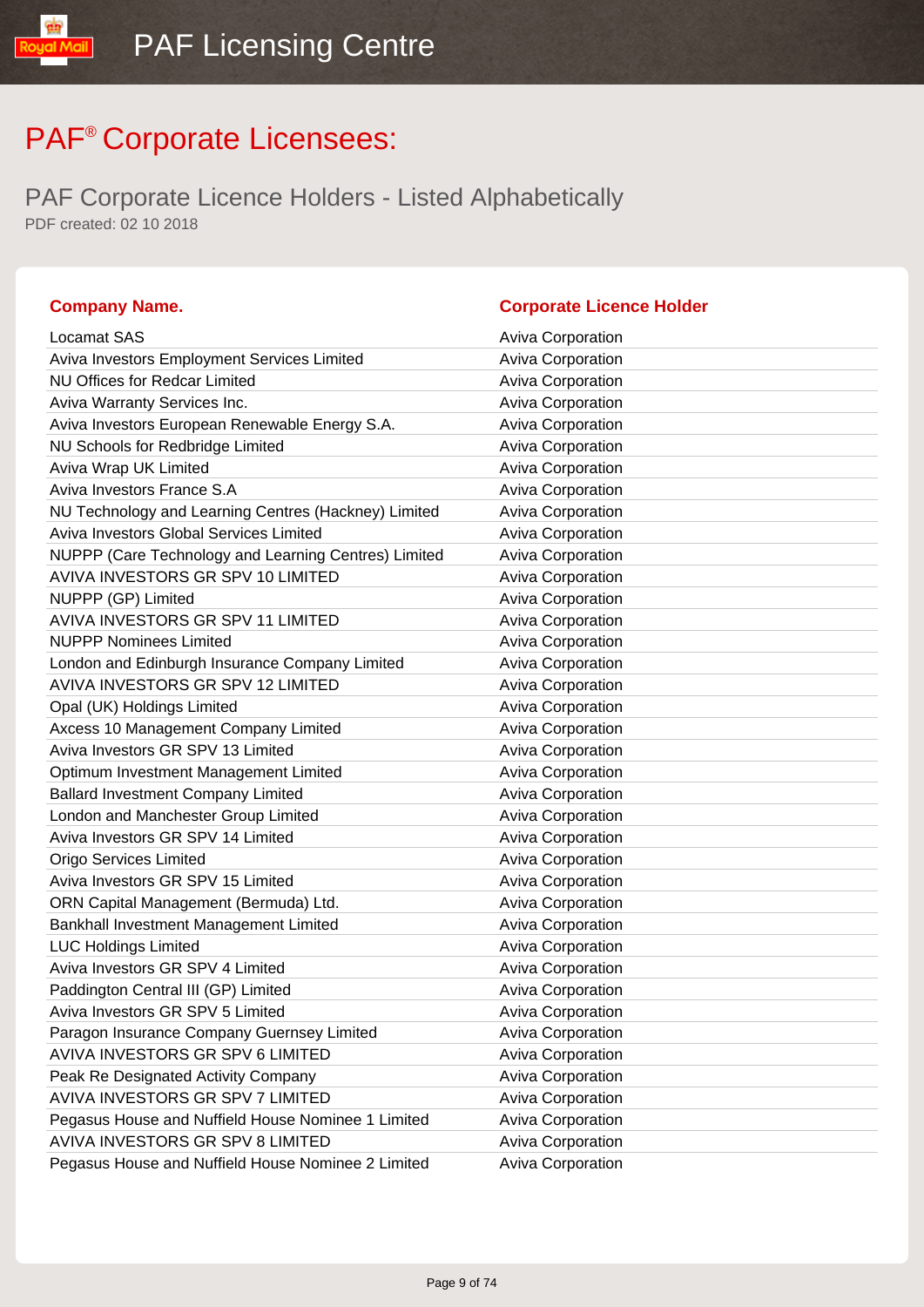# PAF® Corporate Licensees:

## PAF Corporate Licence Holders - Listed Alphabetically

PDF created: 02 10 2018

| Company Name. | Corporate Licence Holder |
|---|---|
| Locamat SAS | Aviva Corporation |
| Aviva Investors Employment Services Limited | Aviva Corporation |
| NU Offices for Redcar Limited | Aviva Corporation |
| Aviva Warranty Services Inc. | Aviva Corporation |
| Aviva Investors European Renewable Energy S.A. | Aviva Corporation |
| NU Schools for Redbridge Limited | Aviva Corporation |
| Aviva Wrap UK Limited | Aviva Corporation |
| Aviva Investors France S.A | Aviva Corporation |
| NU Technology and Learning Centres (Hackney) Limited | Aviva Corporation |
| Aviva Investors Global Services Limited | Aviva Corporation |
| NUPPP (Care Technology and Learning Centres) Limited | Aviva Corporation |
| AVIVA INVESTORS GR SPV 10 LIMITED | Aviva Corporation |
| NUPPP (GP) Limited | Aviva Corporation |
| AVIVA INVESTORS GR SPV 11 LIMITED | Aviva Corporation |
| NUPPP Nominees Limited | Aviva Corporation |
| London and Edinburgh Insurance Company Limited | Aviva Corporation |
| AVIVA INVESTORS GR SPV 12 LIMITED | Aviva Corporation |
| Opal (UK) Holdings Limited | Aviva Corporation |
| Axcess 10 Management Company Limited | Aviva Corporation |
| Aviva Investors GR SPV 13 Limited | Aviva Corporation |
| Optimum Investment Management Limited | Aviva Corporation |
| Ballard Investment Company Limited | Aviva Corporation |
| London and Manchester Group Limited | Aviva Corporation |
| Aviva Investors GR SPV 14 Limited | Aviva Corporation |
| Origo Services Limited | Aviva Corporation |
| Aviva Investors GR SPV 15 Limited | Aviva Corporation |
| ORN Capital Management (Bermuda) Ltd. | Aviva Corporation |
| Bankhall Investment Management Limited | Aviva Corporation |
| LUC Holdings Limited | Aviva Corporation |
| Aviva Investors GR SPV 4 Limited | Aviva Corporation |
| Paddington Central III (GP) Limited | Aviva Corporation |
| Aviva Investors GR SPV 5 Limited | Aviva Corporation |
| Paragon Insurance Company Guernsey Limited | Aviva Corporation |
| AVIVA INVESTORS GR SPV 6 LIMITED | Aviva Corporation |
| Peak Re Designated Activity Company | Aviva Corporation |
| AVIVA INVESTORS GR SPV 7 LIMITED | Aviva Corporation |
| Pegasus House and Nuffield House Nominee 1 Limited | Aviva Corporation |
| AVIVA INVESTORS GR SPV 8 LIMITED | Aviva Corporation |
| Pegasus House and Nuffield House Nominee 2 Limited | Aviva Corporation |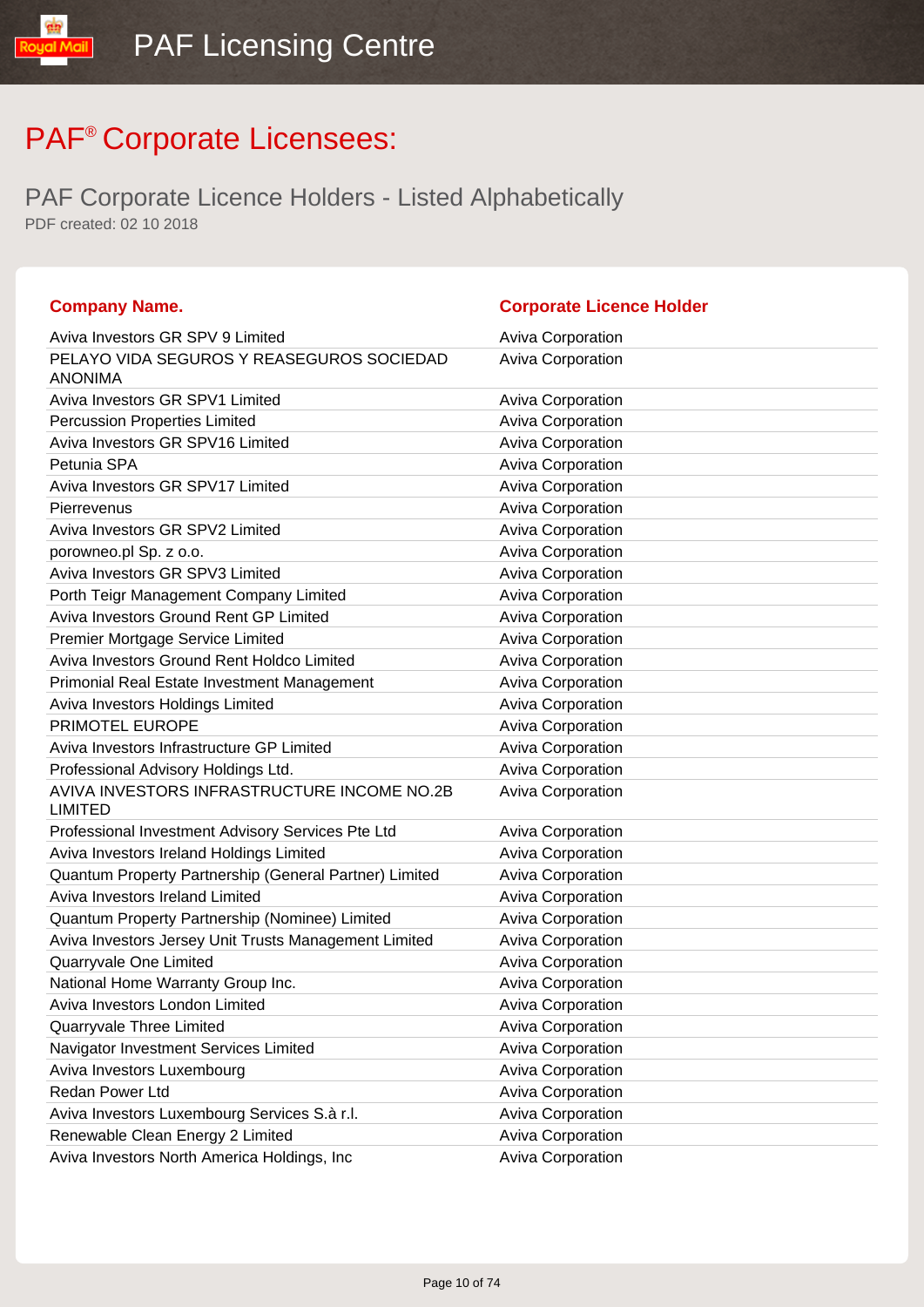# PAF® Corporate Licensees:

## PAF Corporate Licence Holders - Listed Alphabetically

PDF created: 02 10 2018

| Company Name. | Corporate Licence Holder |
|---|---|
| Aviva Investors GR SPV 9 Limited | Aviva Corporation |
| PELAYO VIDA SEGUROS Y REASEGUROS SOCIEDAD ANONIMA | Aviva Corporation |
| Aviva Investors GR SPV1 Limited | Aviva Corporation |
| Percussion Properties Limited | Aviva Corporation |
| Aviva Investors GR SPV16 Limited | Aviva Corporation |
| Petunia SPA | Aviva Corporation |
| Aviva Investors GR SPV17 Limited | Aviva Corporation |
| Pierrevenus | Aviva Corporation |
| Aviva Investors GR SPV2 Limited | Aviva Corporation |
| porowneo.pl Sp. z o.o. | Aviva Corporation |
| Aviva Investors GR SPV3 Limited | Aviva Corporation |
| Porth Teigr Management Company Limited | Aviva Corporation |
| Aviva Investors Ground Rent GP Limited | Aviva Corporation |
| Premier Mortgage Service Limited | Aviva Corporation |
| Aviva Investors Ground Rent Holdco Limited | Aviva Corporation |
| Primonial Real Estate Investment Management | Aviva Corporation |
| Aviva Investors Holdings Limited | Aviva Corporation |
| PRIMOTEL EUROPE | Aviva Corporation |
| Aviva Investors Infrastructure GP Limited | Aviva Corporation |
| Professional Advisory Holdings Ltd. | Aviva Corporation |
| AVIVA INVESTORS INFRASTRUCTURE INCOME NO.2B LIMITED | Aviva Corporation |
| Professional Investment Advisory Services Pte Ltd | Aviva Corporation |
| Aviva Investors Ireland Holdings Limited | Aviva Corporation |
| Quantum Property Partnership (General Partner) Limited | Aviva Corporation |
| Aviva Investors Ireland Limited | Aviva Corporation |
| Quantum Property Partnership (Nominee) Limited | Aviva Corporation |
| Aviva Investors Jersey Unit Trusts Management Limited | Aviva Corporation |
| Quarryvale One Limited | Aviva Corporation |
| National Home Warranty Group Inc. | Aviva Corporation |
| Aviva Investors London Limited | Aviva Corporation |
| Quarryvale Three Limited | Aviva Corporation |
| Navigator Investment Services Limited | Aviva Corporation |
| Aviva Investors Luxembourg | Aviva Corporation |
| Redan Power Ltd | Aviva Corporation |
| Aviva Investors Luxembourg Services S.à r.l. | Aviva Corporation |
| Renewable Clean Energy 2 Limited | Aviva Corporation |
| Aviva Investors North America Holdings, Inc | Aviva Corporation |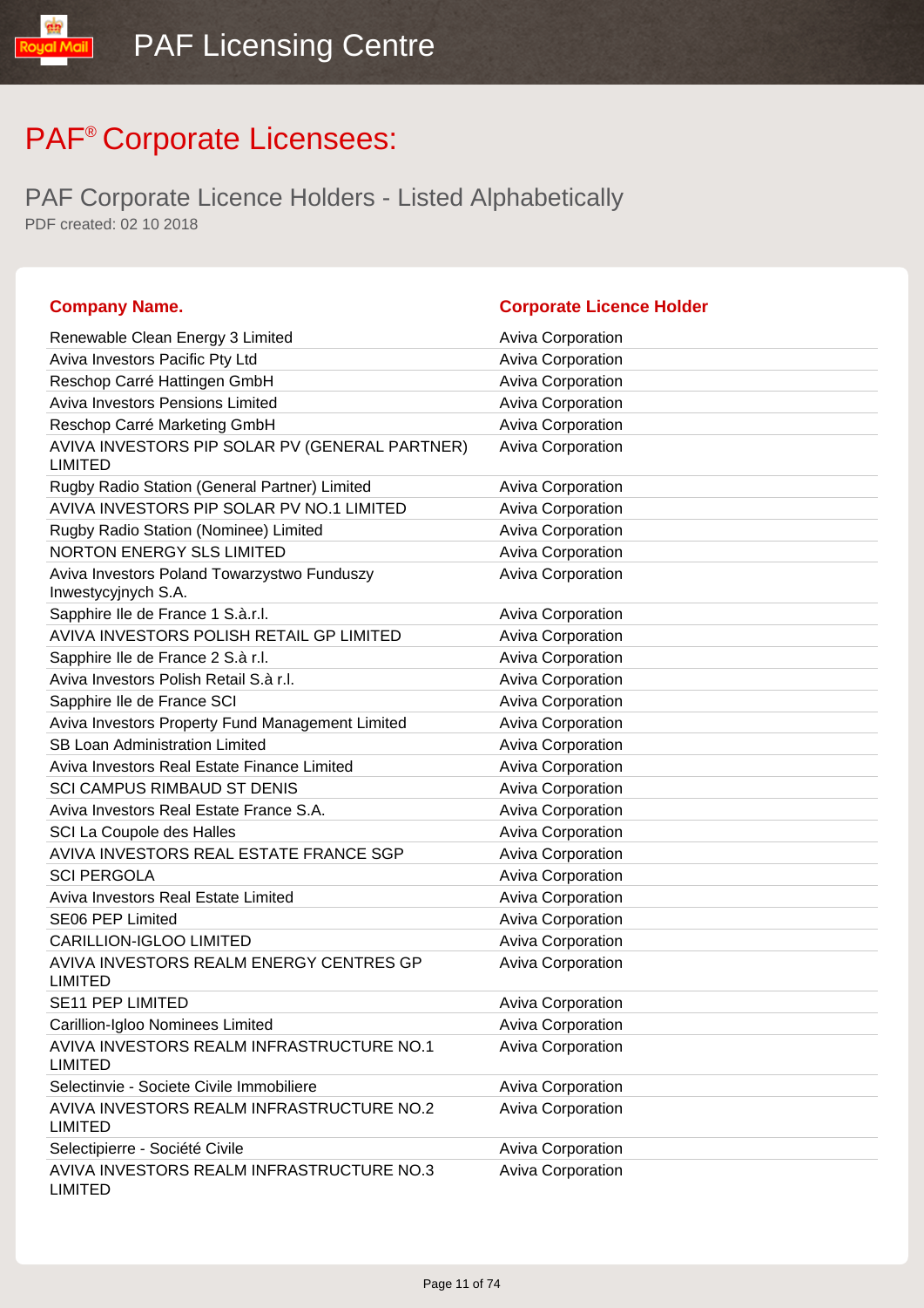# PAF® Corporate Licensees:

## PAF Corporate Licence Holders - Listed Alphabetically

PDF created: 02 10 2018

| Company Name. | Corporate Licence Holder |
|---|---|
| Renewable Clean Energy 3 Limited | Aviva Corporation |
| Aviva Investors Pacific Pty Ltd | Aviva Corporation |
| Reschop Carré Hattingen GmbH | Aviva Corporation |
| Aviva Investors Pensions Limited | Aviva Corporation |
| Reschop Carré Marketing GmbH | Aviva Corporation |
| AVIVA INVESTORS PIP SOLAR PV (GENERAL PARTNER) LIMITED | Aviva Corporation |
| Rugby Radio Station (General Partner) Limited | Aviva Corporation |
| AVIVA INVESTORS PIP SOLAR PV NO.1 LIMITED | Aviva Corporation |
| Rugby Radio Station (Nominee) Limited | Aviva Corporation |
| NORTON ENERGY SLS LIMITED | Aviva Corporation |
| Aviva Investors Poland Towarzystwo Funduszy Inwestycyjnych S.A. | Aviva Corporation |
| Sapphire Ile de France 1 S.à.r.l. | Aviva Corporation |
| AVIVA INVESTORS POLISH RETAIL GP LIMITED | Aviva Corporation |
| Sapphire Ile de France 2 S.à r.l. | Aviva Corporation |
| Aviva Investors Polish Retail S.à r.l. | Aviva Corporation |
| Sapphire Ile de France SCI | Aviva Corporation |
| Aviva Investors Property Fund Management Limited | Aviva Corporation |
| SB Loan Administration Limited | Aviva Corporation |
| Aviva Investors Real Estate Finance Limited | Aviva Corporation |
| SCI CAMPUS RIMBAUD ST DENIS | Aviva Corporation |
| Aviva Investors Real Estate France S.A. | Aviva Corporation |
| SCI La Coupole des Halles | Aviva Corporation |
| AVIVA INVESTORS REAL ESTATE FRANCE SGP | Aviva Corporation |
| SCI PERGOLA | Aviva Corporation |
| Aviva Investors Real Estate Limited | Aviva Corporation |
| SE06 PEP Limited | Aviva Corporation |
| CARILLION-IGLOO LIMITED | Aviva Corporation |
| AVIVA INVESTORS REALM ENERGY CENTRES GP LIMITED | Aviva Corporation |
| SE11 PEP LIMITED | Aviva Corporation |
| Carillion-Igloo Nominees Limited | Aviva Corporation |
| AVIVA INVESTORS REALM INFRASTRUCTURE NO.1 LIMITED | Aviva Corporation |
| Selectinvie - Societe Civile Immobiliere | Aviva Corporation |
| AVIVA INVESTORS REALM INFRASTRUCTURE NO.2 LIMITED | Aviva Corporation |
| Selectipierre - Société Civile | Aviva Corporation |
| AVIVA INVESTORS REALM INFRASTRUCTURE NO.3 LIMITED | Aviva Corporation |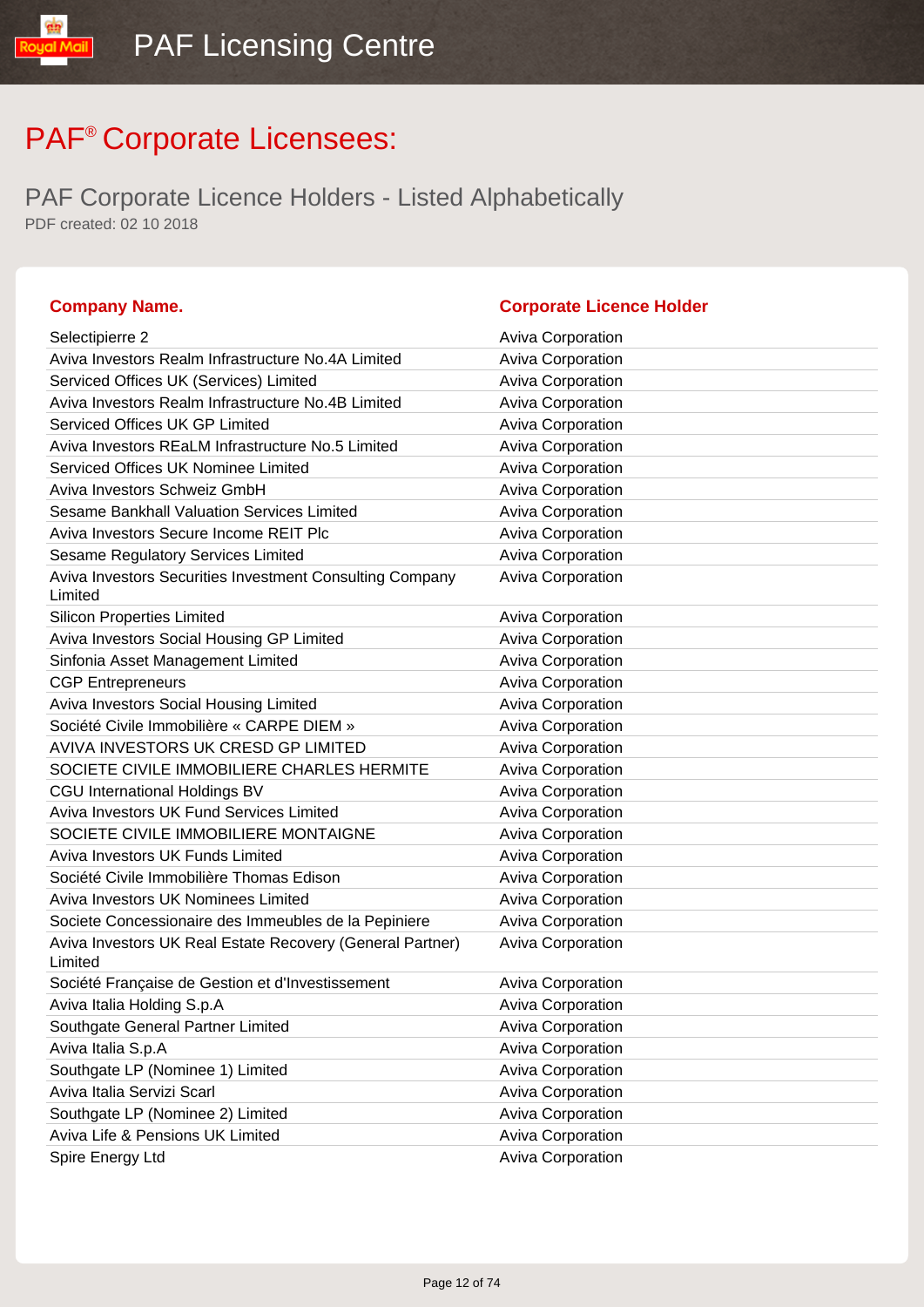# PAF® Corporate Licensees:

## PAF Corporate Licence Holders - Listed Alphabetically

PDF created: 02 10 2018

| Company Name. | Corporate Licence Holder |
|---|---|
| Selectipierre 2 | Aviva Corporation |
| Aviva Investors Realm Infrastructure No.4A Limited | Aviva Corporation |
| Serviced Offices UK (Services) Limited | Aviva Corporation |
| Aviva Investors Realm Infrastructure No.4B Limited | Aviva Corporation |
| Serviced Offices UK GP Limited | Aviva Corporation |
| Aviva Investors REaLM Infrastructure No.5 Limited | Aviva Corporation |
| Serviced Offices UK Nominee Limited | Aviva Corporation |
| Aviva Investors Schweiz GmbH | Aviva Corporation |
| Sesame Bankhall Valuation Services Limited | Aviva Corporation |
| Aviva Investors Secure Income REIT Plc | Aviva Corporation |
| Sesame Regulatory Services Limited | Aviva Corporation |
| Aviva Investors Securities Investment Consulting Company Limited | Aviva Corporation |
| Silicon Properties Limited | Aviva Corporation |
| Aviva Investors Social Housing GP Limited | Aviva Corporation |
| Sinfonia Asset Management Limited | Aviva Corporation |
| CGP Entrepreneurs | Aviva Corporation |
| Aviva Investors Social Housing Limited | Aviva Corporation |
| Société Civile Immobilière « CARPE DIEM » | Aviva Corporation |
| AVIVA INVESTORS UK CRESD GP LIMITED | Aviva Corporation |
| SOCIETE CIVILE IMMOBILIERE CHARLES HERMITE | Aviva Corporation |
| CGU International Holdings BV | Aviva Corporation |
| Aviva Investors UK Fund Services Limited | Aviva Corporation |
| SOCIETE CIVILE IMMOBILIERE MONTAIGNE | Aviva Corporation |
| Aviva Investors UK Funds Limited | Aviva Corporation |
| Société Civile Immobilière Thomas Edison | Aviva Corporation |
| Aviva Investors UK Nominees Limited | Aviva Corporation |
| Societe Concessionaire des Immeubles de la Pepiniere | Aviva Corporation |
| Aviva Investors UK Real Estate Recovery (General Partner) Limited | Aviva Corporation |
| Société Française de Gestion et d'Investissement | Aviva Corporation |
| Aviva Italia Holding S.p.A | Aviva Corporation |
| Southgate General Partner Limited | Aviva Corporation |
| Aviva Italia S.p.A | Aviva Corporation |
| Southgate LP (Nominee 1) Limited | Aviva Corporation |
| Aviva Italia Servizi Scarl | Aviva Corporation |
| Southgate LP (Nominee 2) Limited | Aviva Corporation |
| Aviva Life & Pensions UK Limited | Aviva Corporation |
| Spire Energy Ltd | Aviva Corporation |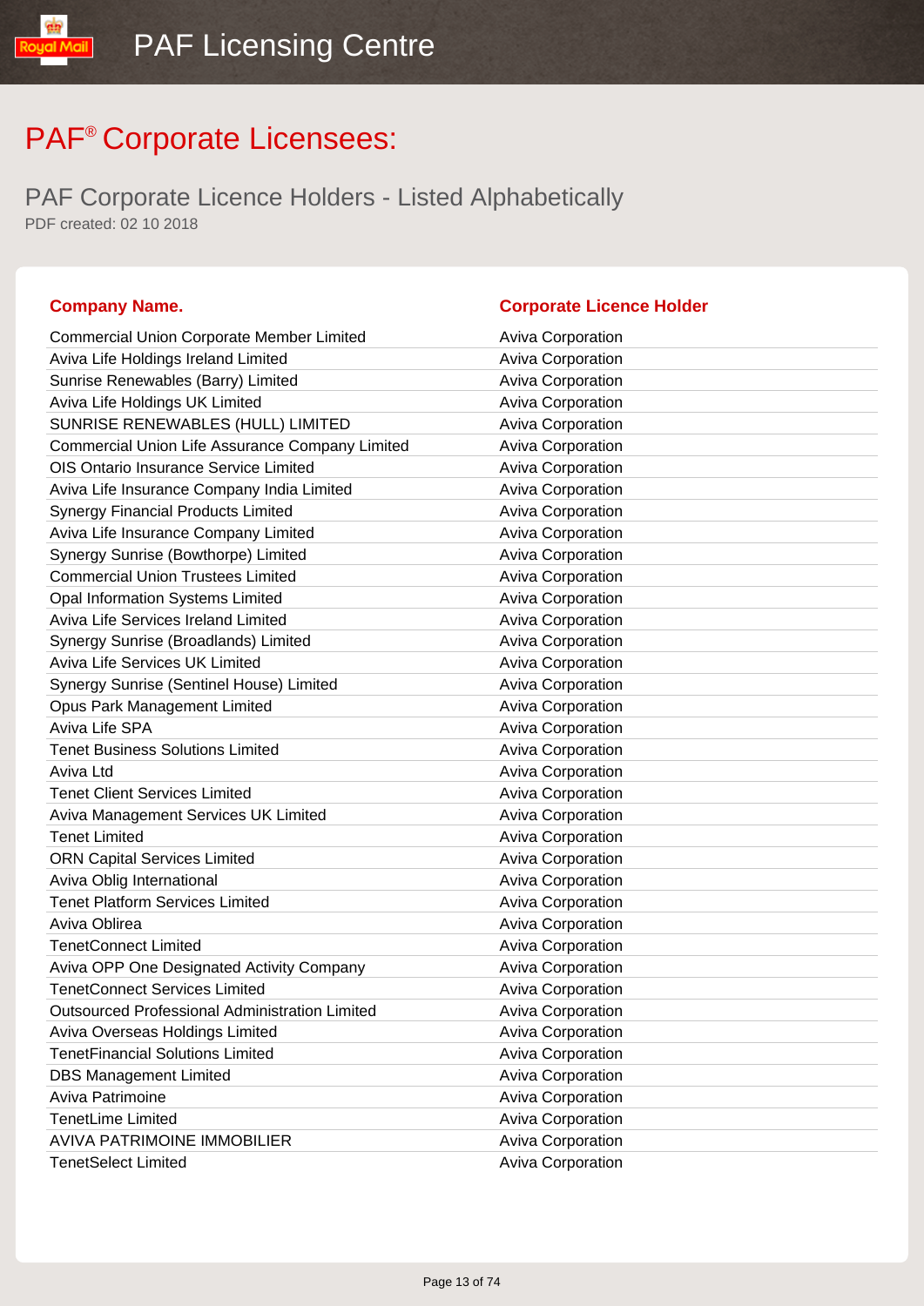# PAF® Corporate Licensees:

## PAF Corporate Licence Holders - Listed Alphabetically

PDF created: 02 10 2018

| Company Name. | Corporate Licence Holder |
| --- | --- |
| Commercial Union Corporate Member Limited | Aviva Corporation |
| Aviva Life Holdings Ireland Limited | Aviva Corporation |
| Sunrise Renewables (Barry) Limited | Aviva Corporation |
| Aviva Life Holdings UK Limited | Aviva Corporation |
| SUNRISE RENEWABLES (HULL) LIMITED | Aviva Corporation |
| Commercial Union Life Assurance Company Limited | Aviva Corporation |
| OIS Ontario Insurance Service Limited | Aviva Corporation |
| Aviva Life Insurance Company India Limited | Aviva Corporation |
| Synergy Financial Products Limited | Aviva Corporation |
| Aviva Life Insurance Company Limited | Aviva Corporation |
| Synergy Sunrise (Bowthorpe) Limited | Aviva Corporation |
| Commercial Union Trustees Limited | Aviva Corporation |
| Opal Information Systems Limited | Aviva Corporation |
| Aviva Life Services Ireland Limited | Aviva Corporation |
| Synergy Sunrise (Broadlands) Limited | Aviva Corporation |
| Aviva Life Services UK Limited | Aviva Corporation |
| Synergy Sunrise (Sentinel House) Limited | Aviva Corporation |
| Opus Park Management Limited | Aviva Corporation |
| Aviva Life SPA | Aviva Corporation |
| Tenet Business Solutions Limited | Aviva Corporation |
| Aviva Ltd | Aviva Corporation |
| Tenet Client Services Limited | Aviva Corporation |
| Aviva Management Services UK Limited | Aviva Corporation |
| Tenet Limited | Aviva Corporation |
| ORN Capital Services Limited | Aviva Corporation |
| Aviva Oblig International | Aviva Corporation |
| Tenet Platform Services Limited | Aviva Corporation |
| Aviva Oblirea | Aviva Corporation |
| TenetConnect Limited | Aviva Corporation |
| Aviva OPP One Designated Activity Company | Aviva Corporation |
| TenetConnect Services Limited | Aviva Corporation |
| Outsourced Professional Administration Limited | Aviva Corporation |
| Aviva Overseas Holdings Limited | Aviva Corporation |
| TenetFinancial Solutions Limited | Aviva Corporation |
| DBS Management Limited | Aviva Corporation |
| Aviva Patrimoine | Aviva Corporation |
| TenetLime Limited | Aviva Corporation |
| AVIVA PATRIMOINE IMMOBILIER | Aviva Corporation |
| TenetSelect Limited | Aviva Corporation |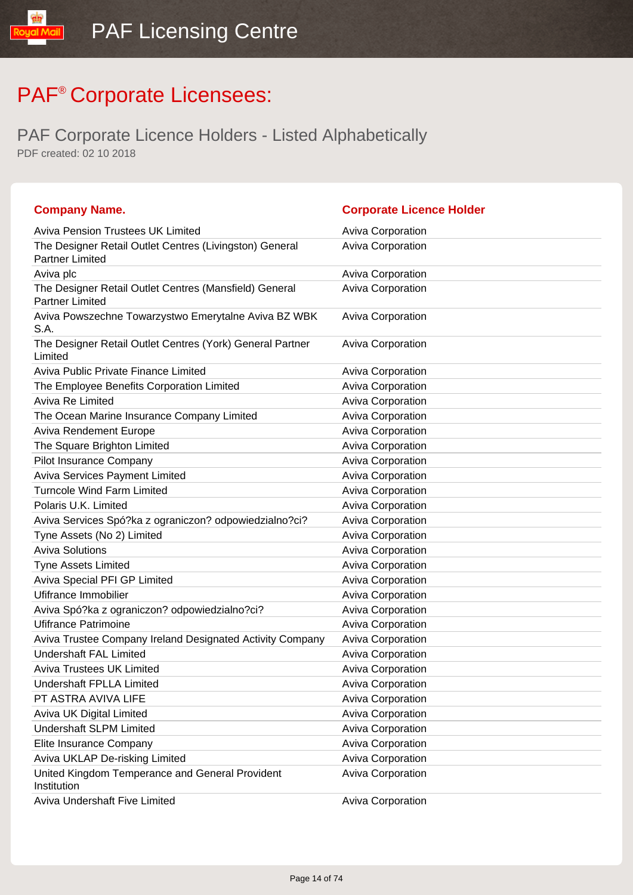# PAF® Corporate Licensees:

## PAF Corporate Licence Holders - Listed Alphabetically

PDF created: 02 10 2018

| Company Name. | Corporate Licence Holder |
|---|---|
| Aviva Pension Trustees UK Limited | Aviva Corporation |
| The Designer Retail Outlet Centres (Livingston) General Partner Limited | Aviva Corporation |
| Aviva plc | Aviva Corporation |
| The Designer Retail Outlet Centres (Mansfield) General Partner Limited | Aviva Corporation |
| Aviva Powszechne Towarzystwo Emerytalne Aviva BZ WBK S.A. | Aviva Corporation |
| The Designer Retail Outlet Centres (York) General Partner Limited | Aviva Corporation |
| Aviva Public Private Finance Limited | Aviva Corporation |
| The Employee Benefits Corporation Limited | Aviva Corporation |
| Aviva Re Limited | Aviva Corporation |
| The Ocean Marine Insurance Company Limited | Aviva Corporation |
| Aviva Rendement Europe | Aviva Corporation |
| The Square Brighton Limited | Aviva Corporation |
| Pilot Insurance Company | Aviva Corporation |
| Aviva Services Payment Limited | Aviva Corporation |
| Turncole Wind Farm Limited | Aviva Corporation |
| Polaris U.K. Limited | Aviva Corporation |
| Aviva Services Spó?ka z ograniczon? odpowiedzialno?ci? | Aviva Corporation |
| Tyne Assets (No 2) Limited | Aviva Corporation |
| Aviva Solutions | Aviva Corporation |
| Tyne Assets Limited | Aviva Corporation |
| Aviva Special PFI GP Limited | Aviva Corporation |
| Ufifrance Immobilier | Aviva Corporation |
| Aviva Spó?ka z ograniczon? odpowiedzialno?ci? | Aviva Corporation |
| Ufifrance Patrimoine | Aviva Corporation |
| Aviva Trustee Company Ireland Designated Activity Company | Aviva Corporation |
| Undershaft FAL Limited | Aviva Corporation |
| Aviva Trustees UK Limited | Aviva Corporation |
| Undershaft FPLLA Limited | Aviva Corporation |
| PT ASTRA AVIVA LIFE | Aviva Corporation |
| Aviva UK Digital Limited | Aviva Corporation |
| Undershaft SLPM Limited | Aviva Corporation |
| Elite Insurance Company | Aviva Corporation |
| Aviva UKLAP De-risking Limited | Aviva Corporation |
| United Kingdom Temperance and General Provident Institution | Aviva Corporation |
| Aviva Undershaft Five Limited | Aviva Corporation |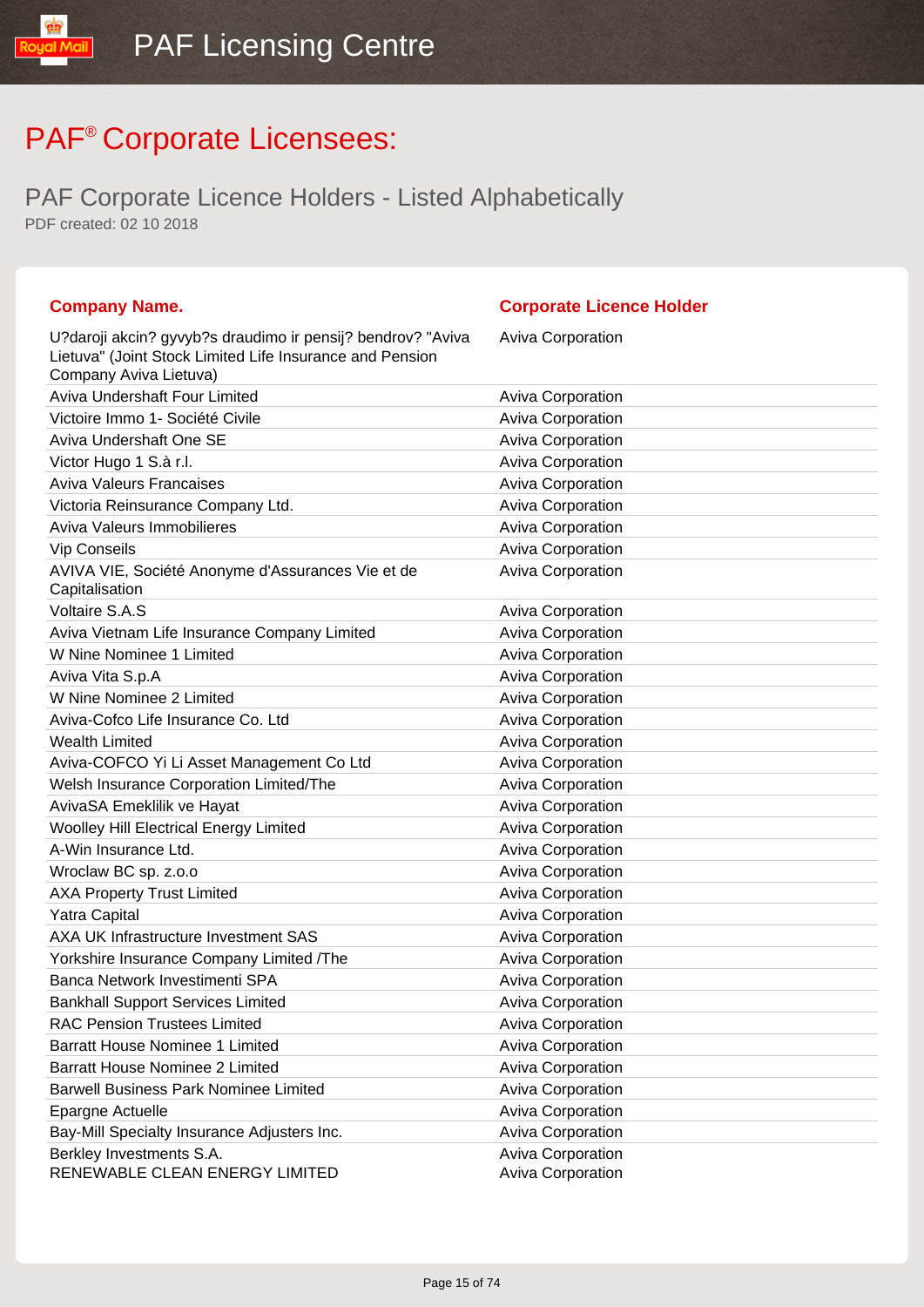# PAF® Corporate Licensees:

## PAF Corporate Licence Holders - Listed Alphabetically

PDF created: 02 10 2018

| Company Name. | Corporate Licence Holder |
| --- | --- |
| U?daroji akcin? gyvyb?s draudimo ir pensij? bendrov? "Aviva Lietuva" (Joint Stock Limited Life Insurance and Pension Company Aviva Lietuva) | Aviva Corporation |
| Aviva Undershaft Four Limited | Aviva Corporation |
| Victoire Immo 1- Société Civile | Aviva Corporation |
| Aviva Undershaft One SE | Aviva Corporation |
| Victor Hugo 1 S.à r.l. | Aviva Corporation |
| Aviva Valeurs Francaises | Aviva Corporation |
| Victoria Reinsurance Company Ltd. | Aviva Corporation |
| Aviva Valeurs Immobilieres | Aviva Corporation |
| Vip Conseils | Aviva Corporation |
| AVIVA VIE, Société Anonyme d'Assurances Vie et de Capitalisation | Aviva Corporation |
| Voltaire S.A.S | Aviva Corporation |
| Aviva Vietnam Life Insurance Company Limited | Aviva Corporation |
| W Nine Nominee 1 Limited | Aviva Corporation |
| Aviva Vita S.p.A | Aviva Corporation |
| W Nine Nominee 2 Limited | Aviva Corporation |
| Aviva-Cofco Life Insurance Co. Ltd | Aviva Corporation |
| Wealth Limited | Aviva Corporation |
| Aviva-COFCO Yi Li Asset Management Co Ltd | Aviva Corporation |
| Welsh Insurance Corporation Limited/The | Aviva Corporation |
| AvivaSA Emeklilik ve Hayat | Aviva Corporation |
| Woolley Hill Electrical Energy Limited | Aviva Corporation |
| A-Win Insurance Ltd. | Aviva Corporation |
| Wroclaw BC sp. z.o.o | Aviva Corporation |
| AXA Property Trust Limited | Aviva Corporation |
| Yatra Capital | Aviva Corporation |
| AXA UK Infrastructure Investment SAS | Aviva Corporation |
| Yorkshire Insurance Company Limited /The | Aviva Corporation |
| Banca Network Investimenti SPA | Aviva Corporation |
| Bankhall Support Services Limited | Aviva Corporation |
| RAC Pension Trustees Limited | Aviva Corporation |
| Barratt House Nominee 1 Limited | Aviva Corporation |
| Barratt House Nominee 2 Limited | Aviva Corporation |
| Barwell Business Park Nominee Limited | Aviva Corporation |
| Epargne Actuelle | Aviva Corporation |
| Bay-Mill Specialty Insurance Adjusters Inc. | Aviva Corporation |
| Berkley Investments S.A. | Aviva Corporation |
| RENEWABLE CLEAN ENERGY LIMITED | Aviva Corporation |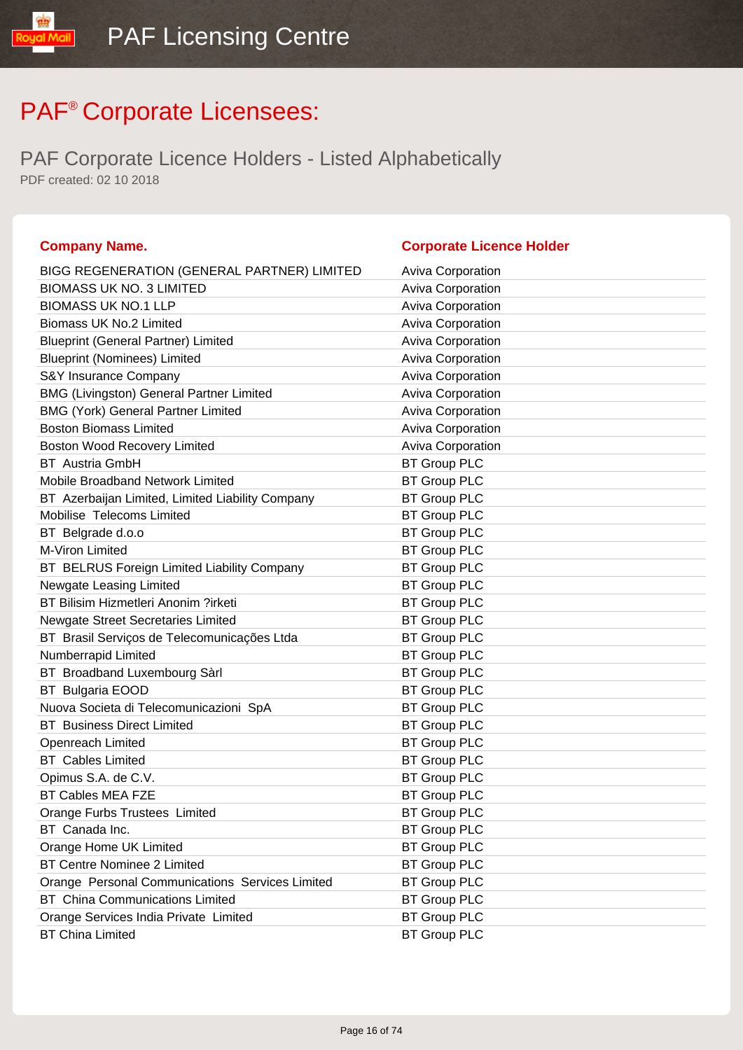# PAF® Corporate Licensees:

## PAF Corporate Licence Holders - Listed Alphabetically

PDF created: 02 10 2018

| Company Name. | Corporate Licence Holder |
|---|---|
| BIGG REGENERATION (GENERAL PARTNER) LIMITED | Aviva Corporation |
| BIOMASS UK NO. 3 LIMITED | Aviva Corporation |
| BIOMASS UK NO.1 LLP | Aviva Corporation |
| Biomass UK No.2 Limited | Aviva Corporation |
| Blueprint (General Partner) Limited | Aviva Corporation |
| Blueprint (Nominees) Limited | Aviva Corporation |
| S&Y Insurance Company | Aviva Corporation |
| BMG (Livingston) General Partner Limited | Aviva Corporation |
| BMG (York) General Partner Limited | Aviva Corporation |
| Boston Biomass Limited | Aviva Corporation |
| Boston Wood Recovery Limited | Aviva Corporation |
| BT Austria GmbH | BT Group PLC |
| Mobile Broadband Network Limited | BT Group PLC |
| BT Azerbaijan Limited, Limited Liability Company | BT Group PLC |
| Mobilise Telecoms Limited | BT Group PLC |
| BT Belgrade d.o.o | BT Group PLC |
| M-Viron Limited | BT Group PLC |
| BT BELRUS Foreign Limited Liability Company | BT Group PLC |
| Newgate Leasing Limited | BT Group PLC |
| BT Bilisim Hizmetleri Anonim ?irketi | BT Group PLC |
| Newgate Street Secretaries Limited | BT Group PLC |
| BT Brasil Serviços de Telecomunicações Ltda | BT Group PLC |
| Numberrapid Limited | BT Group PLC |
| BT Broadband Luxembourg Sàrl | BT Group PLC |
| BT Bulgaria EOOD | BT Group PLC |
| Nuova Societa di Telecomunicazioni SpA | BT Group PLC |
| BT Business Direct Limited | BT Group PLC |
| Openreach Limited | BT Group PLC |
| BT Cables Limited | BT Group PLC |
| Opimus S.A. de C.V. | BT Group PLC |
| BT Cables MEA FZE | BT Group PLC |
| Orange Furbs Trustees Limited | BT Group PLC |
| BT Canada Inc. | BT Group PLC |
| Orange Home UK Limited | BT Group PLC |
| BT Centre Nominee 2 Limited | BT Group PLC |
| Orange Personal Communications Services Limited | BT Group PLC |
| BT China Communications Limited | BT Group PLC |
| Orange Services India Private Limited | BT Group PLC |
| BT China Limited | BT Group PLC |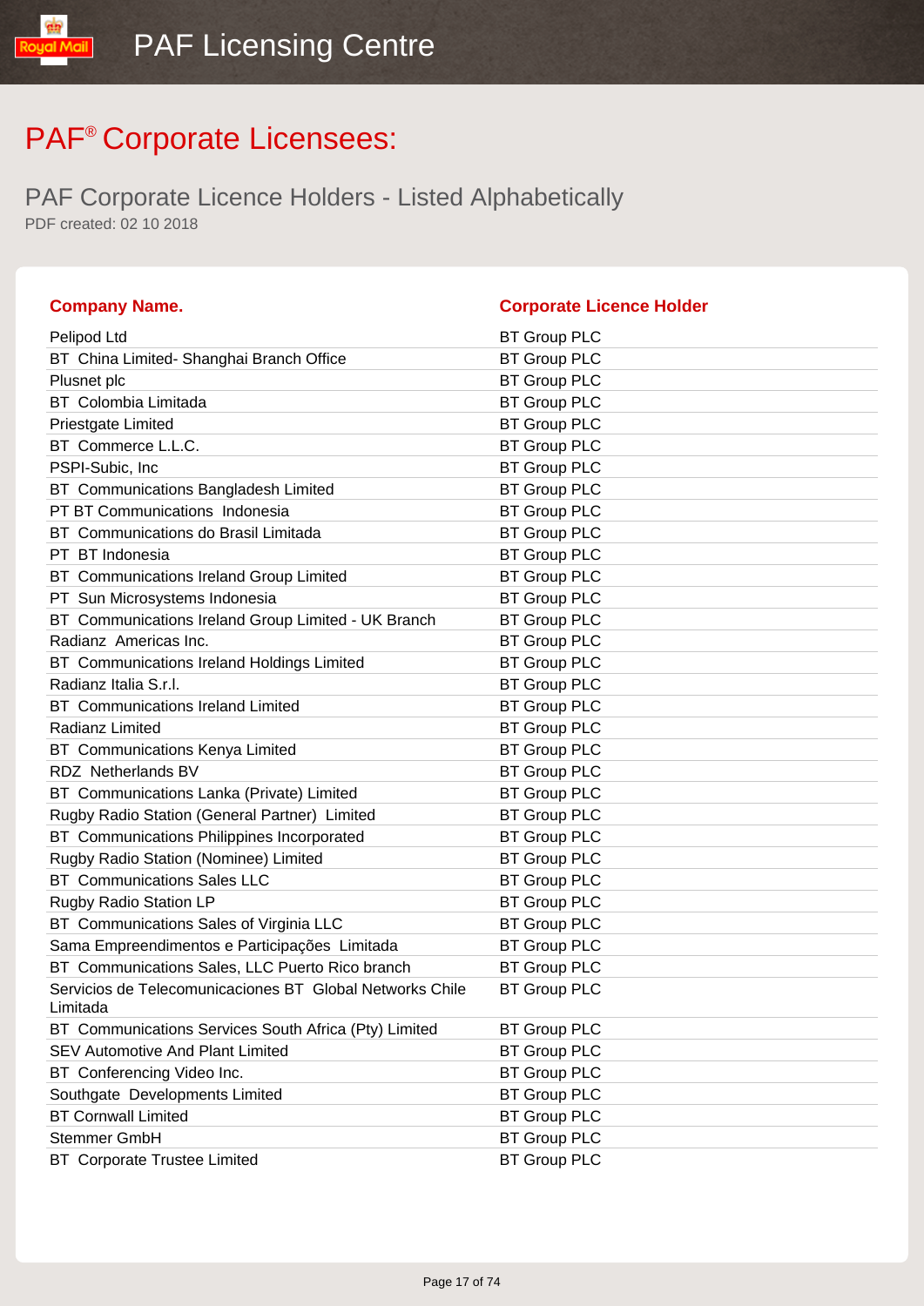# PAF® Corporate Licensees:

## PAF Corporate Licence Holders - Listed Alphabetically

PDF created: 02 10 2018

| Company Name. | Corporate Licence Holder |
|---|---|
| Pelipod Ltd | BT Group PLC |
| BT China Limited- Shanghai Branch Office | BT Group PLC |
| Plusnet plc | BT Group PLC |
| BT Colombia Limitada | BT Group PLC |
| Priestgate Limited | BT Group PLC |
| BT Commerce L.L.C. | BT Group PLC |
| PSPI-Subic, Inc | BT Group PLC |
| BT Communications Bangladesh Limited | BT Group PLC |
| PT BT Communications Indonesia | BT Group PLC |
| BT Communications do Brasil Limitada | BT Group PLC |
| PT BT Indonesia | BT Group PLC |
| BT Communications Ireland Group Limited | BT Group PLC |
| PT Sun Microsystems Indonesia | BT Group PLC |
| BT Communications Ireland Group Limited - UK Branch | BT Group PLC |
| Radianz Americas Inc. | BT Group PLC |
| BT Communications Ireland Holdings Limited | BT Group PLC |
| Radianz Italia S.r.l. | BT Group PLC |
| BT Communications Ireland Limited | BT Group PLC |
| Radianz Limited | BT Group PLC |
| BT Communications Kenya Limited | BT Group PLC |
| RDZ Netherlands BV | BT Group PLC |
| BT Communications Lanka (Private) Limited | BT Group PLC |
| Rugby Radio Station (General Partner) Limited | BT Group PLC |
| BT Communications Philippines Incorporated | BT Group PLC |
| Rugby Radio Station (Nominee) Limited | BT Group PLC |
| BT Communications Sales LLC | BT Group PLC |
| Rugby Radio Station LP | BT Group PLC |
| BT Communications Sales of Virginia LLC | BT Group PLC |
| Sama Empreendimentos e Participações Limitada | BT Group PLC |
| BT Communications Sales, LLC Puerto Rico branch | BT Group PLC |
| Servicios de Telecomunicaciones BT Global Networks Chile Limitada | BT Group PLC |
| BT Communications Services South Africa (Pty) Limited | BT Group PLC |
| SEV Automotive And Plant Limited | BT Group PLC |
| BT Conferencing Video Inc. | BT Group PLC |
| Southgate Developments Limited | BT Group PLC |
| BT Cornwall Limited | BT Group PLC |
| Stemmer GmbH | BT Group PLC |
| BT Corporate Trustee Limited | BT Group PLC |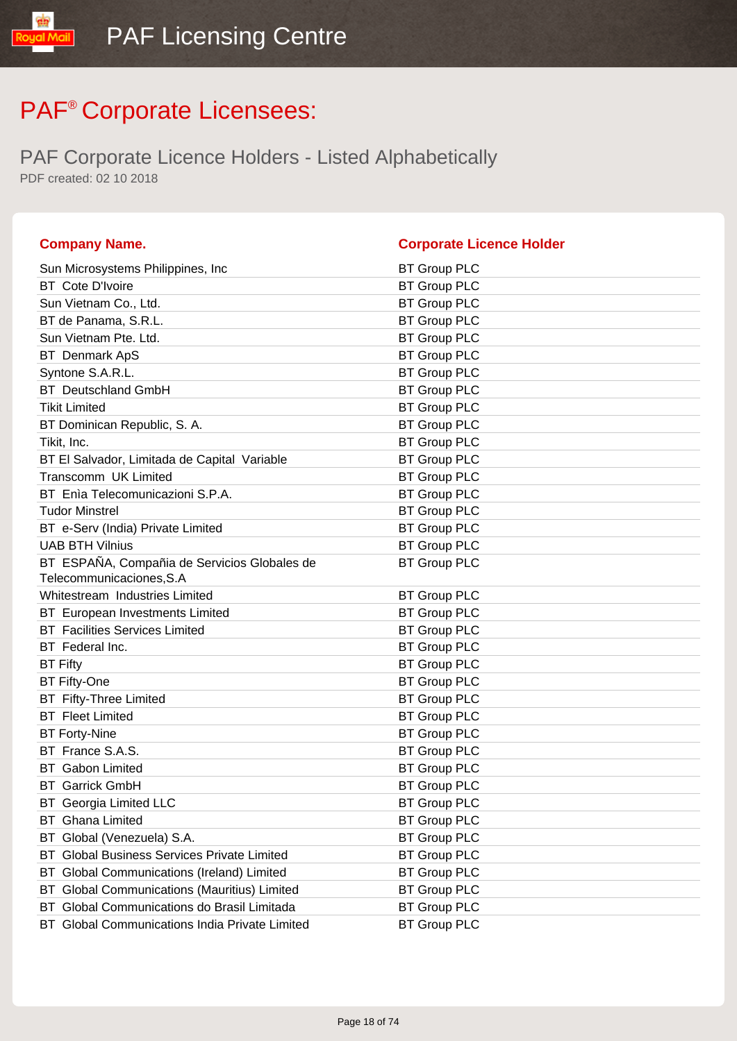# PAF® Corporate Licensees:

## PAF Corporate Licence Holders - Listed Alphabetically

PDF created: 02 10 2018

| Company Name. | Corporate Licence Holder |
|---|---|
| Sun Microsystems Philippines, Inc | BT Group PLC |
| BT Cote D'Ivoire | BT Group PLC |
| Sun Vietnam Co., Ltd. | BT Group PLC |
| BT de Panama, S.R.L. | BT Group PLC |
| Sun Vietnam Pte. Ltd. | BT Group PLC |
| BT Denmark ApS | BT Group PLC |
| Syntone S.A.R.L. | BT Group PLC |
| BT Deutschland GmbH | BT Group PLC |
| Tikit Limited | BT Group PLC |
| BT Dominican Republic, S. A. | BT Group PLC |
| Tikit, Inc. | BT Group PLC |
| BT El Salvador, Limitada de Capital Variable | BT Group PLC |
| Transcomm UK Limited | BT Group PLC |
| BT Enìa Telecomunicazioni S.P.A. | BT Group PLC |
| Tudor Minstrel | BT Group PLC |
| BT e-Serv (India) Private Limited | BT Group PLC |
| UAB BTH Vilnius | BT Group PLC |
| BT ESPAÑA, Compañia de Servicios Globales de Telecommunicaciones,S.A | BT Group PLC |
| Whitestream Industries Limited | BT Group PLC |
| BT European Investments Limited | BT Group PLC |
| BT Facilities Services Limited | BT Group PLC |
| BT Federal Inc. | BT Group PLC |
| BT Fifty | BT Group PLC |
| BT Fifty-One | BT Group PLC |
| BT Fifty-Three Limited | BT Group PLC |
| BT Fleet Limited | BT Group PLC |
| BT Forty-Nine | BT Group PLC |
| BT France S.A.S. | BT Group PLC |
| BT Gabon Limited | BT Group PLC |
| BT Garrick GmbH | BT Group PLC |
| BT Georgia Limited LLC | BT Group PLC |
| BT Ghana Limited | BT Group PLC |
| BT Global (Venezuela) S.A. | BT Group PLC |
| BT Global Business Services Private Limited | BT Group PLC |
| BT Global Communications (Ireland) Limited | BT Group PLC |
| BT Global Communications (Mauritius) Limited | BT Group PLC |
| BT Global Communications do Brasil Limitada | BT Group PLC |
| BT Global Communications India Private Limited | BT Group PLC |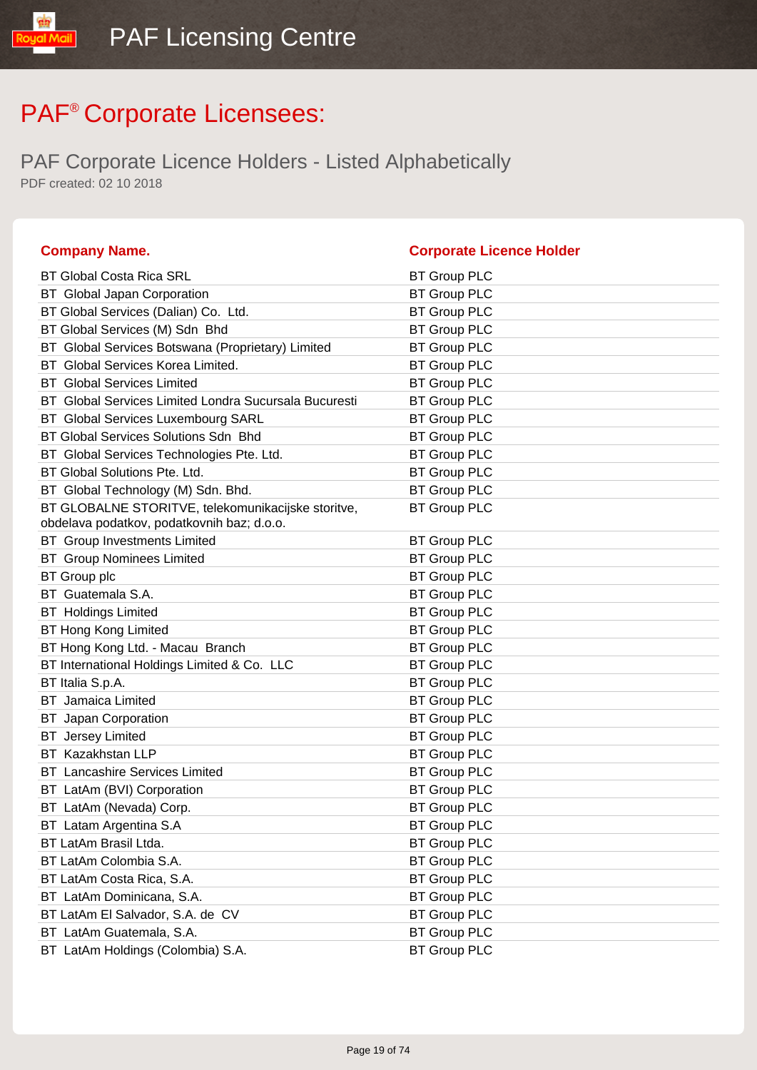# PAF® Corporate Licensees:

## PAF Corporate Licence Holders - Listed Alphabetically

PDF created: 02 10 2018

| Company Name. | Corporate Licence Holder |
|---|---|
| BT Global Costa Rica SRL | BT Group PLC |
| BT Global Japan Corporation | BT Group PLC |
| BT Global Services (Dalian) Co. Ltd. | BT Group PLC |
| BT Global Services (M) Sdn Bhd | BT Group PLC |
| BT Global Services Botswana (Proprietary) Limited | BT Group PLC |
| BT Global Services Korea Limited. | BT Group PLC |
| BT Global Services Limited | BT Group PLC |
| BT Global Services Limited Londra Sucursala Bucuresti | BT Group PLC |
| BT Global Services Luxembourg SARL | BT Group PLC |
| BT Global Services Solutions Sdn Bhd | BT Group PLC |
| BT Global Services Technologies Pte. Ltd. | BT Group PLC |
| BT Global Solutions Pte. Ltd. | BT Group PLC |
| BT Global Technology (M) Sdn. Bhd. | BT Group PLC |
| BT GLOBALNE STORITVE, telekomunikacijske storitve, obdelava podatkov, podatkovnih baz; d.o.o. | BT Group PLC |
| BT Group Investments Limited | BT Group PLC |
| BT Group Nominees Limited | BT Group PLC |
| BT Group plc | BT Group PLC |
| BT Guatemala S.A. | BT Group PLC |
| BT Holdings Limited | BT Group PLC |
| BT Hong Kong Limited | BT Group PLC |
| BT Hong Kong Ltd. - Macau Branch | BT Group PLC |
| BT International Holdings Limited & Co. LLC | BT Group PLC |
| BT Italia S.p.A. | BT Group PLC |
| BT Jamaica Limited | BT Group PLC |
| BT Japan Corporation | BT Group PLC |
| BT Jersey Limited | BT Group PLC |
| BT Kazakhstan LLP | BT Group PLC |
| BT Lancashire Services Limited | BT Group PLC |
| BT LatAm (BVI) Corporation | BT Group PLC |
| BT LatAm (Nevada) Corp. | BT Group PLC |
| BT Latam Argentina S.A | BT Group PLC |
| BT LatAm Brasil Ltda. | BT Group PLC |
| BT LatAm Colombia S.A. | BT Group PLC |
| BT LatAm Costa Rica, S.A. | BT Group PLC |
| BT LatAm Dominicana, S.A. | BT Group PLC |
| BT LatAm El Salvador, S.A. de CV | BT Group PLC |
| BT LatAm Guatemala, S.A. | BT Group PLC |
| BT LatAm Holdings (Colombia) S.A. | BT Group PLC |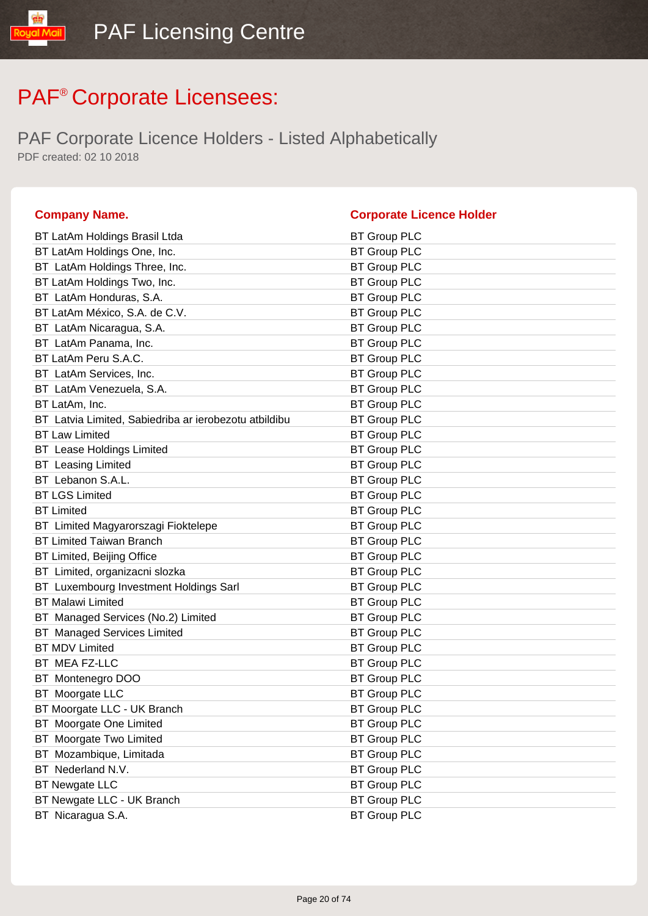# PAF® Corporate Licensees:

## PAF Corporate Licence Holders - Listed Alphabetically

PDF created: 02 10 2018

| Company Name. | Corporate Licence Holder |
|---|---|
| BT LatAm Holdings Brasil Ltda | BT Group PLC |
| BT LatAm Holdings One, Inc. | BT Group PLC |
| BT LatAm Holdings Three, Inc. | BT Group PLC |
| BT LatAm Holdings Two, Inc. | BT Group PLC |
| BT LatAm Honduras, S.A. | BT Group PLC |
| BT LatAm México, S.A. de C.V. | BT Group PLC |
| BT LatAm Nicaragua, S.A. | BT Group PLC |
| BT LatAm Panama, Inc. | BT Group PLC |
| BT LatAm Peru S.A.C. | BT Group PLC |
| BT LatAm Services, Inc. | BT Group PLC |
| BT LatAm Venezuela, S.A. | BT Group PLC |
| BT LatAm, Inc. | BT Group PLC |
| BT Latvia Limited, Sabiedriba ar ierobezotu atbildibu | BT Group PLC |
| BT Law Limited | BT Group PLC |
| BT Lease Holdings Limited | BT Group PLC |
| BT Leasing Limited | BT Group PLC |
| BT Lebanon S.A.L. | BT Group PLC |
| BT LGS Limited | BT Group PLC |
| BT Limited | BT Group PLC |
| BT Limited Magyarorszagi Fioktelepe | BT Group PLC |
| BT Limited Taiwan Branch | BT Group PLC |
| BT Limited, Beijing Office | BT Group PLC |
| BT Limited, organizacni slozka | BT Group PLC |
| BT Luxembourg Investment Holdings Sarl | BT Group PLC |
| BT Malawi Limited | BT Group PLC |
| BT Managed Services (No.2) Limited | BT Group PLC |
| BT Managed Services Limited | BT Group PLC |
| BT MDV Limited | BT Group PLC |
| BT MEA FZ-LLC | BT Group PLC |
| BT Montenegro DOO | BT Group PLC |
| BT Moorgate LLC | BT Group PLC |
| BT Moorgate LLC - UK Branch | BT Group PLC |
| BT Moorgate One Limited | BT Group PLC |
| BT Moorgate Two Limited | BT Group PLC |
| BT Mozambique, Limitada | BT Group PLC |
| BT Nederland N.V. | BT Group PLC |
| BT Newgate LLC | BT Group PLC |
| BT Newgate LLC - UK Branch | BT Group PLC |
| BT Nicaragua S.A. | BT Group PLC |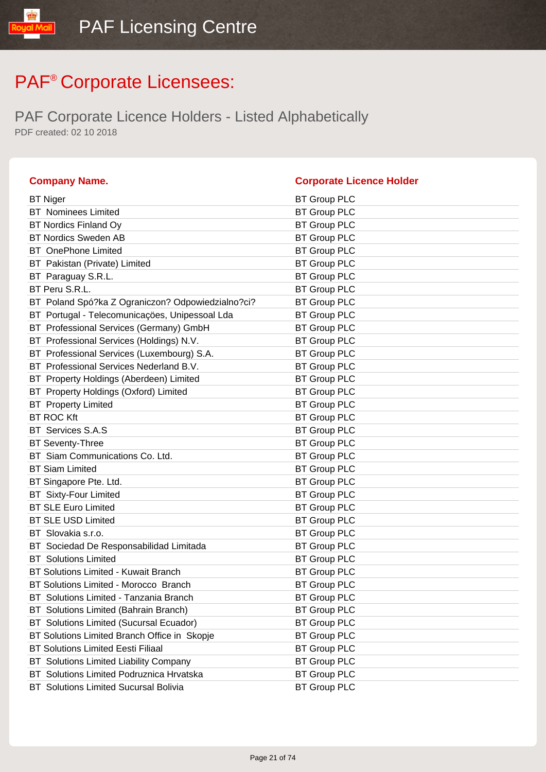# PAF® Corporate Licensees:

## PAF Corporate Licence Holders - Listed Alphabetically

PDF created: 02 10 2018

| Company Name. | Corporate Licence Holder |
|---|---|
| BT Niger | BT Group PLC |
| BT Nominees Limited | BT Group PLC |
| BT Nordics Finland Oy | BT Group PLC |
| BT Nordics Sweden AB | BT Group PLC |
| BT OnePhone Limited | BT Group PLC |
| BT Pakistan (Private) Limited | BT Group PLC |
| BT Paraguay S.R.L. | BT Group PLC |
| BT Peru S.R.L. | BT Group PLC |
| BT Poland Spó?ka Z Ograniczon? Odpowiedzialno?ci? | BT Group PLC |
| BT Portugal - Telecomunicações, Unipessoal Lda | BT Group PLC |
| BT Professional Services (Germany) GmbH | BT Group PLC |
| BT Professional Services (Holdings) N.V. | BT Group PLC |
| BT Professional Services (Luxembourg) S.A. | BT Group PLC |
| BT Professional Services Nederland B.V. | BT Group PLC |
| BT Property Holdings (Aberdeen) Limited | BT Group PLC |
| BT Property Holdings (Oxford) Limited | BT Group PLC |
| BT Property Limited | BT Group PLC |
| BT ROC Kft | BT Group PLC |
| BT Services S.A.S | BT Group PLC |
| BT Seventy-Three | BT Group PLC |
| BT Siam Communications Co. Ltd. | BT Group PLC |
| BT Siam Limited | BT Group PLC |
| BT Singapore Pte. Ltd. | BT Group PLC |
| BT Sixty-Four Limited | BT Group PLC |
| BT SLE Euro Limited | BT Group PLC |
| BT SLE USD Limited | BT Group PLC |
| BT Slovakia s.r.o. | BT Group PLC |
| BT Sociedad De Responsabilidad Limitada | BT Group PLC |
| BT Solutions Limited | BT Group PLC |
| BT Solutions Limited - Kuwait Branch | BT Group PLC |
| BT Solutions Limited - Morocco Branch | BT Group PLC |
| BT Solutions Limited - Tanzania Branch | BT Group PLC |
| BT Solutions Limited (Bahrain Branch) | BT Group PLC |
| BT Solutions Limited (Sucursal Ecuador) | BT Group PLC |
| BT Solutions Limited Branch Office in Skopje | BT Group PLC |
| BT Solutions Limited Eesti Filiaal | BT Group PLC |
| BT Solutions Limited Liability Company | BT Group PLC |
| BT Solutions Limited Podruznica Hrvatska | BT Group PLC |
| BT Solutions Limited Sucursal Bolivia | BT Group PLC |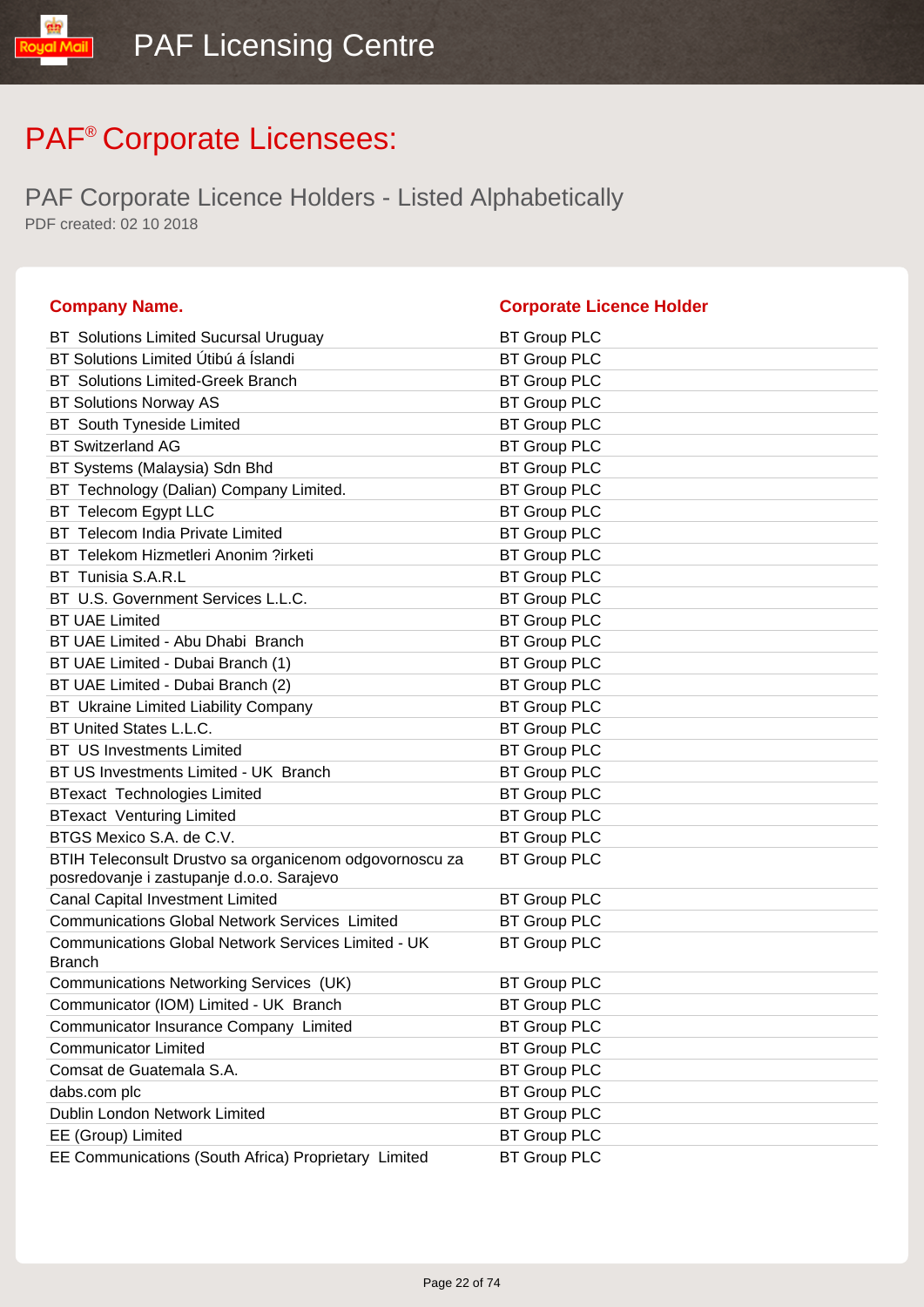# PAF® Corporate Licensees:

## PAF Corporate Licence Holders - Listed Alphabetically

PDF created: 02 10 2018

| Company Name. | Corporate Licence Holder |
| --- | --- |
| BT Solutions Limited Sucursal Uruguay | BT Group PLC |
| BT Solutions Limited Útibú á Íslandi | BT Group PLC |
| BT Solutions Limited-Greek Branch | BT Group PLC |
| BT Solutions Norway AS | BT Group PLC |
| BT South Tyneside Limited | BT Group PLC |
| BT Switzerland AG | BT Group PLC |
| BT Systems (Malaysia) Sdn Bhd | BT Group PLC |
| BT Technology (Dalian) Company Limited. | BT Group PLC |
| BT Telecom Egypt LLC | BT Group PLC |
| BT Telecom India Private Limited | BT Group PLC |
| BT Telekom Hizmetleri Anonim ?irketi | BT Group PLC |
| BT Tunisia S.A.R.L | BT Group PLC |
| BT U.S. Government Services L.L.C. | BT Group PLC |
| BT UAE Limited | BT Group PLC |
| BT UAE Limited - Abu Dhabi Branch | BT Group PLC |
| BT UAE Limited - Dubai Branch (1) | BT Group PLC |
| BT UAE Limited - Dubai Branch (2) | BT Group PLC |
| BT Ukraine Limited Liability Company | BT Group PLC |
| BT United States L.L.C. | BT Group PLC |
| BT US Investments Limited | BT Group PLC |
| BT US Investments Limited - UK Branch | BT Group PLC |
| BTexact Technologies Limited | BT Group PLC |
| BTexact Venturing Limited | BT Group PLC |
| BTGS Mexico S.A. de C.V. | BT Group PLC |
| BTIH Teleconsult Drustvo sa organicenom odgovornoscu za posredovanje i zastupanje d.o.o. Sarajevo | BT Group PLC |
| Canal Capital Investment Limited | BT Group PLC |
| Communications Global Network Services Limited | BT Group PLC |
| Communications Global Network Services Limited - UK Branch | BT Group PLC |
| Communications Networking Services (UK) | BT Group PLC |
| Communicator (IOM) Limited - UK Branch | BT Group PLC |
| Communicator Insurance Company Limited | BT Group PLC |
| Communicator Limited | BT Group PLC |
| Comsat de Guatemala S.A. | BT Group PLC |
| dabs.com plc | BT Group PLC |
| Dublin London Network Limited | BT Group PLC |
| EE (Group) Limited | BT Group PLC |
| EE Communications (South Africa) Proprietary Limited | BT Group PLC |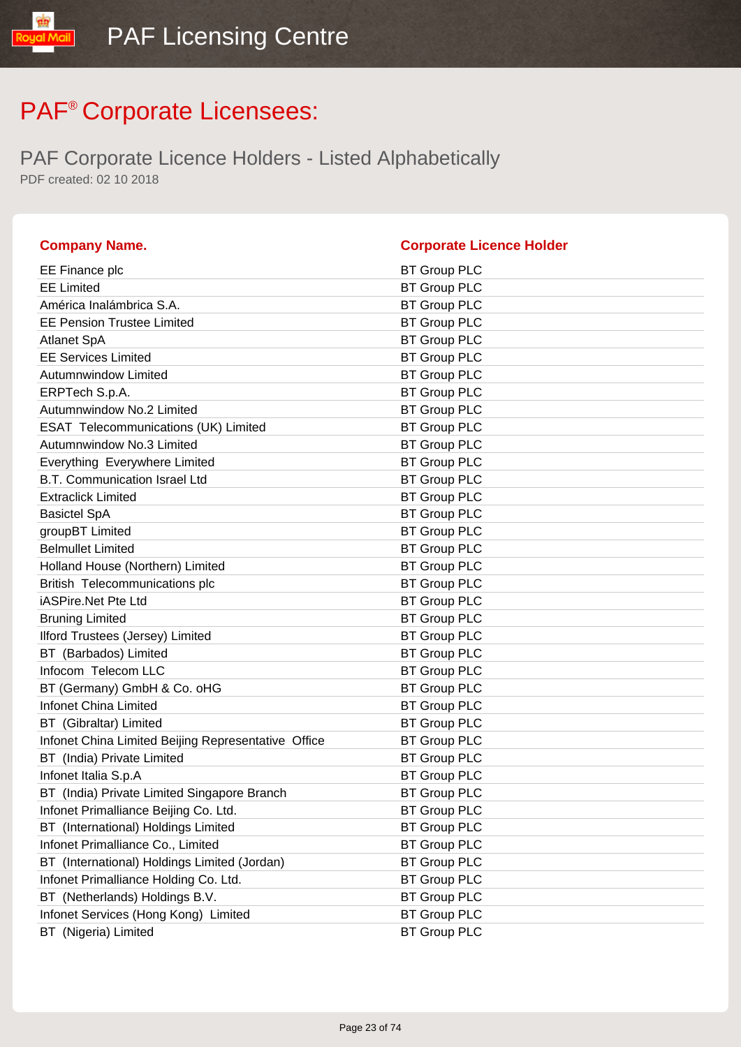# PAF® Corporate Licensees:

## PAF Corporate Licence Holders - Listed Alphabetically

PDF created: 02 10 2018

| Company Name. | Corporate Licence Holder |
|---|---|
| EE Finance plc | BT Group PLC |
| EE Limited | BT Group PLC |
| América Inalámbrica S.A. | BT Group PLC |
| EE Pension Trustee Limited | BT Group PLC |
| Atlanet SpA | BT Group PLC |
| EE Services Limited | BT Group PLC |
| Autumnwindow Limited | BT Group PLC |
| ERPTech S.p.A. | BT Group PLC |
| Autumnwindow No.2 Limited | BT Group PLC |
| ESAT Telecommunications (UK) Limited | BT Group PLC |
| Autumnwindow No.3 Limited | BT Group PLC |
| Everything Everywhere Limited | BT Group PLC |
| B.T. Communication Israel Ltd | BT Group PLC |
| Extraclick Limited | BT Group PLC |
| Basictel SpA | BT Group PLC |
| groupBT Limited | BT Group PLC |
| Belmullet Limited | BT Group PLC |
| Holland House (Northern) Limited | BT Group PLC |
| British Telecommunications plc | BT Group PLC |
| iASPire.Net Pte Ltd | BT Group PLC |
| Bruning Limited | BT Group PLC |
| Ilford Trustees (Jersey) Limited | BT Group PLC |
| BT (Barbados) Limited | BT Group PLC |
| Infocom Telecom LLC | BT Group PLC |
| BT (Germany) GmbH & Co. oHG | BT Group PLC |
| Infonet China Limited | BT Group PLC |
| BT (Gibraltar) Limited | BT Group PLC |
| Infonet China Limited Beijing Representative Office | BT Group PLC |
| BT (India) Private Limited | BT Group PLC |
| Infonet Italia S.p.A | BT Group PLC |
| BT (India) Private Limited Singapore Branch | BT Group PLC |
| Infonet Primalliance Beijing Co. Ltd. | BT Group PLC |
| BT (International) Holdings Limited | BT Group PLC |
| Infonet Primalliance Co., Limited | BT Group PLC |
| BT (International) Holdings Limited (Jordan) | BT Group PLC |
| Infonet Primalliance Holding Co. Ltd. | BT Group PLC |
| BT (Netherlands) Holdings B.V. | BT Group PLC |
| Infonet Services (Hong Kong) Limited | BT Group PLC |
| BT (Nigeria) Limited | BT Group PLC |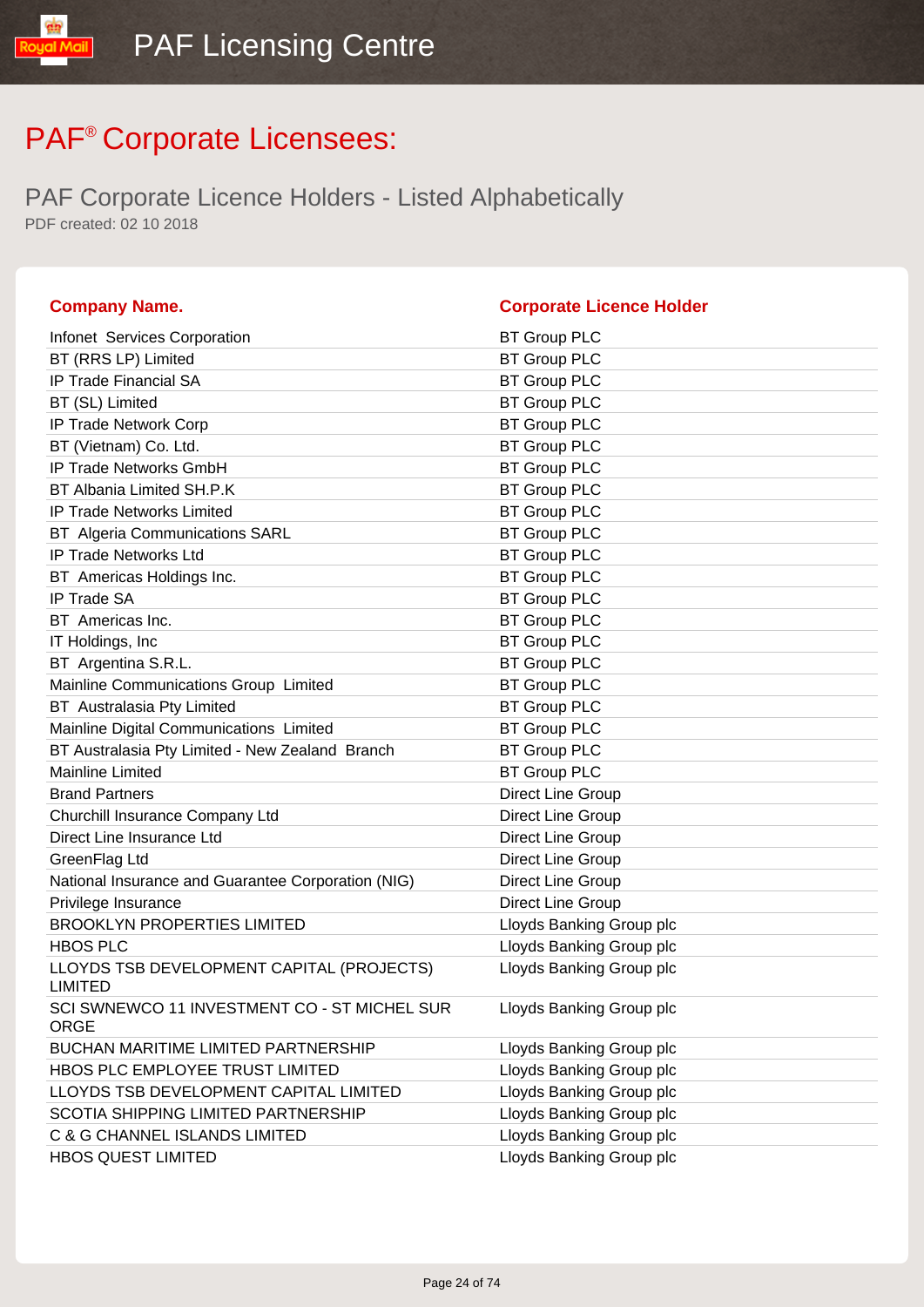# PAF® Corporate Licensees:

## PAF Corporate Licence Holders - Listed Alphabetically

PDF created: 02 10 2018

| Company Name. | Corporate Licence Holder |
| --- | --- |
| Infonet Services Corporation | BT Group PLC |
| BT (RRS LP) Limited | BT Group PLC |
| IP Trade Financial SA | BT Group PLC |
| BT (SL) Limited | BT Group PLC |
| IP Trade Network Corp | BT Group PLC |
| BT (Vietnam) Co. Ltd. | BT Group PLC |
| IP Trade Networks GmbH | BT Group PLC |
| BT Albania Limited SH.P.K | BT Group PLC |
| IP Trade Networks Limited | BT Group PLC |
| BT Algeria Communications SARL | BT Group PLC |
| IP Trade Networks Ltd | BT Group PLC |
| BT Americas Holdings Inc. | BT Group PLC |
| IP Trade SA | BT Group PLC |
| BT Americas Inc. | BT Group PLC |
| IT Holdings, Inc | BT Group PLC |
| BT Argentina S.R.L. | BT Group PLC |
| Mainline Communications Group Limited | BT Group PLC |
| BT Australasia Pty Limited | BT Group PLC |
| Mainline Digital Communications Limited | BT Group PLC |
| BT Australasia Pty Limited - New Zealand Branch | BT Group PLC |
| Mainline Limited | BT Group PLC |
| Brand Partners | Direct Line Group |
| Churchill Insurance Company Ltd | Direct Line Group |
| Direct Line Insurance Ltd | Direct Line Group |
| GreenFlag Ltd | Direct Line Group |
| National Insurance and Guarantee Corporation (NIG) | Direct Line Group |
| Privilege Insurance | Direct Line Group |
| BROOKLYN PROPERTIES LIMITED | Lloyds Banking Group plc |
| HBOS PLC | Lloyds Banking Group plc |
| LLOYDS TSB DEVELOPMENT CAPITAL (PROJECTS) LIMITED | Lloyds Banking Group plc |
| SCI SWNEWCO 11 INVESTMENT CO - ST MICHEL SUR ORGE | Lloyds Banking Group plc |
| BUCHAN MARITIME LIMITED PARTNERSHIP | Lloyds Banking Group plc |
| HBOS PLC EMPLOYEE TRUST LIMITED | Lloyds Banking Group plc |
| LLOYDS TSB DEVELOPMENT CAPITAL LIMITED | Lloyds Banking Group plc |
| SCOTIA SHIPPING LIMITED PARTNERSHIP | Lloyds Banking Group plc |
| C & G CHANNEL ISLANDS LIMITED | Lloyds Banking Group plc |
| HBOS QUEST LIMITED | Lloyds Banking Group plc |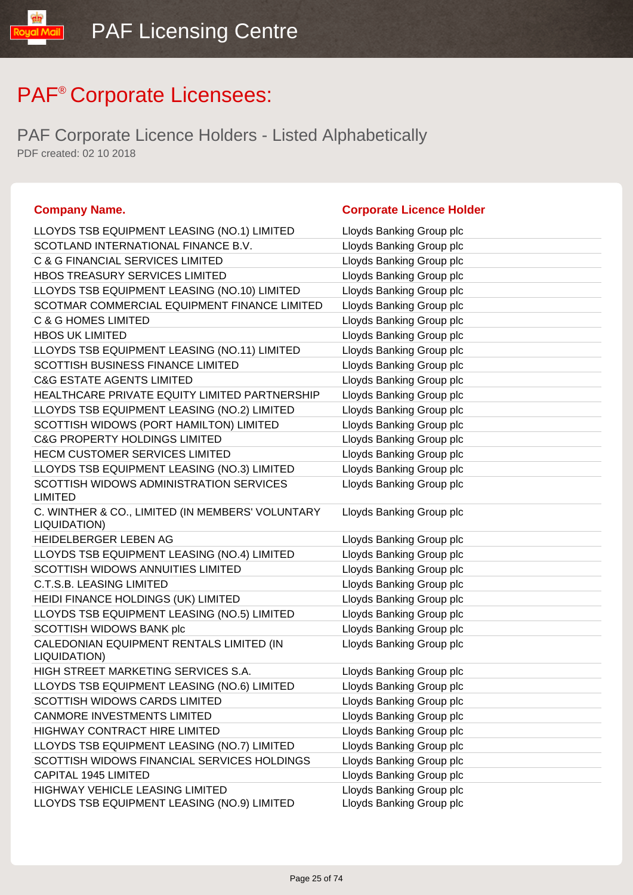# PAF® Corporate Licensees:

## PAF Corporate Licence Holders - Listed Alphabetically

PDF created: 02 10 2018

| Company Name. | Corporate Licence Holder |
|---|---|
| LLOYDS TSB EQUIPMENT LEASING (NO.1) LIMITED | Lloyds Banking Group plc |
| SCOTLAND INTERNATIONAL FINANCE B.V. | Lloyds Banking Group plc |
| C & G FINANCIAL SERVICES LIMITED | Lloyds Banking Group plc |
| HBOS TREASURY SERVICES LIMITED | Lloyds Banking Group plc |
| LLOYDS TSB EQUIPMENT LEASING (NO.10) LIMITED | Lloyds Banking Group plc |
| SCOTMAR COMMERCIAL EQUIPMENT FINANCE LIMITED | Lloyds Banking Group plc |
| C & G HOMES LIMITED | Lloyds Banking Group plc |
| HBOS UK LIMITED | Lloyds Banking Group plc |
| LLOYDS TSB EQUIPMENT LEASING (NO.11) LIMITED | Lloyds Banking Group plc |
| SCOTTISH BUSINESS FINANCE LIMITED | Lloyds Banking Group plc |
| C&G ESTATE AGENTS LIMITED | Lloyds Banking Group plc |
| HEALTHCARE PRIVATE EQUITY LIMITED PARTNERSHIP | Lloyds Banking Group plc |
| LLOYDS TSB EQUIPMENT LEASING (NO.2) LIMITED | Lloyds Banking Group plc |
| SCOTTISH WIDOWS (PORT HAMILTON) LIMITED | Lloyds Banking Group plc |
| C&G PROPERTY HOLDINGS LIMITED | Lloyds Banking Group plc |
| HECM CUSTOMER SERVICES LIMITED | Lloyds Banking Group plc |
| LLOYDS TSB EQUIPMENT LEASING (NO.3) LIMITED | Lloyds Banking Group plc |
| SCOTTISH WIDOWS ADMINISTRATION SERVICES LIMITED | Lloyds Banking Group plc |
| C. WINTHER & CO., LIMITED (IN MEMBERS' VOLUNTARY LIQUIDATION) | Lloyds Banking Group plc |
| HEIDELBERGER LEBEN AG | Lloyds Banking Group plc |
| LLOYDS TSB EQUIPMENT LEASING (NO.4) LIMITED | Lloyds Banking Group plc |
| SCOTTISH WIDOWS ANNUITIES LIMITED | Lloyds Banking Group plc |
| C.T.S.B. LEASING LIMITED | Lloyds Banking Group plc |
| HEIDI FINANCE HOLDINGS (UK) LIMITED | Lloyds Banking Group plc |
| LLOYDS TSB EQUIPMENT LEASING (NO.5) LIMITED | Lloyds Banking Group plc |
| SCOTTISH WIDOWS BANK plc | Lloyds Banking Group plc |
| CALEDONIAN EQUIPMENT RENTALS LIMITED (IN LIQUIDATION) | Lloyds Banking Group plc |
| HIGH STREET MARKETING SERVICES S.A. | Lloyds Banking Group plc |
| LLOYDS TSB EQUIPMENT LEASING (NO.6) LIMITED | Lloyds Banking Group plc |
| SCOTTISH WIDOWS CARDS LIMITED | Lloyds Banking Group plc |
| CANMORE INVESTMENTS LIMITED | Lloyds Banking Group plc |
| HIGHWAY CONTRACT HIRE LIMITED | Lloyds Banking Group plc |
| LLOYDS TSB EQUIPMENT LEASING (NO.7) LIMITED | Lloyds Banking Group plc |
| SCOTTISH WIDOWS FINANCIAL SERVICES HOLDINGS | Lloyds Banking Group plc |
| CAPITAL 1945 LIMITED | Lloyds Banking Group plc |
| HIGHWAY VEHICLE LEASING LIMITED | Lloyds Banking Group plc |
| LLOYDS TSB EQUIPMENT LEASING (NO.9) LIMITED | Lloyds Banking Group plc |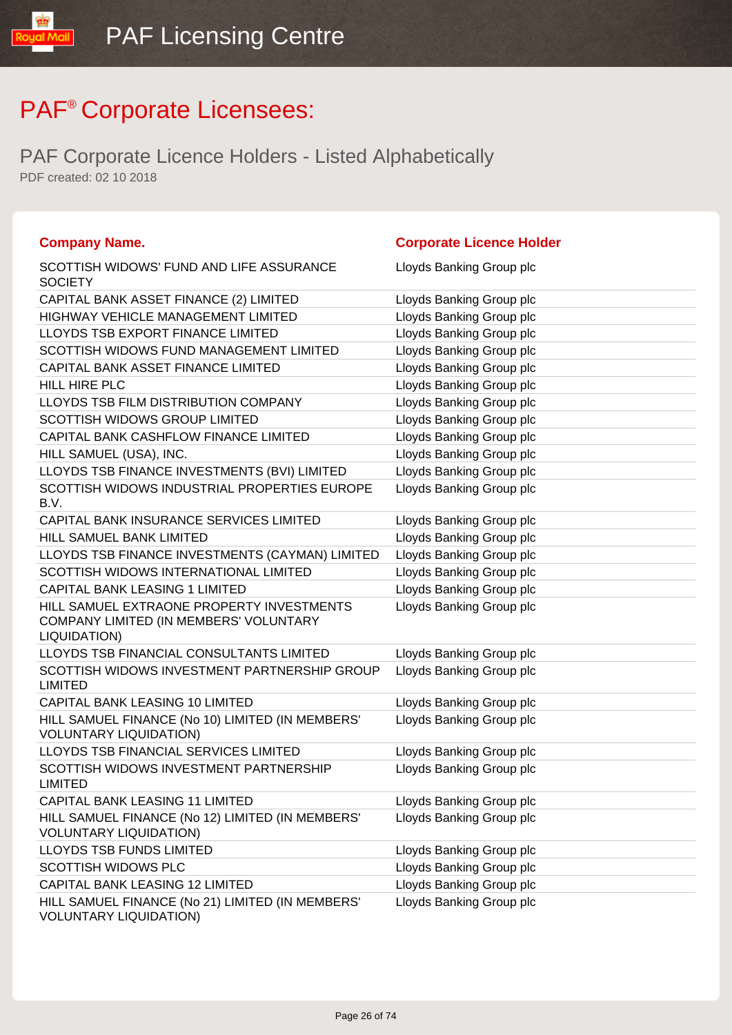# PAF® Corporate Licensees:

## PAF Corporate Licence Holders - Listed Alphabetically

PDF created: 02 10 2018

| Company Name. | Corporate Licence Holder |
|---|---|
| SCOTTISH WIDOWS' FUND AND LIFE ASSURANCE SOCIETY | Lloyds Banking Group plc |
| CAPITAL BANK ASSET FINANCE (2) LIMITED | Lloyds Banking Group plc |
| HIGHWAY VEHICLE MANAGEMENT LIMITED | Lloyds Banking Group plc |
| LLOYDS TSB EXPORT FINANCE LIMITED | Lloyds Banking Group plc |
| SCOTTISH WIDOWS FUND MANAGEMENT LIMITED | Lloyds Banking Group plc |
| CAPITAL BANK ASSET FINANCE LIMITED | Lloyds Banking Group plc |
| HILL HIRE PLC | Lloyds Banking Group plc |
| LLOYDS TSB FILM DISTRIBUTION COMPANY | Lloyds Banking Group plc |
| SCOTTISH WIDOWS GROUP LIMITED | Lloyds Banking Group plc |
| CAPITAL BANK CASHFLOW FINANCE LIMITED | Lloyds Banking Group plc |
| HILL SAMUEL (USA), INC. | Lloyds Banking Group plc |
| LLOYDS TSB FINANCE INVESTMENTS (BVI) LIMITED | Lloyds Banking Group plc |
| SCOTTISH WIDOWS INDUSTRIAL PROPERTIES EUROPE B.V. | Lloyds Banking Group plc |
| CAPITAL BANK INSURANCE SERVICES LIMITED | Lloyds Banking Group plc |
| HILL SAMUEL BANK LIMITED | Lloyds Banking Group plc |
| LLOYDS TSB FINANCE INVESTMENTS (CAYMAN) LIMITED | Lloyds Banking Group plc |
| SCOTTISH WIDOWS INTERNATIONAL LIMITED | Lloyds Banking Group plc |
| CAPITAL BANK LEASING 1 LIMITED | Lloyds Banking Group plc |
| HILL SAMUEL EXTRAONE PROPERTY INVESTMENTS COMPANY LIMITED (IN MEMBERS' VOLUNTARY LIQUIDATION) | Lloyds Banking Group plc |
| LLOYDS TSB FINANCIAL CONSULTANTS LIMITED | Lloyds Banking Group plc |
| SCOTTISH WIDOWS INVESTMENT PARTNERSHIP GROUP LIMITED | Lloyds Banking Group plc |
| CAPITAL BANK LEASING 10 LIMITED | Lloyds Banking Group plc |
| HILL SAMUEL FINANCE (No 10) LIMITED (IN MEMBERS' VOLUNTARY LIQUIDATION) | Lloyds Banking Group plc |
| LLOYDS TSB FINANCIAL SERVICES LIMITED | Lloyds Banking Group plc |
| SCOTTISH WIDOWS INVESTMENT PARTNERSHIP LIMITED | Lloyds Banking Group plc |
| CAPITAL BANK LEASING 11 LIMITED | Lloyds Banking Group plc |
| HILL SAMUEL FINANCE (No 12) LIMITED (IN MEMBERS' VOLUNTARY LIQUIDATION) | Lloyds Banking Group plc |
| LLOYDS TSB FUNDS LIMITED | Lloyds Banking Group plc |
| SCOTTISH WIDOWS PLC | Lloyds Banking Group plc |
| CAPITAL BANK LEASING 12 LIMITED | Lloyds Banking Group plc |
| HILL SAMUEL FINANCE (No 21) LIMITED (IN MEMBERS' VOLUNTARY LIQUIDATION) | Lloyds Banking Group plc |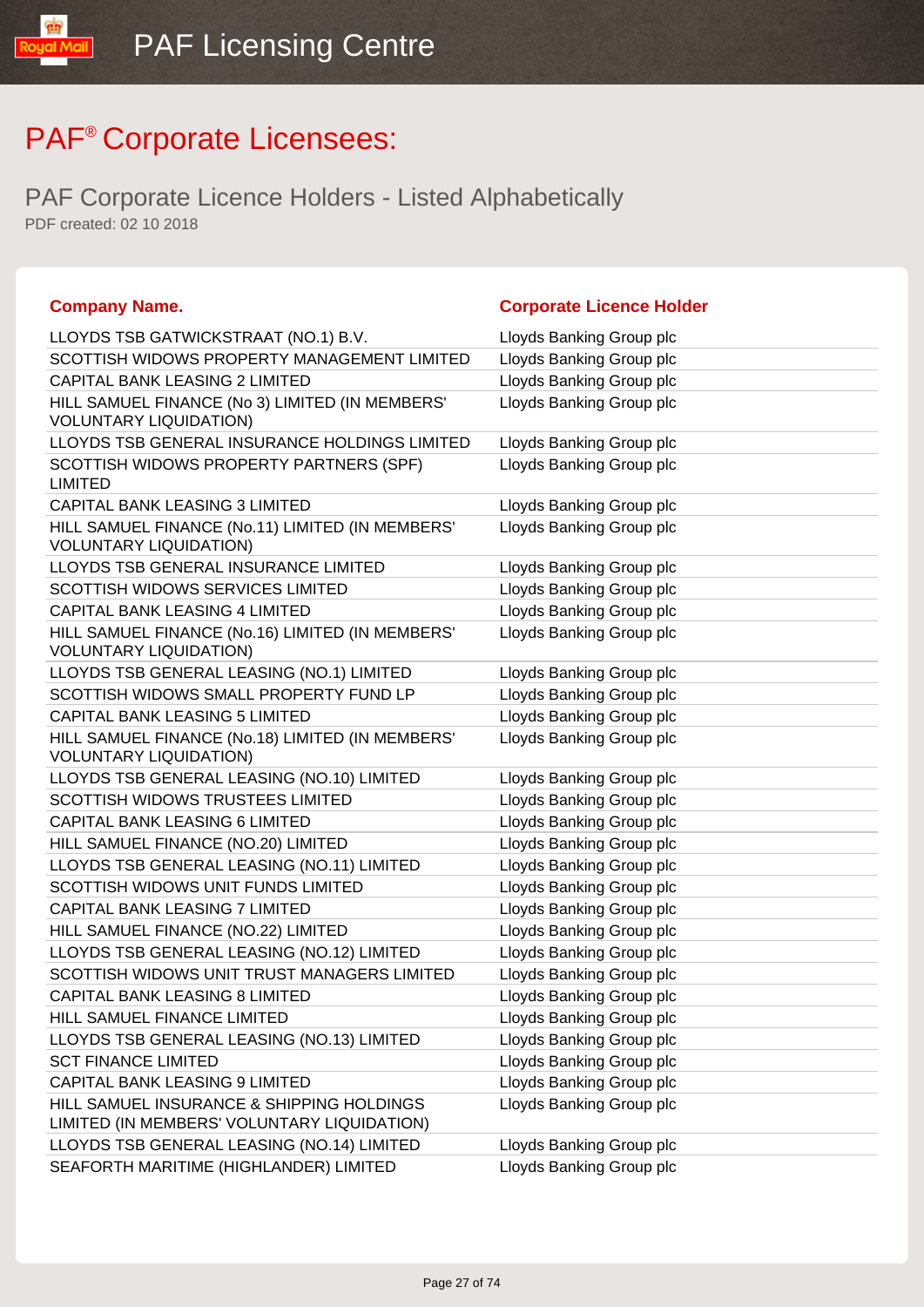# PAF® Corporate Licensees:

## PAF Corporate Licence Holders - Listed Alphabetically

PDF created: 02 10 2018

| Company Name. | Corporate Licence Holder |
|---|---|
| LLOYDS TSB GATWICKSTRAAT (NO.1) B.V. | Lloyds Banking Group plc |
| SCOTTISH WIDOWS PROPERTY MANAGEMENT LIMITED | Lloyds Banking Group plc |
| CAPITAL BANK LEASING 2 LIMITED | Lloyds Banking Group plc |
| HILL SAMUEL FINANCE (No 3) LIMITED (IN MEMBERS' VOLUNTARY LIQUIDATION) | Lloyds Banking Group plc |
| LLOYDS TSB GENERAL INSURANCE HOLDINGS LIMITED | Lloyds Banking Group plc |
| SCOTTISH WIDOWS PROPERTY PARTNERS (SPF) LIMITED | Lloyds Banking Group plc |
| CAPITAL BANK LEASING 3 LIMITED | Lloyds Banking Group plc |
| HILL SAMUEL FINANCE (No.11) LIMITED (IN MEMBERS' VOLUNTARY LIQUIDATION) | Lloyds Banking Group plc |
| LLOYDS TSB GENERAL INSURANCE LIMITED | Lloyds Banking Group plc |
| SCOTTISH WIDOWS SERVICES LIMITED | Lloyds Banking Group plc |
| CAPITAL BANK LEASING 4 LIMITED | Lloyds Banking Group plc |
| HILL SAMUEL FINANCE (No.16) LIMITED (IN MEMBERS' VOLUNTARY LIQUIDATION) | Lloyds Banking Group plc |
| LLOYDS TSB GENERAL LEASING (NO.1) LIMITED | Lloyds Banking Group plc |
| SCOTTISH WIDOWS SMALL PROPERTY FUND LP | Lloyds Banking Group plc |
| CAPITAL BANK LEASING 5 LIMITED | Lloyds Banking Group plc |
| HILL SAMUEL FINANCE (No.18) LIMITED (IN MEMBERS' VOLUNTARY LIQUIDATION) | Lloyds Banking Group plc |
| LLOYDS TSB GENERAL LEASING (NO.10) LIMITED | Lloyds Banking Group plc |
| SCOTTISH WIDOWS TRUSTEES LIMITED | Lloyds Banking Group plc |
| CAPITAL BANK LEASING 6 LIMITED | Lloyds Banking Group plc |
| HILL SAMUEL FINANCE (NO.20) LIMITED | Lloyds Banking Group plc |
| LLOYDS TSB GENERAL LEASING (NO.11) LIMITED | Lloyds Banking Group plc |
| SCOTTISH WIDOWS UNIT FUNDS LIMITED | Lloyds Banking Group plc |
| CAPITAL BANK LEASING 7 LIMITED | Lloyds Banking Group plc |
| HILL SAMUEL FINANCE (NO.22) LIMITED | Lloyds Banking Group plc |
| LLOYDS TSB GENERAL LEASING (NO.12) LIMITED | Lloyds Banking Group plc |
| SCOTTISH WIDOWS UNIT TRUST MANAGERS LIMITED | Lloyds Banking Group plc |
| CAPITAL BANK LEASING 8 LIMITED | Lloyds Banking Group plc |
| HILL SAMUEL FINANCE LIMITED | Lloyds Banking Group plc |
| LLOYDS TSB GENERAL LEASING (NO.13) LIMITED | Lloyds Banking Group plc |
| SCT FINANCE LIMITED | Lloyds Banking Group plc |
| CAPITAL BANK LEASING 9 LIMITED | Lloyds Banking Group plc |
| HILL SAMUEL INSURANCE & SHIPPING HOLDINGS LIMITED (IN MEMBERS' VOLUNTARY LIQUIDATION) | Lloyds Banking Group plc |
| LLOYDS TSB GENERAL LEASING (NO.14) LIMITED | Lloyds Banking Group plc |
| SEAFORTH MARITIME (HIGHLANDER) LIMITED | Lloyds Banking Group plc |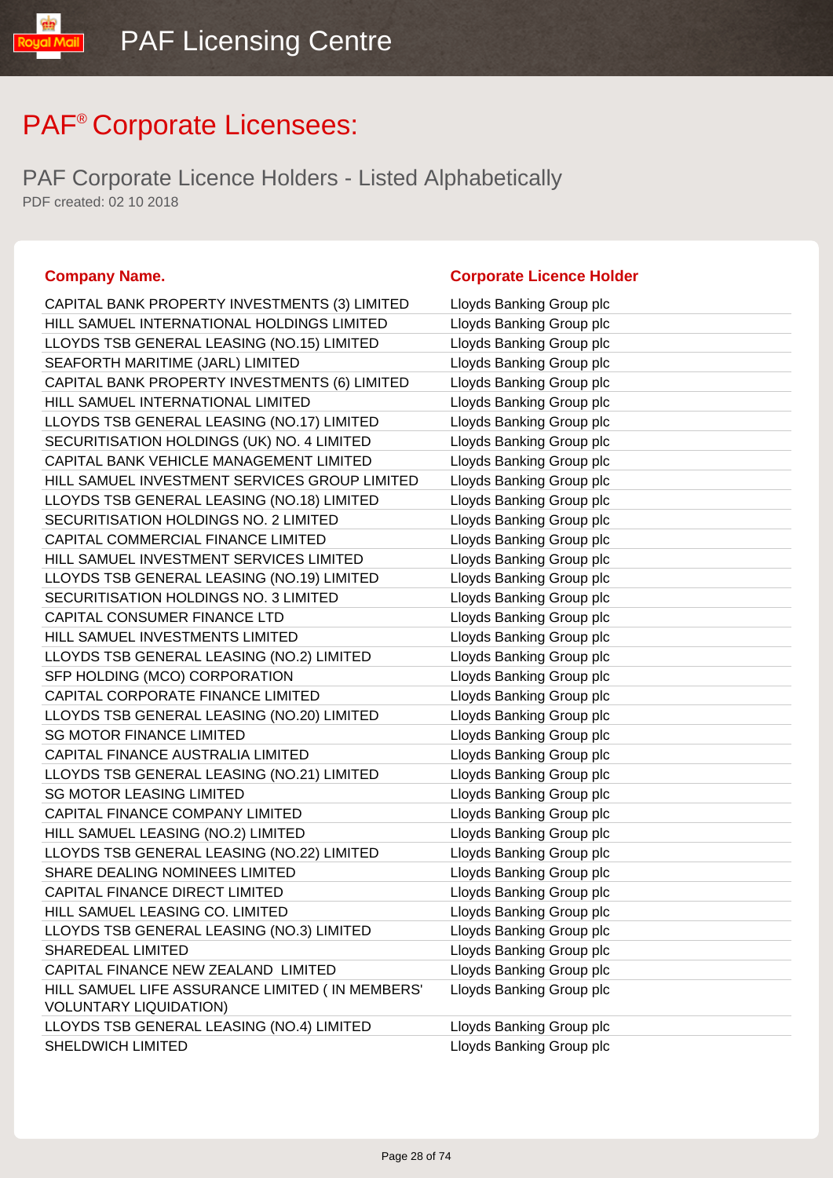# PAF® Corporate Licensees:

## PAF Corporate Licence Holders - Listed Alphabetically

PDF created: 02 10 2018

| Company Name. | Corporate Licence Holder |
|---|---|
| CAPITAL BANK PROPERTY INVESTMENTS (3) LIMITED | Lloyds Banking Group plc |
| HILL SAMUEL INTERNATIONAL HOLDINGS LIMITED | Lloyds Banking Group plc |
| LLOYDS TSB GENERAL LEASING (NO.15) LIMITED | Lloyds Banking Group plc |
| SEAFORTH MARITIME (JARL) LIMITED | Lloyds Banking Group plc |
| CAPITAL BANK PROPERTY INVESTMENTS (6) LIMITED | Lloyds Banking Group plc |
| HILL SAMUEL INTERNATIONAL LIMITED | Lloyds Banking Group plc |
| LLOYDS TSB GENERAL LEASING (NO.17) LIMITED | Lloyds Banking Group plc |
| SECURITISATION HOLDINGS (UK) NO. 4 LIMITED | Lloyds Banking Group plc |
| CAPITAL BANK VEHICLE MANAGEMENT LIMITED | Lloyds Banking Group plc |
| HILL SAMUEL INVESTMENT SERVICES GROUP LIMITED | Lloyds Banking Group plc |
| LLOYDS TSB GENERAL LEASING (NO.18) LIMITED | Lloyds Banking Group plc |
| SECURITISATION HOLDINGS NO. 2 LIMITED | Lloyds Banking Group plc |
| CAPITAL COMMERCIAL FINANCE LIMITED | Lloyds Banking Group plc |
| HILL SAMUEL INVESTMENT SERVICES LIMITED | Lloyds Banking Group plc |
| LLOYDS TSB GENERAL LEASING (NO.19) LIMITED | Lloyds Banking Group plc |
| SECURITISATION HOLDINGS NO. 3 LIMITED | Lloyds Banking Group plc |
| CAPITAL CONSUMER FINANCE LTD | Lloyds Banking Group plc |
| HILL SAMUEL INVESTMENTS LIMITED | Lloyds Banking Group plc |
| LLOYDS TSB GENERAL LEASING (NO.2) LIMITED | Lloyds Banking Group plc |
| SFP HOLDING (MCO) CORPORATION | Lloyds Banking Group plc |
| CAPITAL CORPORATE FINANCE LIMITED | Lloyds Banking Group plc |
| LLOYDS TSB GENERAL LEASING (NO.20) LIMITED | Lloyds Banking Group plc |
| SG MOTOR FINANCE LIMITED | Lloyds Banking Group plc |
| CAPITAL FINANCE AUSTRALIA LIMITED | Lloyds Banking Group plc |
| LLOYDS TSB GENERAL LEASING (NO.21) LIMITED | Lloyds Banking Group plc |
| SG MOTOR LEASING LIMITED | Lloyds Banking Group plc |
| CAPITAL FINANCE COMPANY LIMITED | Lloyds Banking Group plc |
| HILL SAMUEL LEASING (NO.2) LIMITED | Lloyds Banking Group plc |
| LLOYDS TSB GENERAL LEASING (NO.22) LIMITED | Lloyds Banking Group plc |
| SHARE DEALING NOMINEES LIMITED | Lloyds Banking Group plc |
| CAPITAL FINANCE DIRECT LIMITED | Lloyds Banking Group plc |
| HILL SAMUEL LEASING CO. LIMITED | Lloyds Banking Group plc |
| LLOYDS TSB GENERAL LEASING (NO.3) LIMITED | Lloyds Banking Group plc |
| SHAREDEAL LIMITED | Lloyds Banking Group plc |
| CAPITAL FINANCE NEW ZEALAND LIMITED | Lloyds Banking Group plc |
| HILL SAMUEL LIFE ASSURANCE LIMITED ( IN MEMBERS' VOLUNTARY LIQUIDATION) | Lloyds Banking Group plc |
| LLOYDS TSB GENERAL LEASING (NO.4) LIMITED | Lloyds Banking Group plc |
| SHELDWICH LIMITED | Lloyds Banking Group plc |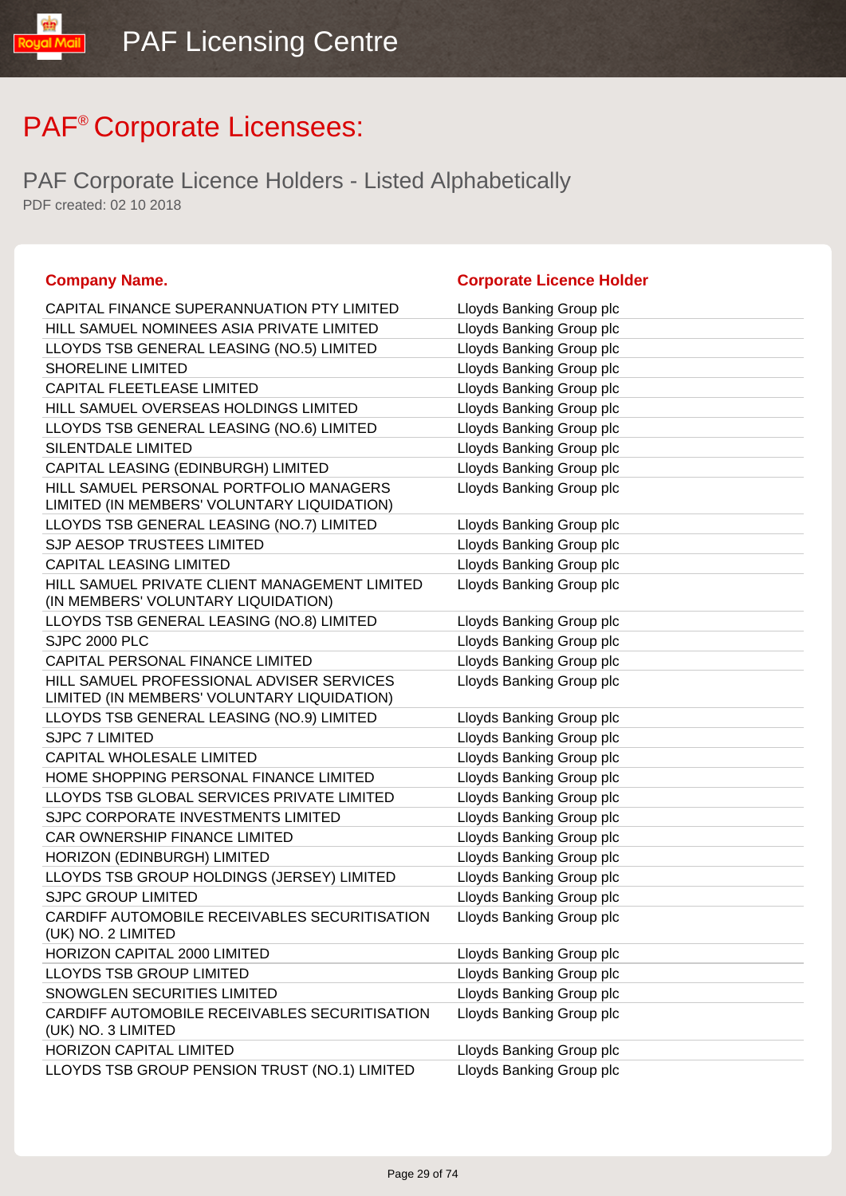# PAF® Corporate Licensees:

## PAF Corporate Licence Holders - Listed Alphabetically

PDF created: 02 10 2018

| Company Name. | Corporate Licence Holder |
|---|---|
| CAPITAL FINANCE SUPERANNUATION PTY LIMITED | Lloyds Banking Group plc |
| HILL SAMUEL NOMINEES ASIA PRIVATE LIMITED | Lloyds Banking Group plc |
| LLOYDS TSB GENERAL LEASING (NO.5) LIMITED | Lloyds Banking Group plc |
| SHORELINE LIMITED | Lloyds Banking Group plc |
| CAPITAL FLEETLEASE LIMITED | Lloyds Banking Group plc |
| HILL SAMUEL OVERSEAS HOLDINGS LIMITED | Lloyds Banking Group plc |
| LLOYDS TSB GENERAL LEASING (NO.6) LIMITED | Lloyds Banking Group plc |
| SILENTDALE LIMITED | Lloyds Banking Group plc |
| CAPITAL LEASING (EDINBURGH) LIMITED | Lloyds Banking Group plc |
| HILL SAMUEL PERSONAL PORTFOLIO MANAGERS LIMITED (IN MEMBERS' VOLUNTARY LIQUIDATION) | Lloyds Banking Group plc |
| LLOYDS TSB GENERAL LEASING (NO.7) LIMITED | Lloyds Banking Group plc |
| SJP AESOP TRUSTEES LIMITED | Lloyds Banking Group plc |
| CAPITAL LEASING LIMITED | Lloyds Banking Group plc |
| HILL SAMUEL PRIVATE CLIENT MANAGEMENT LIMITED (IN MEMBERS' VOLUNTARY LIQUIDATION) | Lloyds Banking Group plc |
| LLOYDS TSB GENERAL LEASING (NO.8) LIMITED | Lloyds Banking Group plc |
| SJPC 2000 PLC | Lloyds Banking Group plc |
| CAPITAL PERSONAL FINANCE LIMITED | Lloyds Banking Group plc |
| HILL SAMUEL PROFESSIONAL ADVISER SERVICES LIMITED (IN MEMBERS' VOLUNTARY LIQUIDATION) | Lloyds Banking Group plc |
| LLOYDS TSB GENERAL LEASING (NO.9) LIMITED | Lloyds Banking Group plc |
| SJPC 7 LIMITED | Lloyds Banking Group plc |
| CAPITAL WHOLESALE LIMITED | Lloyds Banking Group plc |
| HOME SHOPPING PERSONAL FINANCE LIMITED | Lloyds Banking Group plc |
| LLOYDS TSB GLOBAL SERVICES PRIVATE LIMITED | Lloyds Banking Group plc |
| SJPC CORPORATE INVESTMENTS LIMITED | Lloyds Banking Group plc |
| CAR OWNERSHIP FINANCE LIMITED | Lloyds Banking Group plc |
| HORIZON (EDINBURGH) LIMITED | Lloyds Banking Group plc |
| LLOYDS TSB GROUP HOLDINGS (JERSEY) LIMITED | Lloyds Banking Group plc |
| SJPC GROUP LIMITED | Lloyds Banking Group plc |
| CARDIFF AUTOMOBILE RECEIVABLES SECURITISATION (UK) NO. 2 LIMITED | Lloyds Banking Group plc |
| HORIZON CAPITAL 2000 LIMITED | Lloyds Banking Group plc |
| LLOYDS TSB GROUP LIMITED | Lloyds Banking Group plc |
| SNOWGLEN SECURITIES LIMITED | Lloyds Banking Group plc |
| CARDIFF AUTOMOBILE RECEIVABLES SECURITISATION (UK) NO. 3 LIMITED | Lloyds Banking Group plc |
| HORIZON CAPITAL LIMITED | Lloyds Banking Group plc |
| LLOYDS TSB GROUP PENSION TRUST (NO.1) LIMITED | Lloyds Banking Group plc |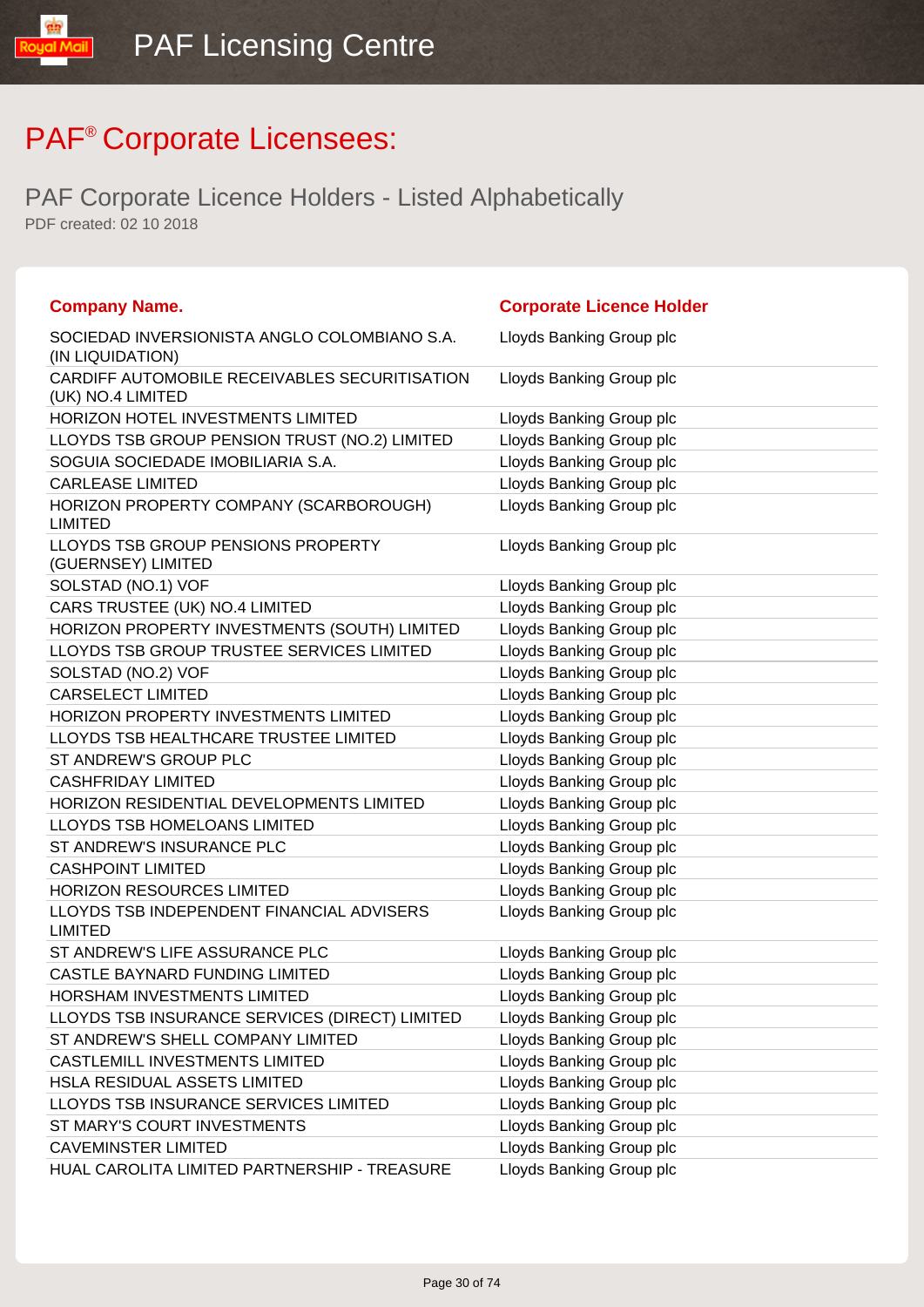# PAF® Corporate Licensees:

## PAF Corporate Licence Holders - Listed Alphabetically

PDF created: 02 10 2018

| Company Name. | Corporate Licence Holder |
|---|---|
| SOCIEDAD INVERSIONISTA ANGLO COLOMBIANO S.A. (IN LIQUIDATION) | Lloyds Banking Group plc |
| CARDIFF AUTOMOBILE RECEIVABLES SECURITISATION (UK) NO.4 LIMITED | Lloyds Banking Group plc |
| HORIZON HOTEL INVESTMENTS LIMITED | Lloyds Banking Group plc |
| LLOYDS TSB GROUP PENSION TRUST (NO.2) LIMITED | Lloyds Banking Group plc |
| SOGUIA SOCIEDADE IMOBILIARIA S.A. | Lloyds Banking Group plc |
| CARLEASE LIMITED | Lloyds Banking Group plc |
| HORIZON PROPERTY COMPANY (SCARBOROUGH) LIMITED | Lloyds Banking Group plc |
| LLOYDS TSB GROUP PENSIONS PROPERTY (GUERNSEY) LIMITED | Lloyds Banking Group plc |
| SOLSTAD (NO.1) VOF | Lloyds Banking Group plc |
| CARS TRUSTEE (UK) NO.4 LIMITED | Lloyds Banking Group plc |
| HORIZON PROPERTY INVESTMENTS (SOUTH) LIMITED | Lloyds Banking Group plc |
| LLOYDS TSB GROUP TRUSTEE SERVICES LIMITED | Lloyds Banking Group plc |
| SOLSTAD (NO.2) VOF | Lloyds Banking Group plc |
| CARSELECT LIMITED | Lloyds Banking Group plc |
| HORIZON PROPERTY INVESTMENTS LIMITED | Lloyds Banking Group plc |
| LLOYDS TSB HEALTHCARE TRUSTEE LIMITED | Lloyds Banking Group plc |
| ST ANDREW'S GROUP PLC | Lloyds Banking Group plc |
| CASHFRIDAY LIMITED | Lloyds Banking Group plc |
| HORIZON RESIDENTIAL DEVELOPMENTS LIMITED | Lloyds Banking Group plc |
| LLOYDS TSB HOMELOANS LIMITED | Lloyds Banking Group plc |
| ST ANDREW'S INSURANCE PLC | Lloyds Banking Group plc |
| CASHPOINT LIMITED | Lloyds Banking Group plc |
| HORIZON RESOURCES LIMITED | Lloyds Banking Group plc |
| LLOYDS TSB INDEPENDENT FINANCIAL ADVISERS LIMITED | Lloyds Banking Group plc |
| ST ANDREW'S LIFE ASSURANCE PLC | Lloyds Banking Group plc |
| CASTLE BAYNARD FUNDING LIMITED | Lloyds Banking Group plc |
| HORSHAM INVESTMENTS LIMITED | Lloyds Banking Group plc |
| LLOYDS TSB INSURANCE SERVICES (DIRECT) LIMITED | Lloyds Banking Group plc |
| ST ANDREW'S SHELL COMPANY LIMITED | Lloyds Banking Group plc |
| CASTLEMILL INVESTMENTS LIMITED | Lloyds Banking Group plc |
| HSLA RESIDUAL ASSETS LIMITED | Lloyds Banking Group plc |
| LLOYDS TSB INSURANCE SERVICES LIMITED | Lloyds Banking Group plc |
| ST MARY'S COURT INVESTMENTS | Lloyds Banking Group plc |
| CAVEMINSTER LIMITED | Lloyds Banking Group plc |
| HUAL CAROLITA LIMITED PARTNERSHIP - TREASURE | Lloyds Banking Group plc |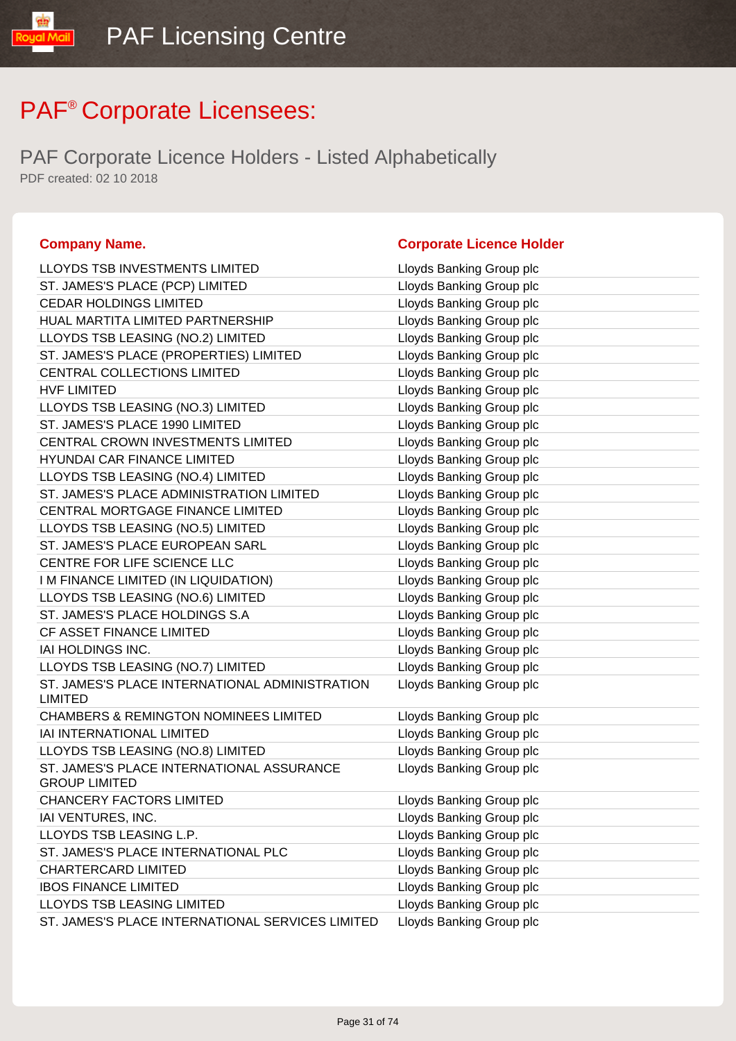# PAF® Corporate Licensees:

## PAF Corporate Licence Holders - Listed Alphabetically

PDF created: 02 10 2018

| Company Name. | Corporate Licence Holder |
| --- | --- |
| LLOYDS TSB INVESTMENTS LIMITED | Lloyds Banking Group plc |
| ST. JAMES'S PLACE (PCP) LIMITED | Lloyds Banking Group plc |
| CEDAR HOLDINGS LIMITED | Lloyds Banking Group plc |
| HUAL MARTITA LIMITED PARTNERSHIP | Lloyds Banking Group plc |
| LLOYDS TSB LEASING (NO.2) LIMITED | Lloyds Banking Group plc |
| ST. JAMES'S PLACE (PROPERTIES) LIMITED | Lloyds Banking Group plc |
| CENTRAL COLLECTIONS LIMITED | Lloyds Banking Group plc |
| HVF LIMITED | Lloyds Banking Group plc |
| LLOYDS TSB LEASING (NO.3) LIMITED | Lloyds Banking Group plc |
| ST. JAMES'S PLACE 1990 LIMITED | Lloyds Banking Group plc |
| CENTRAL CROWN INVESTMENTS LIMITED | Lloyds Banking Group plc |
| HYUNDAI CAR FINANCE LIMITED | Lloyds Banking Group plc |
| LLOYDS TSB LEASING (NO.4) LIMITED | Lloyds Banking Group plc |
| ST. JAMES'S PLACE ADMINISTRATION LIMITED | Lloyds Banking Group plc |
| CENTRAL MORTGAGE FINANCE LIMITED | Lloyds Banking Group plc |
| LLOYDS TSB LEASING (NO.5) LIMITED | Lloyds Banking Group plc |
| ST. JAMES'S PLACE EUROPEAN SARL | Lloyds Banking Group plc |
| CENTRE FOR LIFE SCIENCE LLC | Lloyds Banking Group plc |
| I M FINANCE LIMITED (IN LIQUIDATION) | Lloyds Banking Group plc |
| LLOYDS TSB LEASING (NO.6) LIMITED | Lloyds Banking Group plc |
| ST. JAMES'S PLACE HOLDINGS S.A | Lloyds Banking Group plc |
| CF ASSET FINANCE LIMITED | Lloyds Banking Group plc |
| IAI HOLDINGS INC. | Lloyds Banking Group plc |
| LLOYDS TSB LEASING (NO.7) LIMITED | Lloyds Banking Group plc |
| ST. JAMES'S PLACE INTERNATIONAL ADMINISTRATION LIMITED | Lloyds Banking Group plc |
| CHAMBERS & REMINGTON NOMINEES LIMITED | Lloyds Banking Group plc |
| IAI INTERNATIONAL LIMITED | Lloyds Banking Group plc |
| LLOYDS TSB LEASING (NO.8) LIMITED | Lloyds Banking Group plc |
| ST. JAMES'S PLACE INTERNATIONAL ASSURANCE GROUP LIMITED | Lloyds Banking Group plc |
| CHANCERY FACTORS LIMITED | Lloyds Banking Group plc |
| IAI VENTURES, INC. | Lloyds Banking Group plc |
| LLOYDS TSB LEASING L.P. | Lloyds Banking Group plc |
| ST. JAMES'S PLACE INTERNATIONAL PLC | Lloyds Banking Group plc |
| CHARTERCARD LIMITED | Lloyds Banking Group plc |
| IBOS FINANCE LIMITED | Lloyds Banking Group plc |
| LLOYDS TSB LEASING LIMITED | Lloyds Banking Group plc |
| ST. JAMES'S PLACE INTERNATIONAL SERVICES LIMITED | Lloyds Banking Group plc |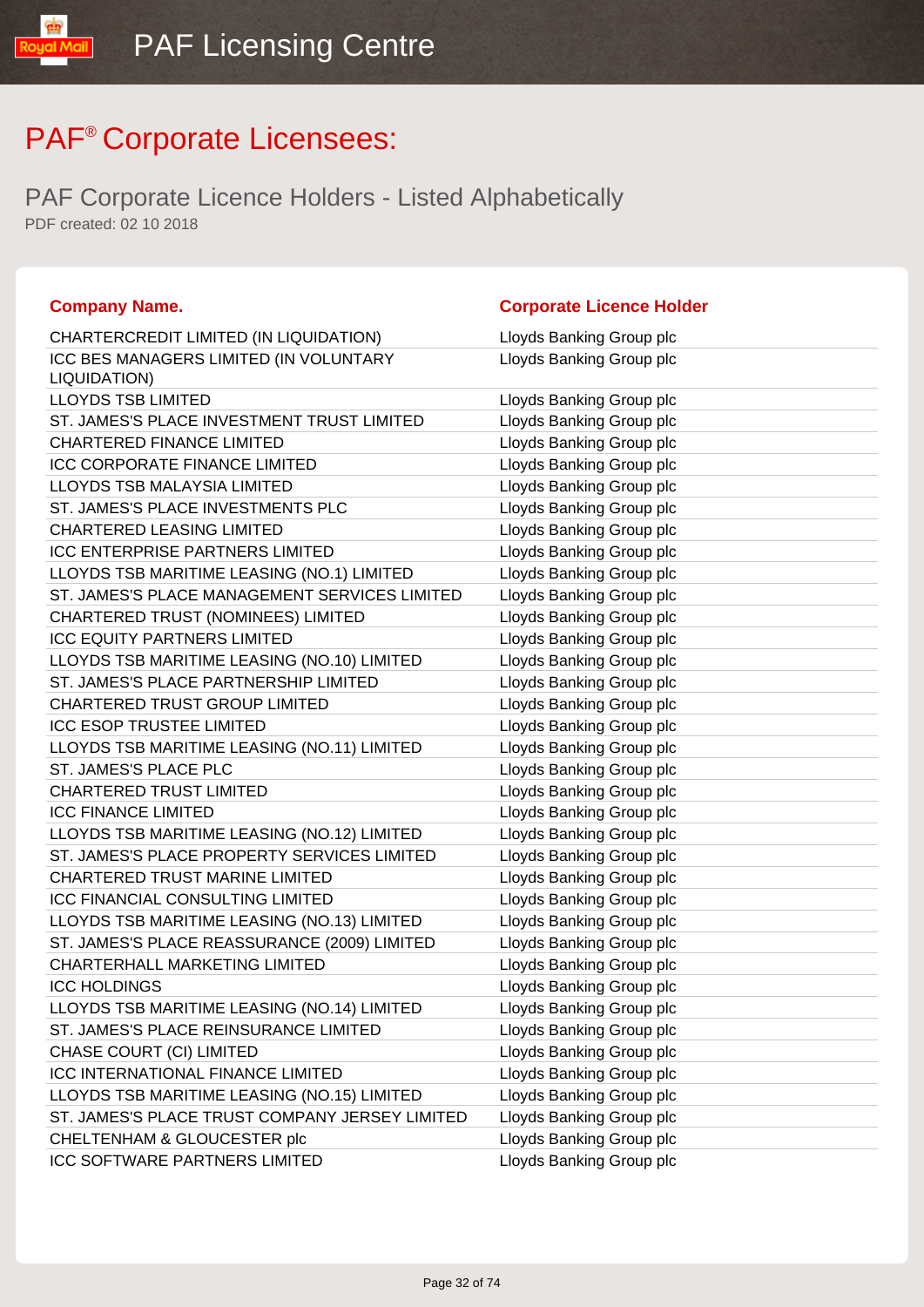# PAF® Corporate Licensees:

## PAF Corporate Licence Holders - Listed Alphabetically

PDF created: 02 10 2018

| Company Name. | Corporate Licence Holder |
|---|---|
| CHARTERCREDIT LIMITED (IN LIQUIDATION) | Lloyds Banking Group plc |
| ICC BES MANAGERS LIMITED (IN VOLUNTARY LIQUIDATION) | Lloyds Banking Group plc |
| LLOYDS TSB LIMITED | Lloyds Banking Group plc |
| ST. JAMES'S PLACE INVESTMENT TRUST LIMITED | Lloyds Banking Group plc |
| CHARTERED FINANCE LIMITED | Lloyds Banking Group plc |
| ICC CORPORATE FINANCE LIMITED | Lloyds Banking Group plc |
| LLOYDS TSB MALAYSIA LIMITED | Lloyds Banking Group plc |
| ST. JAMES'S PLACE INVESTMENTS PLC | Lloyds Banking Group plc |
| CHARTERED LEASING LIMITED | Lloyds Banking Group plc |
| ICC ENTERPRISE PARTNERS LIMITED | Lloyds Banking Group plc |
| LLOYDS TSB MARITIME LEASING (NO.1) LIMITED | Lloyds Banking Group plc |
| ST. JAMES'S PLACE MANAGEMENT SERVICES LIMITED | Lloyds Banking Group plc |
| CHARTERED TRUST (NOMINEES) LIMITED | Lloyds Banking Group plc |
| ICC EQUITY PARTNERS LIMITED | Lloyds Banking Group plc |
| LLOYDS TSB MARITIME LEASING (NO.10) LIMITED | Lloyds Banking Group plc |
| ST. JAMES'S PLACE PARTNERSHIP LIMITED | Lloyds Banking Group plc |
| CHARTERED TRUST GROUP LIMITED | Lloyds Banking Group plc |
| ICC ESOP TRUSTEE LIMITED | Lloyds Banking Group plc |
| LLOYDS TSB MARITIME LEASING (NO.11) LIMITED | Lloyds Banking Group plc |
| ST. JAMES'S PLACE PLC | Lloyds Banking Group plc |
| CHARTERED TRUST LIMITED | Lloyds Banking Group plc |
| ICC FINANCE LIMITED | Lloyds Banking Group plc |
| LLOYDS TSB MARITIME LEASING (NO.12) LIMITED | Lloyds Banking Group plc |
| ST. JAMES'S PLACE PROPERTY SERVICES LIMITED | Lloyds Banking Group plc |
| CHARTERED TRUST MARINE LIMITED | Lloyds Banking Group plc |
| ICC FINANCIAL CONSULTING LIMITED | Lloyds Banking Group plc |
| LLOYDS TSB MARITIME LEASING (NO.13) LIMITED | Lloyds Banking Group plc |
| ST. JAMES'S PLACE REASSURANCE (2009) LIMITED | Lloyds Banking Group plc |
| CHARTERHALL MARKETING LIMITED | Lloyds Banking Group plc |
| ICC HOLDINGS | Lloyds Banking Group plc |
| LLOYDS TSB MARITIME LEASING (NO.14) LIMITED | Lloyds Banking Group plc |
| ST. JAMES'S PLACE REINSURANCE LIMITED | Lloyds Banking Group plc |
| CHASE COURT (CI) LIMITED | Lloyds Banking Group plc |
| ICC INTERNATIONAL FINANCE LIMITED | Lloyds Banking Group plc |
| LLOYDS TSB MARITIME LEASING (NO.15) LIMITED | Lloyds Banking Group plc |
| ST. JAMES'S PLACE TRUST COMPANY JERSEY LIMITED | Lloyds Banking Group plc |
| CHELTENHAM & GLOUCESTER plc | Lloyds Banking Group plc |
| ICC SOFTWARE PARTNERS LIMITED | Lloyds Banking Group plc |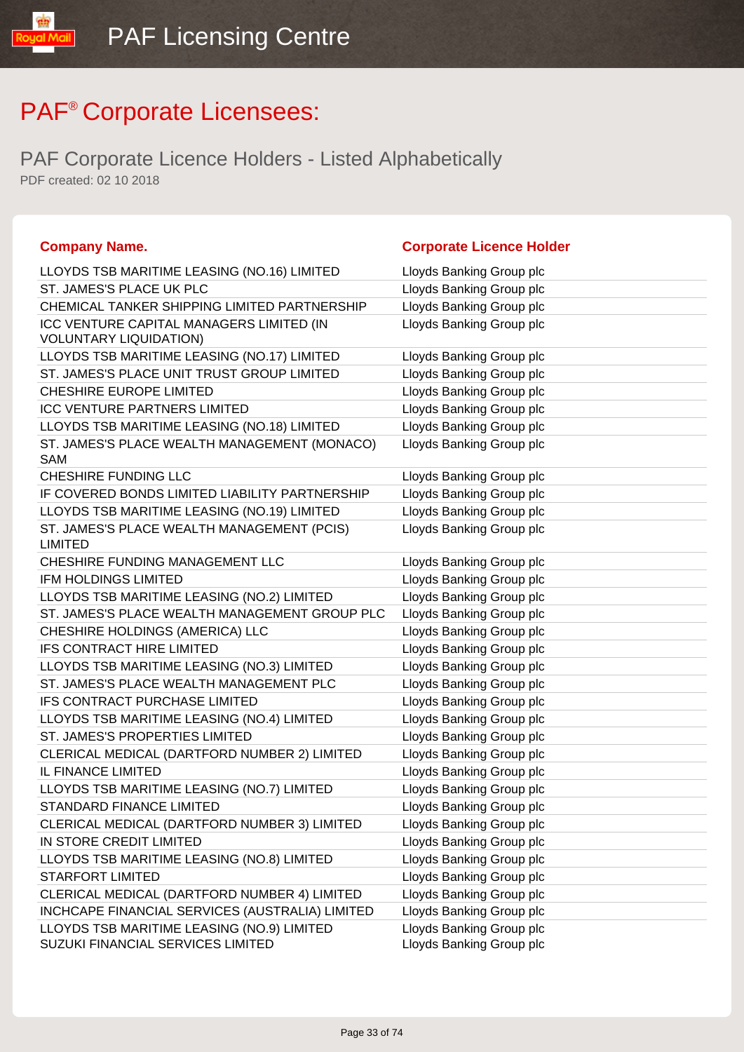# PAF® Corporate Licensees:

## PAF Corporate Licence Holders - Listed Alphabetically

PDF created: 02 10 2018

| Company Name. | Corporate Licence Holder |
| --- | --- |
| LLOYDS TSB MARITIME LEASING (NO.16) LIMITED | Lloyds Banking Group plc |
| ST. JAMES'S PLACE UK PLC | Lloyds Banking Group plc |
| CHEMICAL TANKER SHIPPING LIMITED PARTNERSHIP | Lloyds Banking Group plc |
| ICC VENTURE CAPITAL MANAGERS LIMITED (IN VOLUNTARY LIQUIDATION) | Lloyds Banking Group plc |
| LLOYDS TSB MARITIME LEASING (NO.17) LIMITED | Lloyds Banking Group plc |
| ST. JAMES'S PLACE UNIT TRUST GROUP LIMITED | Lloyds Banking Group plc |
| CHESHIRE EUROPE LIMITED | Lloyds Banking Group plc |
| ICC VENTURE PARTNERS LIMITED | Lloyds Banking Group plc |
| LLOYDS TSB MARITIME LEASING (NO.18) LIMITED | Lloyds Banking Group plc |
| ST. JAMES'S PLACE WEALTH MANAGEMENT (MONACO) SAM | Lloyds Banking Group plc |
| CHESHIRE FUNDING LLC | Lloyds Banking Group plc |
| IF COVERED BONDS LIMITED LIABILITY PARTNERSHIP | Lloyds Banking Group plc |
| LLOYDS TSB MARITIME LEASING (NO.19) LIMITED | Lloyds Banking Group plc |
| ST. JAMES'S PLACE WEALTH MANAGEMENT (PCIS) LIMITED | Lloyds Banking Group plc |
| CHESHIRE FUNDING MANAGEMENT LLC | Lloyds Banking Group plc |
| IFM HOLDINGS LIMITED | Lloyds Banking Group plc |
| LLOYDS TSB MARITIME LEASING (NO.2) LIMITED | Lloyds Banking Group plc |
| ST. JAMES'S PLACE WEALTH MANAGEMENT GROUP PLC | Lloyds Banking Group plc |
| CHESHIRE HOLDINGS (AMERICA) LLC | Lloyds Banking Group plc |
| IFS CONTRACT HIRE LIMITED | Lloyds Banking Group plc |
| LLOYDS TSB MARITIME LEASING (NO.3) LIMITED | Lloyds Banking Group plc |
| ST. JAMES'S PLACE WEALTH MANAGEMENT PLC | Lloyds Banking Group plc |
| IFS CONTRACT PURCHASE LIMITED | Lloyds Banking Group plc |
| LLOYDS TSB MARITIME LEASING (NO.4) LIMITED | Lloyds Banking Group plc |
| ST. JAMES'S PROPERTIES LIMITED | Lloyds Banking Group plc |
| CLERICAL MEDICAL (DARTFORD NUMBER 2) LIMITED | Lloyds Banking Group plc |
| IL FINANCE LIMITED | Lloyds Banking Group plc |
| LLOYDS TSB MARITIME LEASING (NO.7) LIMITED | Lloyds Banking Group plc |
| STANDARD FINANCE LIMITED | Lloyds Banking Group plc |
| CLERICAL MEDICAL (DARTFORD NUMBER 3) LIMITED | Lloyds Banking Group plc |
| IN STORE CREDIT LIMITED | Lloyds Banking Group plc |
| LLOYDS TSB MARITIME LEASING (NO.8) LIMITED | Lloyds Banking Group plc |
| STARFORT LIMITED | Lloyds Banking Group plc |
| CLERICAL MEDICAL (DARTFORD NUMBER 4) LIMITED | Lloyds Banking Group plc |
| INCHCAPE FINANCIAL SERVICES (AUSTRALIA) LIMITED | Lloyds Banking Group plc |
| LLOYDS TSB MARITIME LEASING (NO.9) LIMITED | Lloyds Banking Group plc |
| SUZUKI FINANCIAL SERVICES LIMITED | Lloyds Banking Group plc |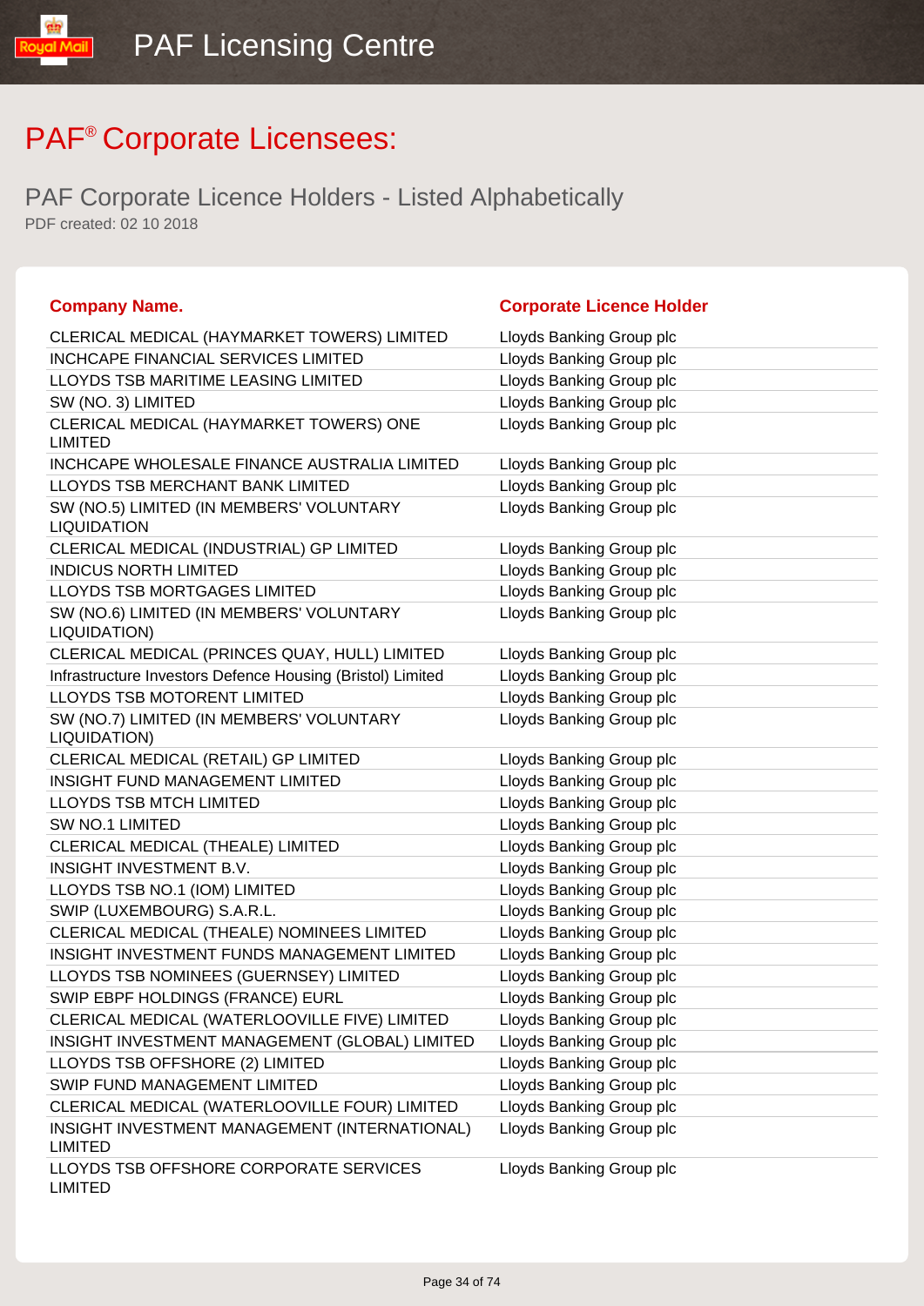# PAF® Corporate Licensees:

## PAF Corporate Licence Holders - Listed Alphabetically

PDF created: 02 10 2018

| Company Name. | Corporate Licence Holder |
|---|---|
| CLERICAL MEDICAL (HAYMARKET TOWERS) LIMITED | Lloyds Banking Group plc |
| INCHCAPE FINANCIAL SERVICES LIMITED | Lloyds Banking Group plc |
| LLOYDS TSB MARITIME LEASING LIMITED | Lloyds Banking Group plc |
| SW (NO. 3) LIMITED | Lloyds Banking Group plc |
| CLERICAL MEDICAL (HAYMARKET TOWERS) ONE LIMITED | Lloyds Banking Group plc |
| INCHCAPE WHOLESALE FINANCE AUSTRALIA LIMITED | Lloyds Banking Group plc |
| LLOYDS TSB MERCHANT BANK LIMITED | Lloyds Banking Group plc |
| SW (NO.5) LIMITED (IN MEMBERS' VOLUNTARY LIQUIDATION | Lloyds Banking Group plc |
| CLERICAL MEDICAL (INDUSTRIAL) GP LIMITED | Lloyds Banking Group plc |
| INDICUS NORTH LIMITED | Lloyds Banking Group plc |
| LLOYDS TSB MORTGAGES LIMITED | Lloyds Banking Group plc |
| SW (NO.6) LIMITED (IN MEMBERS' VOLUNTARY LIQUIDATION) | Lloyds Banking Group plc |
| CLERICAL MEDICAL (PRINCES QUAY, HULL) LIMITED | Lloyds Banking Group plc |
| Infrastructure Investors Defence Housing (Bristol) Limited | Lloyds Banking Group plc |
| LLOYDS TSB MOTORENT LIMITED | Lloyds Banking Group plc |
| SW (NO.7) LIMITED (IN MEMBERS' VOLUNTARY LIQUIDATION) | Lloyds Banking Group plc |
| CLERICAL MEDICAL (RETAIL) GP LIMITED | Lloyds Banking Group plc |
| INSIGHT FUND MANAGEMENT LIMITED | Lloyds Banking Group plc |
| LLOYDS TSB MTCH LIMITED | Lloyds Banking Group plc |
| SW NO.1 LIMITED | Lloyds Banking Group plc |
| CLERICAL MEDICAL (THEALE) LIMITED | Lloyds Banking Group plc |
| INSIGHT INVESTMENT B.V. | Lloyds Banking Group plc |
| LLOYDS TSB NO.1 (IOM) LIMITED | Lloyds Banking Group plc |
| SWIP (LUXEMBOURG) S.A.R.L. | Lloyds Banking Group plc |
| CLERICAL MEDICAL (THEALE) NOMINEES LIMITED | Lloyds Banking Group plc |
| INSIGHT INVESTMENT FUNDS MANAGEMENT LIMITED | Lloyds Banking Group plc |
| LLOYDS TSB NOMINEES (GUERNSEY) LIMITED | Lloyds Banking Group plc |
| SWIP EBPF HOLDINGS (FRANCE) EURL | Lloyds Banking Group plc |
| CLERICAL MEDICAL (WATERLOOVILLE FIVE) LIMITED | Lloyds Banking Group plc |
| INSIGHT INVESTMENT MANAGEMENT (GLOBAL) LIMITED | Lloyds Banking Group plc |
| LLOYDS TSB OFFSHORE (2) LIMITED | Lloyds Banking Group plc |
| SWIP FUND MANAGEMENT LIMITED | Lloyds Banking Group plc |
| CLERICAL MEDICAL (WATERLOOVILLE FOUR) LIMITED | Lloyds Banking Group plc |
| INSIGHT INVESTMENT MANAGEMENT (INTERNATIONAL) LIMITED | Lloyds Banking Group plc |
| LLOYDS TSB OFFSHORE CORPORATE SERVICES LIMITED | Lloyds Banking Group plc |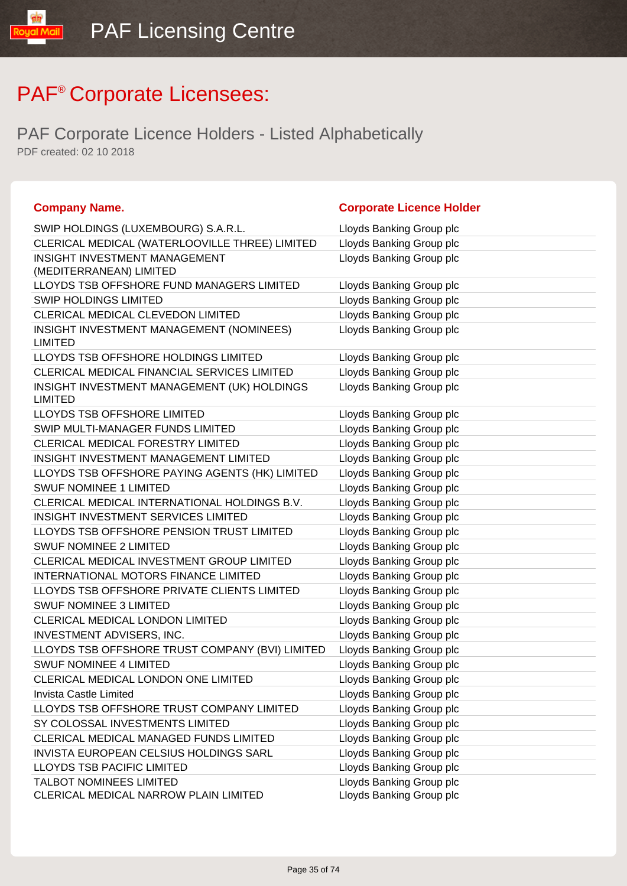# PAF® Corporate Licensees:

## PAF Corporate Licence Holders - Listed Alphabetically

PDF created: 02 10 2018

| Company Name. | Corporate Licence Holder |
|---|---|
| SWIP HOLDINGS (LUXEMBOURG) S.A.R.L. | Lloyds Banking Group plc |
| CLERICAL MEDICAL (WATERLOOVILLE THREE) LIMITED | Lloyds Banking Group plc |
| INSIGHT INVESTMENT MANAGEMENT (MEDITERRANEAN) LIMITED | Lloyds Banking Group plc |
| LLOYDS TSB OFFSHORE FUND MANAGERS LIMITED | Lloyds Banking Group plc |
| SWIP HOLDINGS LIMITED | Lloyds Banking Group plc |
| CLERICAL MEDICAL CLEVEDON LIMITED | Lloyds Banking Group plc |
| INSIGHT INVESTMENT MANAGEMENT (NOMINEES) LIMITED | Lloyds Banking Group plc |
| LLOYDS TSB OFFSHORE HOLDINGS LIMITED | Lloyds Banking Group plc |
| CLERICAL MEDICAL FINANCIAL SERVICES LIMITED | Lloyds Banking Group plc |
| INSIGHT INVESTMENT MANAGEMENT (UK) HOLDINGS LIMITED | Lloyds Banking Group plc |
| LLOYDS TSB OFFSHORE LIMITED | Lloyds Banking Group plc |
| SWIP MULTI-MANAGER FUNDS LIMITED | Lloyds Banking Group plc |
| CLERICAL MEDICAL FORESTRY LIMITED | Lloyds Banking Group plc |
| INSIGHT INVESTMENT MANAGEMENT LIMITED | Lloyds Banking Group plc |
| LLOYDS TSB OFFSHORE PAYING AGENTS (HK) LIMITED | Lloyds Banking Group plc |
| SWUF NOMINEE 1 LIMITED | Lloyds Banking Group plc |
| CLERICAL MEDICAL INTERNATIONAL HOLDINGS B.V. | Lloyds Banking Group plc |
| INSIGHT INVESTMENT SERVICES LIMITED | Lloyds Banking Group plc |
| LLOYDS TSB OFFSHORE PENSION TRUST LIMITED | Lloyds Banking Group plc |
| SWUF NOMINEE 2 LIMITED | Lloyds Banking Group plc |
| CLERICAL MEDICAL INVESTMENT GROUP LIMITED | Lloyds Banking Group plc |
| INTERNATIONAL MOTORS FINANCE LIMITED | Lloyds Banking Group plc |
| LLOYDS TSB OFFSHORE PRIVATE CLIENTS LIMITED | Lloyds Banking Group plc |
| SWUF NOMINEE 3 LIMITED | Lloyds Banking Group plc |
| CLERICAL MEDICAL LONDON LIMITED | Lloyds Banking Group plc |
| INVESTMENT ADVISERS, INC. | Lloyds Banking Group plc |
| LLOYDS TSB OFFSHORE TRUST COMPANY (BVI) LIMITED | Lloyds Banking Group plc |
| SWUF NOMINEE 4 LIMITED | Lloyds Banking Group plc |
| CLERICAL MEDICAL LONDON ONE LIMITED | Lloyds Banking Group plc |
| Invista Castle Limited | Lloyds Banking Group plc |
| LLOYDS TSB OFFSHORE TRUST COMPANY LIMITED | Lloyds Banking Group plc |
| SY COLOSSAL INVESTMENTS LIMITED | Lloyds Banking Group plc |
| CLERICAL MEDICAL MANAGED FUNDS LIMITED | Lloyds Banking Group plc |
| INVISTA EUROPEAN CELSIUS HOLDINGS SARL | Lloyds Banking Group plc |
| LLOYDS TSB PACIFIC LIMITED | Lloyds Banking Group plc |
| TALBOT NOMINEES LIMITED | Lloyds Banking Group plc |
| CLERICAL MEDICAL NARROW PLAIN LIMITED | Lloyds Banking Group plc |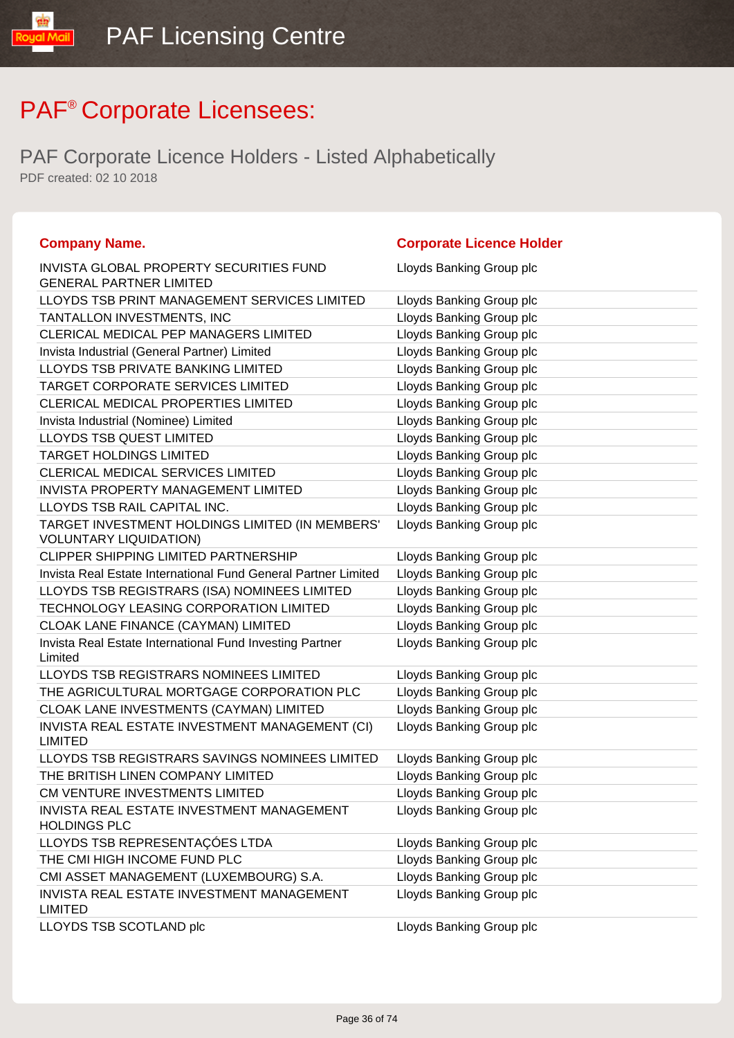# PAF® Corporate Licensees:

## PAF Corporate Licence Holders - Listed Alphabetically

PDF created: 02 10 2018

| Company Name. | Corporate Licence Holder |
|---|---|
| INVISTA GLOBAL PROPERTY SECURITIES FUND GENERAL PARTNER LIMITED | Lloyds Banking Group plc |
| LLOYDS TSB PRINT MANAGEMENT SERVICES LIMITED | Lloyds Banking Group plc |
| TANTALLON INVESTMENTS, INC | Lloyds Banking Group plc |
| CLERICAL MEDICAL PEP MANAGERS LIMITED | Lloyds Banking Group plc |
| Invista Industrial (General Partner) Limited | Lloyds Banking Group plc |
| LLOYDS TSB PRIVATE BANKING LIMITED | Lloyds Banking Group plc |
| TARGET CORPORATE SERVICES LIMITED | Lloyds Banking Group plc |
| CLERICAL MEDICAL PROPERTIES LIMITED | Lloyds Banking Group plc |
| Invista Industrial (Nominee) Limited | Lloyds Banking Group plc |
| LLOYDS TSB QUEST LIMITED | Lloyds Banking Group plc |
| TARGET HOLDINGS LIMITED | Lloyds Banking Group plc |
| CLERICAL MEDICAL SERVICES LIMITED | Lloyds Banking Group plc |
| INVISTA PROPERTY MANAGEMENT LIMITED | Lloyds Banking Group plc |
| LLOYDS TSB RAIL CAPITAL INC. | Lloyds Banking Group plc |
| TARGET INVESTMENT HOLDINGS LIMITED (IN MEMBERS' VOLUNTARY LIQUIDATION) | Lloyds Banking Group plc |
| CLIPPER SHIPPING LIMITED PARTNERSHIP | Lloyds Banking Group plc |
| Invista Real Estate International Fund General Partner Limited | Lloyds Banking Group plc |
| LLOYDS TSB REGISTRARS (ISA) NOMINEES LIMITED | Lloyds Banking Group plc |
| TECHNOLOGY LEASING CORPORATION LIMITED | Lloyds Banking Group plc |
| CLOAK LANE FINANCE (CAYMAN) LIMITED | Lloyds Banking Group plc |
| Invista Real Estate International Fund Investing Partner Limited | Lloyds Banking Group plc |
| LLOYDS TSB REGISTRARS NOMINEES LIMITED | Lloyds Banking Group plc |
| THE AGRICULTURAL MORTGAGE CORPORATION PLC | Lloyds Banking Group plc |
| CLOAK LANE INVESTMENTS (CAYMAN) LIMITED | Lloyds Banking Group plc |
| INVISTA REAL ESTATE INVESTMENT MANAGEMENT (CI) LIMITED | Lloyds Banking Group plc |
| LLOYDS TSB REGISTRARS SAVINGS NOMINEES LIMITED | Lloyds Banking Group plc |
| THE BRITISH LINEN COMPANY LIMITED | Lloyds Banking Group plc |
| CM VENTURE INVESTMENTS LIMITED | Lloyds Banking Group plc |
| INVISTA REAL ESTATE INVESTMENT MANAGEMENT HOLDINGS PLC | Lloyds Banking Group plc |
| LLOYDS TSB REPRESENTAÇÓES LTDA | Lloyds Banking Group plc |
| THE CMI HIGH INCOME FUND PLC | Lloyds Banking Group plc |
| CMI ASSET MANAGEMENT (LUXEMBOURG) S.A. | Lloyds Banking Group plc |
| INVISTA REAL ESTATE INVESTMENT MANAGEMENT LIMITED | Lloyds Banking Group plc |
| LLOYDS TSB SCOTLAND plc | Lloyds Banking Group plc |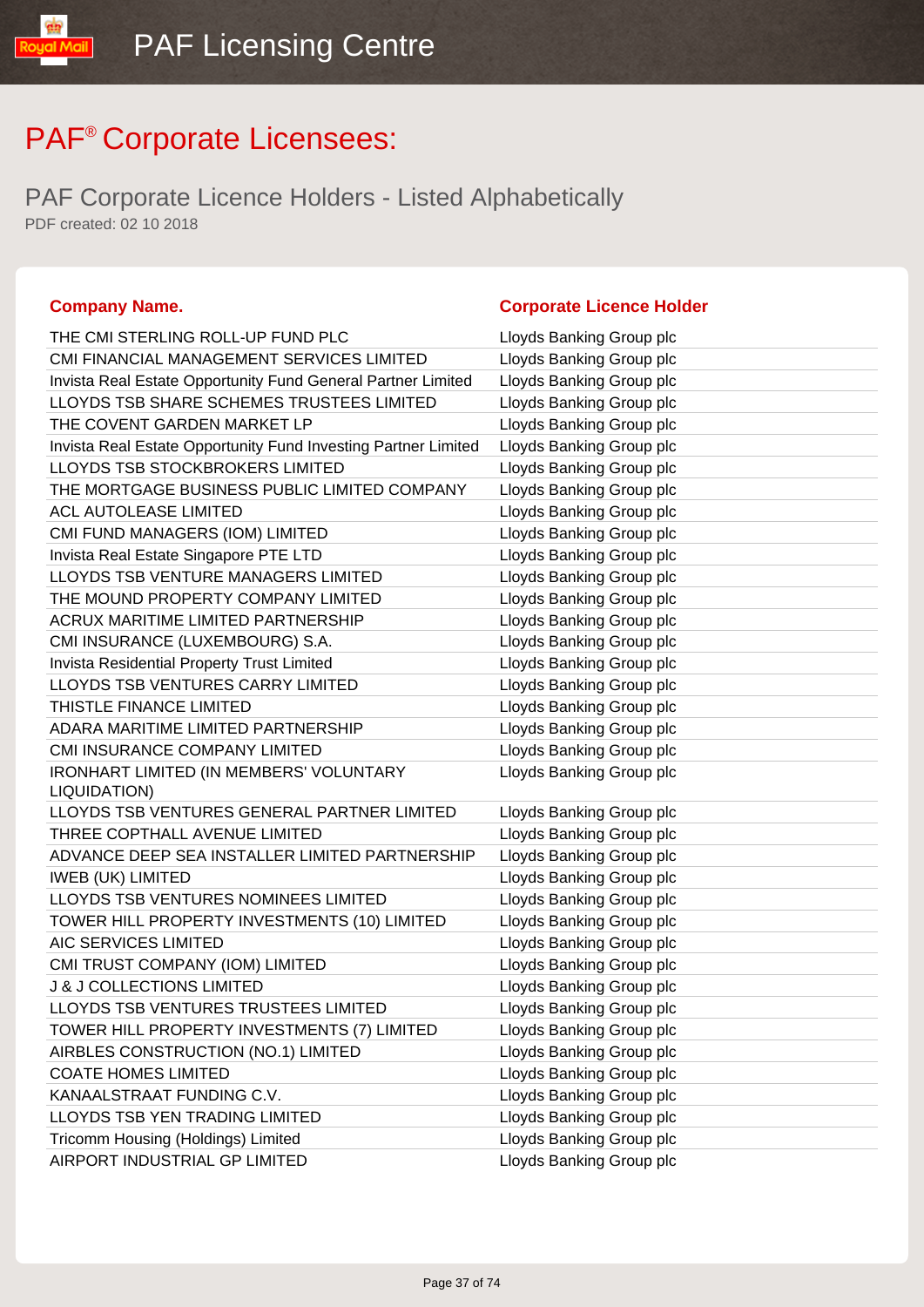# PAF® Corporate Licensees:

## PAF Corporate Licence Holders - Listed Alphabetically

PDF created: 02 10 2018

| Company Name. | Corporate Licence Holder |
|---|---|
| THE CMI STERLING ROLL-UP FUND PLC | Lloyds Banking Group plc |
| CMI FINANCIAL MANAGEMENT SERVICES LIMITED | Lloyds Banking Group plc |
| Invista Real Estate Opportunity Fund General Partner Limited | Lloyds Banking Group plc |
| LLOYDS TSB SHARE SCHEMES TRUSTEES LIMITED | Lloyds Banking Group plc |
| THE COVENT GARDEN MARKET LP | Lloyds Banking Group plc |
| Invista Real Estate Opportunity Fund Investing Partner Limited | Lloyds Banking Group plc |
| LLOYDS TSB STOCKBROKERS LIMITED | Lloyds Banking Group plc |
| THE MORTGAGE BUSINESS PUBLIC LIMITED COMPANY | Lloyds Banking Group plc |
| ACL AUTOLEASE LIMITED | Lloyds Banking Group plc |
| CMI FUND MANAGERS (IOM) LIMITED | Lloyds Banking Group plc |
| Invista Real Estate Singapore PTE LTD | Lloyds Banking Group plc |
| LLOYDS TSB VENTURE MANAGERS LIMITED | Lloyds Banking Group plc |
| THE MOUND PROPERTY COMPANY LIMITED | Lloyds Banking Group plc |
| ACRUX MARITIME LIMITED PARTNERSHIP | Lloyds Banking Group plc |
| CMI INSURANCE (LUXEMBOURG) S.A. | Lloyds Banking Group plc |
| Invista Residential Property Trust Limited | Lloyds Banking Group plc |
| LLOYDS TSB VENTURES CARRY LIMITED | Lloyds Banking Group plc |
| THISTLE FINANCE LIMITED | Lloyds Banking Group plc |
| ADARA MARITIME LIMITED PARTNERSHIP | Lloyds Banking Group plc |
| CMI INSURANCE COMPANY LIMITED | Lloyds Banking Group plc |
| IRONHART LIMITED (IN MEMBERS' VOLUNTARY LIQUIDATION) | Lloyds Banking Group plc |
| LLOYDS TSB VENTURES GENERAL PARTNER LIMITED | Lloyds Banking Group plc |
| THREE COPTHALL AVENUE LIMITED | Lloyds Banking Group plc |
| ADVANCE DEEP SEA INSTALLER LIMITED PARTNERSHIP | Lloyds Banking Group plc |
| IWEB (UK) LIMITED | Lloyds Banking Group plc |
| LLOYDS TSB VENTURES NOMINEES LIMITED | Lloyds Banking Group plc |
| TOWER HILL PROPERTY INVESTMENTS (10) LIMITED | Lloyds Banking Group plc |
| AIC SERVICES LIMITED | Lloyds Banking Group plc |
| CMI TRUST COMPANY (IOM) LIMITED | Lloyds Banking Group plc |
| J & J COLLECTIONS LIMITED | Lloyds Banking Group plc |
| LLOYDS TSB VENTURES TRUSTEES LIMITED | Lloyds Banking Group plc |
| TOWER HILL PROPERTY INVESTMENTS (7) LIMITED | Lloyds Banking Group plc |
| AIRBLES CONSTRUCTION (NO.1) LIMITED | Lloyds Banking Group plc |
| COATE HOMES LIMITED | Lloyds Banking Group plc |
| KANAALSTRAAT FUNDING C.V. | Lloyds Banking Group plc |
| LLOYDS TSB YEN TRADING LIMITED | Lloyds Banking Group plc |
| Tricomm Housing (Holdings) Limited | Lloyds Banking Group plc |
| AIRPORT INDUSTRIAL GP LIMITED | Lloyds Banking Group plc |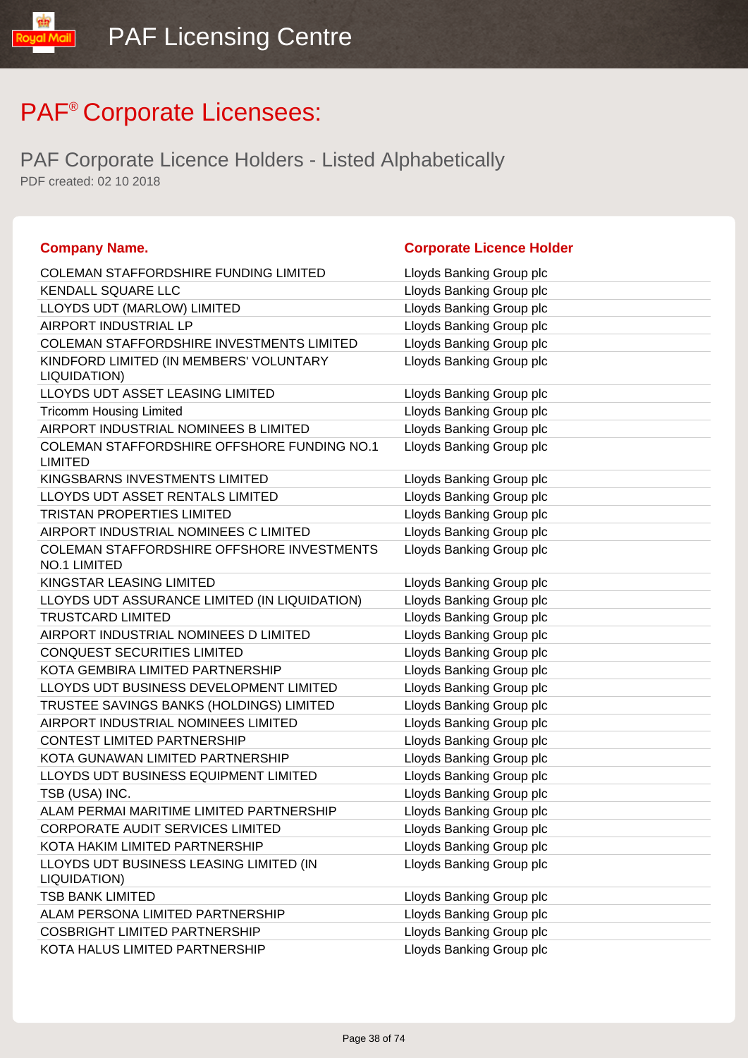# PAF® Corporate Licensees:

## PAF Corporate Licence Holders - Listed Alphabetically

PDF created: 02 10 2018

| Company Name. | Corporate Licence Holder |
|---|---|
| COLEMAN STAFFORDSHIRE FUNDING LIMITED | Lloyds Banking Group plc |
| KENDALL SQUARE LLC | Lloyds Banking Group plc |
| LLOYDS UDT (MARLOW) LIMITED | Lloyds Banking Group plc |
| AIRPORT INDUSTRIAL LP | Lloyds Banking Group plc |
| COLEMAN STAFFORDSHIRE INVESTMENTS LIMITED | Lloyds Banking Group plc |
| KINDFORD LIMITED (IN MEMBERS' VOLUNTARY LIQUIDATION) | Lloyds Banking Group plc |
| LLOYDS UDT ASSET LEASING LIMITED | Lloyds Banking Group plc |
| Tricomm Housing Limited | Lloyds Banking Group plc |
| AIRPORT INDUSTRIAL NOMINEES B LIMITED | Lloyds Banking Group plc |
| COLEMAN STAFFORDSHIRE OFFSHORE FUNDING NO.1 LIMITED | Lloyds Banking Group plc |
| KINGSBARNS INVESTMENTS LIMITED | Lloyds Banking Group plc |
| LLOYDS UDT ASSET RENTALS LIMITED | Lloyds Banking Group plc |
| TRISTAN PROPERTIES LIMITED | Lloyds Banking Group plc |
| AIRPORT INDUSTRIAL NOMINEES C LIMITED | Lloyds Banking Group plc |
| COLEMAN STAFFORDSHIRE OFFSHORE INVESTMENTS NO.1 LIMITED | Lloyds Banking Group plc |
| KINGSTAR LEASING LIMITED | Lloyds Banking Group plc |
| LLOYDS UDT ASSURANCE LIMITED (IN LIQUIDATION) | Lloyds Banking Group plc |
| TRUSTCARD LIMITED | Lloyds Banking Group plc |
| AIRPORT INDUSTRIAL NOMINEES D LIMITED | Lloyds Banking Group plc |
| CONQUEST SECURITIES LIMITED | Lloyds Banking Group plc |
| KOTA GEMBIRA LIMITED PARTNERSHIP | Lloyds Banking Group plc |
| LLOYDS UDT BUSINESS DEVELOPMENT LIMITED | Lloyds Banking Group plc |
| TRUSTEE SAVINGS BANKS (HOLDINGS) LIMITED | Lloyds Banking Group plc |
| AIRPORT INDUSTRIAL NOMINEES LIMITED | Lloyds Banking Group plc |
| CONTEST LIMITED PARTNERSHIP | Lloyds Banking Group plc |
| KOTA GUNAWAN LIMITED PARTNERSHIP | Lloyds Banking Group plc |
| LLOYDS UDT BUSINESS EQUIPMENT LIMITED | Lloyds Banking Group plc |
| TSB (USA) INC. | Lloyds Banking Group plc |
| ALAM PERMAI MARITIME LIMITED PARTNERSHIP | Lloyds Banking Group plc |
| CORPORATE AUDIT SERVICES LIMITED | Lloyds Banking Group plc |
| KOTA HAKIM LIMITED PARTNERSHIP | Lloyds Banking Group plc |
| LLOYDS UDT BUSINESS LEASING LIMITED (IN LIQUIDATION) | Lloyds Banking Group plc |
| TSB BANK LIMITED | Lloyds Banking Group plc |
| ALAM PERSONA LIMITED PARTNERSHIP | Lloyds Banking Group plc |
| COSBRIGHT LIMITED PARTNERSHIP | Lloyds Banking Group plc |
| KOTA HALUS LIMITED PARTNERSHIP | Lloyds Banking Group plc |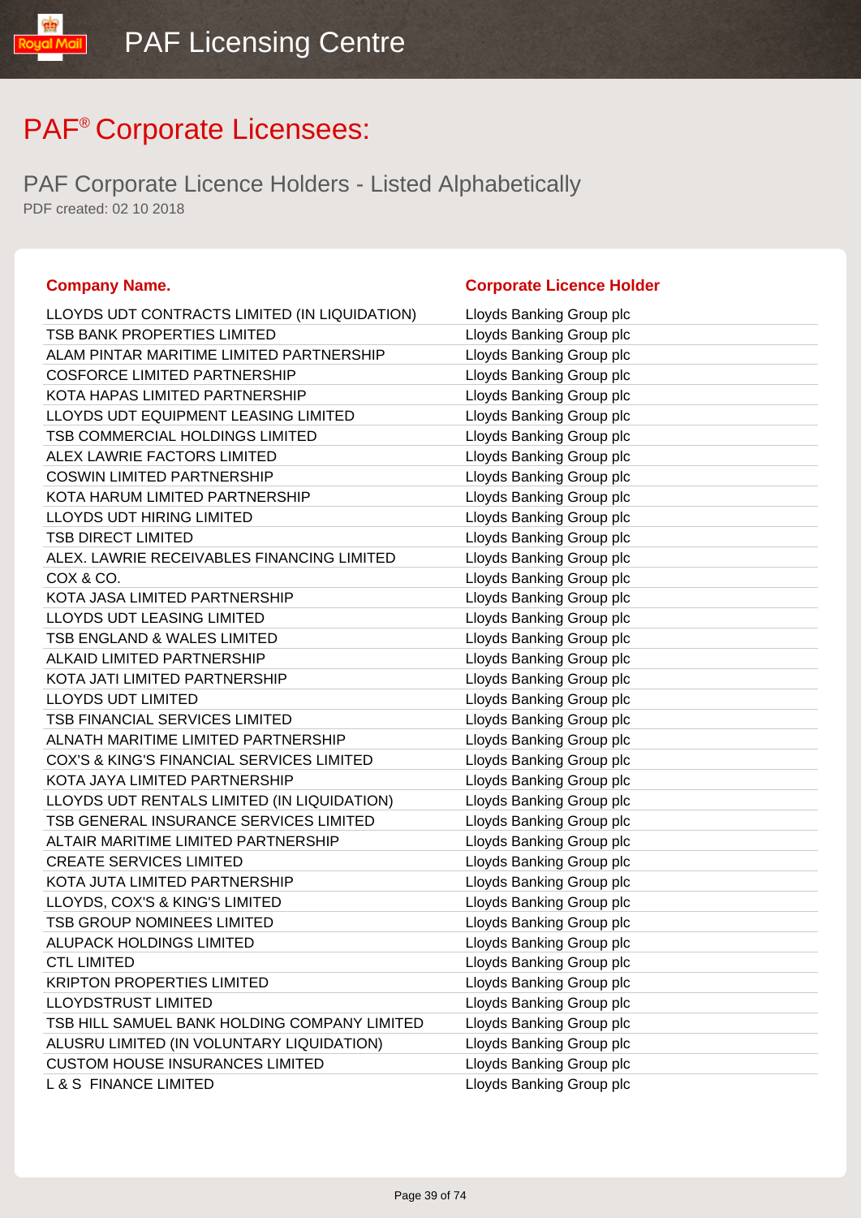# PAF® Corporate Licensees:

## PAF Corporate Licence Holders - Listed Alphabetically

PDF created: 02 10 2018

| Company Name. | Corporate Licence Holder |
|---|---|
| LLOYDS UDT CONTRACTS LIMITED (IN LIQUIDATION) | Lloyds Banking Group plc |
| TSB BANK PROPERTIES LIMITED | Lloyds Banking Group plc |
| ALAM PINTAR MARITIME LIMITED PARTNERSHIP | Lloyds Banking Group plc |
| COSFORCE LIMITED PARTNERSHIP | Lloyds Banking Group plc |
| KOTA HAPAS LIMITED PARTNERSHIP | Lloyds Banking Group plc |
| LLOYDS UDT EQUIPMENT LEASING LIMITED | Lloyds Banking Group plc |
| TSB COMMERCIAL HOLDINGS LIMITED | Lloyds Banking Group plc |
| ALEX LAWRIE FACTORS LIMITED | Lloyds Banking Group plc |
| COSWIN LIMITED PARTNERSHIP | Lloyds Banking Group plc |
| KOTA HARUM LIMITED PARTNERSHIP | Lloyds Banking Group plc |
| LLOYDS UDT HIRING LIMITED | Lloyds Banking Group plc |
| TSB DIRECT LIMITED | Lloyds Banking Group plc |
| ALEX. LAWRIE RECEIVABLES FINANCING LIMITED | Lloyds Banking Group plc |
| COX & CO. | Lloyds Banking Group plc |
| KOTA JASA LIMITED PARTNERSHIP | Lloyds Banking Group plc |
| LLOYDS UDT LEASING LIMITED | Lloyds Banking Group plc |
| TSB ENGLAND & WALES LIMITED | Lloyds Banking Group plc |
| ALKAID LIMITED PARTNERSHIP | Lloyds Banking Group plc |
| KOTA JATI LIMITED PARTNERSHIP | Lloyds Banking Group plc |
| LLOYDS UDT LIMITED | Lloyds Banking Group plc |
| TSB FINANCIAL SERVICES LIMITED | Lloyds Banking Group plc |
| ALNATH MARITIME LIMITED PARTNERSHIP | Lloyds Banking Group plc |
| COX'S & KING'S FINANCIAL SERVICES LIMITED | Lloyds Banking Group plc |
| KOTA JAYA LIMITED PARTNERSHIP | Lloyds Banking Group plc |
| LLOYDS UDT RENTALS LIMITED (IN LIQUIDATION) | Lloyds Banking Group plc |
| TSB GENERAL INSURANCE SERVICES LIMITED | Lloyds Banking Group plc |
| ALTAIR MARITIME LIMITED PARTNERSHIP | Lloyds Banking Group plc |
| CREATE SERVICES LIMITED | Lloyds Banking Group plc |
| KOTA JUTA LIMITED PARTNERSHIP | Lloyds Banking Group plc |
| LLOYDS, COX'S & KING'S LIMITED | Lloyds Banking Group plc |
| TSB GROUP NOMINEES LIMITED | Lloyds Banking Group plc |
| ALUPACK HOLDINGS LIMITED | Lloyds Banking Group plc |
| CTL LIMITED | Lloyds Banking Group plc |
| KRIPTON PROPERTIES LIMITED | Lloyds Banking Group plc |
| LLOYDSTRUST LIMITED | Lloyds Banking Group plc |
| TSB HILL SAMUEL BANK HOLDING COMPANY LIMITED | Lloyds Banking Group plc |
| ALUSRU LIMITED (IN VOLUNTARY LIQUIDATION) | Lloyds Banking Group plc |
| CUSTOM HOUSE INSURANCES LIMITED | Lloyds Banking Group plc |
| L & S FINANCE LIMITED | Lloyds Banking Group plc |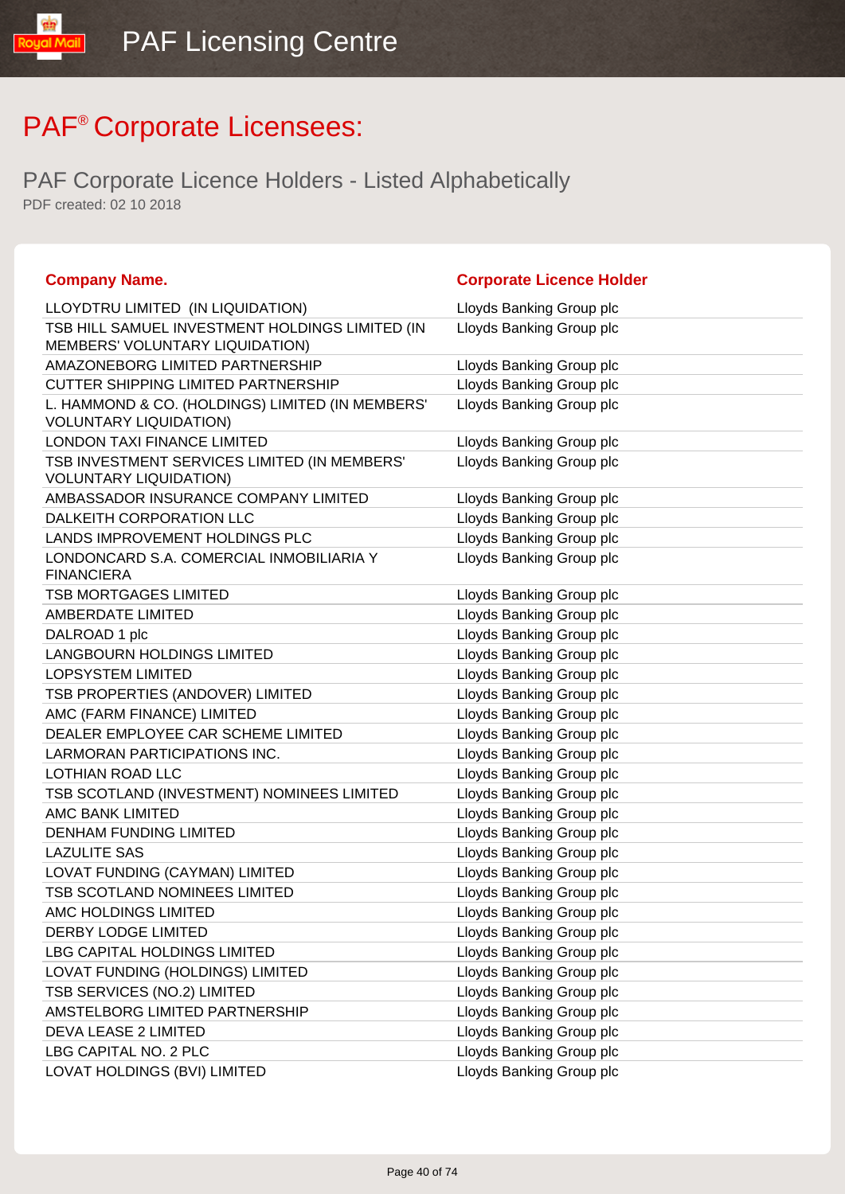# PAF® Corporate Licensees:

## PAF Corporate Licence Holders - Listed Alphabetically

PDF created: 02 10 2018

| Company Name. | Corporate Licence Holder |
| --- | --- |
| LLOYDTRU LIMITED (IN LIQUIDATION) | Lloyds Banking Group plc |
| TSB HILL SAMUEL INVESTMENT HOLDINGS LIMITED (IN MEMBERS' VOLUNTARY LIQUIDATION) | Lloyds Banking Group plc |
| AMAZONEBORG LIMITED PARTNERSHIP | Lloyds Banking Group plc |
| CUTTER SHIPPING LIMITED PARTNERSHIP | Lloyds Banking Group plc |
| L. HAMMOND & CO. (HOLDINGS) LIMITED (IN MEMBERS' VOLUNTARY LIQUIDATION) | Lloyds Banking Group plc |
| LONDON TAXI FINANCE LIMITED | Lloyds Banking Group plc |
| TSB INVESTMENT SERVICES LIMITED (IN MEMBERS' VOLUNTARY LIQUIDATION) | Lloyds Banking Group plc |
| AMBASSADOR INSURANCE COMPANY LIMITED | Lloyds Banking Group plc |
| DALKEITH CORPORATION LLC | Lloyds Banking Group plc |
| LANDS IMPROVEMENT HOLDINGS PLC | Lloyds Banking Group plc |
| LONDONCARD S.A. COMERCIAL INMOBILIARIA Y FINANCIERA | Lloyds Banking Group plc |
| TSB MORTGAGES LIMITED | Lloyds Banking Group plc |
| AMBERDATE LIMITED | Lloyds Banking Group plc |
| DALROAD 1 plc | Lloyds Banking Group plc |
| LANGBOURN HOLDINGS LIMITED | Lloyds Banking Group plc |
| LOPSYSTEM LIMITED | Lloyds Banking Group plc |
| TSB PROPERTIES (ANDOVER) LIMITED | Lloyds Banking Group plc |
| AMC (FARM FINANCE) LIMITED | Lloyds Banking Group plc |
| DEALER EMPLOYEE CAR SCHEME LIMITED | Lloyds Banking Group plc |
| LARMORAN PARTICIPATIONS INC. | Lloyds Banking Group plc |
| LOTHIAN ROAD LLC | Lloyds Banking Group plc |
| TSB SCOTLAND (INVESTMENT) NOMINEES LIMITED | Lloyds Banking Group plc |
| AMC BANK LIMITED | Lloyds Banking Group plc |
| DENHAM FUNDING LIMITED | Lloyds Banking Group plc |
| LAZULITE SAS | Lloyds Banking Group plc |
| LOVAT FUNDING (CAYMAN) LIMITED | Lloyds Banking Group plc |
| TSB SCOTLAND NOMINEES LIMITED | Lloyds Banking Group plc |
| AMC HOLDINGS LIMITED | Lloyds Banking Group plc |
| DERBY LODGE LIMITED | Lloyds Banking Group plc |
| LBG CAPITAL HOLDINGS LIMITED | Lloyds Banking Group plc |
| LOVAT FUNDING (HOLDINGS) LIMITED | Lloyds Banking Group plc |
| TSB SERVICES (NO.2) LIMITED | Lloyds Banking Group plc |
| AMSTELBORG LIMITED PARTNERSHIP | Lloyds Banking Group plc |
| DEVA LEASE 2 LIMITED | Lloyds Banking Group plc |
| LBG CAPITAL NO. 2 PLC | Lloyds Banking Group plc |
| LOVAT HOLDINGS (BVI) LIMITED | Lloyds Banking Group plc |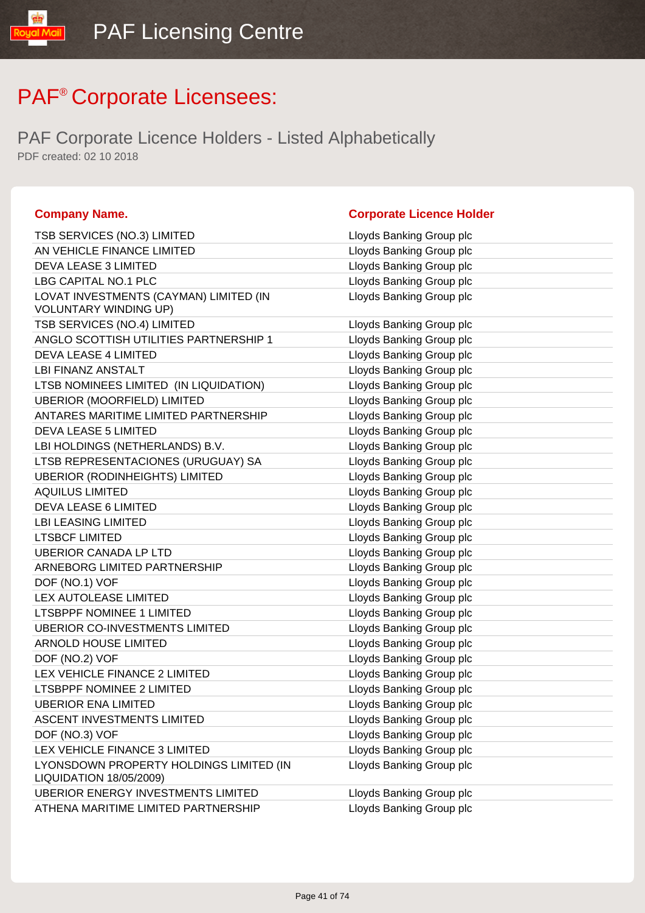# PAF® Corporate Licensees:

## PAF Corporate Licence Holders - Listed Alphabetically

PDF created: 02 10 2018

| Company Name. | Corporate Licence Holder |
|---|---|
| TSB SERVICES (NO.3) LIMITED | Lloyds Banking Group plc |
| AN VEHICLE FINANCE LIMITED | Lloyds Banking Group plc |
| DEVA LEASE 3 LIMITED | Lloyds Banking Group plc |
| LBG CAPITAL NO.1 PLC | Lloyds Banking Group plc |
| LOVAT INVESTMENTS (CAYMAN) LIMITED (IN VOLUNTARY WINDING UP) | Lloyds Banking Group plc |
| TSB SERVICES (NO.4) LIMITED | Lloyds Banking Group plc |
| ANGLO SCOTTISH UTILITIES PARTNERSHIP 1 | Lloyds Banking Group plc |
| DEVA LEASE 4 LIMITED | Lloyds Banking Group plc |
| LBI FINANZ ANSTALT | Lloyds Banking Group plc |
| LTSB NOMINEES LIMITED (IN LIQUIDATION) | Lloyds Banking Group plc |
| UBERIOR (MOORFIELD) LIMITED | Lloyds Banking Group plc |
| ANTARES MARITIME LIMITED PARTNERSHIP | Lloyds Banking Group plc |
| DEVA LEASE 5 LIMITED | Lloyds Banking Group plc |
| LBI HOLDINGS (NETHERLANDS) B.V. | Lloyds Banking Group plc |
| LTSB REPRESENTACIONES (URUGUAY) SA | Lloyds Banking Group plc |
| UBERIOR (RODINHEIGHTS) LIMITED | Lloyds Banking Group plc |
| AQUILUS LIMITED | Lloyds Banking Group plc |
| DEVA LEASE 6 LIMITED | Lloyds Banking Group plc |
| LBI LEASING LIMITED | Lloyds Banking Group plc |
| LTSBCF LIMITED | Lloyds Banking Group plc |
| UBERIOR CANADA LP LTD | Lloyds Banking Group plc |
| ARNEBORG LIMITED PARTNERSHIP | Lloyds Banking Group plc |
| DOF (NO.1) VOF | Lloyds Banking Group plc |
| LEX AUTOLEASE LIMITED | Lloyds Banking Group plc |
| LTSBPPF NOMINEE 1 LIMITED | Lloyds Banking Group plc |
| UBERIOR CO-INVESTMENTS LIMITED | Lloyds Banking Group plc |
| ARNOLD HOUSE LIMITED | Lloyds Banking Group plc |
| DOF (NO.2) VOF | Lloyds Banking Group plc |
| LEX VEHICLE FINANCE 2 LIMITED | Lloyds Banking Group plc |
| LTSBPPF NOMINEE 2 LIMITED | Lloyds Banking Group plc |
| UBERIOR ENA LIMITED | Lloyds Banking Group plc |
| ASCENT INVESTMENTS LIMITED | Lloyds Banking Group plc |
| DOF (NO.3) VOF | Lloyds Banking Group plc |
| LEX VEHICLE FINANCE 3 LIMITED | Lloyds Banking Group plc |
| LYONSDOWN PROPERTY HOLDINGS LIMITED (IN LIQUIDATION 18/05/2009) | Lloyds Banking Group plc |
| UBERIOR ENERGY INVESTMENTS LIMITED | Lloyds Banking Group plc |
| ATHENA MARITIME LIMITED PARTNERSHIP | Lloyds Banking Group plc |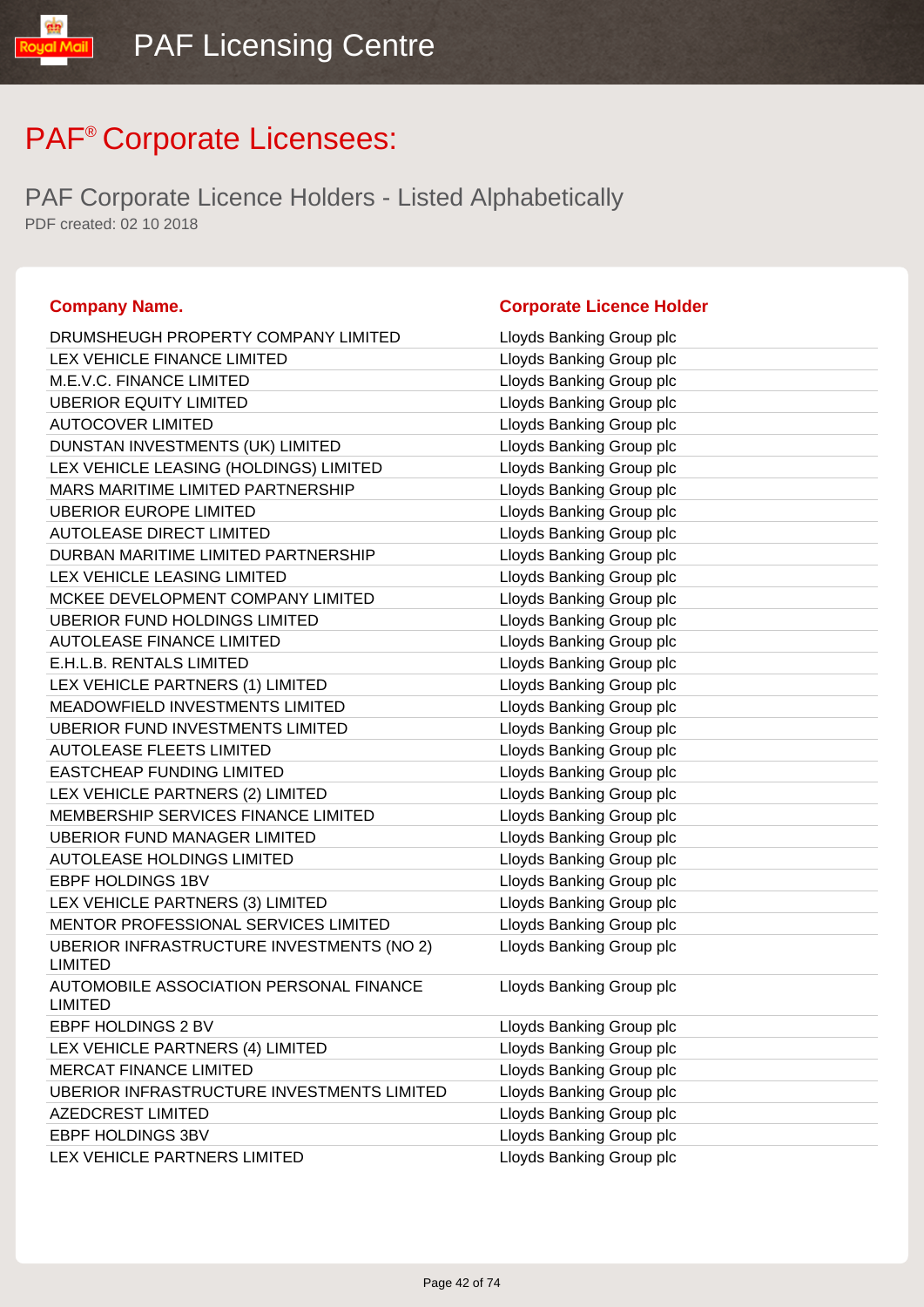PAF Licensing Centre

# PAF® Corporate Licensees:

## PAF Corporate Licence Holders - Listed Alphabetically

PDF created: 02 10 2018

| Company Name. | Corporate Licence Holder |
|---|---|
| DRUMSHEUGH PROPERTY COMPANY LIMITED | Lloyds Banking Group plc |
| LEX VEHICLE FINANCE LIMITED | Lloyds Banking Group plc |
| M.E.V.C. FINANCE LIMITED | Lloyds Banking Group plc |
| UBERIOR EQUITY LIMITED | Lloyds Banking Group plc |
| AUTOCOVER LIMITED | Lloyds Banking Group plc |
| DUNSTAN INVESTMENTS (UK) LIMITED | Lloyds Banking Group plc |
| LEX VEHICLE LEASING (HOLDINGS) LIMITED | Lloyds Banking Group plc |
| MARS MARITIME LIMITED PARTNERSHIP | Lloyds Banking Group plc |
| UBERIOR EUROPE LIMITED | Lloyds Banking Group plc |
| AUTOLEASE DIRECT LIMITED | Lloyds Banking Group plc |
| DURBAN MARITIME LIMITED PARTNERSHIP | Lloyds Banking Group plc |
| LEX VEHICLE LEASING LIMITED | Lloyds Banking Group plc |
| MCKEE DEVELOPMENT COMPANY LIMITED | Lloyds Banking Group plc |
| UBERIOR FUND HOLDINGS LIMITED | Lloyds Banking Group plc |
| AUTOLEASE FINANCE LIMITED | Lloyds Banking Group plc |
| E.H.L.B. RENTALS LIMITED | Lloyds Banking Group plc |
| LEX VEHICLE PARTNERS (1) LIMITED | Lloyds Banking Group plc |
| MEADOWFIELD INVESTMENTS LIMITED | Lloyds Banking Group plc |
| UBERIOR FUND INVESTMENTS LIMITED | Lloyds Banking Group plc |
| AUTOLEASE FLEETS LIMITED | Lloyds Banking Group plc |
| EASTCHEAP FUNDING LIMITED | Lloyds Banking Group plc |
| LEX VEHICLE PARTNERS (2) LIMITED | Lloyds Banking Group plc |
| MEMBERSHIP SERVICES FINANCE LIMITED | Lloyds Banking Group plc |
| UBERIOR FUND MANAGER LIMITED | Lloyds Banking Group plc |
| AUTOLEASE HOLDINGS LIMITED | Lloyds Banking Group plc |
| EBPF HOLDINGS 1BV | Lloyds Banking Group plc |
| LEX VEHICLE PARTNERS (3) LIMITED | Lloyds Banking Group plc |
| MENTOR PROFESSIONAL SERVICES LIMITED | Lloyds Banking Group plc |
| UBERIOR INFRASTRUCTURE INVESTMENTS (NO 2) LIMITED | Lloyds Banking Group plc |
| AUTOMOBILE ASSOCIATION PERSONAL FINANCE LIMITED | Lloyds Banking Group plc |
| EBPF HOLDINGS 2 BV | Lloyds Banking Group plc |
| LEX VEHICLE PARTNERS (4) LIMITED | Lloyds Banking Group plc |
| MERCAT FINANCE LIMITED | Lloyds Banking Group plc |
| UBERIOR INFRASTRUCTURE INVESTMENTS LIMITED | Lloyds Banking Group plc |
| AZEDCREST LIMITED | Lloyds Banking Group plc |
| EBPF HOLDINGS 3BV | Lloyds Banking Group plc |
| LEX VEHICLE PARTNERS LIMITED | Lloyds Banking Group plc |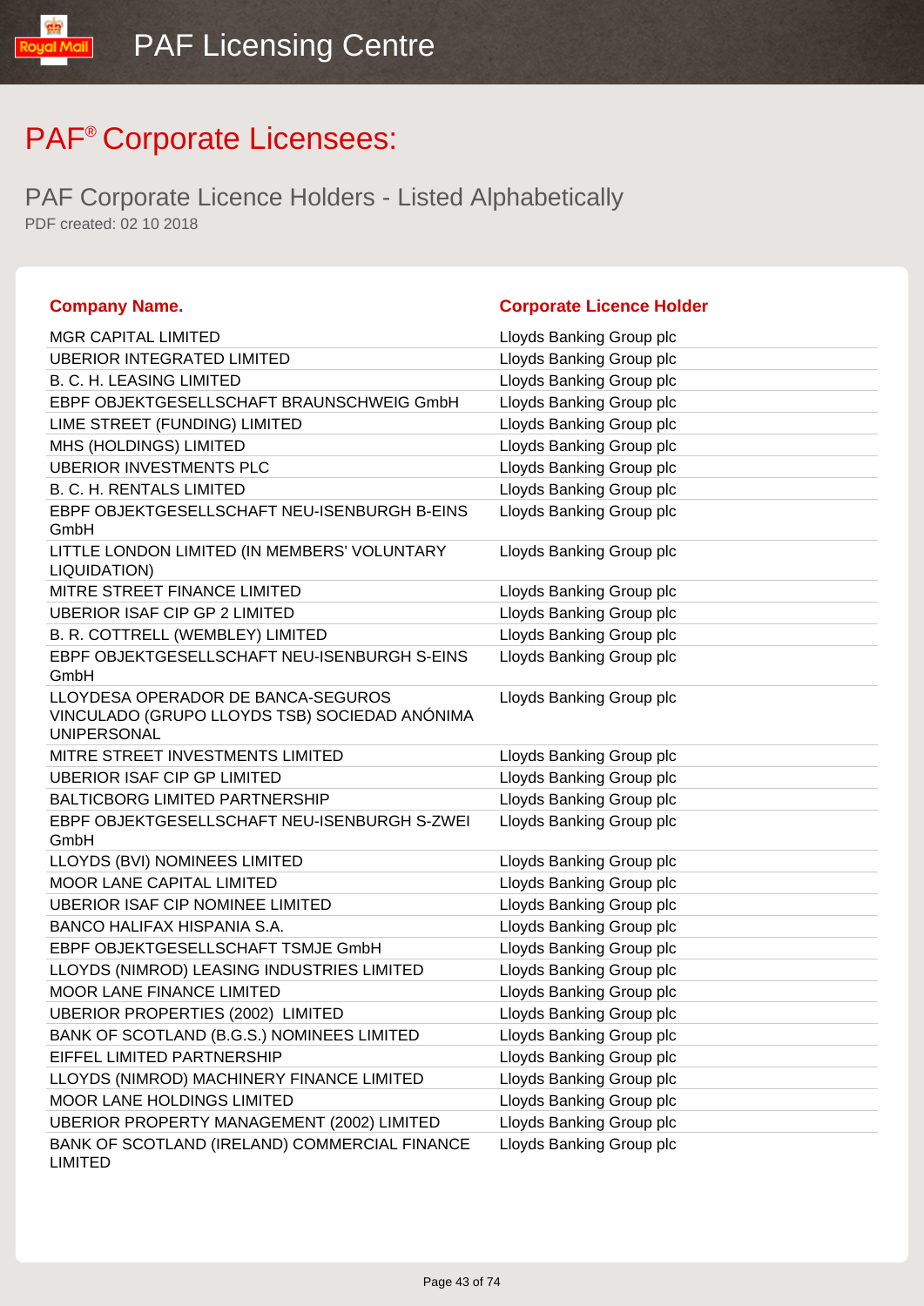# PAF® Corporate Licensees:

## PAF Corporate Licence Holders - Listed Alphabetically

PDF created: 02 10 2018

| Company Name. | Corporate Licence Holder |
|---|---|
| MGR CAPITAL LIMITED | Lloyds Banking Group plc |
| UBERIOR INTEGRATED LIMITED | Lloyds Banking Group plc |
| B. C. H. LEASING LIMITED | Lloyds Banking Group plc |
| EBPF OBJEKTGESELLSCHAFT BRAUNSCHWEIG GmbH | Lloyds Banking Group plc |
| LIME STREET (FUNDING) LIMITED | Lloyds Banking Group plc |
| MHS (HOLDINGS) LIMITED | Lloyds Banking Group plc |
| UBERIOR INVESTMENTS PLC | Lloyds Banking Group plc |
| B. C. H. RENTALS LIMITED | Lloyds Banking Group plc |
| EBPF OBJEKTGESELLSCHAFT NEU-ISENBURGH B-EINS GmbH | Lloyds Banking Group plc |
| LITTLE LONDON LIMITED (IN MEMBERS' VOLUNTARY LIQUIDATION) | Lloyds Banking Group plc |
| MITRE STREET FINANCE LIMITED | Lloyds Banking Group plc |
| UBERIOR ISAF CIP GP 2 LIMITED | Lloyds Banking Group plc |
| B. R. COTTRELL (WEMBLEY) LIMITED | Lloyds Banking Group plc |
| EBPF OBJEKTGESELLSCHAFT NEU-ISENBURGH S-EINS GmbH | Lloyds Banking Group plc |
| LLOYDESA OPERADOR DE BANCA-SEGUROS VINCULADO (GRUPO LLOYDS TSB) SOCIEDAD ANÓNIMA UNIPERSONAL | Lloyds Banking Group plc |
| MITRE STREET INVESTMENTS LIMITED | Lloyds Banking Group plc |
| UBERIOR ISAF CIP GP LIMITED | Lloyds Banking Group plc |
| BALTICBORG LIMITED PARTNERSHIP | Lloyds Banking Group plc |
| EBPF OBJEKTGESELLSCHAFT NEU-ISENBURGH S-ZWEI GmbH | Lloyds Banking Group plc |
| LLOYDS (BVI) NOMINEES LIMITED | Lloyds Banking Group plc |
| MOOR LANE CAPITAL LIMITED | Lloyds Banking Group plc |
| UBERIOR ISAF CIP NOMINEE LIMITED | Lloyds Banking Group plc |
| BANCO HALIFAX HISPANIA S.A. | Lloyds Banking Group plc |
| EBPF OBJEKTGESELLSCHAFT TSMJE GmbH | Lloyds Banking Group plc |
| LLOYDS (NIMROD) LEASING INDUSTRIES LIMITED | Lloyds Banking Group plc |
| MOOR LANE FINANCE LIMITED | Lloyds Banking Group plc |
| UBERIOR PROPERTIES (2002) LIMITED | Lloyds Banking Group plc |
| BANK OF SCOTLAND (B.G.S.) NOMINEES LIMITED | Lloyds Banking Group plc |
| EIFFEL LIMITED PARTNERSHIP | Lloyds Banking Group plc |
| LLOYDS (NIMROD) MACHINERY FINANCE LIMITED | Lloyds Banking Group plc |
| MOOR LANE HOLDINGS LIMITED | Lloyds Banking Group plc |
| UBERIOR PROPERTY MANAGEMENT (2002) LIMITED | Lloyds Banking Group plc |
| BANK OF SCOTLAND (IRELAND) COMMERCIAL FINANCE LIMITED | Lloyds Banking Group plc |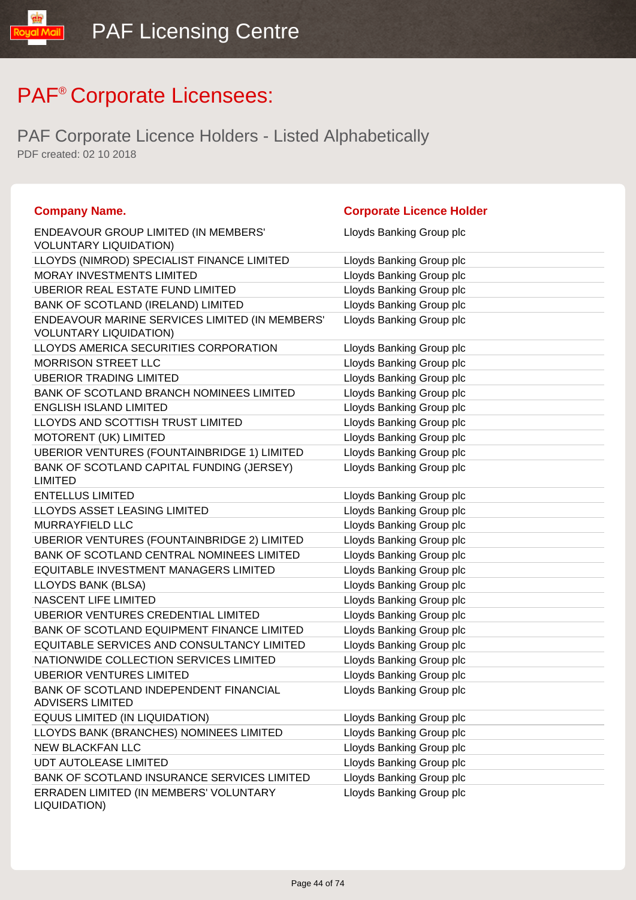# PAF® Corporate Licensees:

## PAF Corporate Licence Holders - Listed Alphabetically

PDF created: 02 10 2018

| Company Name. | Corporate Licence Holder |
|---|---|
| ENDEAVOUR GROUP LIMITED (IN MEMBERS' VOLUNTARY LIQUIDATION) | Lloyds Banking Group plc |
| LLOYDS (NIMROD) SPECIALIST FINANCE LIMITED | Lloyds Banking Group plc |
| MORAY INVESTMENTS LIMITED | Lloyds Banking Group plc |
| UBERIOR REAL ESTATE FUND LIMITED | Lloyds Banking Group plc |
| BANK OF SCOTLAND (IRELAND) LIMITED | Lloyds Banking Group plc |
| ENDEAVOUR MARINE SERVICES LIMITED (IN MEMBERS' VOLUNTARY LIQUIDATION) | Lloyds Banking Group plc |
| LLOYDS AMERICA SECURITIES CORPORATION | Lloyds Banking Group plc |
| MORRISON STREET LLC | Lloyds Banking Group plc |
| UBERIOR TRADING LIMITED | Lloyds Banking Group plc |
| BANK OF SCOTLAND BRANCH NOMINEES LIMITED | Lloyds Banking Group plc |
| ENGLISH ISLAND LIMITED | Lloyds Banking Group plc |
| LLOYDS AND SCOTTISH TRUST LIMITED | Lloyds Banking Group plc |
| MOTORENT (UK) LIMITED | Lloyds Banking Group plc |
| UBERIOR VENTURES (FOUNTAINBRIDGE 1) LIMITED | Lloyds Banking Group plc |
| BANK OF SCOTLAND CAPITAL FUNDING (JERSEY) LIMITED | Lloyds Banking Group plc |
| ENTELLUS LIMITED | Lloyds Banking Group plc |
| LLOYDS ASSET LEASING LIMITED | Lloyds Banking Group plc |
| MURRAYFIELD LLC | Lloyds Banking Group plc |
| UBERIOR VENTURES (FOUNTAINBRIDGE 2) LIMITED | Lloyds Banking Group plc |
| BANK OF SCOTLAND CENTRAL NOMINEES LIMITED | Lloyds Banking Group plc |
| EQUITABLE INVESTMENT MANAGERS LIMITED | Lloyds Banking Group plc |
| LLOYDS BANK (BLSA) | Lloyds Banking Group plc |
| NASCENT LIFE LIMITED | Lloyds Banking Group plc |
| UBERIOR VENTURES CREDENTIAL LIMITED | Lloyds Banking Group plc |
| BANK OF SCOTLAND EQUIPMENT FINANCE LIMITED | Lloyds Banking Group plc |
| EQUITABLE SERVICES AND CONSULTANCY LIMITED | Lloyds Banking Group plc |
| NATIONWIDE COLLECTION SERVICES LIMITED | Lloyds Banking Group plc |
| UBERIOR VENTURES LIMITED | Lloyds Banking Group plc |
| BANK OF SCOTLAND INDEPENDENT FINANCIAL ADVISERS LIMITED | Lloyds Banking Group plc |
| EQUUS LIMITED (IN LIQUIDATION) | Lloyds Banking Group plc |
| LLOYDS BANK (BRANCHES) NOMINEES LIMITED | Lloyds Banking Group plc |
| NEW BLACKFAN LLC | Lloyds Banking Group plc |
| UDT AUTOLEASE LIMITED | Lloyds Banking Group plc |
| BANK OF SCOTLAND INSURANCE SERVICES LIMITED | Lloyds Banking Group plc |
| ERRADEN LIMITED (IN MEMBERS' VOLUNTARY LIQUIDATION) | Lloyds Banking Group plc |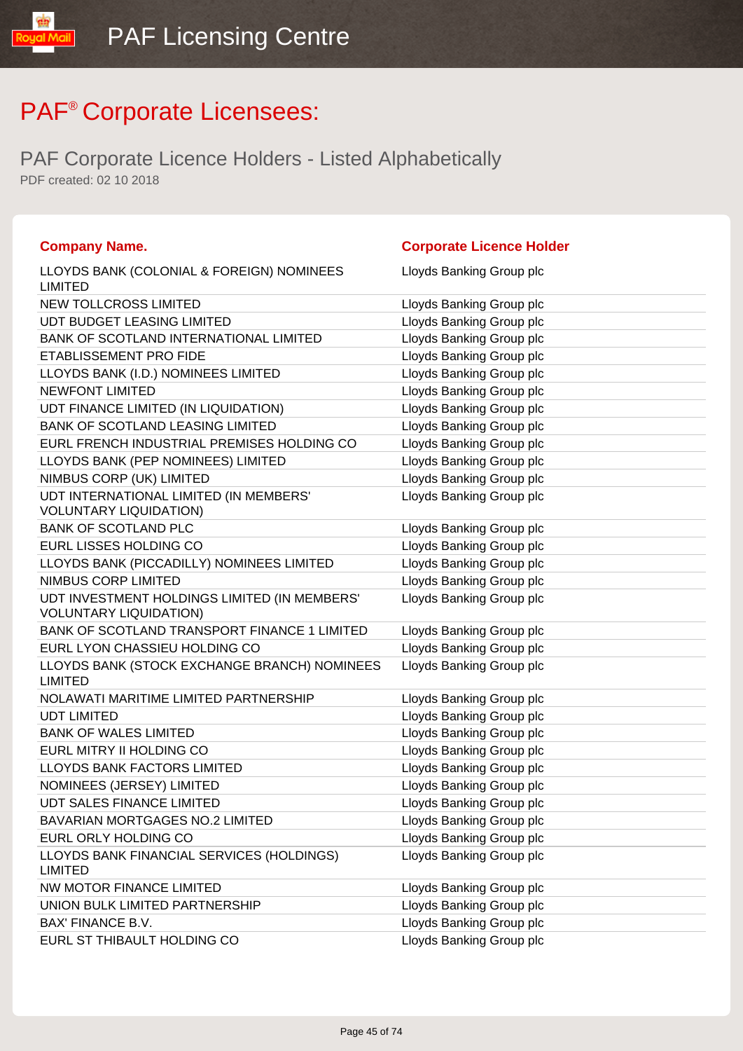# PAF® Corporate Licensees:

## PAF Corporate Licence Holders - Listed Alphabetically

PDF created: 02 10 2018

| Company Name. | Corporate Licence Holder |
| --- | --- |
| LLOYDS BANK (COLONIAL & FOREIGN) NOMINEES LIMITED | Lloyds Banking Group plc |
| NEW TOLLCROSS LIMITED | Lloyds Banking Group plc |
| UDT BUDGET LEASING LIMITED | Lloyds Banking Group plc |
| BANK OF SCOTLAND INTERNATIONAL LIMITED | Lloyds Banking Group plc |
| ETABLISSEMENT PRO FIDE | Lloyds Banking Group plc |
| LLOYDS BANK (I.D.) NOMINEES LIMITED | Lloyds Banking Group plc |
| NEWFONT LIMITED | Lloyds Banking Group plc |
| UDT FINANCE LIMITED (IN LIQUIDATION) | Lloyds Banking Group plc |
| BANK OF SCOTLAND LEASING LIMITED | Lloyds Banking Group plc |
| EURL FRENCH INDUSTRIAL PREMISES HOLDING CO | Lloyds Banking Group plc |
| LLOYDS BANK (PEP NOMINEES) LIMITED | Lloyds Banking Group plc |
| NIMBUS CORP (UK) LIMITED | Lloyds Banking Group plc |
| UDT INTERNATIONAL LIMITED (IN MEMBERS' VOLUNTARY LIQUIDATION) | Lloyds Banking Group plc |
| BANK OF SCOTLAND PLC | Lloyds Banking Group plc |
| EURL LISSES HOLDING CO | Lloyds Banking Group plc |
| LLOYDS BANK (PICCADILLY) NOMINEES LIMITED | Lloyds Banking Group plc |
| NIMBUS CORP LIMITED | Lloyds Banking Group plc |
| UDT INVESTMENT HOLDINGS LIMITED (IN MEMBERS' VOLUNTARY LIQUIDATION) | Lloyds Banking Group plc |
| BANK OF SCOTLAND TRANSPORT FINANCE 1 LIMITED | Lloyds Banking Group plc |
| EURL LYON CHASSIEU HOLDING CO | Lloyds Banking Group plc |
| LLOYDS BANK (STOCK EXCHANGE BRANCH) NOMINEES LIMITED | Lloyds Banking Group plc |
| NOLAWATI MARITIME LIMITED PARTNERSHIP | Lloyds Banking Group plc |
| UDT LIMITED | Lloyds Banking Group plc |
| BANK OF WALES LIMITED | Lloyds Banking Group plc |
| EURL MITRY II HOLDING CO | Lloyds Banking Group plc |
| LLOYDS BANK FACTORS LIMITED | Lloyds Banking Group plc |
| NOMINEES (JERSEY) LIMITED | Lloyds Banking Group plc |
| UDT SALES FINANCE LIMITED | Lloyds Banking Group plc |
| BAVARIAN MORTGAGES NO.2 LIMITED | Lloyds Banking Group plc |
| EURL ORLY HOLDING CO | Lloyds Banking Group plc |
| LLOYDS BANK FINANCIAL SERVICES (HOLDINGS) LIMITED | Lloyds Banking Group plc |
| NW MOTOR FINANCE LIMITED | Lloyds Banking Group plc |
| UNION BULK LIMITED PARTNERSHIP | Lloyds Banking Group plc |
| BAX' FINANCE B.V. | Lloyds Banking Group plc |
| EURL ST THIBAULT HOLDING CO | Lloyds Banking Group plc |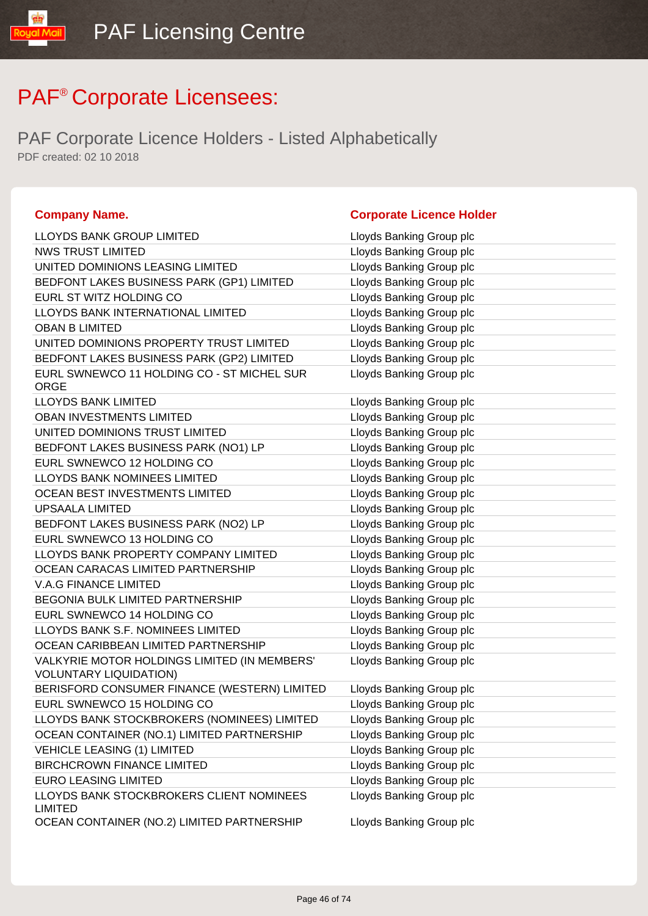# PAF® Corporate Licensees:

## PAF Corporate Licence Holders - Listed Alphabetically

PDF created: 02 10 2018

| Company Name. | Corporate Licence Holder |
|---|---|
| LLOYDS BANK GROUP LIMITED | Lloyds Banking Group plc |
| NWS TRUST LIMITED | Lloyds Banking Group plc |
| UNITED DOMINIONS LEASING LIMITED | Lloyds Banking Group plc |
| BEDFONT LAKES BUSINESS PARK (GP1) LIMITED | Lloyds Banking Group plc |
| EURL ST WITZ HOLDING CO | Lloyds Banking Group plc |
| LLOYDS BANK INTERNATIONAL LIMITED | Lloyds Banking Group plc |
| OBAN B LIMITED | Lloyds Banking Group plc |
| UNITED DOMINIONS PROPERTY TRUST LIMITED | Lloyds Banking Group plc |
| BEDFONT LAKES BUSINESS PARK (GP2) LIMITED | Lloyds Banking Group plc |
| EURL SWNEWCO 11 HOLDING CO - ST MICHEL SUR ORGE | Lloyds Banking Group plc |
| LLOYDS BANK LIMITED | Lloyds Banking Group plc |
| OBAN INVESTMENTS LIMITED | Lloyds Banking Group plc |
| UNITED DOMINIONS TRUST LIMITED | Lloyds Banking Group plc |
| BEDFONT LAKES BUSINESS PARK (NO1) LP | Lloyds Banking Group plc |
| EURL SWNEWCO 12 HOLDING CO | Lloyds Banking Group plc |
| LLOYDS BANK NOMINEES LIMITED | Lloyds Banking Group plc |
| OCEAN BEST INVESTMENTS LIMITED | Lloyds Banking Group plc |
| UPSAALA LIMITED | Lloyds Banking Group plc |
| BEDFONT LAKES BUSINESS PARK (NO2) LP | Lloyds Banking Group plc |
| EURL SWNEWCO 13 HOLDING CO | Lloyds Banking Group plc |
| LLOYDS BANK PROPERTY COMPANY LIMITED | Lloyds Banking Group plc |
| OCEAN CARACAS LIMITED PARTNERSHIP | Lloyds Banking Group plc |
| V.A.G FINANCE LIMITED | Lloyds Banking Group plc |
| BEGONIA BULK LIMITED PARTNERSHIP | Lloyds Banking Group plc |
| EURL SWNEWCO 14 HOLDING CO | Lloyds Banking Group plc |
| LLOYDS BANK S.F. NOMINEES LIMITED | Lloyds Banking Group plc |
| OCEAN CARIBBEAN LIMITED PARTNERSHIP | Lloyds Banking Group plc |
| VALKYRIE MOTOR HOLDINGS LIMITED (IN MEMBERS' VOLUNTARY LIQUIDATION) | Lloyds Banking Group plc |
| BERISFORD CONSUMER FINANCE (WESTERN) LIMITED | Lloyds Banking Group plc |
| EURL SWNEWCO 15 HOLDING CO | Lloyds Banking Group plc |
| LLOYDS BANK STOCKBROKERS (NOMINEES) LIMITED | Lloyds Banking Group plc |
| OCEAN CONTAINER (NO.1) LIMITED PARTNERSHIP | Lloyds Banking Group plc |
| VEHICLE LEASING (1) LIMITED | Lloyds Banking Group plc |
| BIRCHCROWN FINANCE LIMITED | Lloyds Banking Group plc |
| EURO LEASING LIMITED | Lloyds Banking Group plc |
| LLOYDS BANK STOCKBROKERS CLIENT NOMINEES LIMITED | Lloyds Banking Group plc |
| OCEAN CONTAINER (NO.2) LIMITED PARTNERSHIP | Lloyds Banking Group plc |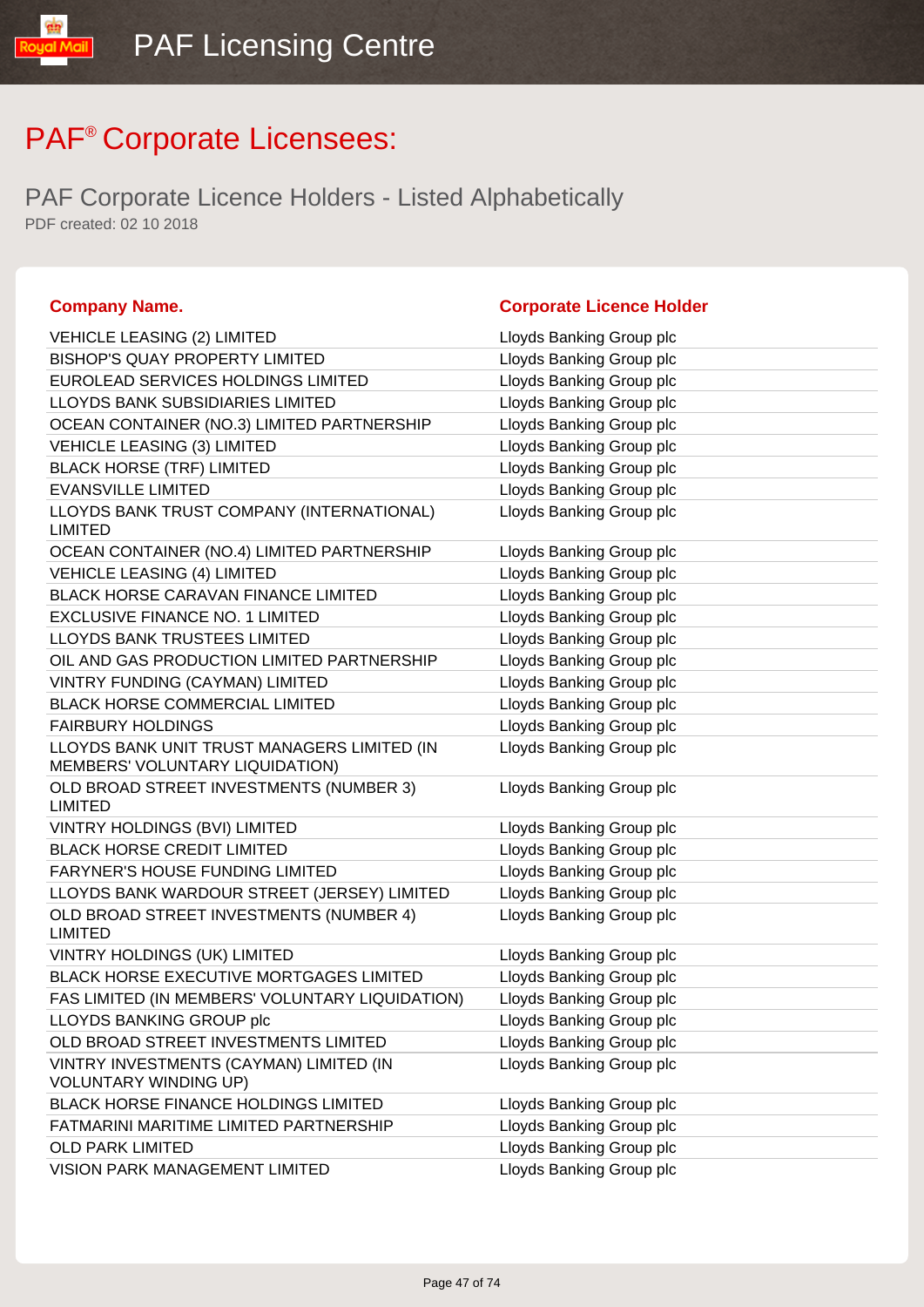# PAF® Corporate Licensees:

## PAF Corporate Licence Holders - Listed Alphabetically

PDF created: 02 10 2018

| Company Name. | Corporate Licence Holder |
|---|---|
| VEHICLE LEASING (2) LIMITED | Lloyds Banking Group plc |
| BISHOP'S QUAY PROPERTY LIMITED | Lloyds Banking Group plc |
| EUROLEAD SERVICES HOLDINGS LIMITED | Lloyds Banking Group plc |
| LLOYDS BANK SUBSIDIARIES LIMITED | Lloyds Banking Group plc |
| OCEAN CONTAINER (NO.3) LIMITED PARTNERSHIP | Lloyds Banking Group plc |
| VEHICLE LEASING (3) LIMITED | Lloyds Banking Group plc |
| BLACK HORSE (TRF) LIMITED | Lloyds Banking Group plc |
| EVANSVILLE LIMITED | Lloyds Banking Group plc |
| LLOYDS BANK TRUST COMPANY (INTERNATIONAL) LIMITED | Lloyds Banking Group plc |
| OCEAN CONTAINER (NO.4) LIMITED PARTNERSHIP | Lloyds Banking Group plc |
| VEHICLE LEASING (4) LIMITED | Lloyds Banking Group plc |
| BLACK HORSE CARAVAN FINANCE LIMITED | Lloyds Banking Group plc |
| EXCLUSIVE FINANCE NO. 1 LIMITED | Lloyds Banking Group plc |
| LLOYDS BANK TRUSTEES LIMITED | Lloyds Banking Group plc |
| OIL AND GAS PRODUCTION LIMITED PARTNERSHIP | Lloyds Banking Group plc |
| VINTRY FUNDING (CAYMAN) LIMITED | Lloyds Banking Group plc |
| BLACK HORSE COMMERCIAL LIMITED | Lloyds Banking Group plc |
| FAIRBURY HOLDINGS | Lloyds Banking Group plc |
| LLOYDS BANK UNIT TRUST MANAGERS LIMITED (IN MEMBERS' VOLUNTARY LIQUIDATION) | Lloyds Banking Group plc |
| OLD BROAD STREET INVESTMENTS (NUMBER 3) LIMITED | Lloyds Banking Group plc |
| VINTRY HOLDINGS (BVI) LIMITED | Lloyds Banking Group plc |
| BLACK HORSE CREDIT LIMITED | Lloyds Banking Group plc |
| FARYNER'S HOUSE FUNDING LIMITED | Lloyds Banking Group plc |
| LLOYDS BANK WARDOUR STREET (JERSEY) LIMITED | Lloyds Banking Group plc |
| OLD BROAD STREET INVESTMENTS (NUMBER 4) LIMITED | Lloyds Banking Group plc |
| VINTRY HOLDINGS (UK) LIMITED | Lloyds Banking Group plc |
| BLACK HORSE EXECUTIVE MORTGAGES LIMITED | Lloyds Banking Group plc |
| FAS LIMITED (IN MEMBERS' VOLUNTARY LIQUIDATION) | Lloyds Banking Group plc |
| LLOYDS BANKING GROUP plc | Lloyds Banking Group plc |
| OLD BROAD STREET INVESTMENTS LIMITED | Lloyds Banking Group plc |
| VINTRY INVESTMENTS (CAYMAN) LIMITED (IN VOLUNTARY WINDING UP) | Lloyds Banking Group plc |
| BLACK HORSE FINANCE HOLDINGS LIMITED | Lloyds Banking Group plc |
| FATMARINI MARITIME LIMITED PARTNERSHIP | Lloyds Banking Group plc |
| OLD PARK LIMITED | Lloyds Banking Group plc |
| VISION PARK MANAGEMENT LIMITED | Lloyds Banking Group plc |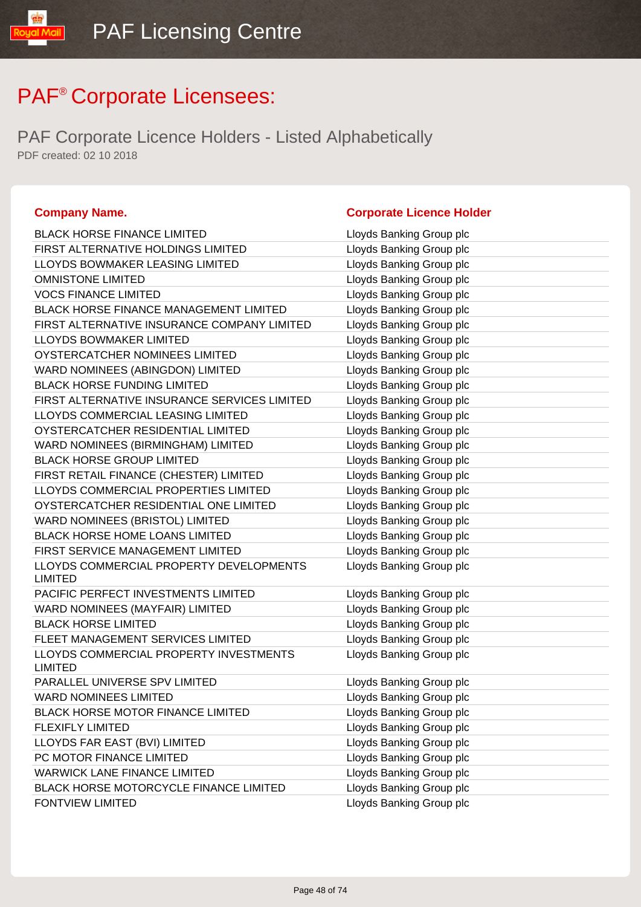# PAF® Corporate Licensees:

## PAF Corporate Licence Holders - Listed Alphabetically

PDF created: 02 10 2018

| Company Name. | Corporate Licence Holder |
| --- | --- |
| BLACK HORSE FINANCE LIMITED | Lloyds Banking Group plc |
| FIRST ALTERNATIVE HOLDINGS LIMITED | Lloyds Banking Group plc |
| LLOYDS BOWMAKER LEASING LIMITED | Lloyds Banking Group plc |
| OMNISTONE LIMITED | Lloyds Banking Group plc |
| VOCS FINANCE LIMITED | Lloyds Banking Group plc |
| BLACK HORSE FINANCE MANAGEMENT LIMITED | Lloyds Banking Group plc |
| FIRST ALTERNATIVE INSURANCE COMPANY LIMITED | Lloyds Banking Group plc |
| LLOYDS BOWMAKER LIMITED | Lloyds Banking Group plc |
| OYSTERCATCHER NOMINEES LIMITED | Lloyds Banking Group plc |
| WARD NOMINEES (ABINGDON) LIMITED | Lloyds Banking Group plc |
| BLACK HORSE FUNDING LIMITED | Lloyds Banking Group plc |
| FIRST ALTERNATIVE INSURANCE SERVICES LIMITED | Lloyds Banking Group plc |
| LLOYDS COMMERCIAL LEASING LIMITED | Lloyds Banking Group plc |
| OYSTERCATCHER RESIDENTIAL LIMITED | Lloyds Banking Group plc |
| WARD NOMINEES (BIRMINGHAM) LIMITED | Lloyds Banking Group plc |
| BLACK HORSE GROUP LIMITED | Lloyds Banking Group plc |
| FIRST RETAIL FINANCE (CHESTER) LIMITED | Lloyds Banking Group plc |
| LLOYDS COMMERCIAL PROPERTIES LIMITED | Lloyds Banking Group plc |
| OYSTERCATCHER RESIDENTIAL ONE LIMITED | Lloyds Banking Group plc |
| WARD NOMINEES (BRISTOL) LIMITED | Lloyds Banking Group plc |
| BLACK HORSE HOME LOANS LIMITED | Lloyds Banking Group plc |
| FIRST SERVICE MANAGEMENT LIMITED | Lloyds Banking Group plc |
| LLOYDS COMMERCIAL PROPERTY DEVELOPMENTS LIMITED | Lloyds Banking Group plc |
| PACIFIC PERFECT INVESTMENTS LIMITED | Lloyds Banking Group plc |
| WARD NOMINEES (MAYFAIR) LIMITED | Lloyds Banking Group plc |
| BLACK HORSE LIMITED | Lloyds Banking Group plc |
| FLEET MANAGEMENT SERVICES LIMITED | Lloyds Banking Group plc |
| LLOYDS COMMERCIAL PROPERTY INVESTMENTS LIMITED | Lloyds Banking Group plc |
| PARALLEL UNIVERSE SPV LIMITED | Lloyds Banking Group plc |
| WARD NOMINEES LIMITED | Lloyds Banking Group plc |
| BLACK HORSE MOTOR FINANCE LIMITED | Lloyds Banking Group plc |
| FLEXIFLY LIMITED | Lloyds Banking Group plc |
| LLOYDS FAR EAST (BVI) LIMITED | Lloyds Banking Group plc |
| PC MOTOR FINANCE LIMITED | Lloyds Banking Group plc |
| WARWICK LANE FINANCE LIMITED | Lloyds Banking Group plc |
| BLACK HORSE MOTORCYCLE FINANCE LIMITED | Lloyds Banking Group plc |
| FONTVIEW LIMITED | Lloyds Banking Group plc |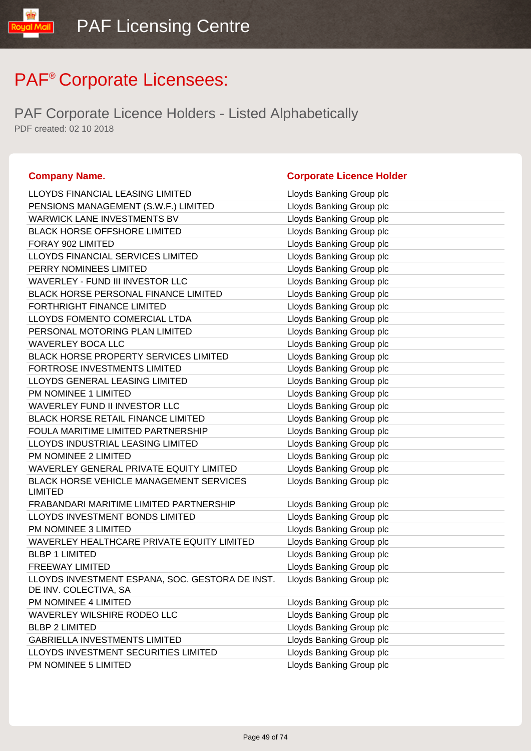# PAF® Corporate Licensees:

## PAF Corporate Licence Holders - Listed Alphabetically

PDF created: 02 10 2018

| Company Name. | Corporate Licence Holder |
|---|---|
| LLOYDS FINANCIAL LEASING LIMITED | Lloyds Banking Group plc |
| PENSIONS MANAGEMENT (S.W.F.) LIMITED | Lloyds Banking Group plc |
| WARWICK LANE INVESTMENTS BV | Lloyds Banking Group plc |
| BLACK HORSE OFFSHORE LIMITED | Lloyds Banking Group plc |
| FORAY 902 LIMITED | Lloyds Banking Group plc |
| LLOYDS FINANCIAL SERVICES LIMITED | Lloyds Banking Group plc |
| PERRY NOMINEES LIMITED | Lloyds Banking Group plc |
| WAVERLEY - FUND III INVESTOR LLC | Lloyds Banking Group plc |
| BLACK HORSE PERSONAL FINANCE LIMITED | Lloyds Banking Group plc |
| FORTHRIGHT FINANCE LIMITED | Lloyds Banking Group plc |
| LLOYDS FOMENTO COMERCIAL LTDA | Lloyds Banking Group plc |
| PERSONAL MOTORING PLAN LIMITED | Lloyds Banking Group plc |
| WAVERLEY BOCA LLC | Lloyds Banking Group plc |
| BLACK HORSE PROPERTY SERVICES LIMITED | Lloyds Banking Group plc |
| FORTROSE INVESTMENTS LIMITED | Lloyds Banking Group plc |
| LLOYDS GENERAL LEASING LIMITED | Lloyds Banking Group plc |
| PM NOMINEE 1 LIMITED | Lloyds Banking Group plc |
| WAVERLEY FUND II INVESTOR LLC | Lloyds Banking Group plc |
| BLACK HORSE RETAIL FINANCE LIMITED | Lloyds Banking Group plc |
| FOULA MARITIME LIMITED PARTNERSHIP | Lloyds Banking Group plc |
| LLOYDS INDUSTRIAL LEASING LIMITED | Lloyds Banking Group plc |
| PM NOMINEE 2 LIMITED | Lloyds Banking Group plc |
| WAVERLEY GENERAL PRIVATE EQUITY LIMITED | Lloyds Banking Group plc |
| BLACK HORSE VEHICLE MANAGEMENT SERVICES LIMITED | Lloyds Banking Group plc |
| FRABANDARI MARITIME LIMITED PARTNERSHIP | Lloyds Banking Group plc |
| LLOYDS INVESTMENT BONDS LIMITED | Lloyds Banking Group plc |
| PM NOMINEE 3 LIMITED | Lloyds Banking Group plc |
| WAVERLEY HEALTHCARE PRIVATE EQUITY LIMITED | Lloyds Banking Group plc |
| BLBP 1 LIMITED | Lloyds Banking Group plc |
| FREEWAY LIMITED | Lloyds Banking Group plc |
| LLOYDS INVESTMENT ESPANA, SOC. GESTORA DE INST. DE INV. COLECTIVA, SA | Lloyds Banking Group plc |
| PM NOMINEE 4 LIMITED | Lloyds Banking Group plc |
| WAVERLEY WILSHIRE RODEO LLC | Lloyds Banking Group plc |
| BLBP 2 LIMITED | Lloyds Banking Group plc |
| GABRIELLA INVESTMENTS LIMITED | Lloyds Banking Group plc |
| LLOYDS INVESTMENT SECURITIES LIMITED | Lloyds Banking Group plc |
| PM NOMINEE 5 LIMITED | Lloyds Banking Group plc |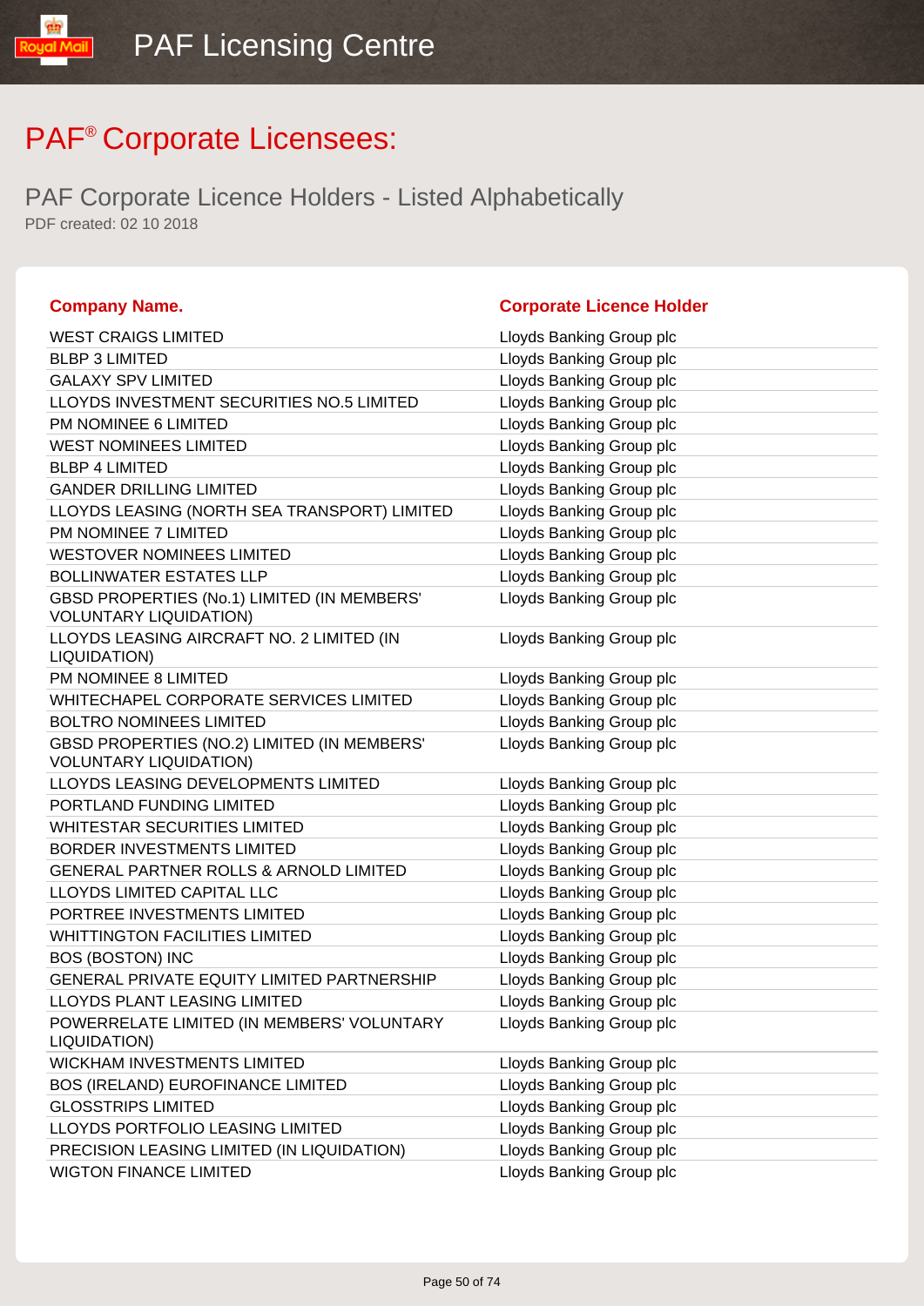# PAF® Corporate Licensees:

## PAF Corporate Licence Holders - Listed Alphabetically

PDF created: 02 10 2018

| Company Name. | Corporate Licence Holder |
|---|---|
| WEST CRAIGS LIMITED | Lloyds Banking Group plc |
| BLBP 3 LIMITED | Lloyds Banking Group plc |
| GALAXY SPV LIMITED | Lloyds Banking Group plc |
| LLOYDS INVESTMENT SECURITIES NO.5 LIMITED | Lloyds Banking Group plc |
| PM NOMINEE 6 LIMITED | Lloyds Banking Group plc |
| WEST NOMINEES LIMITED | Lloyds Banking Group plc |
| BLBP 4 LIMITED | Lloyds Banking Group plc |
| GANDER DRILLING LIMITED | Lloyds Banking Group plc |
| LLOYDS LEASING (NORTH SEA TRANSPORT) LIMITED | Lloyds Banking Group plc |
| PM NOMINEE 7 LIMITED | Lloyds Banking Group plc |
| WESTOVER NOMINEES LIMITED | Lloyds Banking Group plc |
| BOLLINWATER ESTATES LLP | Lloyds Banking Group plc |
| GBSD PROPERTIES (No.1) LIMITED (IN MEMBERS' VOLUNTARY LIQUIDATION) | Lloyds Banking Group plc |
| LLOYDS LEASING AIRCRAFT NO. 2 LIMITED (IN LIQUIDATION) | Lloyds Banking Group plc |
| PM NOMINEE 8 LIMITED | Lloyds Banking Group plc |
| WHITECHAPEL CORPORATE SERVICES LIMITED | Lloyds Banking Group plc |
| BOLTRO NOMINEES LIMITED | Lloyds Banking Group plc |
| GBSD PROPERTIES (NO.2) LIMITED (IN MEMBERS' VOLUNTARY LIQUIDATION) | Lloyds Banking Group plc |
| LLOYDS LEASING DEVELOPMENTS LIMITED | Lloyds Banking Group plc |
| PORTLAND FUNDING LIMITED | Lloyds Banking Group plc |
| WHITESTAR SECURITIES LIMITED | Lloyds Banking Group plc |
| BORDER INVESTMENTS LIMITED | Lloyds Banking Group plc |
| GENERAL PARTNER ROLLS & ARNOLD LIMITED | Lloyds Banking Group plc |
| LLOYDS LIMITED CAPITAL LLC | Lloyds Banking Group plc |
| PORTREE INVESTMENTS LIMITED | Lloyds Banking Group plc |
| WHITTINGTON FACILITIES LIMITED | Lloyds Banking Group plc |
| BOS (BOSTON) INC | Lloyds Banking Group plc |
| GENERAL PRIVATE EQUITY LIMITED PARTNERSHIP | Lloyds Banking Group plc |
| LLOYDS PLANT LEASING LIMITED | Lloyds Banking Group plc |
| POWERRELATE LIMITED (IN MEMBERS' VOLUNTARY LIQUIDATION) | Lloyds Banking Group plc |
| WICKHAM INVESTMENTS LIMITED | Lloyds Banking Group plc |
| BOS (IRELAND) EUROFINANCE LIMITED | Lloyds Banking Group plc |
| GLOSSTRIPS LIMITED | Lloyds Banking Group plc |
| LLOYDS PORTFOLIO LEASING LIMITED | Lloyds Banking Group plc |
| PRECISION LEASING LIMITED (IN LIQUIDATION) | Lloyds Banking Group plc |
| WIGTON FINANCE LIMITED | Lloyds Banking Group plc |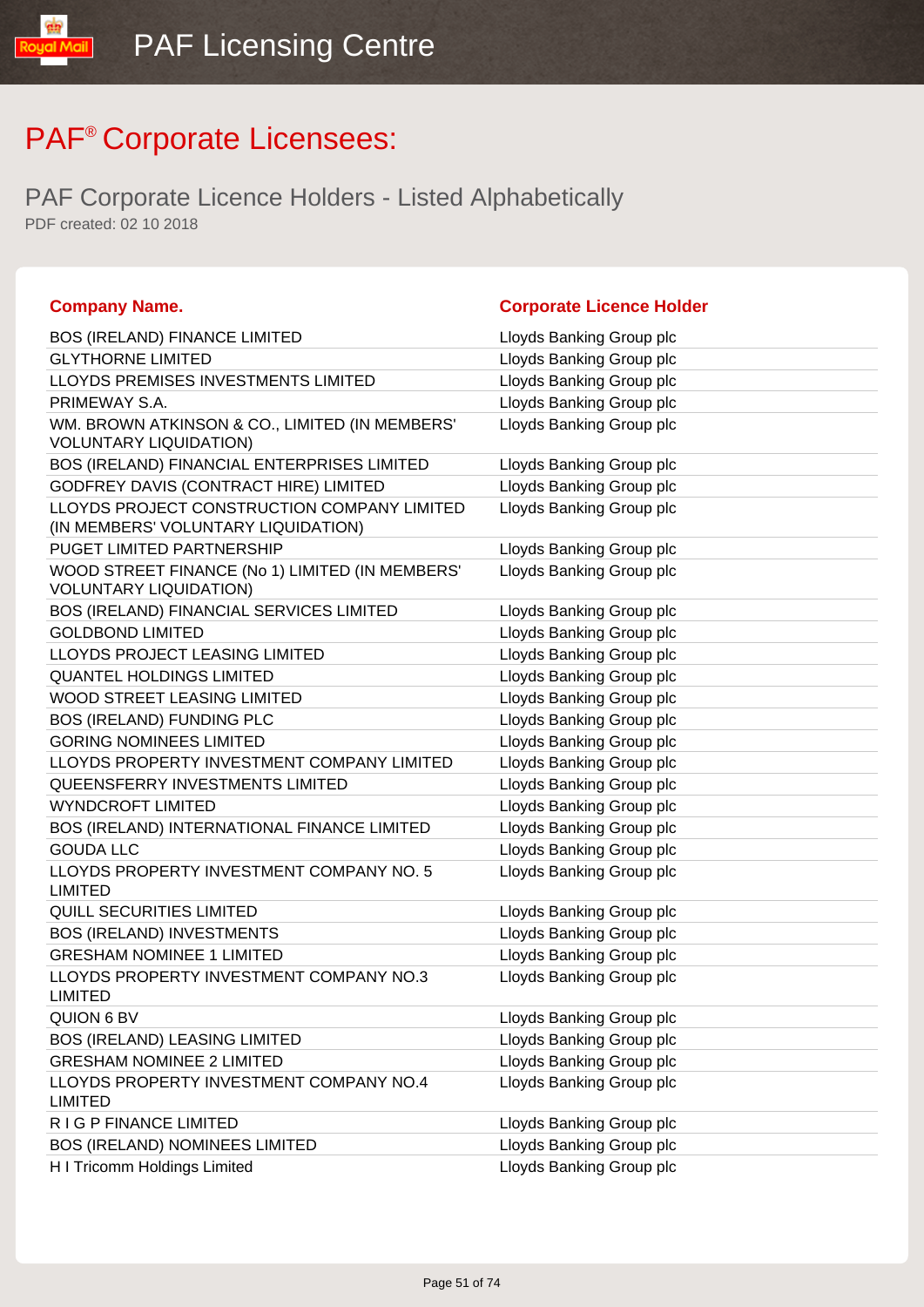# PAF® Corporate Licensees:

## PAF Corporate Licence Holders - Listed Alphabetically

PDF created: 02 10 2018

| Company Name. | Corporate Licence Holder |
|---|---|
| BOS (IRELAND) FINANCE LIMITED | Lloyds Banking Group plc |
| GLYTHORNE LIMITED | Lloyds Banking Group plc |
| LLOYDS PREMISES INVESTMENTS LIMITED | Lloyds Banking Group plc |
| PRIMEWAY S.A. | Lloyds Banking Group plc |
| WM. BROWN ATKINSON & CO., LIMITED (IN MEMBERS' VOLUNTARY LIQUIDATION) | Lloyds Banking Group plc |
| BOS (IRELAND) FINANCIAL ENTERPRISES LIMITED | Lloyds Banking Group plc |
| GODFREY DAVIS (CONTRACT HIRE) LIMITED | Lloyds Banking Group plc |
| LLOYDS PROJECT CONSTRUCTION COMPANY LIMITED (IN MEMBERS' VOLUNTARY LIQUIDATION) | Lloyds Banking Group plc |
| PUGET LIMITED PARTNERSHIP | Lloyds Banking Group plc |
| WOOD STREET FINANCE (No 1) LIMITED (IN MEMBERS' VOLUNTARY LIQUIDATION) | Lloyds Banking Group plc |
| BOS (IRELAND) FINANCIAL SERVICES LIMITED | Lloyds Banking Group plc |
| GOLDBOND LIMITED | Lloyds Banking Group plc |
| LLOYDS PROJECT LEASING LIMITED | Lloyds Banking Group plc |
| QUANTEL HOLDINGS LIMITED | Lloyds Banking Group plc |
| WOOD STREET LEASING LIMITED | Lloyds Banking Group plc |
| BOS (IRELAND) FUNDING PLC | Lloyds Banking Group plc |
| GORING NOMINEES LIMITED | Lloyds Banking Group plc |
| LLOYDS PROPERTY INVESTMENT COMPANY LIMITED | Lloyds Banking Group plc |
| QUEENSFERRY INVESTMENTS LIMITED | Lloyds Banking Group plc |
| WYNDCROFT LIMITED | Lloyds Banking Group plc |
| BOS (IRELAND) INTERNATIONAL FINANCE LIMITED | Lloyds Banking Group plc |
| GOUDA LLC | Lloyds Banking Group plc |
| LLOYDS PROPERTY INVESTMENT COMPANY NO. 5 LIMITED | Lloyds Banking Group plc |
| QUILL SECURITIES LIMITED | Lloyds Banking Group plc |
| BOS (IRELAND) INVESTMENTS | Lloyds Banking Group plc |
| GRESHAM NOMINEE 1 LIMITED | Lloyds Banking Group plc |
| LLOYDS PROPERTY INVESTMENT COMPANY NO.3 LIMITED | Lloyds Banking Group plc |
| QUION 6 BV | Lloyds Banking Group plc |
| BOS (IRELAND) LEASING LIMITED | Lloyds Banking Group plc |
| GRESHAM NOMINEE 2 LIMITED | Lloyds Banking Group plc |
| LLOYDS PROPERTY INVESTMENT COMPANY NO.4 LIMITED | Lloyds Banking Group plc |
| R I G P FINANCE LIMITED | Lloyds Banking Group plc |
| BOS (IRELAND) NOMINEES LIMITED | Lloyds Banking Group plc |
| H I Tricomm Holdings Limited | Lloyds Banking Group plc |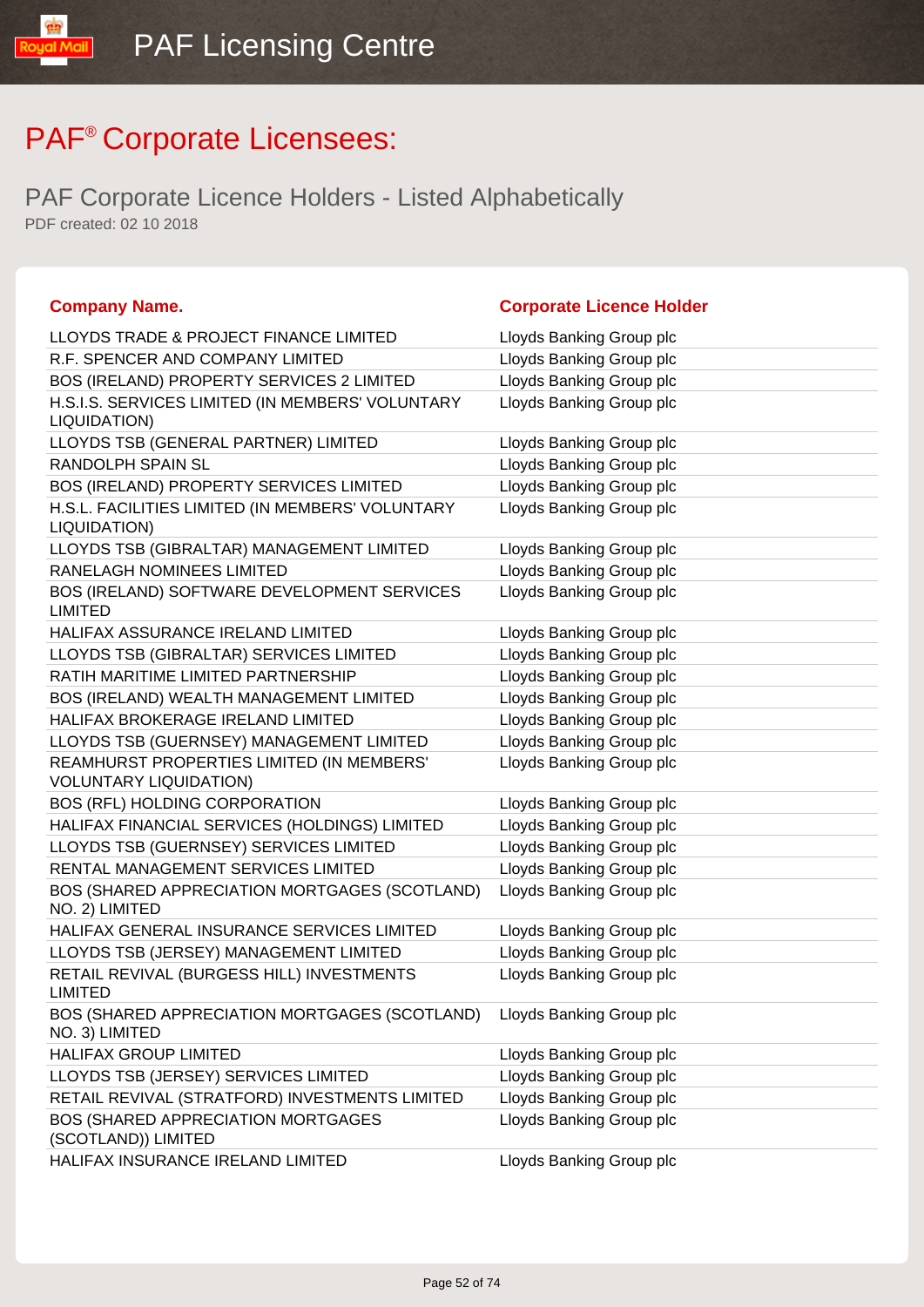# PAF® Corporate Licensees:

## PAF Corporate Licence Holders - Listed Alphabetically

PDF created: 02 10 2018

| Company Name. | Corporate Licence Holder |
|---|---|
| LLOYDS TRADE & PROJECT FINANCE LIMITED | Lloyds Banking Group plc |
| R.F. SPENCER AND COMPANY LIMITED | Lloyds Banking Group plc |
| BOS (IRELAND) PROPERTY SERVICES 2 LIMITED | Lloyds Banking Group plc |
| H.S.I.S. SERVICES LIMITED (IN MEMBERS' VOLUNTARY LIQUIDATION) | Lloyds Banking Group plc |
| LLOYDS TSB (GENERAL PARTNER) LIMITED | Lloyds Banking Group plc |
| RANDOLPH SPAIN SL | Lloyds Banking Group plc |
| BOS (IRELAND) PROPERTY SERVICES LIMITED | Lloyds Banking Group plc |
| H.S.L. FACILITIES LIMITED (IN MEMBERS' VOLUNTARY LIQUIDATION) | Lloyds Banking Group plc |
| LLOYDS TSB (GIBRALTAR) MANAGEMENT LIMITED | Lloyds Banking Group plc |
| RANELAGH NOMINEES LIMITED | Lloyds Banking Group plc |
| BOS (IRELAND) SOFTWARE DEVELOPMENT SERVICES LIMITED | Lloyds Banking Group plc |
| HALIFAX ASSURANCE IRELAND LIMITED | Lloyds Banking Group plc |
| LLOYDS TSB (GIBRALTAR) SERVICES LIMITED | Lloyds Banking Group plc |
| RATIH MARITIME LIMITED PARTNERSHIP | Lloyds Banking Group plc |
| BOS (IRELAND) WEALTH MANAGEMENT LIMITED | Lloyds Banking Group plc |
| HALIFAX BROKERAGE IRELAND LIMITED | Lloyds Banking Group plc |
| LLOYDS TSB (GUERNSEY) MANAGEMENT LIMITED | Lloyds Banking Group plc |
| REAMHURST PROPERTIES LIMITED (IN MEMBERS' VOLUNTARY LIQUIDATION) | Lloyds Banking Group plc |
| BOS (RFL) HOLDING CORPORATION | Lloyds Banking Group plc |
| HALIFAX FINANCIAL SERVICES (HOLDINGS) LIMITED | Lloyds Banking Group plc |
| LLOYDS TSB (GUERNSEY) SERVICES LIMITED | Lloyds Banking Group plc |
| RENTAL MANAGEMENT SERVICES LIMITED | Lloyds Banking Group plc |
| BOS (SHARED APPRECIATION MORTGAGES (SCOTLAND) NO. 2) LIMITED | Lloyds Banking Group plc |
| HALIFAX GENERAL INSURANCE SERVICES LIMITED | Lloyds Banking Group plc |
| LLOYDS TSB (JERSEY) MANAGEMENT LIMITED | Lloyds Banking Group plc |
| RETAIL REVIVAL (BURGESS HILL) INVESTMENTS LIMITED | Lloyds Banking Group plc |
| BOS (SHARED APPRECIATION MORTGAGES (SCOTLAND) NO. 3) LIMITED | Lloyds Banking Group plc |
| HALIFAX GROUP LIMITED | Lloyds Banking Group plc |
| LLOYDS TSB (JERSEY) SERVICES LIMITED | Lloyds Banking Group plc |
| RETAIL REVIVAL (STRATFORD) INVESTMENTS LIMITED | Lloyds Banking Group plc |
| BOS (SHARED APPRECIATION MORTGAGES (SCOTLAND)) LIMITED | Lloyds Banking Group plc |
| HALIFAX INSURANCE IRELAND LIMITED | Lloyds Banking Group plc |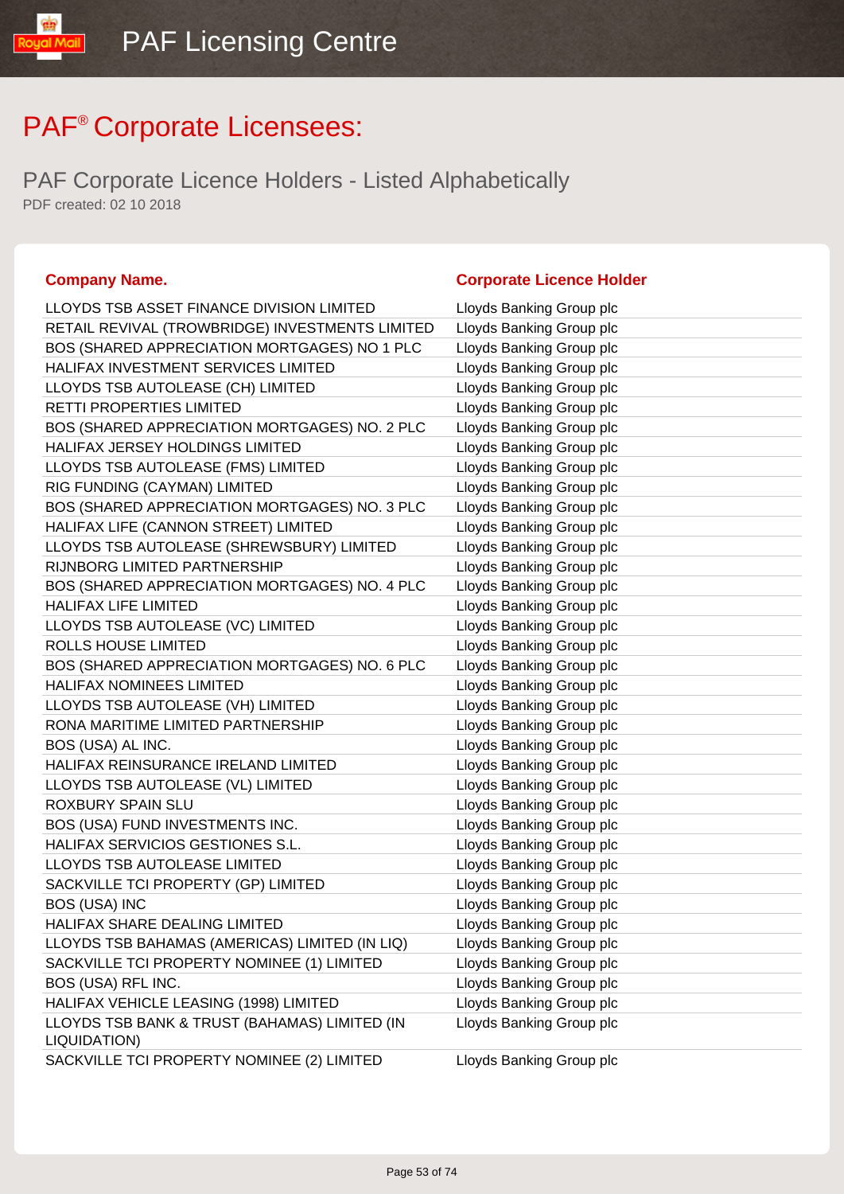# PAF® Corporate Licensees:

## PAF Corporate Licence Holders - Listed Alphabetically

PDF created: 02 10 2018

| Company Name. | Corporate Licence Holder |
|---|---|
| LLOYDS TSB ASSET FINANCE DIVISION LIMITED | Lloyds Banking Group plc |
| RETAIL REVIVAL (TROWBRIDGE) INVESTMENTS LIMITED | Lloyds Banking Group plc |
| BOS (SHARED APPRECIATION MORTGAGES) NO 1 PLC | Lloyds Banking Group plc |
| HALIFAX INVESTMENT SERVICES LIMITED | Lloyds Banking Group plc |
| LLOYDS TSB AUTOLEASE (CH) LIMITED | Lloyds Banking Group plc |
| RETTI PROPERTIES LIMITED | Lloyds Banking Group plc |
| BOS (SHARED APPRECIATION MORTGAGES) NO. 2 PLC | Lloyds Banking Group plc |
| HALIFAX JERSEY HOLDINGS LIMITED | Lloyds Banking Group plc |
| LLOYDS TSB AUTOLEASE (FMS) LIMITED | Lloyds Banking Group plc |
| RIG FUNDING (CAYMAN) LIMITED | Lloyds Banking Group plc |
| BOS (SHARED APPRECIATION MORTGAGES) NO. 3 PLC | Lloyds Banking Group plc |
| HALIFAX LIFE (CANNON STREET) LIMITED | Lloyds Banking Group plc |
| LLOYDS TSB AUTOLEASE (SHREWSBURY) LIMITED | Lloyds Banking Group plc |
| RIJNBORG LIMITED PARTNERSHIP | Lloyds Banking Group plc |
| BOS (SHARED APPRECIATION MORTGAGES) NO. 4 PLC | Lloyds Banking Group plc |
| HALIFAX LIFE LIMITED | Lloyds Banking Group plc |
| LLOYDS TSB AUTOLEASE (VC) LIMITED | Lloyds Banking Group plc |
| ROLLS HOUSE LIMITED | Lloyds Banking Group plc |
| BOS (SHARED APPRECIATION MORTGAGES) NO. 6 PLC | Lloyds Banking Group plc |
| HALIFAX NOMINEES LIMITED | Lloyds Banking Group plc |
| LLOYDS TSB AUTOLEASE (VH) LIMITED | Lloyds Banking Group plc |
| RONA MARITIME LIMITED PARTNERSHIP | Lloyds Banking Group plc |
| BOS (USA) AL INC. | Lloyds Banking Group plc |
| HALIFAX REINSURANCE IRELAND LIMITED | Lloyds Banking Group plc |
| LLOYDS TSB AUTOLEASE (VL) LIMITED | Lloyds Banking Group plc |
| ROXBURY SPAIN SLU | Lloyds Banking Group plc |
| BOS (USA) FUND INVESTMENTS INC. | Lloyds Banking Group plc |
| HALIFAX SERVICIOS GESTIONES S.L. | Lloyds Banking Group plc |
| LLOYDS TSB AUTOLEASE LIMITED | Lloyds Banking Group plc |
| SACKVILLE TCI PROPERTY (GP) LIMITED | Lloyds Banking Group plc |
| BOS (USA) INC | Lloyds Banking Group plc |
| HALIFAX SHARE DEALING LIMITED | Lloyds Banking Group plc |
| LLOYDS TSB BAHAMAS (AMERICAS) LIMITED (IN LIQ) | Lloyds Banking Group plc |
| SACKVILLE TCI PROPERTY NOMINEE (1) LIMITED | Lloyds Banking Group plc |
| BOS (USA) RFL INC. | Lloyds Banking Group plc |
| HALIFAX VEHICLE LEASING (1998) LIMITED | Lloyds Banking Group plc |
| LLOYDS TSB BANK & TRUST (BAHAMAS) LIMITED (IN LIQUIDATION) | Lloyds Banking Group plc |
| SACKVILLE TCI PROPERTY NOMINEE (2) LIMITED | Lloyds Banking Group plc |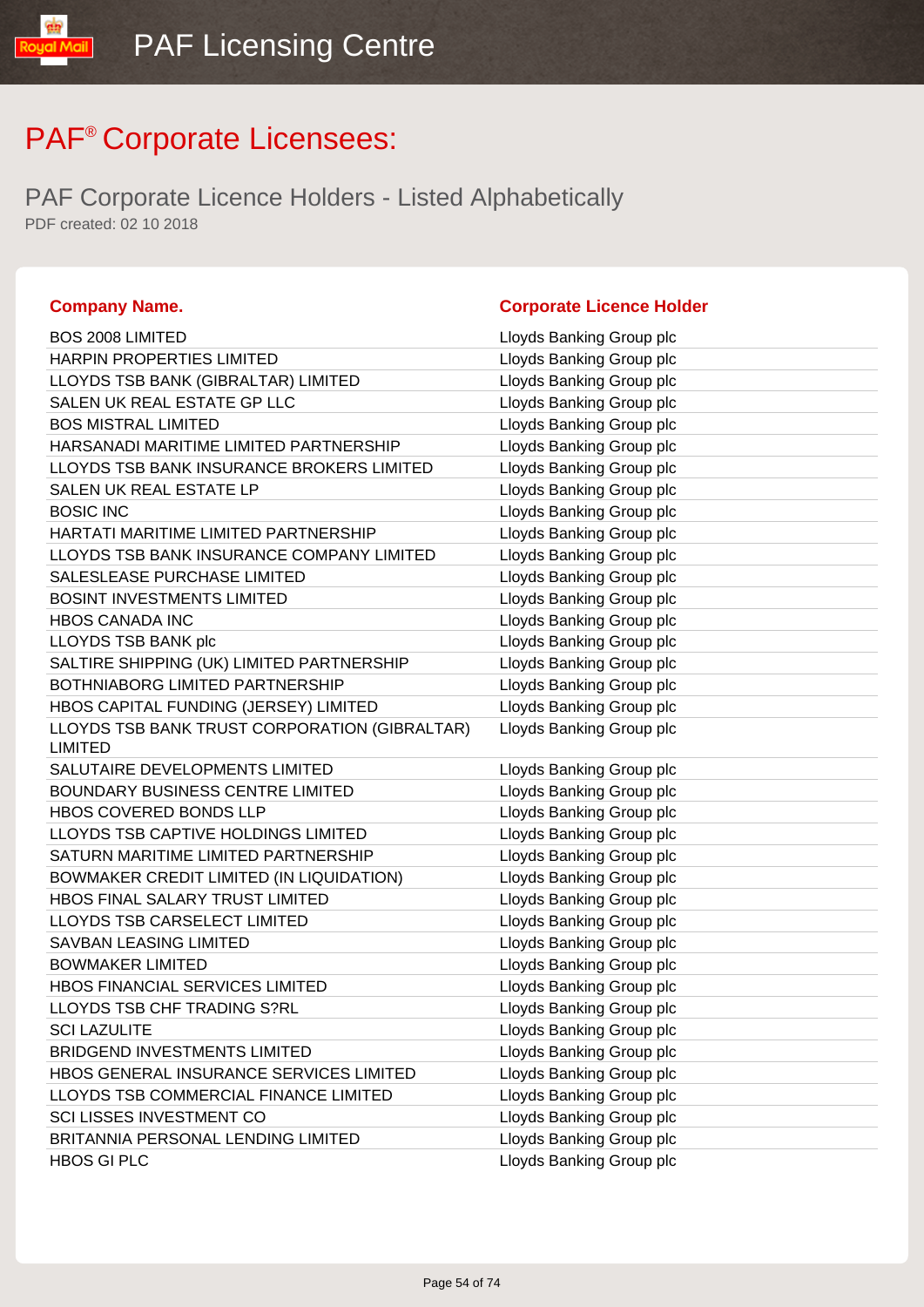# PAF® Corporate Licensees:

## PAF Corporate Licence Holders - Listed Alphabetically

PDF created: 02 10 2018

| Company Name. | Corporate Licence Holder |
|---|---|
| BOS 2008 LIMITED | Lloyds Banking Group plc |
| HARPIN PROPERTIES LIMITED | Lloyds Banking Group plc |
| LLOYDS TSB BANK (GIBRALTAR) LIMITED | Lloyds Banking Group plc |
| SALEN UK REAL ESTATE GP LLC | Lloyds Banking Group plc |
| BOS MISTRAL LIMITED | Lloyds Banking Group plc |
| HARSANADI MARITIME LIMITED PARTNERSHIP | Lloyds Banking Group plc |
| LLOYDS TSB BANK INSURANCE BROKERS LIMITED | Lloyds Banking Group plc |
| SALEN UK REAL ESTATE LP | Lloyds Banking Group plc |
| BOSIC INC | Lloyds Banking Group plc |
| HARTATI MARITIME LIMITED PARTNERSHIP | Lloyds Banking Group plc |
| LLOYDS TSB BANK INSURANCE COMPANY LIMITED | Lloyds Banking Group plc |
| SALESLEASE PURCHASE LIMITED | Lloyds Banking Group plc |
| BOSINT INVESTMENTS LIMITED | Lloyds Banking Group plc |
| HBOS CANADA INC | Lloyds Banking Group plc |
| LLOYDS TSB BANK plc | Lloyds Banking Group plc |
| SALTIRE SHIPPING (UK) LIMITED PARTNERSHIP | Lloyds Banking Group plc |
| BOTHNIABORG LIMITED PARTNERSHIP | Lloyds Banking Group plc |
| HBOS CAPITAL FUNDING (JERSEY) LIMITED | Lloyds Banking Group plc |
| LLOYDS TSB BANK TRUST CORPORATION (GIBRALTAR) LIMITED | Lloyds Banking Group plc |
| SALUTAIRE DEVELOPMENTS LIMITED | Lloyds Banking Group plc |
| BOUNDARY BUSINESS CENTRE LIMITED | Lloyds Banking Group plc |
| HBOS COVERED BONDS LLP | Lloyds Banking Group plc |
| LLOYDS TSB CAPTIVE HOLDINGS LIMITED | Lloyds Banking Group plc |
| SATURN MARITIME LIMITED PARTNERSHIP | Lloyds Banking Group plc |
| BOWMAKER CREDIT LIMITED (IN LIQUIDATION) | Lloyds Banking Group plc |
| HBOS FINAL SALARY TRUST LIMITED | Lloyds Banking Group plc |
| LLOYDS TSB CARSELECT LIMITED | Lloyds Banking Group plc |
| SAVBAN LEASING LIMITED | Lloyds Banking Group plc |
| BOWMAKER LIMITED | Lloyds Banking Group plc |
| HBOS FINANCIAL SERVICES LIMITED | Lloyds Banking Group plc |
| LLOYDS TSB CHF TRADING S?RL | Lloyds Banking Group plc |
| SCI LAZULITE | Lloyds Banking Group plc |
| BRIDGEND INVESTMENTS LIMITED | Lloyds Banking Group plc |
| HBOS GENERAL INSURANCE SERVICES LIMITED | Lloyds Banking Group plc |
| LLOYDS TSB COMMERCIAL FINANCE LIMITED | Lloyds Banking Group plc |
| SCI LISSES INVESTMENT CO | Lloyds Banking Group plc |
| BRITANNIA PERSONAL LENDING LIMITED | Lloyds Banking Group plc |
| HBOS GI PLC | Lloyds Banking Group plc |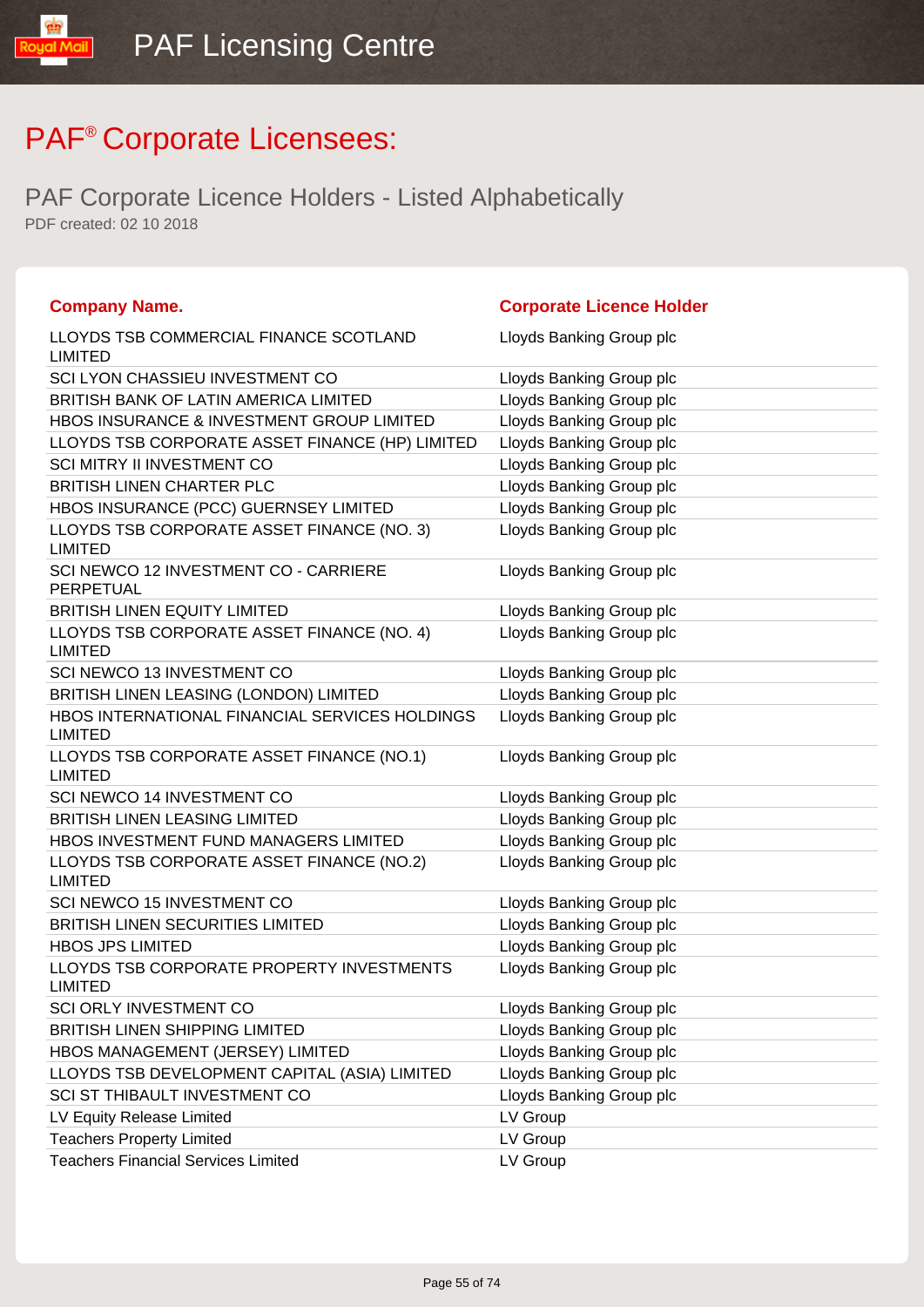# PAF® Corporate Licensees:

## PAF Corporate Licence Holders - Listed Alphabetically

PDF created: 02 10 2018

| Company Name. | Corporate Licence Holder |
| --- | --- |
| LLOYDS TSB COMMERCIAL FINANCE SCOTLAND LIMITED | Lloyds Banking Group plc |
| SCI LYON CHASSIEU INVESTMENT CO | Lloyds Banking Group plc |
| BRITISH BANK OF LATIN AMERICA LIMITED | Lloyds Banking Group plc |
| HBOS INSURANCE & INVESTMENT GROUP LIMITED | Lloyds Banking Group plc |
| LLOYDS TSB CORPORATE ASSET FINANCE (HP) LIMITED | Lloyds Banking Group plc |
| SCI MITRY II INVESTMENT CO | Lloyds Banking Group plc |
| BRITISH LINEN CHARTER PLC | Lloyds Banking Group plc |
| HBOS INSURANCE (PCC) GUERNSEY LIMITED | Lloyds Banking Group plc |
| LLOYDS TSB CORPORATE ASSET FINANCE (NO. 3) LIMITED | Lloyds Banking Group plc |
| SCI NEWCO 12 INVESTMENT CO - CARRIERE PERPETUAL | Lloyds Banking Group plc |
| BRITISH LINEN EQUITY LIMITED | Lloyds Banking Group plc |
| LLOYDS TSB CORPORATE ASSET FINANCE (NO. 4) LIMITED | Lloyds Banking Group plc |
| SCI NEWCO 13 INVESTMENT CO | Lloyds Banking Group plc |
| BRITISH LINEN LEASING (LONDON) LIMITED | Lloyds Banking Group plc |
| HBOS INTERNATIONAL FINANCIAL SERVICES HOLDINGS LIMITED | Lloyds Banking Group plc |
| LLOYDS TSB CORPORATE ASSET FINANCE (NO.1) LIMITED | Lloyds Banking Group plc |
| SCI NEWCO 14 INVESTMENT CO | Lloyds Banking Group plc |
| BRITISH LINEN LEASING LIMITED | Lloyds Banking Group plc |
| HBOS INVESTMENT FUND MANAGERS LIMITED | Lloyds Banking Group plc |
| LLOYDS TSB CORPORATE ASSET FINANCE (NO.2) LIMITED | Lloyds Banking Group plc |
| SCI NEWCO 15 INVESTMENT CO | Lloyds Banking Group plc |
| BRITISH LINEN SECURITIES LIMITED | Lloyds Banking Group plc |
| HBOS JPS LIMITED | Lloyds Banking Group plc |
| LLOYDS TSB CORPORATE PROPERTY INVESTMENTS LIMITED | Lloyds Banking Group plc |
| SCI ORLY INVESTMENT CO | Lloyds Banking Group plc |
| BRITISH LINEN SHIPPING LIMITED | Lloyds Banking Group plc |
| HBOS MANAGEMENT (JERSEY) LIMITED | Lloyds Banking Group plc |
| LLOYDS TSB DEVELOPMENT CAPITAL (ASIA) LIMITED | Lloyds Banking Group plc |
| SCI ST THIBAULT INVESTMENT CO | Lloyds Banking Group plc |
| LV Equity Release Limited | LV Group |
| Teachers Property Limited | LV Group |
| Teachers Financial Services Limited | LV Group |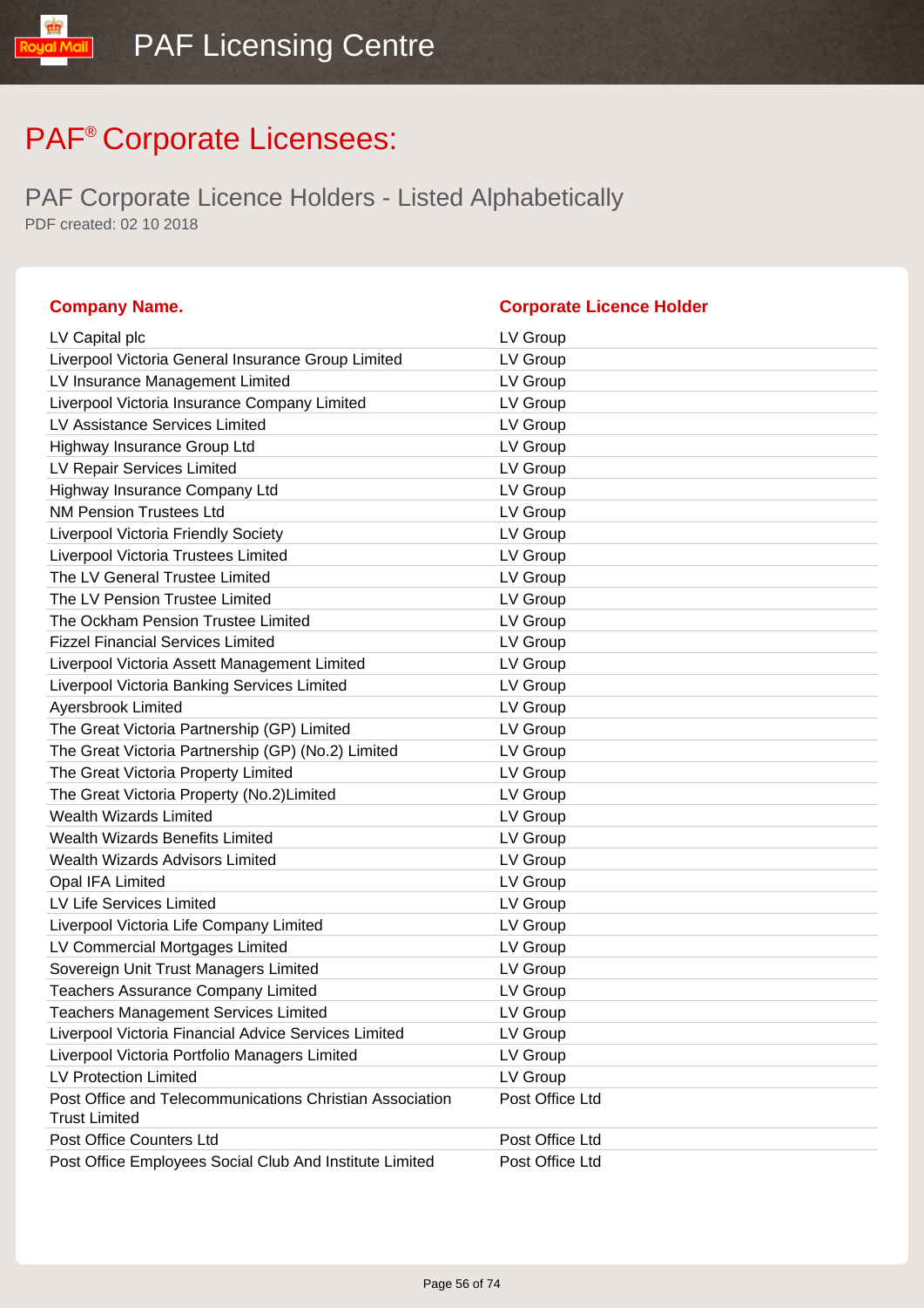# PAF® Corporate Licensees:

## PAF Corporate Licence Holders - Listed Alphabetically

PDF created: 02 10 2018

| Company Name. | Corporate Licence Holder |
|---|---|
| LV Capital plc | LV Group |
| Liverpool Victoria General Insurance Group Limited | LV Group |
| LV Insurance Management Limited | LV Group |
| Liverpool Victoria Insurance Company Limited | LV Group |
| LV Assistance Services Limited | LV Group |
| Highway Insurance Group Ltd | LV Group |
| LV Repair Services Limited | LV Group |
| Highway Insurance Company Ltd | LV Group |
| NM Pension Trustees Ltd | LV Group |
| Liverpool Victoria Friendly Society | LV Group |
| Liverpool Victoria Trustees Limited | LV Group |
| The LV General Trustee Limited | LV Group |
| The LV Pension Trustee Limited | LV Group |
| The Ockham Pension Trustee Limited | LV Group |
| Fizzel Financial Services Limited | LV Group |
| Liverpool Victoria Assett Management Limited | LV Group |
| Liverpool Victoria Banking Services Limited | LV Group |
| Ayersbrook Limited | LV Group |
| The Great Victoria Partnership (GP) Limited | LV Group |
| The Great Victoria Partnership (GP) (No.2) Limited | LV Group |
| The Great Victoria Property Limited | LV Group |
| The Great Victoria Property (No.2)Limited | LV Group |
| Wealth Wizards Limited | LV Group |
| Wealth Wizards Benefits Limited | LV Group |
| Wealth Wizards Advisors Limited | LV Group |
| Opal IFA Limited | LV Group |
| LV Life Services Limited | LV Group |
| Liverpool Victoria Life Company Limited | LV Group |
| LV Commercial Mortgages Limited | LV Group |
| Sovereign Unit Trust Managers Limited | LV Group |
| Teachers Assurance Company Limited | LV Group |
| Teachers Management Services Limited | LV Group |
| Liverpool Victoria Financial Advice Services Limited | LV Group |
| Liverpool Victoria Portfolio Managers Limited | LV Group |
| LV Protection Limited | LV Group |
| Post Office and Telecommunications Christian Association Trust Limited | Post Office Ltd |
| Post Office Counters Ltd | Post Office Ltd |
| Post Office Employees Social Club And Institute Limited | Post Office Ltd |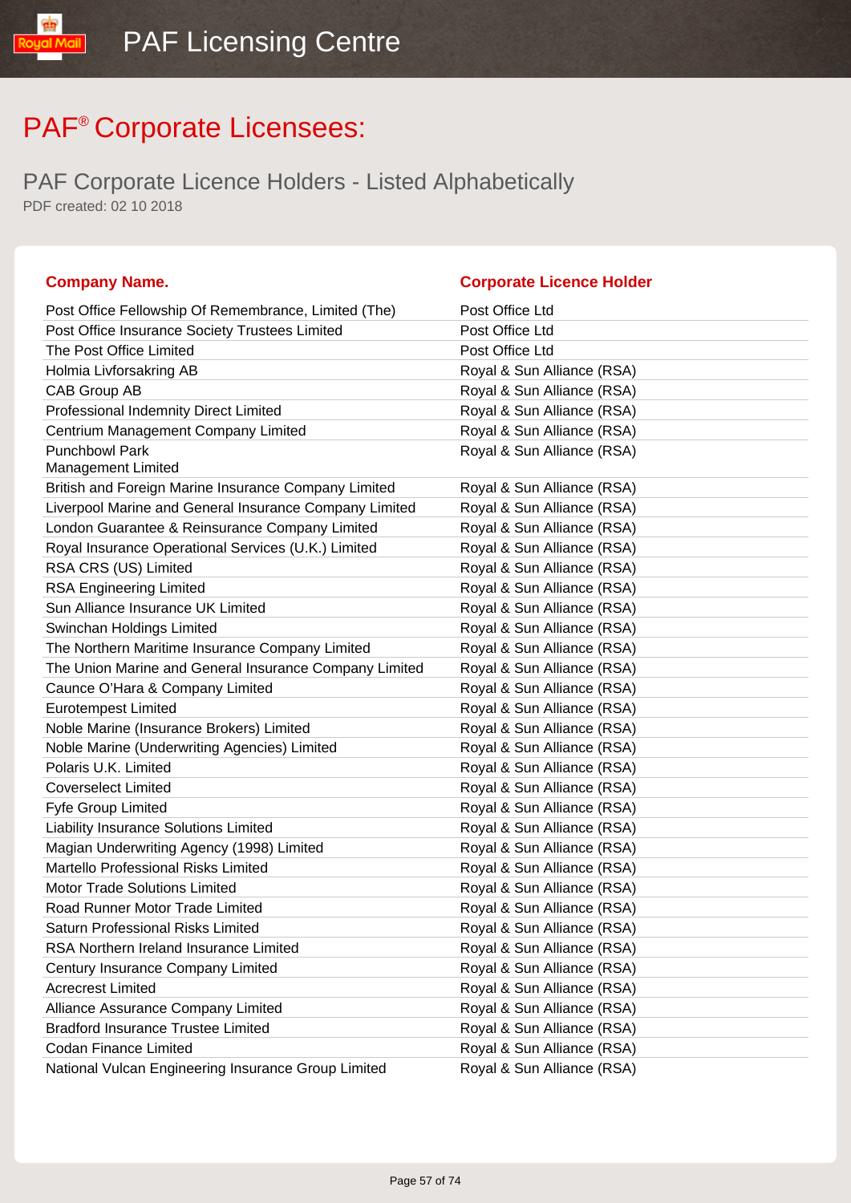# PAF® Corporate Licensees:

## PAF Corporate Licence Holders - Listed Alphabetically

PDF created: 02 10 2018

| Company Name. | Corporate Licence Holder |
| --- | --- |
| Post Office Fellowship Of Remembrance, Limited (The) | Post Office Ltd |
| Post Office Insurance Society Trustees Limited | Post Office Ltd |
| The Post Office Limited | Post Office Ltd |
| Holmia Livforsakring AB | Royal & Sun Alliance (RSA) |
| CAB Group AB | Royal & Sun Alliance (RSA) |
| Professional Indemnity Direct Limited | Royal & Sun Alliance (RSA) |
| Centrium Management Company Limited | Royal & Sun Alliance (RSA) |
| Punchbowl Park Management Limited | Royal & Sun Alliance (RSA) |
| British and Foreign Marine Insurance Company Limited | Royal & Sun Alliance (RSA) |
| Liverpool Marine and General Insurance Company Limited | Royal & Sun Alliance (RSA) |
| London Guarantee & Reinsurance Company Limited | Royal & Sun Alliance (RSA) |
| Royal Insurance Operational Services (U.K.) Limited | Royal & Sun Alliance (RSA) |
| RSA CRS (US) Limited | Royal & Sun Alliance (RSA) |
| RSA Engineering Limited | Royal & Sun Alliance (RSA) |
| Sun Alliance Insurance UK Limited | Royal & Sun Alliance (RSA) |
| Swinchan Holdings Limited | Royal & Sun Alliance (RSA) |
| The Northern Maritime Insurance Company Limited | Royal & Sun Alliance (RSA) |
| The Union Marine and General Insurance Company Limited | Royal & Sun Alliance (RSA) |
| Caunce O'Hara & Company Limited | Royal & Sun Alliance (RSA) |
| Eurotempest Limited | Royal & Sun Alliance (RSA) |
| Noble Marine (Insurance Brokers) Limited | Royal & Sun Alliance (RSA) |
| Noble Marine (Underwriting Agencies) Limited | Royal & Sun Alliance (RSA) |
| Polaris U.K. Limited | Royal & Sun Alliance (RSA) |
| Coverselect Limited | Royal & Sun Alliance (RSA) |
| Fyfe Group Limited | Royal & Sun Alliance (RSA) |
| Liability Insurance Solutions Limited | Royal & Sun Alliance (RSA) |
| Magian Underwriting Agency (1998) Limited | Royal & Sun Alliance (RSA) |
| Martello Professional Risks Limited | Royal & Sun Alliance (RSA) |
| Motor Trade Solutions Limited | Royal & Sun Alliance (RSA) |
| Road Runner Motor Trade Limited | Royal & Sun Alliance (RSA) |
| Saturn Professional Risks Limited | Royal & Sun Alliance (RSA) |
| RSA Northern Ireland Insurance Limited | Royal & Sun Alliance (RSA) |
| Century Insurance Company Limited | Royal & Sun Alliance (RSA) |
| Acrecrest Limited | Royal & Sun Alliance (RSA) |
| Alliance Assurance Company Limited | Royal & Sun Alliance (RSA) |
| Bradford Insurance Trustee Limited | Royal & Sun Alliance (RSA) |
| Codan Finance Limited | Royal & Sun Alliance (RSA) |
| National Vulcan Engineering Insurance Group Limited | Royal & Sun Alliance (RSA) |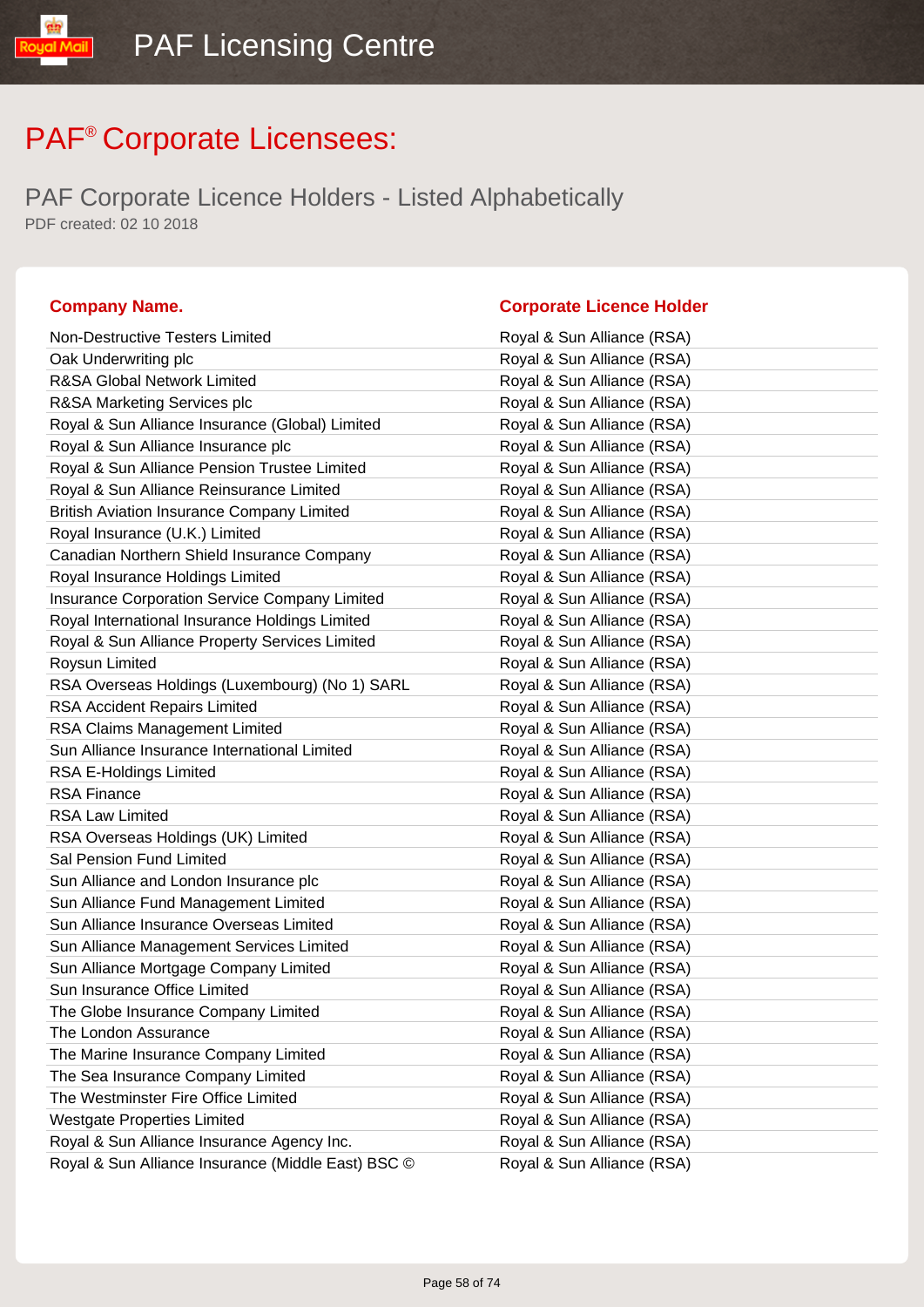# PAF® Corporate Licensees:

## PAF Corporate Licence Holders - Listed Alphabetically

PDF created: 02 10 2018

| Company Name. | Corporate Licence Holder |
|---|---|
| Non-Destructive Testers Limited | Royal & Sun Alliance (RSA) |
| Oak Underwriting plc | Royal & Sun Alliance (RSA) |
| R&SA Global Network Limited | Royal & Sun Alliance (RSA) |
| R&SA Marketing Services plc | Royal & Sun Alliance (RSA) |
| Royal & Sun Alliance Insurance (Global) Limited | Royal & Sun Alliance (RSA) |
| Royal & Sun Alliance Insurance plc | Royal & Sun Alliance (RSA) |
| Royal & Sun Alliance Pension Trustee Limited | Royal & Sun Alliance (RSA) |
| Royal & Sun Alliance Reinsurance Limited | Royal & Sun Alliance (RSA) |
| British Aviation Insurance Company Limited | Royal & Sun Alliance (RSA) |
| Royal Insurance (U.K.) Limited | Royal & Sun Alliance (RSA) |
| Canadian Northern Shield Insurance Company | Royal & Sun Alliance (RSA) |
| Royal Insurance Holdings Limited | Royal & Sun Alliance (RSA) |
| Insurance Corporation Service Company Limited | Royal & Sun Alliance (RSA) |
| Royal International Insurance Holdings Limited | Royal & Sun Alliance (RSA) |
| Royal & Sun Alliance Property Services Limited | Royal & Sun Alliance (RSA) |
| Roysun Limited | Royal & Sun Alliance (RSA) |
| RSA Overseas Holdings (Luxembourg) (No 1) SARL | Royal & Sun Alliance (RSA) |
| RSA Accident Repairs Limited | Royal & Sun Alliance (RSA) |
| RSA Claims Management Limited | Royal & Sun Alliance (RSA) |
| Sun Alliance Insurance International Limited | Royal & Sun Alliance (RSA) |
| RSA E-Holdings Limited | Royal & Sun Alliance (RSA) |
| RSA Finance | Royal & Sun Alliance (RSA) |
| RSA Law Limited | Royal & Sun Alliance (RSA) |
| RSA Overseas Holdings (UK) Limited | Royal & Sun Alliance (RSA) |
| Sal Pension Fund Limited | Royal & Sun Alliance (RSA) |
| Sun Alliance and London Insurance plc | Royal & Sun Alliance (RSA) |
| Sun Alliance Fund Management Limited | Royal & Sun Alliance (RSA) |
| Sun Alliance Insurance Overseas Limited | Royal & Sun Alliance (RSA) |
| Sun Alliance Management Services Limited | Royal & Sun Alliance (RSA) |
| Sun Alliance Mortgage Company Limited | Royal & Sun Alliance (RSA) |
| Sun Insurance Office Limited | Royal & Sun Alliance (RSA) |
| The Globe Insurance Company Limited | Royal & Sun Alliance (RSA) |
| The London Assurance | Royal & Sun Alliance (RSA) |
| The Marine Insurance Company Limited | Royal & Sun Alliance (RSA) |
| The Sea Insurance Company Limited | Royal & Sun Alliance (RSA) |
| The Westminster Fire Office Limited | Royal & Sun Alliance (RSA) |
| Westgate Properties Limited | Royal & Sun Alliance (RSA) |
| Royal & Sun Alliance Insurance Agency Inc. | Royal & Sun Alliance (RSA) |
| Royal & Sun Alliance Insurance (Middle East) BSC © | Royal & Sun Alliance (RSA) |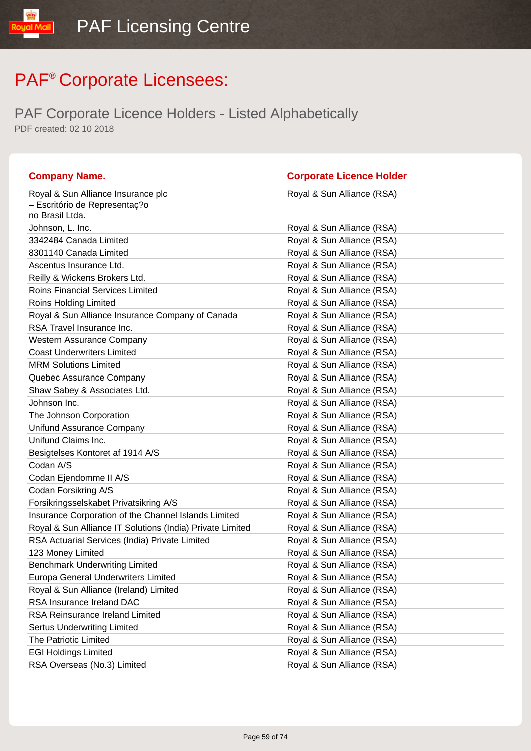# PAF® Corporate Licensees:

## PAF Corporate Licence Holders - Listed Alphabetically

PDF created: 02 10 2018

| Company Name. | Corporate Licence Holder |
|---|---|
| Royal & Sun Alliance Insurance plc – Escritório de Representaç?o no Brasil Ltda. | Royal & Sun Alliance (RSA) |
| Johnson, L. Inc. | Royal & Sun Alliance (RSA) |
| 3342484 Canada Limited | Royal & Sun Alliance (RSA) |
| 8301140 Canada Limited | Royal & Sun Alliance (RSA) |
| Ascentus Insurance Ltd. | Royal & Sun Alliance (RSA) |
| Reilly & Wickens Brokers Ltd. | Royal & Sun Alliance (RSA) |
| Roins Financial Services Limited | Royal & Sun Alliance (RSA) |
| Roins Holding Limited | Royal & Sun Alliance (RSA) |
| Royal & Sun Alliance Insurance Company of Canada | Royal & Sun Alliance (RSA) |
| RSA Travel Insurance Inc. | Royal & Sun Alliance (RSA) |
| Western Assurance Company | Royal & Sun Alliance (RSA) |
| Coast Underwriters Limited | Royal & Sun Alliance (RSA) |
| MRM Solutions Limited | Royal & Sun Alliance (RSA) |
| Quebec Assurance Company | Royal & Sun Alliance (RSA) |
| Shaw Sabey & Associates Ltd. | Royal & Sun Alliance (RSA) |
| Johnson Inc. | Royal & Sun Alliance (RSA) |
| The Johnson Corporation | Royal & Sun Alliance (RSA) |
| Unifund Assurance Company | Royal & Sun Alliance (RSA) |
| Unifund Claims Inc. | Royal & Sun Alliance (RSA) |
| Besigtelses Kontoret af 1914 A/S | Royal & Sun Alliance (RSA) |
| Codan A/S | Royal & Sun Alliance (RSA) |
| Codan Ejendomme II A/S | Royal & Sun Alliance (RSA) |
| Codan Forsikring A/S | Royal & Sun Alliance (RSA) |
| Forsikringsselskabet Privatsikring A/S | Royal & Sun Alliance (RSA) |
| Insurance Corporation of the Channel Islands Limited | Royal & Sun Alliance (RSA) |
| Royal & Sun Alliance IT Solutions (India) Private Limited | Royal & Sun Alliance (RSA) |
| RSA Actuarial Services (India) Private Limited | Royal & Sun Alliance (RSA) |
| 123 Money Limited | Royal & Sun Alliance (RSA) |
| Benchmark Underwriting Limited | Royal & Sun Alliance (RSA) |
| Europa General Underwriters Limited | Royal & Sun Alliance (RSA) |
| Royal & Sun Alliance (Ireland) Limited | Royal & Sun Alliance (RSA) |
| RSA Insurance Ireland DAC | Royal & Sun Alliance (RSA) |
| RSA Reinsurance Ireland Limited | Royal & Sun Alliance (RSA) |
| Sertus Underwriting Limited | Royal & Sun Alliance (RSA) |
| The Patriotic Limited | Royal & Sun Alliance (RSA) |
| EGI Holdings Limited | Royal & Sun Alliance (RSA) |
| RSA Overseas (No.3) Limited | Royal & Sun Alliance (RSA) |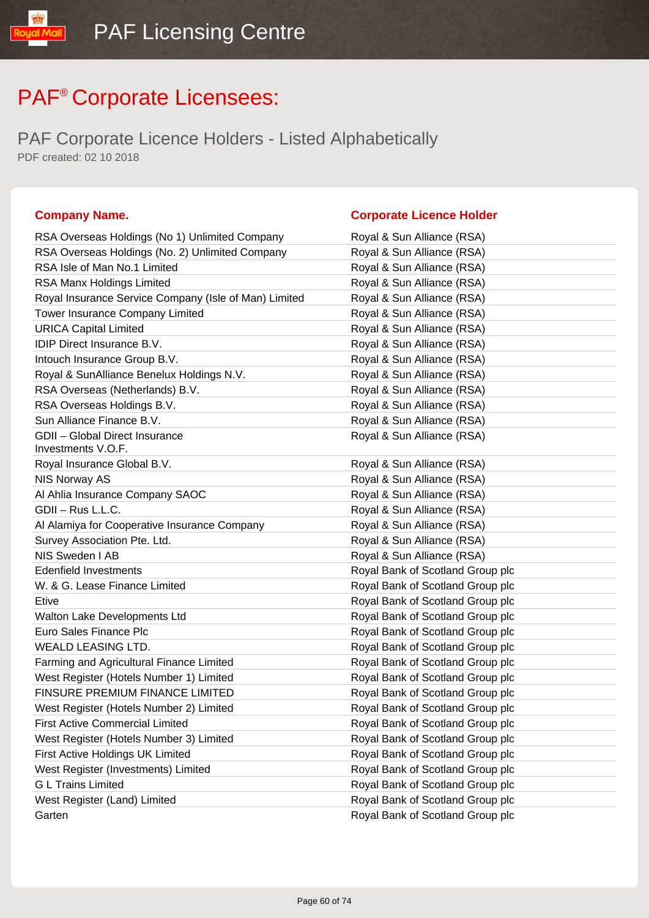# PAF® Corporate Licensees:

## PAF Corporate Licence Holders - Listed Alphabetically

PDF created: 02 10 2018

| Company Name. | Corporate Licence Holder |
|---|---|
| RSA Overseas Holdings (No 1) Unlimited Company | Royal & Sun Alliance (RSA) |
| RSA Overseas Holdings (No. 2) Unlimited Company | Royal & Sun Alliance (RSA) |
| RSA Isle of Man No.1 Limited | Royal & Sun Alliance (RSA) |
| RSA Manx Holdings Limited | Royal & Sun Alliance (RSA) |
| Royal Insurance Service Company (Isle of Man) Limited | Royal & Sun Alliance (RSA) |
| Tower Insurance Company Limited | Royal & Sun Alliance (RSA) |
| URICA Capital Limited | Royal & Sun Alliance (RSA) |
| IDIP Direct Insurance B.V. | Royal & Sun Alliance (RSA) |
| Intouch Insurance Group B.V. | Royal & Sun Alliance (RSA) |
| Royal & SunAlliance Benelux Holdings N.V. | Royal & Sun Alliance (RSA) |
| RSA Overseas (Netherlands) B.V. | Royal & Sun Alliance (RSA) |
| RSA Overseas Holdings B.V. | Royal & Sun Alliance (RSA) |
| Sun Alliance Finance B.V. | Royal & Sun Alliance (RSA) |
| GDII – Global Direct Insurance Investments V.O.F. | Royal & Sun Alliance (RSA) |
| Royal Insurance Global B.V. | Royal & Sun Alliance (RSA) |
| NIS Norway AS | Royal & Sun Alliance (RSA) |
| Al Ahlia Insurance Company SAOC | Royal & Sun Alliance (RSA) |
| GDII – Rus L.L.C. | Royal & Sun Alliance (RSA) |
| Al Alamiya for Cooperative Insurance Company | Royal & Sun Alliance (RSA) |
| Survey Association Pte. Ltd. | Royal & Sun Alliance (RSA) |
| NIS Sweden I AB | Royal & Sun Alliance (RSA) |
| Edenfield Investments | Royal Bank of Scotland Group plc |
| W. & G. Lease Finance Limited | Royal Bank of Scotland Group plc |
| Etive | Royal Bank of Scotland Group plc |
| Walton Lake Developments Ltd | Royal Bank of Scotland Group plc |
| Euro Sales Finance Plc | Royal Bank of Scotland Group plc |
| WEALD LEASING LTD. | Royal Bank of Scotland Group plc |
| Farming and Agricultural Finance Limited | Royal Bank of Scotland Group plc |
| West Register (Hotels Number 1) Limited | Royal Bank of Scotland Group plc |
| FINSURE PREMIUM FINANCE LIMITED | Royal Bank of Scotland Group plc |
| West Register (Hotels Number 2) Limited | Royal Bank of Scotland Group plc |
| First Active Commercial Limited | Royal Bank of Scotland Group plc |
| West Register (Hotels Number 3) Limited | Royal Bank of Scotland Group plc |
| First Active Holdings UK Limited | Royal Bank of Scotland Group plc |
| West Register (Investments) Limited | Royal Bank of Scotland Group plc |
| G L Trains Limited | Royal Bank of Scotland Group plc |
| West Register (Land) Limited | Royal Bank of Scotland Group plc |
| Garten | Royal Bank of Scotland Group plc |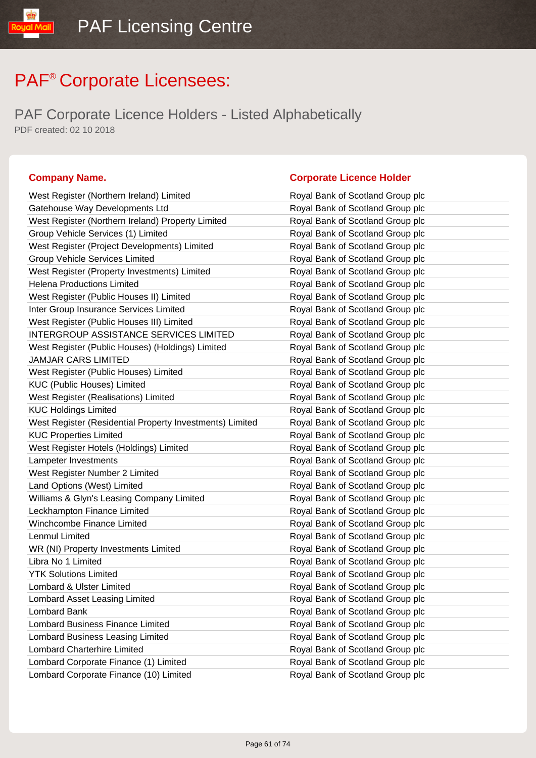# PAF® Corporate Licensees:

## PAF Corporate Licence Holders - Listed Alphabetically

PDF created: 02 10 2018

| Company Name. | Corporate Licence Holder |
|---|---|
| West Register (Northern Ireland) Limited | Royal Bank of Scotland Group plc |
| Gatehouse Way Developments Ltd | Royal Bank of Scotland Group plc |
| West Register (Northern Ireland) Property Limited | Royal Bank of Scotland Group plc |
| Group Vehicle Services (1) Limited | Royal Bank of Scotland Group plc |
| West Register (Project Developments) Limited | Royal Bank of Scotland Group plc |
| Group Vehicle Services Limited | Royal Bank of Scotland Group plc |
| West Register (Property Investments) Limited | Royal Bank of Scotland Group plc |
| Helena Productions Limited | Royal Bank of Scotland Group plc |
| West Register (Public Houses II) Limited | Royal Bank of Scotland Group plc |
| Inter Group Insurance Services Limited | Royal Bank of Scotland Group plc |
| West Register (Public Houses III) Limited | Royal Bank of Scotland Group plc |
| INTERGROUP ASSISTANCE SERVICES LIMITED | Royal Bank of Scotland Group plc |
| West Register (Public Houses) (Holdings) Limited | Royal Bank of Scotland Group plc |
| JAMJAR CARS LIMITED | Royal Bank of Scotland Group plc |
| West Register (Public Houses) Limited | Royal Bank of Scotland Group plc |
| KUC (Public Houses) Limited | Royal Bank of Scotland Group plc |
| West Register (Realisations) Limited | Royal Bank of Scotland Group plc |
| KUC Holdings Limited | Royal Bank of Scotland Group plc |
| West Register (Residential Property Investments) Limited | Royal Bank of Scotland Group plc |
| KUC Properties Limited | Royal Bank of Scotland Group plc |
| West Register Hotels (Holdings) Limited | Royal Bank of Scotland Group plc |
| Lampeter Investments | Royal Bank of Scotland Group plc |
| West Register Number 2 Limited | Royal Bank of Scotland Group plc |
| Land Options (West) Limited | Royal Bank of Scotland Group plc |
| Williams & Glyn's Leasing Company Limited | Royal Bank of Scotland Group plc |
| Leckhampton Finance Limited | Royal Bank of Scotland Group plc |
| Winchcombe Finance Limited | Royal Bank of Scotland Group plc |
| Lenmul Limited | Royal Bank of Scotland Group plc |
| WR (NI) Property Investments Limited | Royal Bank of Scotland Group plc |
| Libra No 1 Limited | Royal Bank of Scotland Group plc |
| YTK Solutions Limited | Royal Bank of Scotland Group plc |
| Lombard & Ulster Limited | Royal Bank of Scotland Group plc |
| Lombard Asset Leasing Limited | Royal Bank of Scotland Group plc |
| Lombard Bank | Royal Bank of Scotland Group plc |
| Lombard Business Finance Limited | Royal Bank of Scotland Group plc |
| Lombard Business Leasing Limited | Royal Bank of Scotland Group plc |
| Lombard Charterhire Limited | Royal Bank of Scotland Group plc |
| Lombard Corporate Finance (1) Limited | Royal Bank of Scotland Group plc |
| Lombard Corporate Finance (10) Limited | Royal Bank of Scotland Group plc |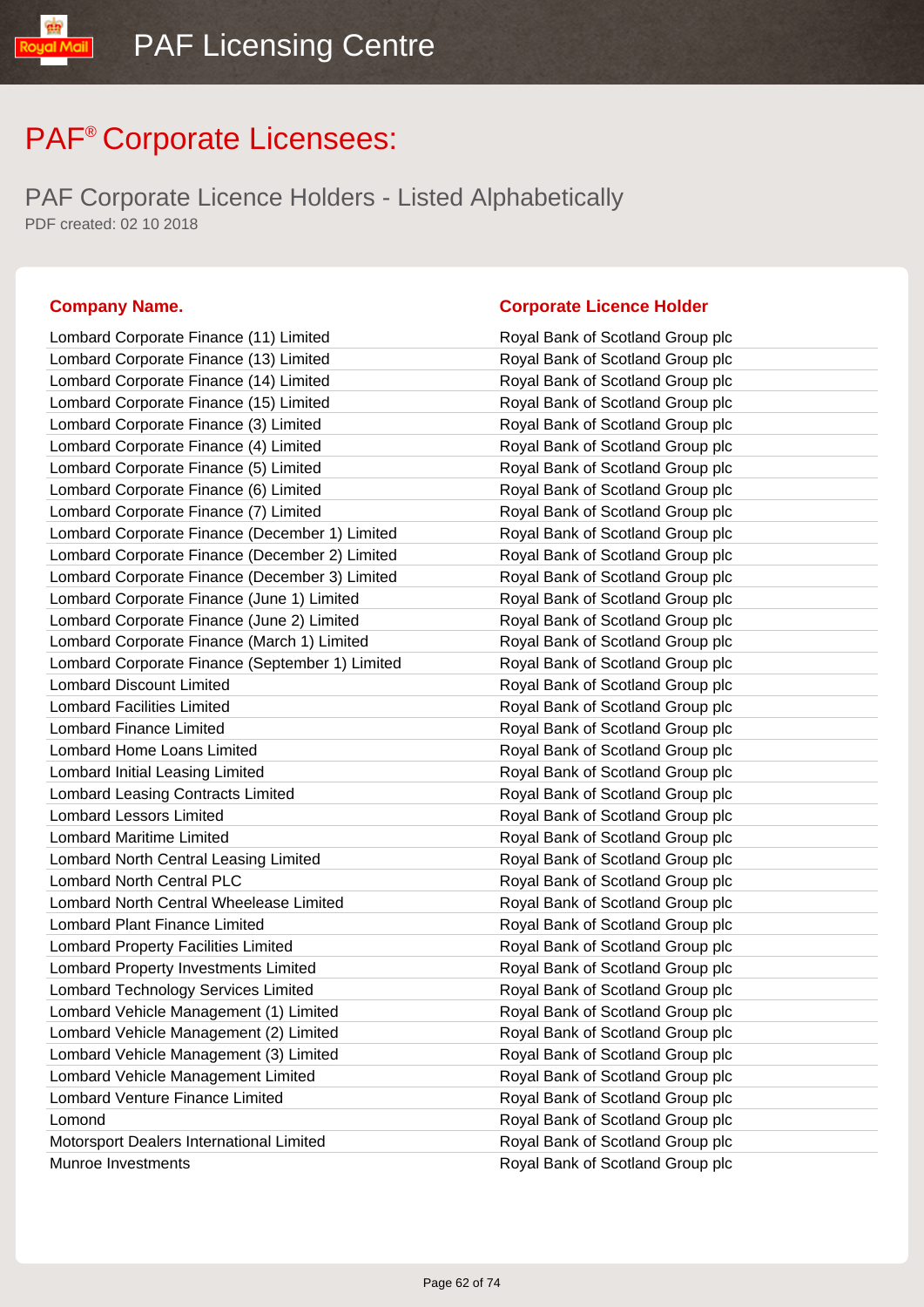# PAF® Corporate Licensees:

## PAF Corporate Licence Holders - Listed Alphabetically

PDF created: 02 10 2018

| Company Name. | Corporate Licence Holder |
|---|---|
| Lombard Corporate Finance (11) Limited | Royal Bank of Scotland Group plc |
| Lombard Corporate Finance (13) Limited | Royal Bank of Scotland Group plc |
| Lombard Corporate Finance (14) Limited | Royal Bank of Scotland Group plc |
| Lombard Corporate Finance (15) Limited | Royal Bank of Scotland Group plc |
| Lombard Corporate Finance (3) Limited | Royal Bank of Scotland Group plc |
| Lombard Corporate Finance (4) Limited | Royal Bank of Scotland Group plc |
| Lombard Corporate Finance (5) Limited | Royal Bank of Scotland Group plc |
| Lombard Corporate Finance (6) Limited | Royal Bank of Scotland Group plc |
| Lombard Corporate Finance (7) Limited | Royal Bank of Scotland Group plc |
| Lombard Corporate Finance (December 1) Limited | Royal Bank of Scotland Group plc |
| Lombard Corporate Finance (December 2) Limited | Royal Bank of Scotland Group plc |
| Lombard Corporate Finance (December 3) Limited | Royal Bank of Scotland Group plc |
| Lombard Corporate Finance (June 1) Limited | Royal Bank of Scotland Group plc |
| Lombard Corporate Finance (June 2) Limited | Royal Bank of Scotland Group plc |
| Lombard Corporate Finance (March 1) Limited | Royal Bank of Scotland Group plc |
| Lombard Corporate Finance (September 1) Limited | Royal Bank of Scotland Group plc |
| Lombard Discount Limited | Royal Bank of Scotland Group plc |
| Lombard Facilities Limited | Royal Bank of Scotland Group plc |
| Lombard Finance Limited | Royal Bank of Scotland Group plc |
| Lombard Home Loans Limited | Royal Bank of Scotland Group plc |
| Lombard Initial Leasing Limited | Royal Bank of Scotland Group plc |
| Lombard Leasing Contracts Limited | Royal Bank of Scotland Group plc |
| Lombard Lessors Limited | Royal Bank of Scotland Group plc |
| Lombard Maritime Limited | Royal Bank of Scotland Group plc |
| Lombard North Central Leasing Limited | Royal Bank of Scotland Group plc |
| Lombard North Central PLC | Royal Bank of Scotland Group plc |
| Lombard North Central Wheelease Limited | Royal Bank of Scotland Group plc |
| Lombard Plant Finance Limited | Royal Bank of Scotland Group plc |
| Lombard Property Facilities Limited | Royal Bank of Scotland Group plc |
| Lombard Property Investments Limited | Royal Bank of Scotland Group plc |
| Lombard Technology Services Limited | Royal Bank of Scotland Group plc |
| Lombard Vehicle Management (1) Limited | Royal Bank of Scotland Group plc |
| Lombard Vehicle Management (2) Limited | Royal Bank of Scotland Group plc |
| Lombard Vehicle Management (3) Limited | Royal Bank of Scotland Group plc |
| Lombard Vehicle Management Limited | Royal Bank of Scotland Group plc |
| Lombard Venture Finance Limited | Royal Bank of Scotland Group plc |
| Lomond | Royal Bank of Scotland Group plc |
| Motorsport Dealers International Limited | Royal Bank of Scotland Group plc |
| Munroe Investments | Royal Bank of Scotland Group plc |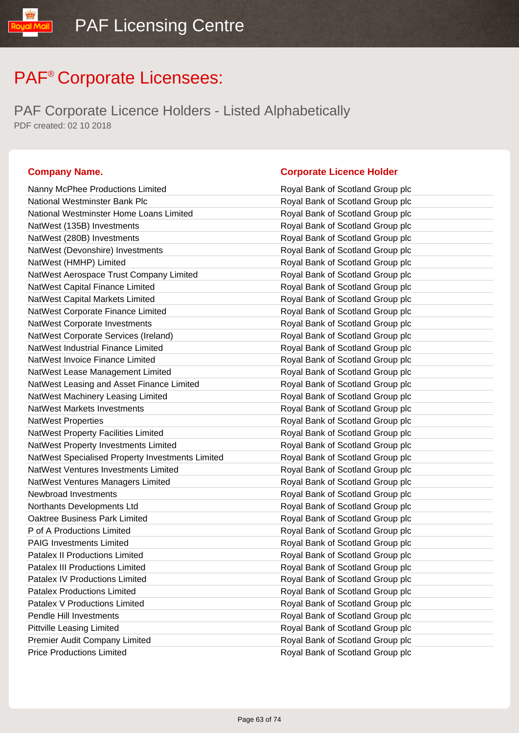# PAF® Corporate Licensees:

## PAF Corporate Licence Holders - Listed Alphabetically

PDF created: 02 10 2018

| Company Name. | Corporate Licence Holder |
|---|---|
| Nanny McPhee Productions Limited | Royal Bank of Scotland Group plc |
| National Westminster Bank Plc | Royal Bank of Scotland Group plc |
| National Westminster Home Loans Limited | Royal Bank of Scotland Group plc |
| NatWest (135B) Investments | Royal Bank of Scotland Group plc |
| NatWest (280B) Investments | Royal Bank of Scotland Group plc |
| NatWest (Devonshire) Investments | Royal Bank of Scotland Group plc |
| NatWest (HMHP) Limited | Royal Bank of Scotland Group plc |
| NatWest Aerospace Trust Company Limited | Royal Bank of Scotland Group plc |
| NatWest Capital Finance Limited | Royal Bank of Scotland Group plc |
| NatWest Capital Markets Limited | Royal Bank of Scotland Group plc |
| NatWest Corporate Finance Limited | Royal Bank of Scotland Group plc |
| NatWest Corporate Investments | Royal Bank of Scotland Group plc |
| NatWest Corporate Services (Ireland) | Royal Bank of Scotland Group plc |
| NatWest Industrial Finance Limited | Royal Bank of Scotland Group plc |
| NatWest Invoice Finance Limited | Royal Bank of Scotland Group plc |
| NatWest Lease Management Limited | Royal Bank of Scotland Group plc |
| NatWest Leasing and Asset Finance Limited | Royal Bank of Scotland Group plc |
| NatWest Machinery Leasing Limited | Royal Bank of Scotland Group plc |
| NatWest Markets Investments | Royal Bank of Scotland Group plc |
| NatWest Properties | Royal Bank of Scotland Group plc |
| NatWest Property Facilities Limited | Royal Bank of Scotland Group plc |
| NatWest Property Investments Limited | Royal Bank of Scotland Group plc |
| NatWest Specialised Property Investments Limited | Royal Bank of Scotland Group plc |
| NatWest Ventures Investments Limited | Royal Bank of Scotland Group plc |
| NatWest Ventures Managers Limited | Royal Bank of Scotland Group plc |
| Newbroad Investments | Royal Bank of Scotland Group plc |
| Northants Developments Ltd | Royal Bank of Scotland Group plc |
| Oaktree Business Park Limited | Royal Bank of Scotland Group plc |
| P of A Productions Limited | Royal Bank of Scotland Group plc |
| PAIG Investments Limited | Royal Bank of Scotland Group plc |
| Patalex II Productions Limited | Royal Bank of Scotland Group plc |
| Patalex III Productions Limited | Royal Bank of Scotland Group plc |
| Patalex IV Productions Limited | Royal Bank of Scotland Group plc |
| Patalex Productions Limited | Royal Bank of Scotland Group plc |
| Patalex V Productions Limited | Royal Bank of Scotland Group plc |
| Pendle Hill Investments | Royal Bank of Scotland Group plc |
| Pittville Leasing Limited | Royal Bank of Scotland Group plc |
| Premier Audit Company Limited | Royal Bank of Scotland Group plc |
| Price Productions Limited | Royal Bank of Scotland Group plc |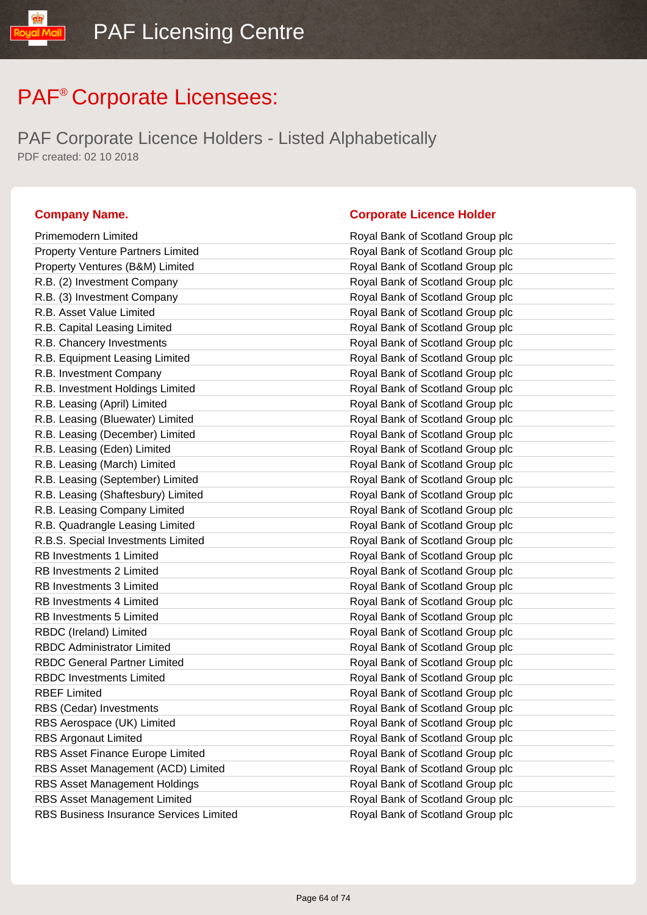# PAF® Corporate Licensees:

## PAF Corporate Licence Holders - Listed Alphabetically

PDF created: 02 10 2018

| Company Name. | Corporate Licence Holder |
|---|---|
| Primemodern Limited | Royal Bank of Scotland Group plc |
| Property Venture Partners Limited | Royal Bank of Scotland Group plc |
| Property Ventures (B&M) Limited | Royal Bank of Scotland Group plc |
| R.B. (2) Investment Company | Royal Bank of Scotland Group plc |
| R.B. (3) Investment Company | Royal Bank of Scotland Group plc |
| R.B. Asset Value Limited | Royal Bank of Scotland Group plc |
| R.B. Capital Leasing Limited | Royal Bank of Scotland Group plc |
| R.B. Chancery Investments | Royal Bank of Scotland Group plc |
| R.B. Equipment Leasing Limited | Royal Bank of Scotland Group plc |
| R.B. Investment Company | Royal Bank of Scotland Group plc |
| R.B. Investment Holdings Limited | Royal Bank of Scotland Group plc |
| R.B. Leasing (April) Limited | Royal Bank of Scotland Group plc |
| R.B. Leasing (Bluewater) Limited | Royal Bank of Scotland Group plc |
| R.B. Leasing (December) Limited | Royal Bank of Scotland Group plc |
| R.B. Leasing (Eden) Limited | Royal Bank of Scotland Group plc |
| R.B. Leasing (March) Limited | Royal Bank of Scotland Group plc |
| R.B. Leasing (September) Limited | Royal Bank of Scotland Group plc |
| R.B. Leasing (Shaftesbury) Limited | Royal Bank of Scotland Group plc |
| R.B. Leasing Company Limited | Royal Bank of Scotland Group plc |
| R.B. Quadrangle Leasing Limited | Royal Bank of Scotland Group plc |
| R.B.S. Special Investments Limited | Royal Bank of Scotland Group plc |
| RB Investments 1 Limited | Royal Bank of Scotland Group plc |
| RB Investments 2 Limited | Royal Bank of Scotland Group plc |
| RB Investments 3 Limited | Royal Bank of Scotland Group plc |
| RB Investments 4 Limited | Royal Bank of Scotland Group plc |
| RB Investments 5 Limited | Royal Bank of Scotland Group plc |
| RBDC (Ireland) Limited | Royal Bank of Scotland Group plc |
| RBDC Administrator Limited | Royal Bank of Scotland Group plc |
| RBDC General Partner Limited | Royal Bank of Scotland Group plc |
| RBDC Investments Limited | Royal Bank of Scotland Group plc |
| RBEF Limited | Royal Bank of Scotland Group plc |
| RBS (Cedar) Investments | Royal Bank of Scotland Group plc |
| RBS Aerospace (UK) Limited | Royal Bank of Scotland Group plc |
| RBS Argonaut Limited | Royal Bank of Scotland Group plc |
| RBS Asset Finance Europe Limited | Royal Bank of Scotland Group plc |
| RBS Asset Management (ACD) Limited | Royal Bank of Scotland Group plc |
| RBS Asset Management Holdings | Royal Bank of Scotland Group plc |
| RBS Asset Management Limited | Royal Bank of Scotland Group plc |
| RBS Business Insurance Services Limited | Royal Bank of Scotland Group plc |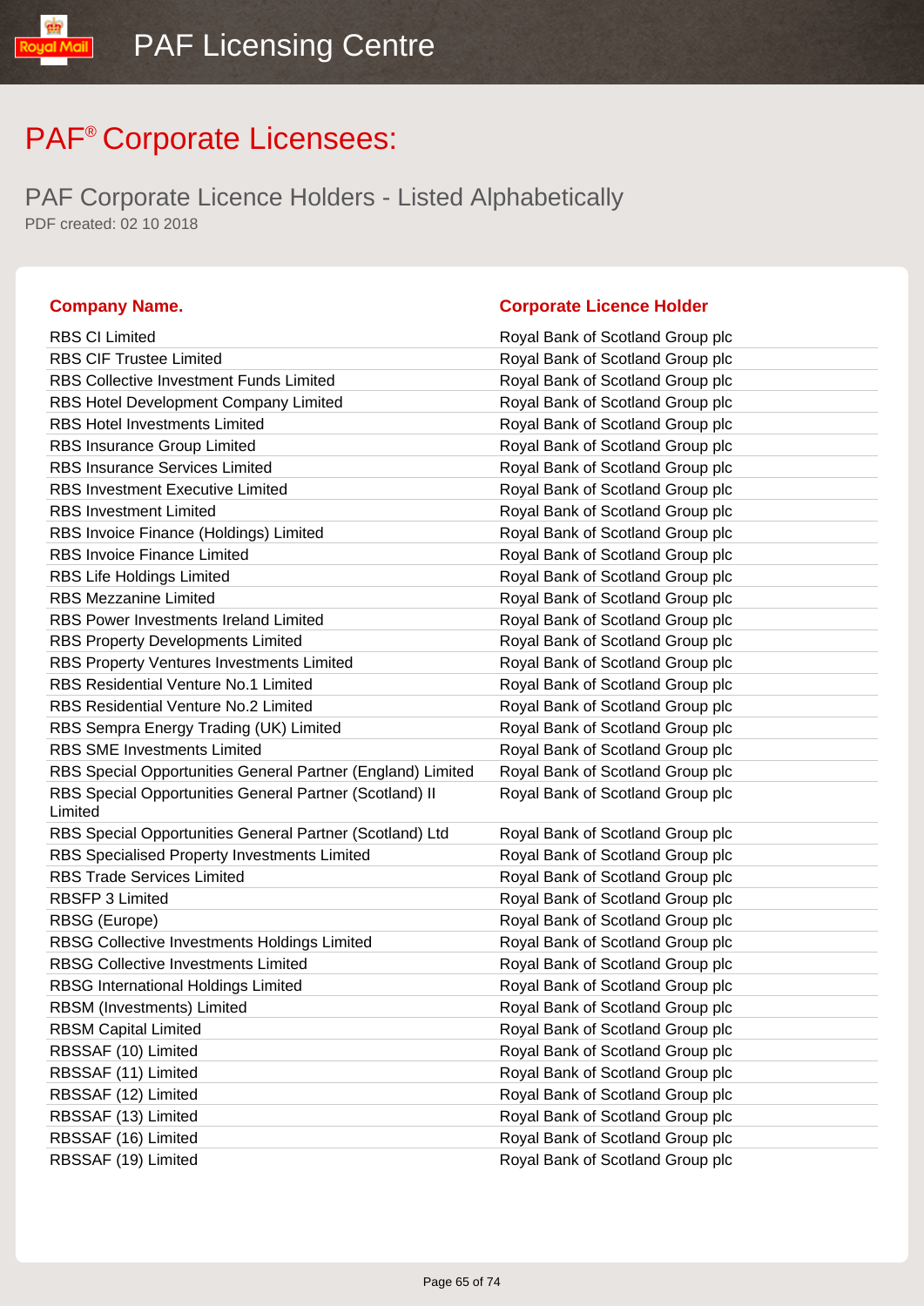# PAF® Corporate Licensees:

## PAF Corporate Licence Holders - Listed Alphabetically

PDF created: 02 10 2018

| Company Name. | Corporate Licence Holder |
|---|---|
| RBS CI Limited | Royal Bank of Scotland Group plc |
| RBS CIF Trustee Limited | Royal Bank of Scotland Group plc |
| RBS Collective Investment Funds Limited | Royal Bank of Scotland Group plc |
| RBS Hotel Development Company Limited | Royal Bank of Scotland Group plc |
| RBS Hotel Investments Limited | Royal Bank of Scotland Group plc |
| RBS Insurance Group Limited | Royal Bank of Scotland Group plc |
| RBS Insurance Services Limited | Royal Bank of Scotland Group plc |
| RBS Investment Executive Limited | Royal Bank of Scotland Group plc |
| RBS Investment Limited | Royal Bank of Scotland Group plc |
| RBS Invoice Finance (Holdings) Limited | Royal Bank of Scotland Group plc |
| RBS Invoice Finance Limited | Royal Bank of Scotland Group plc |
| RBS Life Holdings Limited | Royal Bank of Scotland Group plc |
| RBS Mezzanine Limited | Royal Bank of Scotland Group plc |
| RBS Power Investments Ireland Limited | Royal Bank of Scotland Group plc |
| RBS Property Developments Limited | Royal Bank of Scotland Group plc |
| RBS Property Ventures Investments Limited | Royal Bank of Scotland Group plc |
| RBS Residential Venture No.1 Limited | Royal Bank of Scotland Group plc |
| RBS Residential Venture No.2 Limited | Royal Bank of Scotland Group plc |
| RBS Sempra Energy Trading (UK) Limited | Royal Bank of Scotland Group plc |
| RBS SME Investments Limited | Royal Bank of Scotland Group plc |
| RBS Special Opportunities General Partner (England) Limited | Royal Bank of Scotland Group plc |
| RBS Special Opportunities General Partner (Scotland) II Limited | Royal Bank of Scotland Group plc |
| RBS Special Opportunities General Partner (Scotland) Ltd | Royal Bank of Scotland Group plc |
| RBS Specialised Property Investments Limited | Royal Bank of Scotland Group plc |
| RBS Trade Services Limited | Royal Bank of Scotland Group plc |
| RBSFP 3 Limited | Royal Bank of Scotland Group plc |
| RBSG (Europe) | Royal Bank of Scotland Group plc |
| RBSG Collective Investments Holdings Limited | Royal Bank of Scotland Group plc |
| RBSG Collective Investments Limited | Royal Bank of Scotland Group plc |
| RBSG International Holdings Limited | Royal Bank of Scotland Group plc |
| RBSM (Investments) Limited | Royal Bank of Scotland Group plc |
| RBSM Capital Limited | Royal Bank of Scotland Group plc |
| RBSSAF (10) Limited | Royal Bank of Scotland Group plc |
| RBSSAF (11) Limited | Royal Bank of Scotland Group plc |
| RBSSAF (12) Limited | Royal Bank of Scotland Group plc |
| RBSSAF (13) Limited | Royal Bank of Scotland Group plc |
| RBSSAF (16) Limited | Royal Bank of Scotland Group plc |
| RBSSAF (19) Limited | Royal Bank of Scotland Group plc |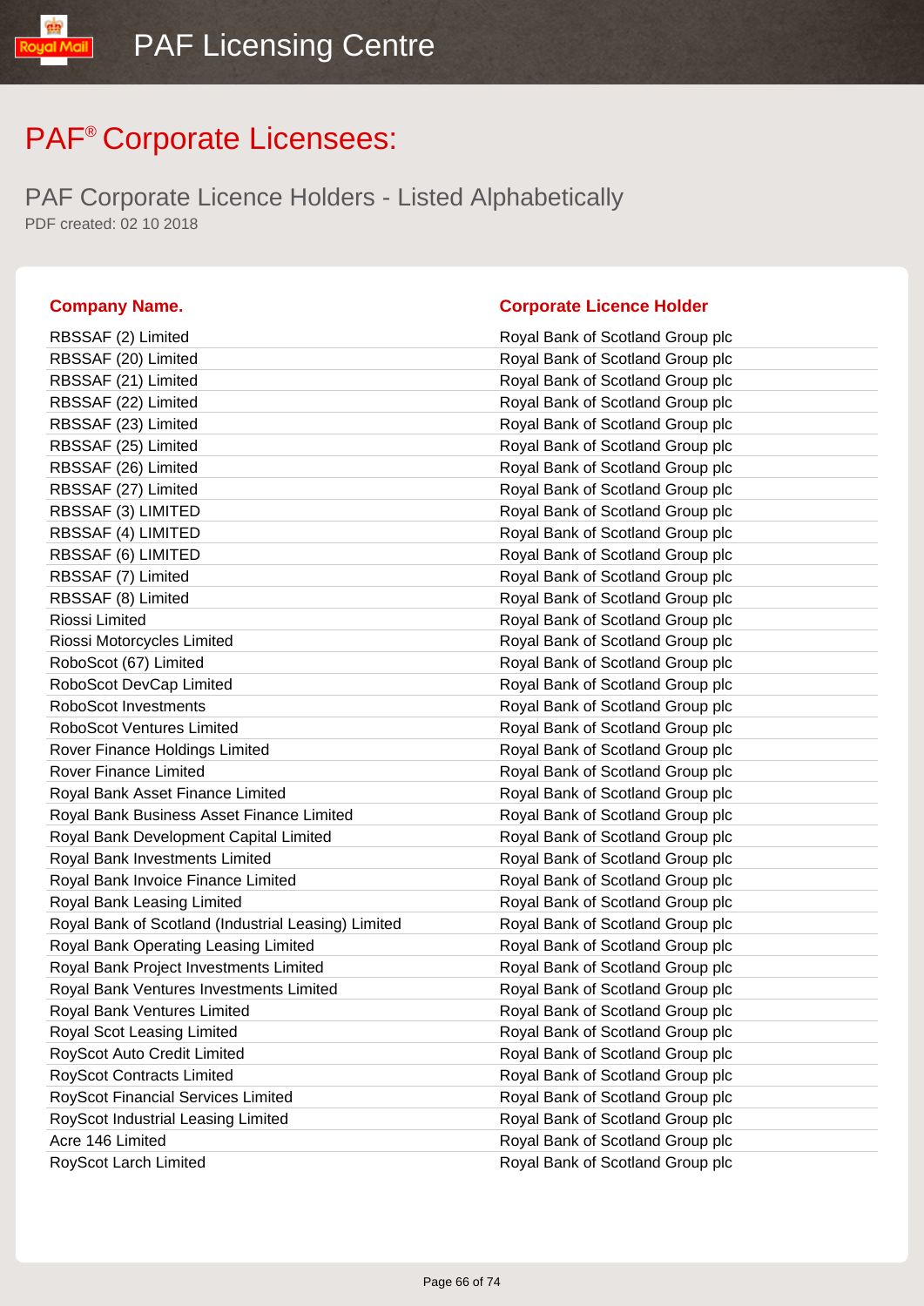# PAF® Corporate Licensees:

## PAF Corporate Licence Holders - Listed Alphabetically

PDF created: 02 10 2018

| Company Name. | Corporate Licence Holder |
|---|---|
| RBSSAF (2) Limited | Royal Bank of Scotland Group plc |
| RBSSAF (20) Limited | Royal Bank of Scotland Group plc |
| RBSSAF (21) Limited | Royal Bank of Scotland Group plc |
| RBSSAF (22) Limited | Royal Bank of Scotland Group plc |
| RBSSAF (23) Limited | Royal Bank of Scotland Group plc |
| RBSSAF (25) Limited | Royal Bank of Scotland Group plc |
| RBSSAF (26) Limited | Royal Bank of Scotland Group plc |
| RBSSAF (27) Limited | Royal Bank of Scotland Group plc |
| RBSSAF (3) LIMITED | Royal Bank of Scotland Group plc |
| RBSSAF (4) LIMITED | Royal Bank of Scotland Group plc |
| RBSSAF (6) LIMITED | Royal Bank of Scotland Group plc |
| RBSSAF (7) Limited | Royal Bank of Scotland Group plc |
| RBSSAF (8) Limited | Royal Bank of Scotland Group plc |
| Riossi Limited | Royal Bank of Scotland Group plc |
| Riossi Motorcycles Limited | Royal Bank of Scotland Group plc |
| RoboScot (67) Limited | Royal Bank of Scotland Group plc |
| RoboScot DevCap Limited | Royal Bank of Scotland Group plc |
| RoboScot Investments | Royal Bank of Scotland Group plc |
| RoboScot Ventures Limited | Royal Bank of Scotland Group plc |
| Rover Finance Holdings Limited | Royal Bank of Scotland Group plc |
| Rover Finance Limited | Royal Bank of Scotland Group plc |
| Royal Bank Asset Finance Limited | Royal Bank of Scotland Group plc |
| Royal Bank Business Asset Finance Limited | Royal Bank of Scotland Group plc |
| Royal Bank Development Capital Limited | Royal Bank of Scotland Group plc |
| Royal Bank Investments Limited | Royal Bank of Scotland Group plc |
| Royal Bank Invoice Finance Limited | Royal Bank of Scotland Group plc |
| Royal Bank Leasing Limited | Royal Bank of Scotland Group plc |
| Royal Bank of Scotland (Industrial Leasing) Limited | Royal Bank of Scotland Group plc |
| Royal Bank Operating Leasing Limited | Royal Bank of Scotland Group plc |
| Royal Bank Project Investments Limited | Royal Bank of Scotland Group plc |
| Royal Bank Ventures Investments Limited | Royal Bank of Scotland Group plc |
| Royal Bank Ventures Limited | Royal Bank of Scotland Group plc |
| Royal Scot Leasing Limited | Royal Bank of Scotland Group plc |
| RoyScot Auto Credit Limited | Royal Bank of Scotland Group plc |
| RoyScot Contracts Limited | Royal Bank of Scotland Group plc |
| RoyScot Financial Services Limited | Royal Bank of Scotland Group plc |
| RoyScot Industrial Leasing Limited | Royal Bank of Scotland Group plc |
| Acre 146 Limited | Royal Bank of Scotland Group plc |
| RoyScot Larch Limited | Royal Bank of Scotland Group plc |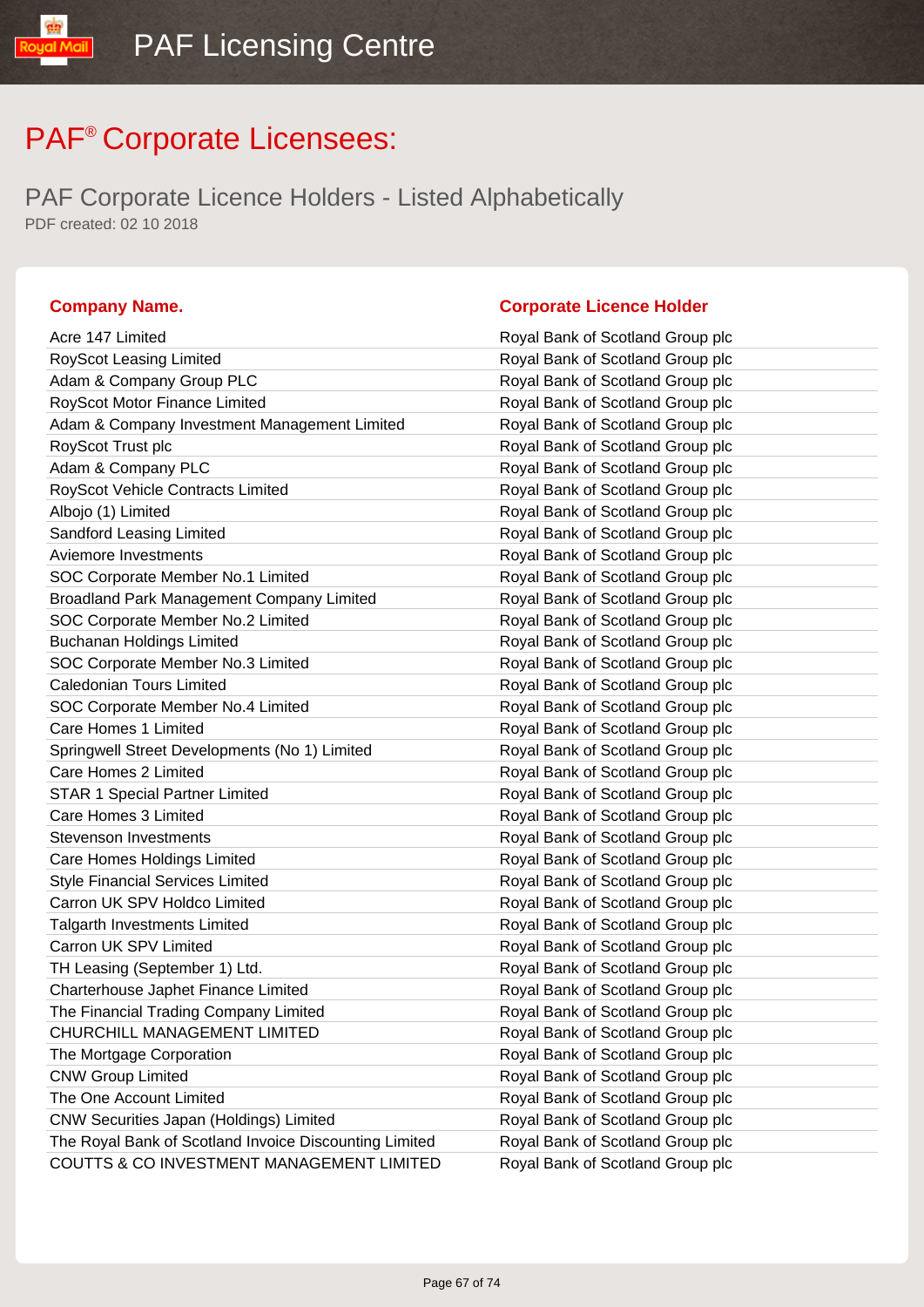# PAF® Corporate Licensees:

## PAF Corporate Licence Holders - Listed Alphabetically

PDF created: 02 10 2018

| Company Name. | Corporate Licence Holder |
|---|---|
| Acre 147 Limited | Royal Bank of Scotland Group plc |
| RoyScot Leasing Limited | Royal Bank of Scotland Group plc |
| Adam & Company Group PLC | Royal Bank of Scotland Group plc |
| RoyScot Motor Finance Limited | Royal Bank of Scotland Group plc |
| Adam & Company Investment Management Limited | Royal Bank of Scotland Group plc |
| RoyScot Trust plc | Royal Bank of Scotland Group plc |
| Adam & Company PLC | Royal Bank of Scotland Group plc |
| RoyScot Vehicle Contracts Limited | Royal Bank of Scotland Group plc |
| Albojo (1) Limited | Royal Bank of Scotland Group plc |
| Sandford Leasing Limited | Royal Bank of Scotland Group plc |
| Aviemore Investments | Royal Bank of Scotland Group plc |
| SOC Corporate Member No.1 Limited | Royal Bank of Scotland Group plc |
| Broadland Park Management Company Limited | Royal Bank of Scotland Group plc |
| SOC Corporate Member No.2 Limited | Royal Bank of Scotland Group plc |
| Buchanan Holdings Limited | Royal Bank of Scotland Group plc |
| SOC Corporate Member No.3 Limited | Royal Bank of Scotland Group plc |
| Caledonian Tours Limited | Royal Bank of Scotland Group plc |
| SOC Corporate Member No.4 Limited | Royal Bank of Scotland Group plc |
| Care Homes 1 Limited | Royal Bank of Scotland Group plc |
| Springwell Street Developments (No 1) Limited | Royal Bank of Scotland Group plc |
| Care Homes 2 Limited | Royal Bank of Scotland Group plc |
| STAR 1 Special Partner Limited | Royal Bank of Scotland Group plc |
| Care Homes 3 Limited | Royal Bank of Scotland Group plc |
| Stevenson Investments | Royal Bank of Scotland Group plc |
| Care Homes Holdings Limited | Royal Bank of Scotland Group plc |
| Style Financial Services Limited | Royal Bank of Scotland Group plc |
| Carron UK SPV Holdco Limited | Royal Bank of Scotland Group plc |
| Talgarth Investments Limited | Royal Bank of Scotland Group plc |
| Carron UK SPV Limited | Royal Bank of Scotland Group plc |
| TH Leasing (September 1) Ltd. | Royal Bank of Scotland Group plc |
| Charterhouse Japhet Finance Limited | Royal Bank of Scotland Group plc |
| The Financial Trading Company Limited | Royal Bank of Scotland Group plc |
| CHURCHILL MANAGEMENT LIMITED | Royal Bank of Scotland Group plc |
| The Mortgage Corporation | Royal Bank of Scotland Group plc |
| CNW Group Limited | Royal Bank of Scotland Group plc |
| The One Account Limited | Royal Bank of Scotland Group plc |
| CNW Securities Japan (Holdings) Limited | Royal Bank of Scotland Group plc |
| The Royal Bank of Scotland Invoice Discounting Limited | Royal Bank of Scotland Group plc |
| COUTTS & CO INVESTMENT MANAGEMENT LIMITED | Royal Bank of Scotland Group plc |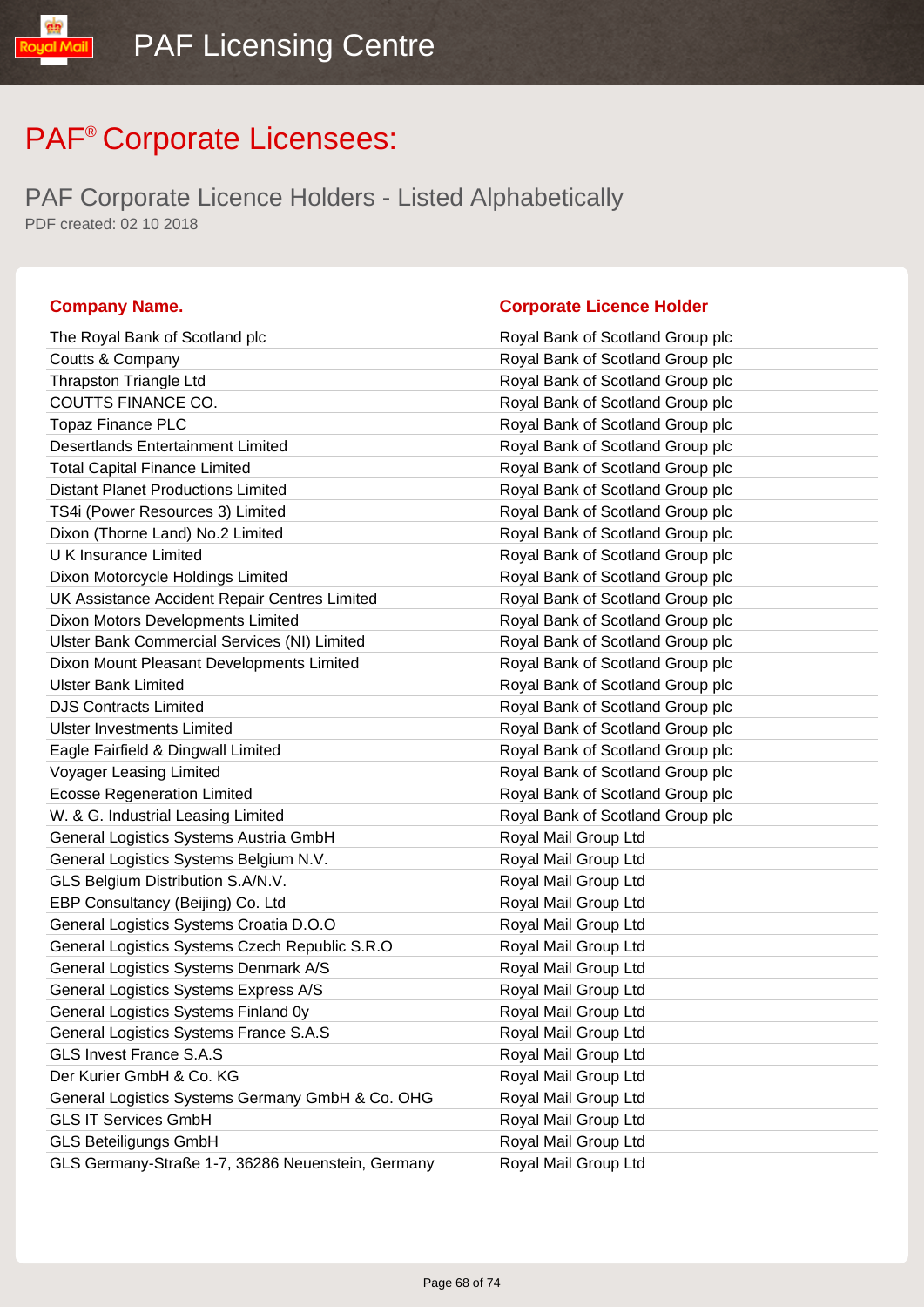# PAF® Corporate Licensees:

## PAF Corporate Licence Holders - Listed Alphabetically

PDF created: 02 10 2018

| Company Name. | Corporate Licence Holder |
|---|---|
| The Royal Bank of Scotland plc | Royal Bank of Scotland Group plc |
| Coutts & Company | Royal Bank of Scotland Group plc |
| Thrapston Triangle Ltd | Royal Bank of Scotland Group plc |
| COUTTS FINANCE CO. | Royal Bank of Scotland Group plc |
| Topaz Finance PLC | Royal Bank of Scotland Group plc |
| Desertlands Entertainment Limited | Royal Bank of Scotland Group plc |
| Total Capital Finance Limited | Royal Bank of Scotland Group plc |
| Distant Planet Productions Limited | Royal Bank of Scotland Group plc |
| TS4i (Power Resources 3) Limited | Royal Bank of Scotland Group plc |
| Dixon (Thorne Land) No.2 Limited | Royal Bank of Scotland Group plc |
| U K Insurance Limited | Royal Bank of Scotland Group plc |
| Dixon Motorcycle Holdings Limited | Royal Bank of Scotland Group plc |
| UK Assistance Accident Repair Centres Limited | Royal Bank of Scotland Group plc |
| Dixon Motors Developments Limited | Royal Bank of Scotland Group plc |
| Ulster Bank Commercial Services (NI) Limited | Royal Bank of Scotland Group plc |
| Dixon Mount Pleasant Developments Limited | Royal Bank of Scotland Group plc |
| Ulster Bank Limited | Royal Bank of Scotland Group plc |
| DJS Contracts Limited | Royal Bank of Scotland Group plc |
| Ulster Investments Limited | Royal Bank of Scotland Group plc |
| Eagle Fairfield & Dingwall Limited | Royal Bank of Scotland Group plc |
| Voyager Leasing Limited | Royal Bank of Scotland Group plc |
| Ecosse Regeneration Limited | Royal Bank of Scotland Group plc |
| W. & G. Industrial Leasing Limited | Royal Bank of Scotland Group plc |
| General Logistics Systems Austria GmbH | Royal Mail Group Ltd |
| General Logistics Systems Belgium N.V. | Royal Mail Group Ltd |
| GLS Belgium Distribution S.A/N.V. | Royal Mail Group Ltd |
| EBP Consultancy (Beijing) Co. Ltd | Royal Mail Group Ltd |
| General Logistics Systems Croatia D.O.O | Royal Mail Group Ltd |
| General Logistics Systems Czech Republic S.R.O | Royal Mail Group Ltd |
| General Logistics Systems Denmark A/S | Royal Mail Group Ltd |
| General Logistics Systems Express A/S | Royal Mail Group Ltd |
| General Logistics Systems Finland 0y | Royal Mail Group Ltd |
| General Logistics Systems France S.A.S | Royal Mail Group Ltd |
| GLS Invest France S.A.S | Royal Mail Group Ltd |
| Der Kurier GmbH & Co. KG | Royal Mail Group Ltd |
| General Logistics Systems Germany GmbH & Co. OHG | Royal Mail Group Ltd |
| GLS IT Services GmbH | Royal Mail Group Ltd |
| GLS Beteiligungs GmbH | Royal Mail Group Ltd |
| GLS Germany-Straße 1-7, 36286 Neuenstein, Germany | Royal Mail Group Ltd |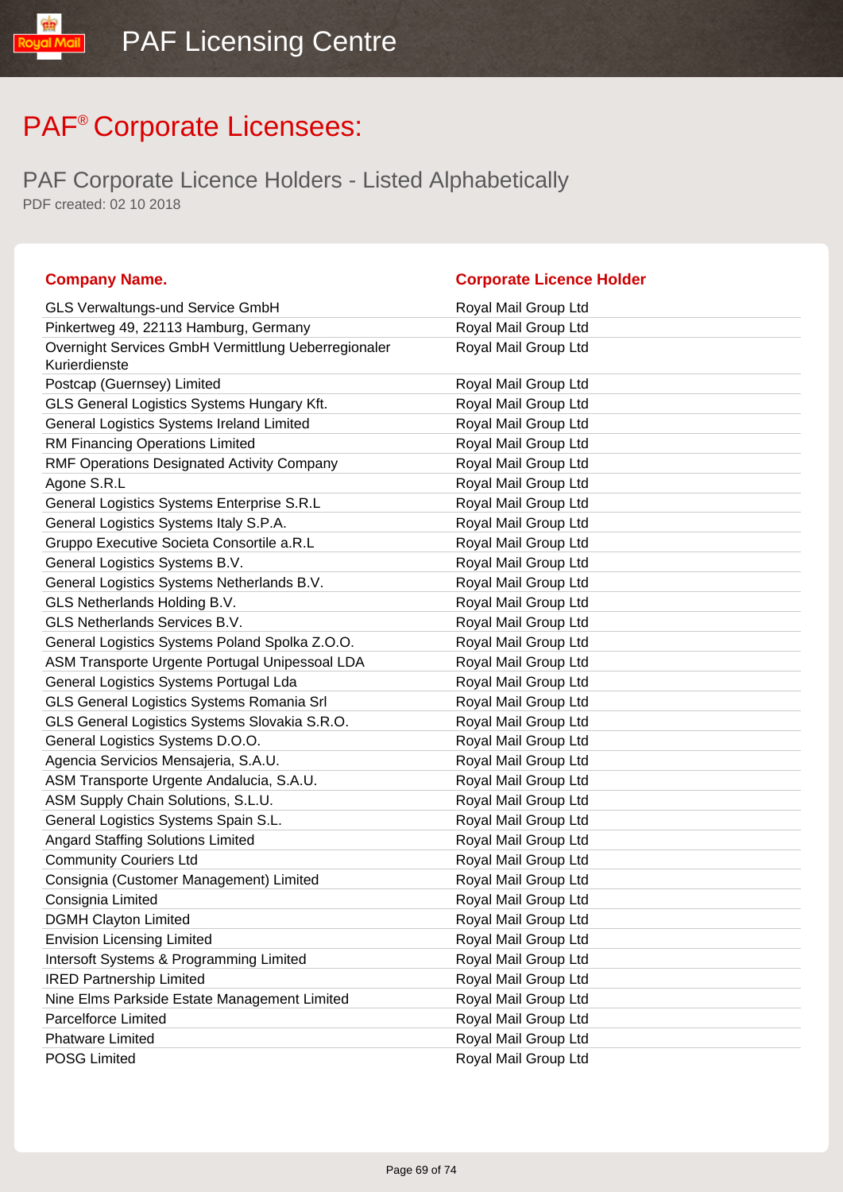PAF Licensing Centre

# PAF® Corporate Licensees:

## PAF Corporate Licence Holders - Listed Alphabetically

PDF created: 02 10 2018

| Company Name. | Corporate Licence Holder |
| --- | --- |
| GLS Verwaltungs-und Service GmbH | Royal Mail Group Ltd |
| Pinkertweg 49, 22113 Hamburg, Germany | Royal Mail Group Ltd |
| Overnight Services GmbH Vermittlung Ueberregionaler Kurierdienste | Royal Mail Group Ltd |
| Postcap (Guernsey) Limited | Royal Mail Group Ltd |
| GLS General Logistics Systems Hungary Kft. | Royal Mail Group Ltd |
| General Logistics Systems Ireland Limited | Royal Mail Group Ltd |
| RM Financing Operations Limited | Royal Mail Group Ltd |
| RMF Operations Designated Activity Company | Royal Mail Group Ltd |
| Agone S.R.L | Royal Mail Group Ltd |
| General Logistics Systems Enterprise S.R.L | Royal Mail Group Ltd |
| General Logistics Systems Italy S.P.A. | Royal Mail Group Ltd |
| Gruppo Executive Societa Consortile a.R.L | Royal Mail Group Ltd |
| General Logistics Systems B.V. | Royal Mail Group Ltd |
| General Logistics Systems Netherlands B.V. | Royal Mail Group Ltd |
| GLS Netherlands Holding B.V. | Royal Mail Group Ltd |
| GLS Netherlands Services B.V. | Royal Mail Group Ltd |
| General Logistics Systems Poland Spolka Z.O.O. | Royal Mail Group Ltd |
| ASM Transporte Urgente Portugal Unipessoal LDA | Royal Mail Group Ltd |
| General Logistics Systems Portugal Lda | Royal Mail Group Ltd |
| GLS General Logistics Systems Romania Srl | Royal Mail Group Ltd |
| GLS General Logistics Systems Slovakia S.R.O. | Royal Mail Group Ltd |
| General Logistics Systems D.O.O. | Royal Mail Group Ltd |
| Agencia Servicios Mensajeria, S.A.U. | Royal Mail Group Ltd |
| ASM Transporte Urgente Andalucia, S.A.U. | Royal Mail Group Ltd |
| ASM Supply Chain Solutions, S.L.U. | Royal Mail Group Ltd |
| General Logistics Systems Spain S.L. | Royal Mail Group Ltd |
| Angard Staffing Solutions Limited | Royal Mail Group Ltd |
| Community Couriers Ltd | Royal Mail Group Ltd |
| Consignia (Customer Management) Limited | Royal Mail Group Ltd |
| Consignia Limited | Royal Mail Group Ltd |
| DGMH Clayton Limited | Royal Mail Group Ltd |
| Envision Licensing Limited | Royal Mail Group Ltd |
| Intersoft Systems & Programming Limited | Royal Mail Group Ltd |
| IRED Partnership Limited | Royal Mail Group Ltd |
| Nine Elms Parkside Estate Management Limited | Royal Mail Group Ltd |
| Parcelforce Limited | Royal Mail Group Ltd |
| Phatware Limited | Royal Mail Group Ltd |
| POSG Limited | Royal Mail Group Ltd |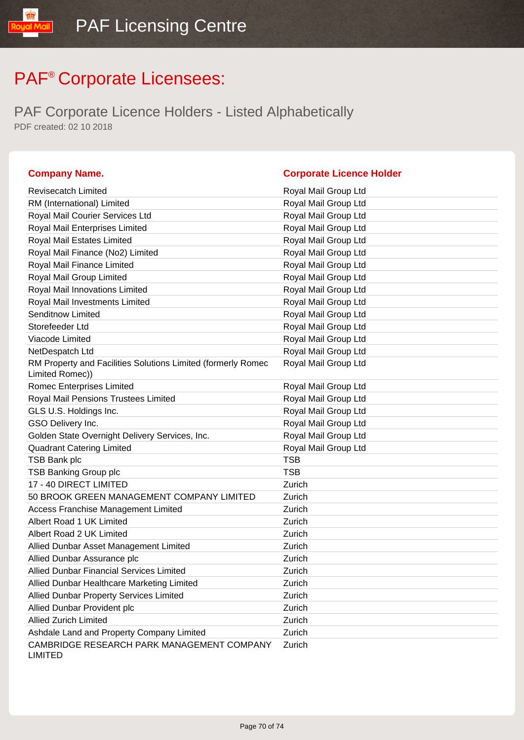# PAF® Corporate Licensees:

## PAF Corporate Licence Holders - Listed Alphabetically

PDF created: 02 10 2018

| Company Name. | Corporate Licence Holder |
|---|---|
| Revisecatch Limited | Royal Mail Group Ltd |
| RM (International) Limited | Royal Mail Group Ltd |
| Royal Mail Courier Services Ltd | Royal Mail Group Ltd |
| Royal Mail Enterprises Limited | Royal Mail Group Ltd |
| Royal Mail Estates Limited | Royal Mail Group Ltd |
| Royal Mail Finance (No2) Limited | Royal Mail Group Ltd |
| Royal Mail Finance Limited | Royal Mail Group Ltd |
| Royal Mail Group Limited | Royal Mail Group Ltd |
| Royal Mail Innovations Limited | Royal Mail Group Ltd |
| Royal Mail Investments Limited | Royal Mail Group Ltd |
| Senditnow Limited | Royal Mail Group Ltd |
| Storefeeder Ltd | Royal Mail Group Ltd |
| Viacode Limited | Royal Mail Group Ltd |
| NetDespatch Ltd | Royal Mail Group Ltd |
| RM Property and Facilities Solutions Limited (formerly Romec Limited Romec)) | Royal Mail Group Ltd |
| Romec Enterprises Limited | Royal Mail Group Ltd |
| Royal Mail Pensions Trustees Limited | Royal Mail Group Ltd |
| GLS U.S. Holdings Inc. | Royal Mail Group Ltd |
| GSO Delivery Inc. | Royal Mail Group Ltd |
| Golden State Overnight Delivery Services, Inc. | Royal Mail Group Ltd |
| Quadrant Catering Limited | Royal Mail Group Ltd |
| TSB Bank plc | TSB |
| TSB Banking Group plc | TSB |
| 17 - 40 DIRECT LIMITED | Zurich |
| 50 BROOK GREEN MANAGEMENT COMPANY LIMITED | Zurich |
| Access Franchise Management Limited | Zurich |
| Albert Road 1 UK Limited | Zurich |
| Albert Road 2 UK Limited | Zurich |
| Allied Dunbar Asset Management Limited | Zurich |
| Allied Dunbar Assurance plc | Zurich |
| Allied Dunbar Financial Services Limited | Zurich |
| Allied Dunbar Healthcare Marketing Limited | Zurich |
| Allied Dunbar Property Services Limited | Zurich |
| Allied Dunbar Provident plc | Zurich |
| Allied Zurich Limited | Zurich |
| Ashdale Land and Property Company Limited | Zurich |
| CAMBRIDGE RESEARCH PARK MANAGEMENT COMPANY LIMITED | Zurich |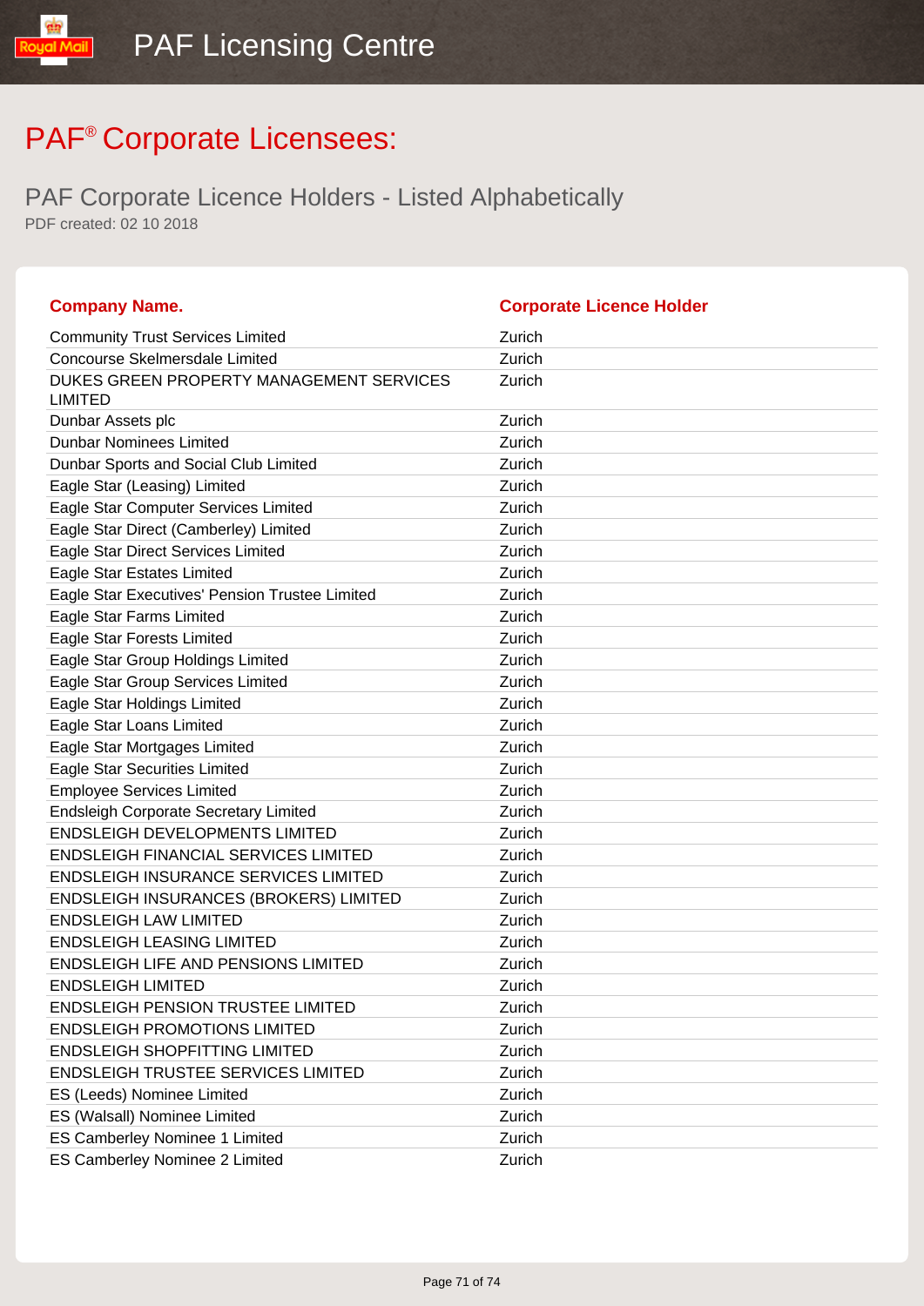# PAF® Corporate Licensees:

## PAF Corporate Licence Holders - Listed Alphabetically

PDF created: 02 10 2018

| Company Name. | Corporate Licence Holder |
|---|---|
| Community Trust Services Limited | Zurich |
| Concourse Skelmersdale Limited | Zurich |
| DUKES GREEN PROPERTY MANAGEMENT SERVICES LIMITED | Zurich |
| Dunbar Assets plc | Zurich |
| Dunbar Nominees Limited | Zurich |
| Dunbar Sports and Social Club Limited | Zurich |
| Eagle Star (Leasing) Limited | Zurich |
| Eagle Star Computer Services Limited | Zurich |
| Eagle Star Direct (Camberley) Limited | Zurich |
| Eagle Star Direct Services Limited | Zurich |
| Eagle Star Estates Limited | Zurich |
| Eagle Star Executives' Pension Trustee Limited | Zurich |
| Eagle Star Farms Limited | Zurich |
| Eagle Star Forests Limited | Zurich |
| Eagle Star Group Holdings Limited | Zurich |
| Eagle Star Group Services Limited | Zurich |
| Eagle Star Holdings Limited | Zurich |
| Eagle Star Loans Limited | Zurich |
| Eagle Star Mortgages Limited | Zurich |
| Eagle Star Securities Limited | Zurich |
| Employee Services Limited | Zurich |
| Endsleigh Corporate Secretary Limited | Zurich |
| ENDSLEIGH DEVELOPMENTS LIMITED | Zurich |
| ENDSLEIGH FINANCIAL SERVICES LIMITED | Zurich |
| ENDSLEIGH INSURANCE SERVICES LIMITED | Zurich |
| ENDSLEIGH INSURANCES (BROKERS) LIMITED | Zurich |
| ENDSLEIGH LAW LIMITED | Zurich |
| ENDSLEIGH LEASING LIMITED | Zurich |
| ENDSLEIGH LIFE AND PENSIONS LIMITED | Zurich |
| ENDSLEIGH LIMITED | Zurich |
| ENDSLEIGH PENSION TRUSTEE LIMITED | Zurich |
| ENDSLEIGH PROMOTIONS LIMITED | Zurich |
| ENDSLEIGH SHOPFITTING LIMITED | Zurich |
| ENDSLEIGH TRUSTEE SERVICES LIMITED | Zurich |
| ES (Leeds) Nominee Limited | Zurich |
| ES (Walsall) Nominee Limited | Zurich |
| ES Camberley Nominee 1 Limited | Zurich |
| ES Camberley Nominee 2 Limited | Zurich |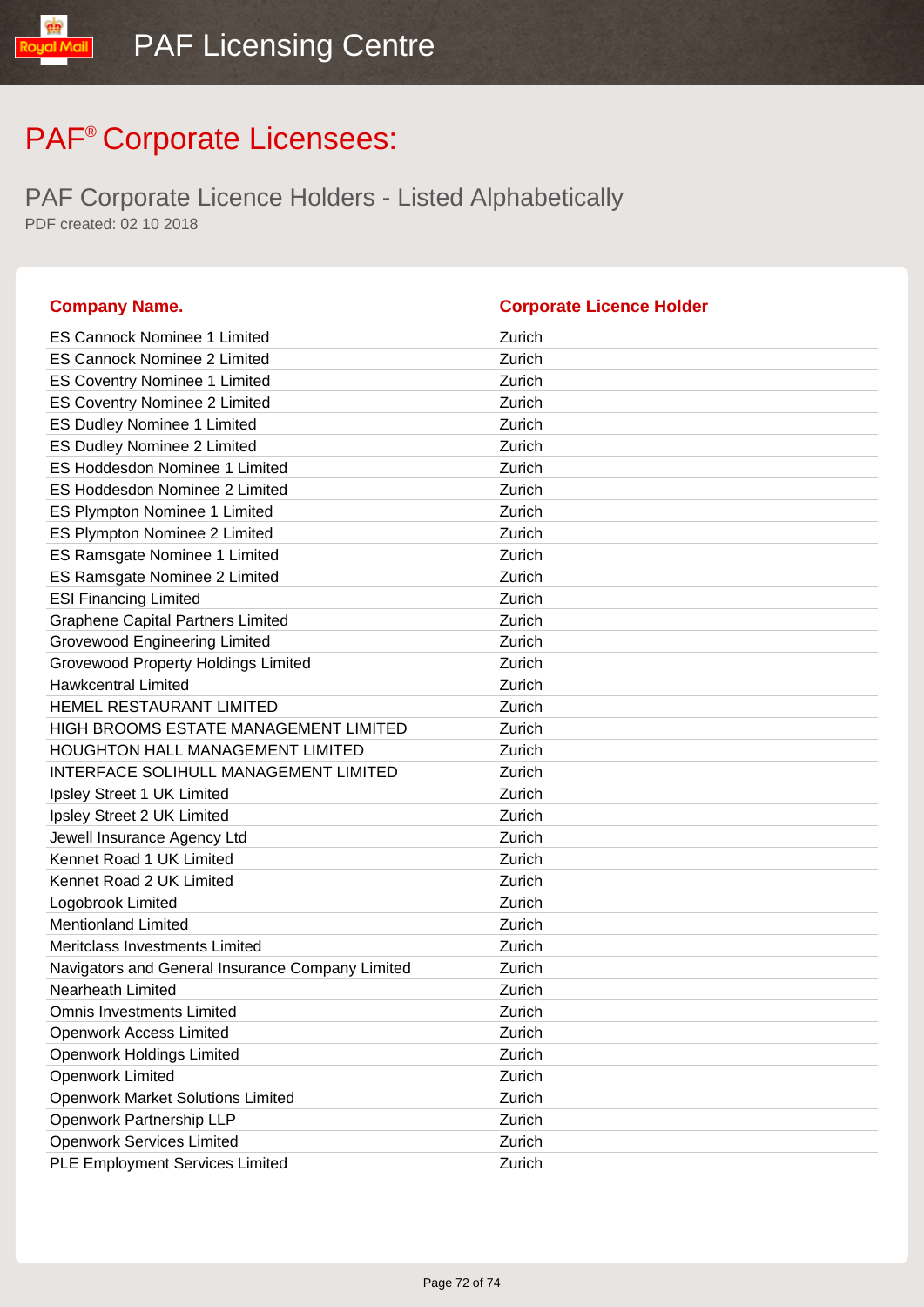# PAF® Corporate Licensees:

## PAF Corporate Licence Holders - Listed Alphabetically

PDF created: 02 10 2018

| Company Name. | Corporate Licence Holder |
|---|---|
| ES Cannock Nominee 1 Limited | Zurich |
| ES Cannock Nominee 2 Limited | Zurich |
| ES Coventry Nominee 1 Limited | Zurich |
| ES Coventry Nominee 2 Limited | Zurich |
| ES Dudley Nominee 1 Limited | Zurich |
| ES Dudley Nominee 2 Limited | Zurich |
| ES Hoddesdon Nominee 1 Limited | Zurich |
| ES Hoddesdon Nominee 2 Limited | Zurich |
| ES Plympton Nominee 1 Limited | Zurich |
| ES Plympton Nominee 2 Limited | Zurich |
| ES Ramsgate Nominee 1 Limited | Zurich |
| ES Ramsgate Nominee 2 Limited | Zurich |
| ESI Financing Limited | Zurich |
| Graphene Capital Partners Limited | Zurich |
| Grovewood Engineering Limited | Zurich |
| Grovewood Property Holdings Limited | Zurich |
| Hawkcentral Limited | Zurich |
| HEMEL RESTAURANT LIMITED | Zurich |
| HIGH BROOMS ESTATE MANAGEMENT LIMITED | Zurich |
| HOUGHTON HALL MANAGEMENT LIMITED | Zurich |
| INTERFACE SOLIHULL MANAGEMENT LIMITED | Zurich |
| Ipsley Street 1 UK Limited | Zurich |
| Ipsley Street 2 UK Limited | Zurich |
| Jewell Insurance Agency Ltd | Zurich |
| Kennet Road 1 UK Limited | Zurich |
| Kennet Road 2 UK Limited | Zurich |
| Logobrook Limited | Zurich |
| Mentionland Limited | Zurich |
| Meritclass Investments Limited | Zurich |
| Navigators and General Insurance Company Limited | Zurich |
| Nearheath Limited | Zurich |
| Omnis Investments Limited | Zurich |
| Openwork Access Limited | Zurich |
| Openwork Holdings Limited | Zurich |
| Openwork Limited | Zurich |
| Openwork Market Solutions Limited | Zurich |
| Openwork Partnership LLP | Zurich |
| Openwork Services Limited | Zurich |
| PLE Employment Services Limited | Zurich |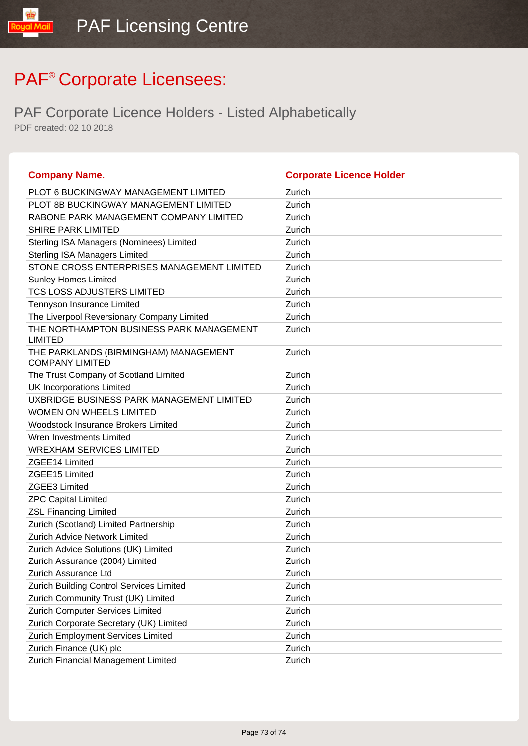# PAF® Corporate Licensees:

## PAF Corporate Licence Holders - Listed Alphabetically

PDF created: 02 10 2018

| Company Name. | Corporate Licence Holder |
|---|---|
| PLOT 6 BUCKINGWAY MANAGEMENT LIMITED | Zurich |
| PLOT 8B BUCKINGWAY MANAGEMENT LIMITED | Zurich |
| RABONE PARK MANAGEMENT COMPANY LIMITED | Zurich |
| SHIRE PARK LIMITED | Zurich |
| Sterling ISA Managers (Nominees) Limited | Zurich |
| Sterling ISA Managers Limited | Zurich |
| STONE CROSS ENTERPRISES MANAGEMENT LIMITED | Zurich |
| Sunley Homes Limited | Zurich |
| TCS LOSS ADJUSTERS LIMITED | Zurich |
| Tennyson Insurance Limited | Zurich |
| The Liverpool Reversionary Company Limited | Zurich |
| THE NORTHAMPTON BUSINESS PARK MANAGEMENT LIMITED | Zurich |
| THE PARKLANDS (BIRMINGHAM) MANAGEMENT COMPANY LIMITED | Zurich |
| The Trust Company of Scotland Limited | Zurich |
| UK Incorporations Limited | Zurich |
| UXBRIDGE BUSINESS PARK MANAGEMENT LIMITED | Zurich |
| WOMEN ON WHEELS LIMITED | Zurich |
| Woodstock Insurance Brokers Limited | Zurich |
| Wren Investments Limited | Zurich |
| WREXHAM SERVICES LIMITED | Zurich |
| ZGEE14 Limited | Zurich |
| ZGEE15 Limited | Zurich |
| ZGEE3 Limited | Zurich |
| ZPC Capital Limited | Zurich |
| ZSL Financing Limited | Zurich |
| Zurich (Scotland) Limited Partnership | Zurich |
| Zurich Advice Network Limited | Zurich |
| Zurich Advice Solutions (UK) Limited | Zurich |
| Zurich Assurance (2004) Limited | Zurich |
| Zurich Assurance Ltd | Zurich |
| Zurich Building Control Services Limited | Zurich |
| Zurich Community Trust (UK) Limited | Zurich |
| Zurich Computer Services Limited | Zurich |
| Zurich Corporate Secretary (UK) Limited | Zurich |
| Zurich Employment Services Limited | Zurich |
| Zurich Finance (UK) plc | Zurich |
| Zurich Financial Management Limited | Zurich |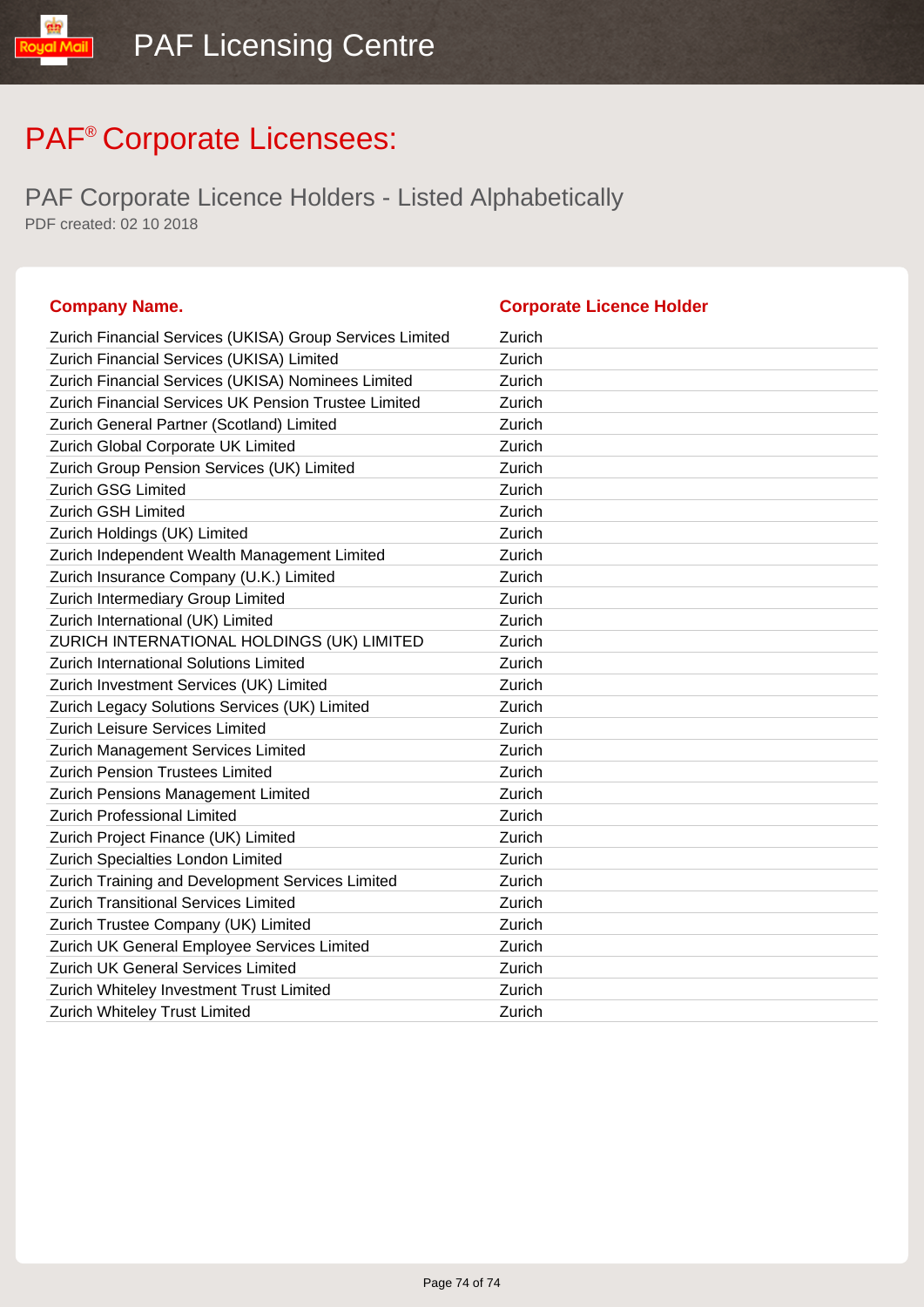# PAF® Corporate Licensees:

## PAF Corporate Licence Holders - Listed Alphabetically

PDF created: 02 10 2018

| Company Name. | Corporate Licence Holder |
|---|---|
| Zurich Financial Services (UKISA) Group Services Limited | Zurich |
| Zurich Financial Services (UKISA) Limited | Zurich |
| Zurich Financial Services (UKISA) Nominees Limited | Zurich |
| Zurich Financial Services UK Pension Trustee Limited | Zurich |
| Zurich General Partner (Scotland) Limited | Zurich |
| Zurich Global Corporate UK Limited | Zurich |
| Zurich Group Pension Services (UK) Limited | Zurich |
| Zurich GSG Limited | Zurich |
| Zurich GSH Limited | Zurich |
| Zurich Holdings (UK) Limited | Zurich |
| Zurich Independent Wealth Management Limited | Zurich |
| Zurich Insurance Company (U.K.) Limited | Zurich |
| Zurich Intermediary Group Limited | Zurich |
| Zurich International (UK) Limited | Zurich |
| ZURICH INTERNATIONAL HOLDINGS (UK) LIMITED | Zurich |
| Zurich International Solutions Limited | Zurich |
| Zurich Investment Services (UK) Limited | Zurich |
| Zurich Legacy Solutions Services (UK) Limited | Zurich |
| Zurich Leisure Services Limited | Zurich |
| Zurich Management Services Limited | Zurich |
| Zurich Pension Trustees Limited | Zurich |
| Zurich Pensions Management Limited | Zurich |
| Zurich Professional Limited | Zurich |
| Zurich Project Finance (UK) Limited | Zurich |
| Zurich Specialties London Limited | Zurich |
| Zurich Training and Development Services Limited | Zurich |
| Zurich Transitional Services Limited | Zurich |
| Zurich Trustee Company (UK) Limited | Zurich |
| Zurich UK General Employee Services Limited | Zurich |
| Zurich UK General Services Limited | Zurich |
| Zurich Whiteley Investment Trust Limited | Zurich |
| Zurich Whiteley Trust Limited | Zurich |